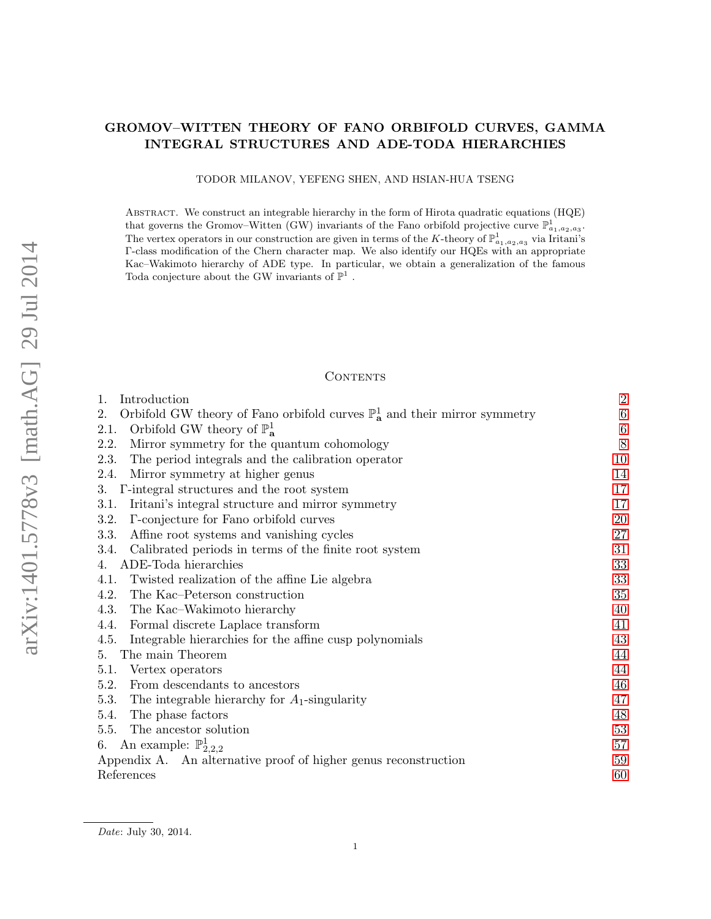# GROMOV–WITTEN THEORY OF FANO ORBIFOLD CURVES, GAMMA INTEGRAL STRUCTURES AND ADE-TODA HIERARCHIES

TODOR MILANOV, YEFENG SHEN, AND HSIAN-HUA TSENG

Abstract. We construct an integrable hierarchy in the form of Hirota quadratic equations (HQE) that governs the Gromov–Witten (GW) invariants of the Fano orbifold projective curve $\mathbb{P}^1_{a_1,a_2,a_3}$. The vertex operators in our construction are given in terms of the $K$-theory of $\mathbb{P}^1_{a_1,a_2,a_3}$ via Iritani's $\Gamma$-class modification of the Chern character map. We also identify our HQEs with an appropriate Kac–Wakimoto hierarchy of ADE type. In particular, we obtain a generalization of the famous Toda conjecture about the GW invariants of $\mathbb{P}^1$.

## Contents

1. Introduction — 2
2. Orbifold GW theory of Fano orbifold curves $\mathbb{P}^1_{\mathbf{a}}$ and their mirror symmetry — 6
   - 2.1. Orbifold GW theory of $\mathbb{P}^1_{\mathbf{a}}$ — 6
   - 2.2. Mirror symmetry for the quantum cohomology — 8
   - 2.3. The period integrals and the calibration operator — 10
   - 2.4. Mirror symmetry at higher genus — 14
3. $\Gamma$-integral structures and the root system — 17
   - 3.1. Iritani's integral structure and mirror symmetry — 17
   - 3.2. $\Gamma$-conjecture for Fano orbifold curves — 20
   - 3.3. Affine root systems and vanishing cycles — 27
   - 3.4. Calibrated periods in terms of the finite root system — 31
4. ADE-Toda hierarchies — 33
   - 4.1. Twisted realization of the affine Lie algebra — 33
   - 4.2. The Kac–Peterson construction — 35
   - 4.3. The Kac–Wakimoto hierarchy — 40
   - 4.4. Formal discrete Laplace transform — 41
   - 4.5. Integrable hierarchies for the affine cusp polynomials — 43
5. The main Theorem — 44
   - 5.1. Vertex operators — 44
   - 5.2. From descendants to ancestors — 46
   - 5.3. The integrable hierarchy for $A_1$-singularity — 47
   - 5.4. The phase factors — 48
   - 5.5. The ancestor solution — 53
6. An example: $\mathbb{P}^1_{2,2,2}$ — 57

Appendix A. An alternative proof of higher genus reconstruction — 59

References — 60

*Date*: July 30, 2014.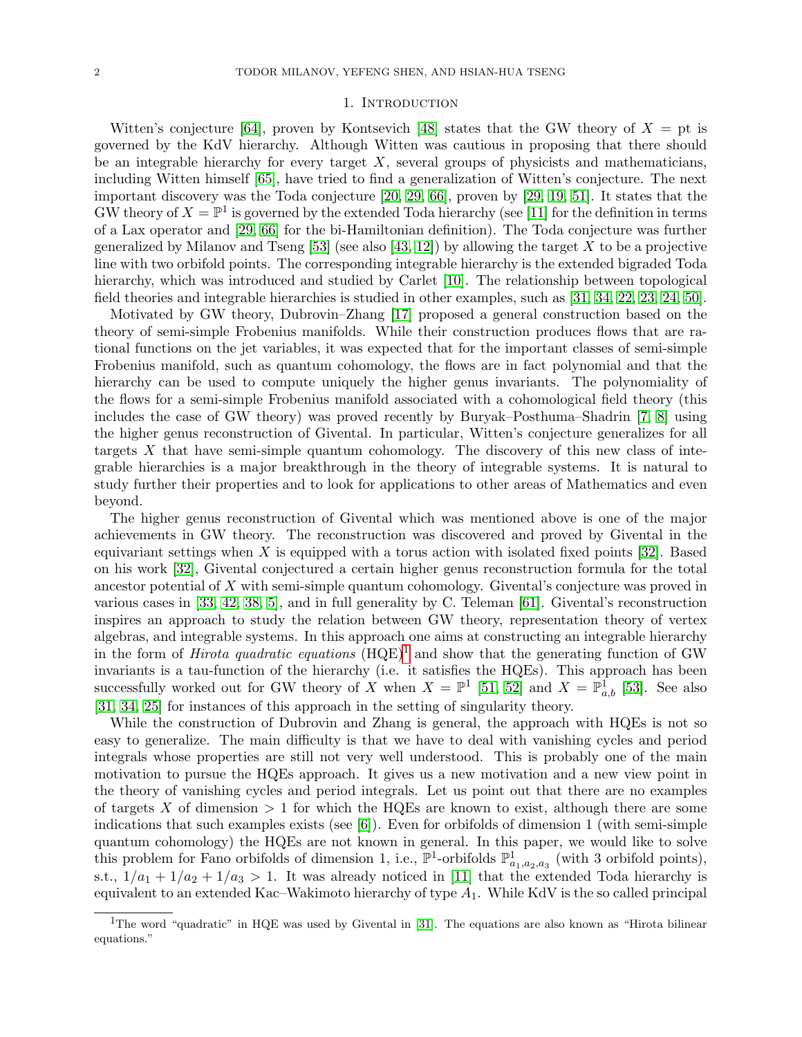# 1. Introduction

Witten's conjecture [64], proven by Kontsevich [48] states that the GW theory of $X = \mathrm{pt}$ is governed by the KdV hierarchy. Although Witten was cautious in proposing that there should be an integrable hierarchy for every target $X$, several groups of physicists and mathematicians, including Witten himself [65], have tried to find a generalization of Witten's conjecture. The next important discovery was the Toda conjecture [20, 29, 66], proven by [29, 19, 51]. It states that the GW theory of $X = \mathbb{P}^1$ is governed by the extended Toda hierarchy (see [11] for the definition in terms of a Lax operator and [29, 66] for the bi-Hamiltonian definition). The Toda conjecture was further generalized by Milanov and Tseng [53] (see also [43, 12]) by allowing the target $X$ to be a projective line with two orbifold points. The corresponding integrable hierarchy is the extended bigraded Toda hierarchy, which was introduced and studied by Carlet [10]. The relationship between topological field theories and integrable hierarchies is studied in other examples, such as [31, 34, 22, 23, 24, 50].

Motivated by GW theory, Dubrovin–Zhang [17] proposed a general construction based on the theory of semi-simple Frobenius manifolds. While their construction produces flows that are rational functions on the jet variables, it was expected that for the important classes of semi-simple Frobenius manifold, such as quantum cohomology, the flows are in fact polynomial and that the hierarchy can be used to compute uniquely the higher genus invariants. The polynomiality of the flows for a semi-simple Frobenius manifold associated with a cohomological field theory (this includes the case of GW theory) was proved recently by Buryak–Posthuma–Shadrin [7, 8] using the higher genus reconstruction of Givental. In particular, Witten's conjecture generalizes for all targets $X$ that have semi-simple quantum cohomology. The discovery of this new class of integrable hierarchies is a major breakthrough in the theory of integrable systems. It is natural to study further their properties and to look for applications to other areas of Mathematics and even beyond.

The higher genus reconstruction of Givental which was mentioned above is one of the major achievements in GW theory. The reconstruction was discovered and proved by Givental in the equivariant settings when $X$ is equipped with a torus action with isolated fixed points [32]. Based on his work [32], Givental conjectured a certain higher genus reconstruction formula for the total ancestor potential of $X$ with semi-simple quantum cohomology. Givental's conjecture was proved in various cases in [33, 42, 38, 5], and in full generality by C. Teleman [61]. Givental's reconstruction inspires an approach to study the relation between GW theory, representation theory of vertex algebras, and integrable systems. In this approach one aims at constructing an integrable hierarchy in the form of *Hirota quadratic equations* (HQE)[1] and show that the generating function of GW invariants is a tau-function of the hierarchy (i.e. it satisfies the HQEs). This approach has been successfully worked out for GW theory of $X$ when $X = \mathbb{P}^1$ [51, 52] and $X = \mathbb{P}^1_{a,b}$ [53]. See also [31, 34, 25] for instances of this approach in the setting of singularity theory.

While the construction of Dubrovin and Zhang is general, the approach with HQEs is not so easy to generalize. The main difficulty is that we have to deal with vanishing cycles and period integrals whose properties are still not very well understood. This is probably one of the main motivation to pursue the HQEs approach. It gives us a new motivation and a new view point in the theory of vanishing cycles and period integrals. Let us point out that there are no examples of targets $X$ of dimension $> 1$ for which the HQEs are known to exist, although there are some indications that such examples exists (see [6]). Even for orbifolds of dimension 1 (with semi-simple quantum cohomology) the HQEs are not known in general. In this paper, we would like to solve this problem for Fano orbifolds of dimension 1, i.e., $\mathbb{P}^1$-orbifolds $\mathbb{P}^1_{a_1,a_2,a_3}$ (with 3 orbifold points), s.t., $1/a_1 + 1/a_2 + 1/a_3 > 1$. It was already noticed in [11] that the extended Toda hierarchy is equivalent to an extended Kac–Wakimoto hierarchy of type $A_1$. While KdV is the so called principal

[1] The word "quadratic" in HQE was used by Givental in [31]. The equations are also known as "Hirota bilinear equations."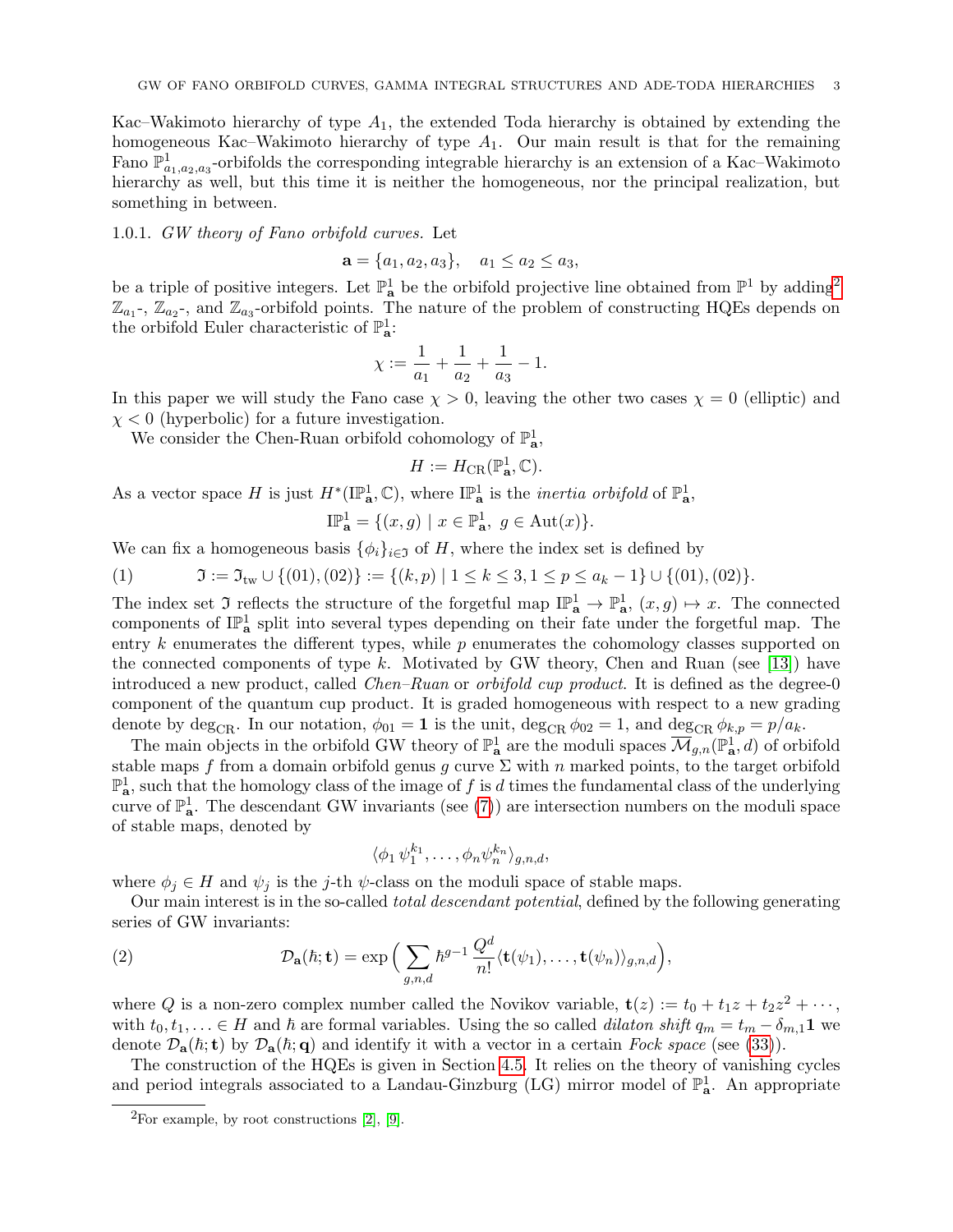Kac–Wakimoto hierarchy of type $A_1$, the extended Toda hierarchy is obtained by extending the homogeneous Kac–Wakimoto hierarchy of type $A_1$. Our main result is that for the remaining Fano $\mathbb{P}^1_{a_1,a_2,a_3}$-orbifolds the corresponding integrable hierarchy is an extension of a Kac–Wakimoto hierarchy as well, but this time it is neither the homogeneous, nor the principal realization, but something in between.

1.0.1. *GW theory of Fano orbifold curves.* Let

$$\mathbf{a} = \{a_1, a_2, a_3\}, \quad a_1 \leq a_2 \leq a_3,$$

be a triple of positive integers. Let $\mathbb{P}^1_{\mathbf{a}}$ be the orbifold projective line obtained from $\mathbb{P}^1$ by adding[2] $\mathbb{Z}_{a_1}$-, $\mathbb{Z}_{a_2}$-, and $\mathbb{Z}_{a_3}$-orbifold points. The nature of the problem of constructing HQEs depends on the orbifold Euler characteristic of $\mathbb{P}^1_{\mathbf{a}}$:

$$\chi := \frac{1}{a_1} + \frac{1}{a_2} + \frac{1}{a_3} - 1.$$

In this paper we will study the Fano case $\chi > 0$, leaving the other two cases $\chi = 0$ (elliptic) and $\chi < 0$ (hyperbolic) for a future investigation.

We consider the Chen-Ruan orbifold cohomology of $\mathbb{P}^1_{\mathbf{a}}$,

$$H := H_{\mathrm{CR}}(\mathbb{P}^1_{\mathbf{a}}, \mathbb{C}).$$

As a vector space $H$ is just $H^*(\mathrm{I}\mathbb{P}^1_{\mathbf{a}}, \mathbb{C})$, where $\mathrm{I}\mathbb{P}^1_{\mathbf{a}}$ is the *inertia orbifold* of $\mathbb{P}^1_{\mathbf{a}}$,

$$\mathrm{I}\mathbb{P}^1_{\mathbf{a}} = \{(x, g) \mid x \in \mathbb{P}^1_{\mathbf{a}},\ g \in \mathrm{Aut}(x)\}.$$

We can fix a homogeneous basis $\{\phi_i\}_{i \in \mathfrak{I}}$ of $H$, where the index set is defined by

$$\mathfrak{I} := \mathfrak{I}_{\mathrm{tw}} \cup \{(01), (02)\} := \{(k, p) \mid 1 \leq k \leq 3, 1 \leq p \leq a_k - 1\} \cup \{(01), (02)\}. \tag{1}$$

The index set $\mathfrak{I}$ reflects the structure of the forgetful map $\mathrm{I}\mathbb{P}^1_{\mathbf{a}} \to \mathbb{P}^1_{\mathbf{a}}$, $(x, g) \mapsto x$. The connected components of $\mathrm{I}\mathbb{P}^1_{\mathbf{a}}$ split into several types depending on their fate under the forgetful map. The entry $k$ enumerates the different types, while $p$ enumerates the cohomology classes supported on the connected components of type $k$. Motivated by GW theory, Chen and Ruan (see [13]) have introduced a new product, called *Chen–Ruan* or *orbifold cup product*. It is defined as the degree-0 component of the quantum cup product. It is graded homogeneous with respect to a new grading denote by $\deg_{\mathrm{CR}}$. In our notation, $\phi_{01} = \mathbf{1}$ is the unit, $\deg_{\mathrm{CR}} \phi_{02} = 1$, and $\deg_{\mathrm{CR}} \phi_{k,p} = p/a_k$.

The main objects in the orbifold GW theory of $\mathbb{P}^1_{\mathbf{a}}$ are the moduli spaces $\overline{\mathcal{M}}_{g,n}(\mathbb{P}^1_{\mathbf{a}}, d)$ of orbifold stable maps $f$ from a domain orbifold genus $g$ curve $\Sigma$ with $n$ marked points, to the target orbifold $\mathbb{P}^1_{\mathbf{a}}$, such that the homology class of the image of $f$ is $d$ times the fundamental class of the underlying curve of $\mathbb{P}^1_{\mathbf{a}}$. The descendant GW invariants (see (7)) are intersection numbers on the moduli space of stable maps, denoted by

$$\langle \phi_1\, \psi_1^{k_1}, \ldots, \phi_n \psi_n^{k_n} \rangle_{g,n,d},$$

where $\phi_j \in H$ and $\psi_j$ is the $j$-th $\psi$-class on the moduli space of stable maps.

Our main interest is in the so-called *total descendant potential*, defined by the following generating series of GW invariants:

$$\mathcal{D}_{\mathbf{a}}(\hbar; \mathbf{t}) = \exp\Big( \sum_{g,n,d} \hbar^{g-1} \frac{Q^d}{n!} \langle \mathbf{t}(\psi_1), \ldots, \mathbf{t}(\psi_n) \rangle_{g,n,d} \Big), \tag{2}$$

where $Q$ is a non-zero complex number called the Novikov variable, $\mathbf{t}(z) := t_0 + t_1 z + t_2 z^2 + \cdots$, with $t_0, t_1, \ldots \in H$ and $\hbar$ are formal variables. Using the so called *dilaton shift* $q_m = t_m - \delta_{m,1}\mathbf{1}$ we denote $\mathcal{D}_{\mathbf{a}}(\hbar; \mathbf{t})$ by $\mathcal{D}_{\mathbf{a}}(\hbar; \mathbf{q})$ and identify it with a vector in a certain *Fock space* (see (33)).

The construction of the HQEs is given in Section 4.5. It relies on the theory of vanishing cycles and period integrals associated to a Landau-Ginzburg (LG) mirror model of $\mathbb{P}^1_{\mathbf{a}}$. An appropriate

---

[2] For example, by root constructions [2], [9].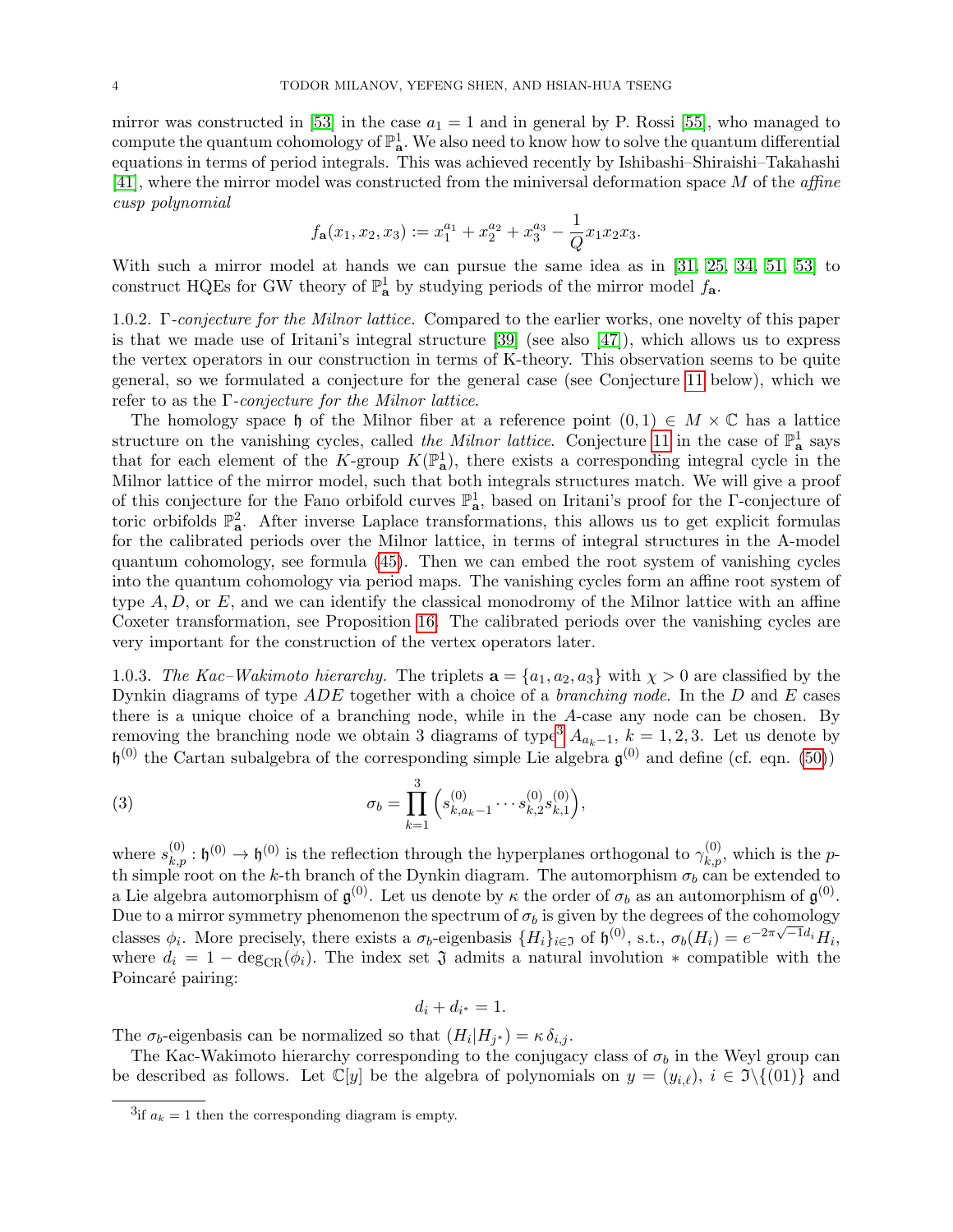mirror was constructed in [53] in the case $a_1 = 1$ and in general by P. Rossi [55], who managed to compute the quantum cohomology of $\mathbb{P}^1_{\mathbf{a}}$. We also need to know how to solve the quantum differential equations in terms of period integrals. This was achieved recently by Ishibashi–Shiraishi–Takahashi [41], where the mirror model was constructed from the miniversal deformation space $M$ of the *affine cusp polynomial*

$$f_{\mathbf{a}}(x_1, x_2, x_3) := x_1^{a_1} + x_2^{a_2} + x_3^{a_3} - \frac{1}{Q} x_1 x_2 x_3.$$

With such a mirror model at hands we can pursue the same idea as in [31, 25, 34, 51, 53] to construct HQEs for GW theory of $\mathbb{P}^1_{\mathbf{a}}$ by studying periods of the mirror model $f_{\mathbf{a}}$.

1.0.2. *$\Gamma$-conjecture for the Milnor lattice.* Compared to the earlier works, one novelty of this paper is that we made use of Iritani's integral structure [39] (see also [47]), which allows us to express the vertex operators in our construction in terms of K-theory. This observation seems to be quite general, so we formulated a conjecture for the general case (see Conjecture 11 below), which we refer to as the *$\Gamma$-conjecture for the Milnor lattice*.

The homology space $\mathfrak{h}$ of the Milnor fiber at a reference point $(0, 1) \in M \times \mathbb{C}$ has a lattice structure on the vanishing cycles, called *the Milnor lattice*. Conjecture 11 in the case of $\mathbb{P}^1_{\mathbf{a}}$ says that for each element of the $K$-group $K(\mathbb{P}^1_{\mathbf{a}})$, there exists a corresponding integral cycle in the Milnor lattice of the mirror model, such that both integrals structures match. We will give a proof of this conjecture for the Fano orbifold curves $\mathbb{P}^1_{\mathbf{a}}$, based on Iritani's proof for the $\Gamma$-conjecture of toric orbifolds $\mathbb{P}^2_{\mathbf{a}}$. After inverse Laplace transformations, this allows us to get explicit formulas for the calibrated periods over the Milnor lattice, in terms of integral structures in the A-model quantum cohomology, see formula (45). Then we can embed the root system of vanishing cycles into the quantum cohomology via period maps. The vanishing cycles form an affine root system of type $A, D$, or $E$, and we can identify the classical monodromy of the Milnor lattice with an affine Coxeter transformation, see Proposition 16. The calibrated periods over the vanishing cycles are very important for the construction of the vertex operators later.

1.0.3. *The Kac–Wakimoto hierarchy.* The triplets $\mathbf{a} = \{a_1, a_2, a_3\}$ with $\chi > 0$ are classified by the Dynkin diagrams of type $ADE$ together with a choice of a *branching node*. In the $D$ and $E$ cases there is a unique choice of a branching node, while in the $A$-case any node can be chosen. By removing the branching node we obtain 3 diagrams of type[3] $A_{a_k - 1}$, $k = 1, 2, 3$. Let us denote by $\mathfrak{h}^{(0)}$ the Cartan subalgebra of the corresponding simple Lie algebra $\mathfrak{g}^{(0)}$ and define (cf. eqn. (50))

$$\sigma_b = \prod_{k=1}^{3} \left( s^{(0)}_{k, a_k - 1} \cdots s^{(0)}_{k,2} s^{(0)}_{k,1} \right), \tag{3}$$

where $s^{(0)}_{k,p} : \mathfrak{h}^{(0)} \to \mathfrak{h}^{(0)}$ is the reflection through the hyperplanes orthogonal to $\gamma^{(0)}_{k,p}$, which is the $p$-th simple root on the $k$-th branch of the Dynkin diagram. The automorphism $\sigma_b$ can be extended to a Lie algebra automorphism of $\mathfrak{g}^{(0)}$. Let us denote by $\kappa$ the order of $\sigma_b$ as an automorphism of $\mathfrak{g}^{(0)}$. Due to a mirror symmetry phenomenon the spectrum of $\sigma_b$ is given by the degrees of the cohomology classes $\phi_i$. More precisely, there exists a $\sigma_b$-eigenbasis $\{H_i\}_{i \in \mathfrak{J}}$ of $\mathfrak{h}^{(0)}$, s.t., $\sigma_b(H_i) = e^{-2\pi\sqrt{-1} d_i} H_i$, where $d_i = 1 - \deg_{\mathrm{CR}}(\phi_i)$. The index set $\mathfrak{J}$ admits a natural involution $*$ compatible with the Poincaré pairing:

$$d_i + d_{i^*} = 1.$$

The $\sigma_b$-eigenbasis can be normalized so that $(H_i | H_{j^*}) = \kappa \, \delta_{i,j}$.

The Kac-Wakimoto hierarchy corresponding to the conjugacy class of $\sigma_b$ in the Weyl group can be described as follows. Let $\mathbb{C}[y]$ be the algebra of polynomials on $y = (y_{i,\ell})$, $i \in \mathfrak{J} \backslash \{(01)\}$ and

[3] if $a_k = 1$ then the corresponding diagram is empty.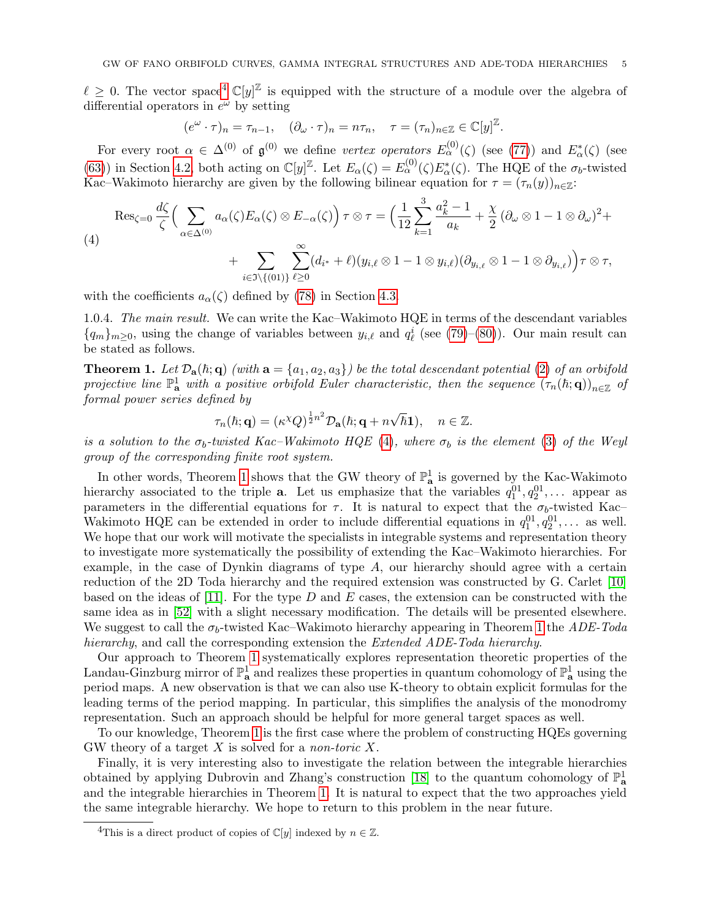$\ell \geq 0$. The vector space[4] $\mathbb{C}[y]^{\mathbb{Z}}$ is equipped with the structure of a module over the algebra of differential operators in $e^{\omega}$ by setting

$$(e^{\omega} \cdot \tau)_n = \tau_{n-1}, \quad (\partial_\omega \cdot \tau)_n = n\tau_n, \quad \tau = (\tau_n)_{n\in\mathbb{Z}} \in \mathbb{C}[y]^{\mathbb{Z}}.$$

For every root $\alpha \in \Delta^{(0)}$ of $\mathfrak{g}^{(0)}$ we define *vertex operators* $E^{(0)}_\alpha(\zeta)$ (see (77)) and $E^*_\alpha(\zeta)$ (see (63)) in Section 4.2, both acting on $\mathbb{C}[y]^{\mathbb{Z}}$. Let $E_\alpha(\zeta) = E^{(0)}_\alpha(\zeta)E^*_\alpha(\zeta)$. The HQE of the $\sigma_b$-twisted Kac–Wakimoto hierarchy are given by the following bilinear equation for $\tau = (\tau_n(y))_{n\in\mathbb{Z}}$:

$$\begin{aligned}
\operatorname{Res}_{\zeta=0} \frac{d\zeta}{\zeta}\Big( \sum_{\alpha\in\Delta^{(0)}} a_\alpha(\zeta) E_\alpha(\zeta)\otimes E_{-\alpha}(\zeta)\Big)\, \tau\otimes\tau = \Big( \frac{1}{12}\sum_{k=1}^{3} \frac{a_k^2-1}{a_k} + \frac{\chi}{2}\,(\partial_\omega\otimes 1 - 1\otimes\partial_\omega)^2 + \\
+ \sum_{i\in\mathfrak{I}\setminus\{(01)\}} \sum_{\ell\geq 0}^{\infty} (d_{i^*}+\ell)(y_{i,\ell}\otimes 1 - 1\otimes y_{i,\ell})(\partial_{y_{i,\ell}}\otimes 1 - 1\otimes \partial_{y_{i,\ell}})\Big)\tau\otimes\tau,
\end{aligned} \tag{4}$$

with the coefficients $a_\alpha(\zeta)$ defined by (78) in Section 4.3.

1.0.4. *The main result.* We can write the Kac–Wakimoto HQE in terms of the descendant variables $\{q_m\}_{m\geq 0}$, using the change of variables between $y_{i,\ell}$ and $q^i_\ell$ (see (79)–(80)). Our main result can be stated as follows.

**Theorem 1.** *Let $\mathcal{D}_{\mathbf{a}}(\hbar;\mathbf{q})$ (with $\mathbf{a} = \{a_1,a_2,a_3\}$) be the total descendant potential (2) of an orbifold projective line $\mathbb{P}^1_{\mathbf{a}}$ with a positive orbifold Euler characteristic, then the sequence $(\tau_n(\hbar;\mathbf{q}))_{n\in\mathbb{Z}}$ of formal power series defined by*

$$\tau_n(\hbar;\mathbf{q}) = (\kappa^{\chi}Q)^{\frac{1}{2}n^2}\mathcal{D}_{\mathbf{a}}(\hbar;\mathbf{q}+n\sqrt{\hbar}\mathbf{1}), \quad n\in\mathbb{Z}.$$

*is a solution to the $\sigma_b$-twisted Kac–Wakimoto HQE (4), where $\sigma_b$ is the element (3) of the Weyl group of the corresponding finite root system.*

In other words, Theorem 1 shows that the GW theory of $\mathbb{P}^1_{\mathbf{a}}$ is governed by the Kac-Wakimoto hierarchy associated to the triple $\mathbf{a}$. Let us emphasize that the variables $q^{01}_1, q^{01}_2, \dots$ appear as parameters in the differential equations for $\tau$. It is natural to expect that the $\sigma_b$-twisted Kac–Wakimoto HQE can be extended in order to include differential equations in $q^{01}_1, q^{01}_2, \dots$ as well. We hope that our work will motivate the specialists in integrable systems and representation theory to investigate more systematically the possibility of extending the Kac–Wakimoto hierarchies. For example, in the case of Dynkin diagrams of type $A$, our hierarchy should agree with a certain reduction of the 2D Toda hierarchy and the required extension was constructed by G. Carlet [10] based on the ideas of [11]. For the type $D$ and $E$ cases, the extension can be constructed with the same idea as in [52] with a slight necessary modification. The details will be presented elsewhere. We suggest to call the $\sigma_b$-twisted Kac–Wakimoto hierarchy appearing in Theorem 1 the *ADE-Toda hierarchy*, and call the corresponding extension the *Extended ADE-Toda hierarchy*.

Our approach to Theorem 1 systematically explores representation theoretic properties of the Landau-Ginzburg mirror of $\mathbb{P}^1_{\mathbf{a}}$ and realizes these properties in quantum cohomology of $\mathbb{P}^1_{\mathbf{a}}$ using the period maps. A new observation is that we can also use K-theory to obtain explicit formulas for the leading terms of the period mapping. In particular, this simplifies the analysis of the monodromy representation. Such an approach should be helpful for more general target spaces as well.

To our knowledge, Theorem 1 is the first case where the problem of constructing HQEs governing GW theory of a target $X$ is solved for a *non-toric* $X$.

Finally, it is very interesting also to investigate the relation between the integrable hierarchies obtained by applying Dubrovin and Zhang's construction [18] to the quantum cohomology of $\mathbb{P}^1_{\mathbf{a}}$ and the integrable hierarchies in Theorem 1. It is natural to expect that the two approaches yield the same integrable hierarchy. We hope to return to this problem in the near future.

[4] This is a direct product of copies of $\mathbb{C}[y]$ indexed by $n\in\mathbb{Z}$.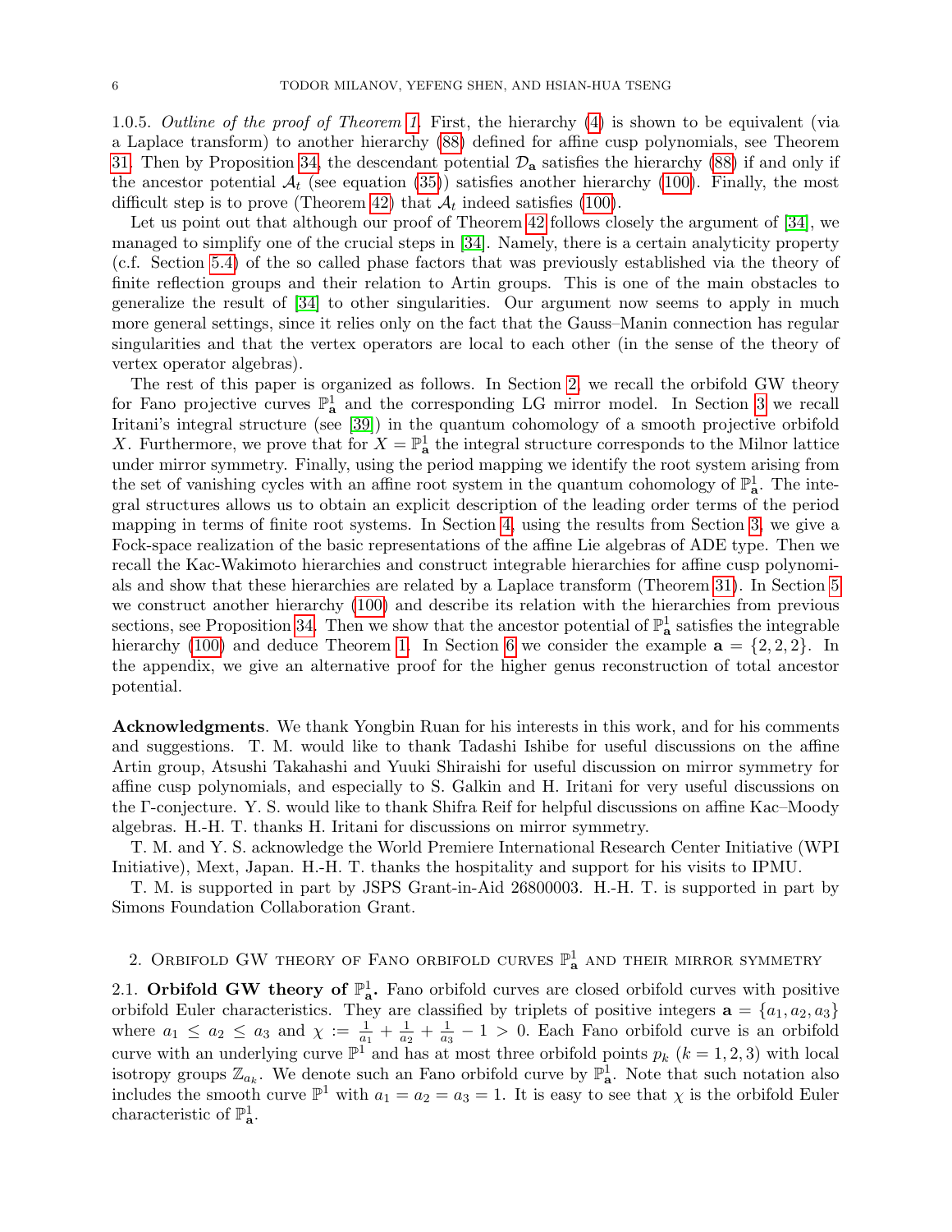1.0.5. *Outline of the proof of Theorem 1.* First, the hierarchy (4) is shown to be equivalent (via a Laplace transform) to another hierarchy (88) defined for affine cusp polynomials, see Theorem 31. Then by Proposition 34, the descendant potential $\mathcal{D}_{\mathbf{a}}$ satisfies the hierarchy (88) if and only if the ancestor potential $\mathcal{A}_t$ (see equation (35)) satisfies another hierarchy (100). Finally, the most difficult step is to prove (Theorem 42) that $\mathcal{A}_t$ indeed satisfies (100).

Let us point out that although our proof of Theorem 42 follows closely the argument of [34], we managed to simplify one of the crucial steps in [34]. Namely, there is a certain analyticity property (c.f. Section 5.4) of the so called phase factors that was previously established via the theory of finite reflection groups and their relation to Artin groups. This is one of the main obstacles to generalize the result of [34] to other singularities. Our argument now seems to apply in much more general settings, since it relies only on the fact that the Gauss–Manin connection has regular singularities and that the vertex operators are local to each other (in the sense of the theory of vertex operator algebras).

The rest of this paper is organized as follows. In Section 2, we recall the orbifold GW theory for Fano projective curves $\mathbb{P}^1_{\mathbf{a}}$ and the corresponding LG mirror model. In Section 3 we recall Iritani's integral structure (see [39]) in the quantum cohomology of a smooth projective orbifold $X$. Furthermore, we prove that for $X = \mathbb{P}^1_{\mathbf{a}}$ the integral structure corresponds to the Milnor lattice under mirror symmetry. Finally, using the period mapping we identify the root system arising from the set of vanishing cycles with an affine root system in the quantum cohomology of $\mathbb{P}^1_{\mathbf{a}}$. The integral structures allows us to obtain an explicit description of the leading order terms of the period mapping in terms of finite root systems. In Section 4, using the results from Section 3, we give a Fock-space realization of the basic representations of the affine Lie algebras of ADE type. Then we recall the Kac-Wakimoto hierarchies and construct integrable hierarchies for affine cusp polynomials and show that these hierarchies are related by a Laplace transform (Theorem 31). In Section 5 we construct another hierarchy (100) and describe its relation with the hierarchies from previous sections, see Proposition 34. Then we show that the ancestor potential of $\mathbb{P}^1_{\mathbf{a}}$ satisfies the integrable hierarchy (100) and deduce Theorem 1. In Section 6 we consider the example $\mathbf{a} = \{2, 2, 2\}$. In the appendix, we give an alternative proof for the higher genus reconstruction of total ancestor potential.

**Acknowledgments**. We thank Yongbin Ruan for his interests in this work, and for his comments and suggestions. T. M. would like to thank Tadashi Ishibe for useful discussions on the affine Artin group, Atsushi Takahashi and Yuuki Shiraishi for useful discussion on mirror symmetry for affine cusp polynomials, and especially to S. Galkin and H. Iritani for very useful discussions on the Γ-conjecture. Y. S. would like to thank Shifra Reif for helpful discussions on affine Kac–Moody algebras. H.-H. T. thanks H. Iritani for discussions on mirror symmetry.

T. M. and Y. S. acknowledge the World Premiere International Research Center Initiative (WPI Initiative), Mext, Japan. H.-H. T. thanks the hospitality and support for his visits to IPMU.

T. M. is supported in part by JSPS Grant-in-Aid 26800003. H.-H. T. is supported in part by Simons Foundation Collaboration Grant.

## 2. Orbifold GW theory of Fano orbifold curves $\mathbb{P}^1_{\mathbf{a}}$ and their mirror symmetry

2.1. **Orbifold GW theory of $\mathbb{P}^1_{\mathbf{a}}$.** Fano orbifold curves are closed orbifold curves with positive orbifold Euler characteristics. They are classified by triplets of positive integers $\mathbf{a} = \{a_1, a_2, a_3\}$ where $a_1 \leq a_2 \leq a_3$ and $\chi := \frac{1}{a_1} + \frac{1}{a_2} + \frac{1}{a_3} - 1 > 0$. Each Fano orbifold curve is an orbifold curve with an underlying curve $\mathbb{P}^1$ and has at most three orbifold points $p_k$ ($k = 1, 2, 3$) with local isotropy groups $\mathbb{Z}_{a_k}$. We denote such an Fano orbifold curve by $\mathbb{P}^1_{\mathbf{a}}$. Note that such notation also includes the smooth curve $\mathbb{P}^1$ with $a_1 = a_2 = a_3 = 1$. It is easy to see that $\chi$ is the orbifold Euler characteristic of $\mathbb{P}^1_{\mathbf{a}}$.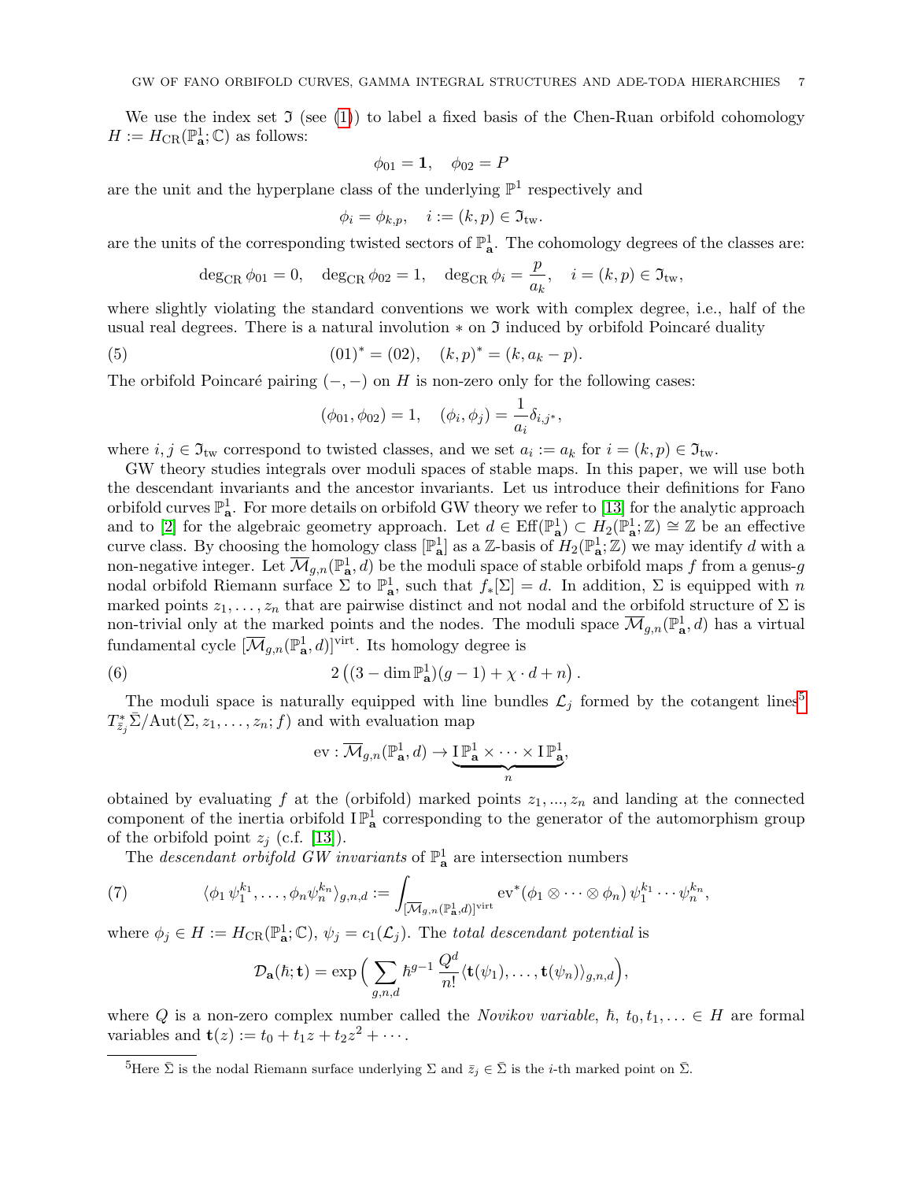We use the index set $\mathfrak{I}$ (see (1)) to label a fixed basis of the Chen-Ruan orbifold cohomology $H := H_{\rm CR}(\mathbb{P}^1_{\mathbf{a}};\mathbb{C})$ as follows:

$$\phi_{01} = \mathbf{1}, \quad \phi_{02} = P$$

are the unit and the hyperplane class of the underlying $\mathbb{P}^1$ respectively and

$$\phi_i = \phi_{k,p}, \quad i := (k,p) \in \mathfrak{I}_{\rm tw}.$$

are the units of the corresponding twisted sectors of $\mathbb{P}^1_{\mathbf{a}}$. The cohomology degrees of the classes are:

$$\deg_{\rm CR}\phi_{01} = 0, \quad \deg_{\rm CR}\phi_{02} = 1, \quad \deg_{\rm CR}\phi_i = \frac{p}{a_k}, \quad i = (k,p) \in \mathfrak{I}_{\rm tw},$$

where slightly violating the standard conventions we work with complex degree, i.e., half of the usual real degrees. There is a natural involution $*$ on $\mathfrak{I}$ induced by orbifold Poincaré duality

$$(01)^* = (02), \quad (k,p)^* = (k, a_k - p). \tag{5}$$

The orbifold Poincaré pairing $(-,-)$ on $H$ is non-zero only for the following cases:

$$(\phi_{01},\phi_{02}) = 1, \quad (\phi_i,\phi_j) = \frac{1}{a_i}\delta_{i,j^*},$$

where $i,j \in \mathfrak{I}_{\rm tw}$ correspond to twisted classes, and we set $a_i := a_k$ for $i = (k,p) \in \mathfrak{I}_{\rm tw}$.

GW theory studies integrals over moduli spaces of stable maps. In this paper, we will use both the descendant invariants and the ancestor invariants. Let us introduce their definitions for Fano orbifold curves $\mathbb{P}^1_{\mathbf{a}}$. For more details on orbifold GW theory we refer to [13] for the analytic approach and to [2] for the algebraic geometry approach. Let $d \in {\rm Eff}(\mathbb{P}^1_{\mathbf{a}}) \subset H_2(\mathbb{P}^1_{\mathbf{a}};\mathbb{Z}) \cong \mathbb{Z}$ be an effective curve class. By choosing the homology class $[\mathbb{P}^1_{\mathbf{a}}]$ as a $\mathbb{Z}$-basis of $H_2(\mathbb{P}^1_{\mathbf{a}};\mathbb{Z})$ we may identify $d$ with a non-negative integer. Let $\overline{\mathcal{M}}_{g,n}(\mathbb{P}^1_{\mathbf{a}},d)$ be the moduli space of stable orbifold maps $f$ from a genus-$g$ nodal orbifold Riemann surface $\Sigma$ to $\mathbb{P}^1_{\mathbf{a}}$, such that $f_*[\Sigma] = d$. In addition, $\Sigma$ is equipped with $n$ marked points $z_1,\ldots,z_n$ that are pairwise distinct and not nodal and the orbifold structure of $\Sigma$ is non-trivial only at the marked points and the nodes. The moduli space $\overline{\mathcal{M}}_{g,n}(\mathbb{P}^1_{\mathbf{a}},d)$ has a virtual fundamental cycle $[\overline{\mathcal{M}}_{g,n}(\mathbb{P}^1_{\mathbf{a}},d)]^{\rm virt}$. Its homology degree is

$$2\left((3-\dim\mathbb{P}^1_{\mathbf{a}})(g-1) + \chi\cdot d + n\right). \tag{6}$$

The moduli space is naturally equipped with line bundles $\mathcal{L}_j$ formed by the cotangent lines[5] $T^*_{\bar{z}_j}\bar{\Sigma}/{\rm Aut}(\Sigma,z_1,\ldots,z_n;f)$ and with evaluation map

$${\rm ev}: \overline{\mathcal{M}}_{g,n}(\mathbb{P}^1_{\mathbf{a}},d) \to \underbrace{\mathrm{I}\,\mathbb{P}^1_{\mathbf{a}}\times\cdots\times\mathrm{I}\,\mathbb{P}^1_{\mathbf{a}}}_{n},$$

obtained by evaluating $f$ at the (orbifold) marked points $z_1,\ldots,z_n$ and landing at the connected component of the inertia orbifold $\mathrm{I}\,\mathbb{P}^1_{\mathbf{a}}$ corresponding to the generator of the automorphism group of the orbifold point $z_j$ (c.f. [13]).

The *descendant orbifold GW invariants* of $\mathbb{P}^1_{\mathbf{a}}$ are intersection numbers

$$\langle \phi_1\psi_1^{k_1},\ldots,\phi_n\psi_n^{k_n}\rangle_{g,n,d} := \int_{[\overline{\mathcal{M}}_{g,n}(\mathbb{P}^1_{\mathbf{a}},d)]^{\rm virt}} {\rm ev}^*(\phi_1\otimes\cdots\otimes\phi_n)\,\psi_1^{k_1}\cdots\psi_n^{k_n}, \tag{7}$$

where $\phi_j \in H := H_{\rm CR}(\mathbb{P}^1_{\mathbf{a}};\mathbb{C})$, $\psi_j = c_1(\mathcal{L}_j)$. The *total descendant potential* is

$$\mathcal{D}_{\mathbf{a}}(\hbar;\mathbf{t}) = \exp\Big(\sum_{g,n,d}\hbar^{g-1}\frac{Q^d}{n!}\langle\mathbf{t}(\psi_1),\ldots,\mathbf{t}(\psi_n)\rangle_{g,n,d}\Big),$$

where $Q$ is a non-zero complex number called the *Novikov variable*, $\hbar$, $t_0,t_1,\ldots \in H$ are formal variables and $\mathbf{t}(z) := t_0 + t_1 z + t_2 z^2 + \cdots$.

[5] Here $\bar{\Sigma}$ is the nodal Riemann surface underlying $\Sigma$ and $\bar{z}_j \in \bar{\Sigma}$ is the $i$-th marked point on $\bar{\Sigma}$.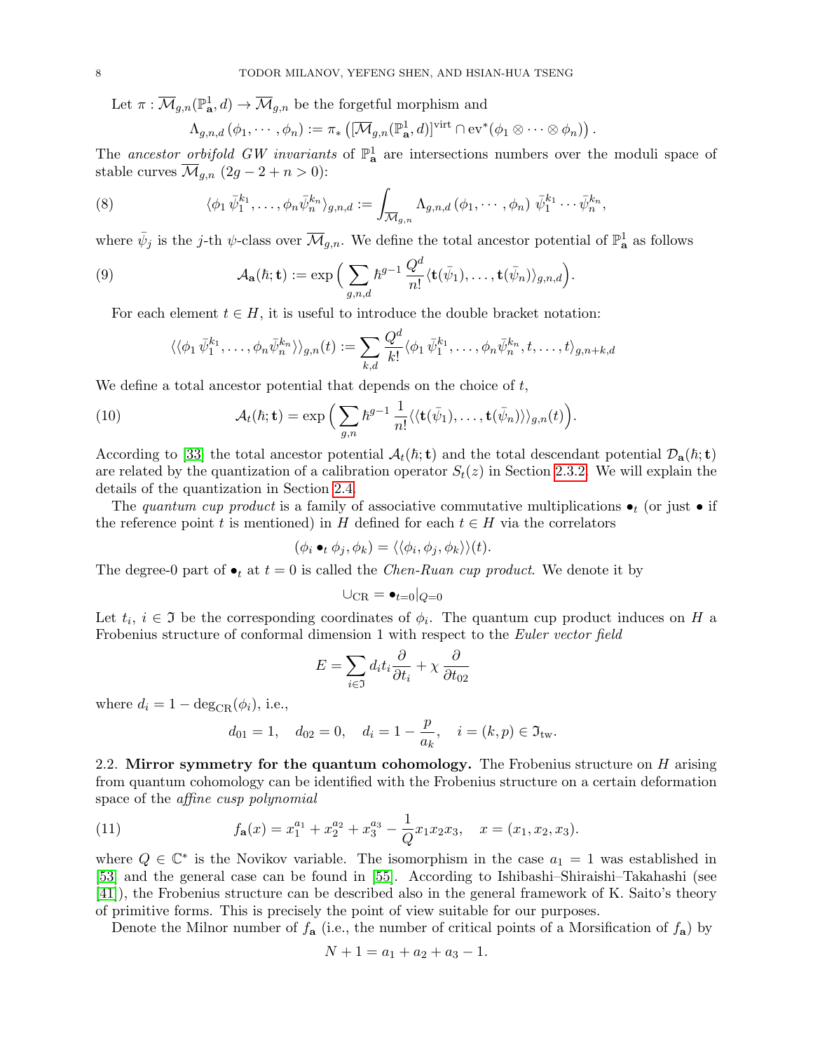Let $\pi : \overline{\mathcal{M}}_{g,n}(\mathbb{P}^1_{\mathbf{a}}, d) \to \overline{\mathcal{M}}_{g,n}$ be the forgetful morphism and

$$\Lambda_{g,n,d}\,(\phi_1, \cdots, \phi_n) := \pi_*\left([\overline{\mathcal{M}}_{g,n}(\mathbb{P}^1_{\mathbf{a}}, d)]^{\mathrm{virt}} \cap \mathrm{ev}^*(\phi_1 \otimes \cdots \otimes \phi_n)\right).$$

The *ancestor orbifold GW invariants* of $\mathbb{P}^1_{\mathbf{a}}$ are intersections numbers over the moduli space of stable curves $\overline{\mathcal{M}}_{g,n}$ $(2g-2+n>0)$:

$$\langle \phi_1\, \bar{\psi}_1^{k_1}, \ldots, \phi_n \bar{\psi}_n^{k_n} \rangle_{g,n,d} := \int_{\overline{\mathcal{M}}_{g,n}} \Lambda_{g,n,d}\,(\phi_1, \cdots, \phi_n)\ \bar{\psi}_1^{k_1} \cdots \bar{\psi}_n^{k_n}, \tag{8}$$

where $\bar{\psi}_j$ is the $j$-th $\psi$-class over $\overline{\mathcal{M}}_{g,n}$. We define the total ancestor potential of $\mathbb{P}^1_{\mathbf{a}}$ as follows

$$\mathcal{A}_{\mathbf{a}}(\hbar; \mathbf{t}) := \exp\Big( \sum_{g,n,d} \hbar^{g-1} \frac{Q^d}{n!} \langle \mathbf{t}(\bar{\psi}_1), \ldots, \mathbf{t}(\bar{\psi}_n) \rangle_{g,n,d} \Big). \tag{9}$$

For each element $t \in H$, it is useful to introduce the double bracket notation:

$$\langle\langle \phi_1\, \bar{\psi}_1^{k_1}, \ldots, \phi_n \bar{\psi}_n^{k_n} \rangle\rangle_{g,n}(t) := \sum_{k,d} \frac{Q^d}{k!} \langle \phi_1\, \bar{\psi}_1^{k_1}, \ldots, \phi_n \bar{\psi}_n^{k_n}, t, \ldots, t \rangle_{g,n+k,d}$$

We define a total ancestor potential that depends on the choice of $t$,

$$\mathcal{A}_t(\hbar; \mathbf{t}) = \exp\Big( \sum_{g,n} \hbar^{g-1} \frac{1}{n!} \langle\langle \mathbf{t}(\bar{\psi}_1), \ldots, \mathbf{t}(\bar{\psi}_n) \rangle\rangle_{g,n}(t) \Big). \tag{10}$$

According to [33] the total ancestor potential $\mathcal{A}_t(\hbar; \mathbf{t})$ and the total descendant potential $\mathcal{D}_{\mathbf{a}}(\hbar; \mathbf{t})$ are related by the quantization of a calibration operator $S_t(z)$ in Section 2.3.2. We will explain the details of the quantization in Section 2.4.

The *quantum cup product* is a family of associative commutative multiplications $\bullet_t$ (or just $\bullet$ if the reference point $t$ is mentioned) in $H$ defined for each $t \in H$ via the correlators

$$(\phi_i \bullet_t \phi_j, \phi_k) = \langle\langle \phi_i, \phi_j, \phi_k \rangle\rangle(t).$$

The degree-0 part of $\bullet_t$ at $t=0$ is called the *Chen-Ruan cup product*. We denote it by

$$\cup_{\mathrm{CR}} = \bullet_{t=0}|_{Q=0}$$

Let $t_i$, $i \in \mathfrak{I}$ be the corresponding coordinates of $\phi_i$. The quantum cup product induces on $H$ a Frobenius structure of conformal dimension 1 with respect to the *Euler vector field*

$$E = \sum_{i \in \mathfrak{I}} d_i t_i \frac{\partial}{\partial t_i} + \chi \frac{\partial}{\partial t_{02}}$$

where $d_i = 1 - \deg_{\mathrm{CR}}(\phi_i)$, i.e.,

$$d_{01} = 1, \quad d_{02} = 0, \quad d_i = 1 - \frac{p}{a_k}, \quad i = (k,p) \in \mathfrak{I}_{\mathrm{tw}}.$$

## 2.2. Mirror symmetry for the quantum cohomology.

The Frobenius structure on $H$ arising from quantum cohomology can be identified with the Frobenius structure on a certain deformation space of the *affine cusp polynomial*

$$f_{\mathbf{a}}(x) = x_1^{a_1} + x_2^{a_2} + x_3^{a_3} - \frac{1}{Q} x_1 x_2 x_3, \quad x = (x_1, x_2, x_3). \tag{11}$$

where $Q \in \mathbb{C}^*$ is the Novikov variable. The isomorphism in the case $a_1 = 1$ was established in [53] and the general case can be found in [55]. According to Ishibashi–Shiraishi–Takahashi (see [41]), the Frobenius structure can be described also in the general framework of K. Saito's theory of primitive forms. This is precisely the point of view suitable for our purposes.

Denote the Milnor number of $f_{\mathbf{a}}$ (i.e., the number of critical points of a Morsification of $f_{\mathbf{a}}$) by

$$N + 1 = a_1 + a_2 + a_3 - 1.$$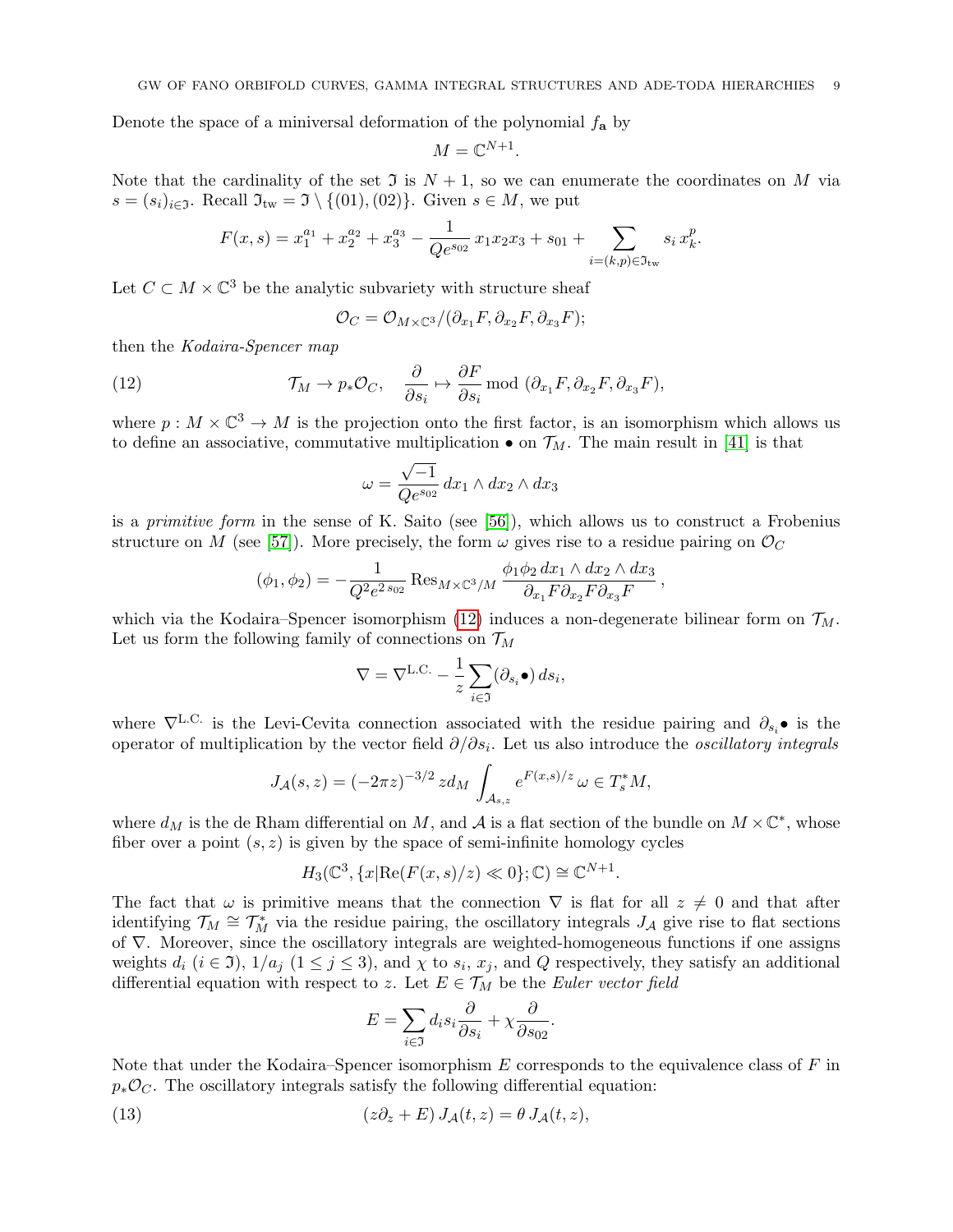Denote the space of a miniversal deformation of the polynomial $f_{\mathbf{a}}$ by

$$M = \mathbb{C}^{N+1}.$$

Note that the cardinality of the set $\mathfrak{I}$ is $N+1$, so we can enumerate the coordinates on $M$ via $s = (s_i)_{i\in\mathfrak{I}}$. Recall $\mathfrak{I}_{\rm tw} = \mathfrak{I}\setminus\{(01),(02)\}$. Given $s\in M$, we put

$$F(x,s) = x_1^{a_1} + x_2^{a_2} + x_3^{a_3} - \frac{1}{Qe^{s_{02}}}\, x_1x_2x_3 + s_{01} + \sum_{i=(k,p)\in\mathfrak{I}_{\rm tw}} s_i\, x_k^p.$$

Let $C\subset M\times\mathbb{C}^3$ be the analytic subvariety with structure sheaf

$$\mathcal{O}_C = \mathcal{O}_{M\times\mathbb{C}^3}/(\partial_{x_1}F, \partial_{x_2}F, \partial_{x_3}F);$$

then the *Kodaira-Spencer map*

$$\mathcal{T}_M \to p_*\mathcal{O}_C, \quad \frac{\partial}{\partial s_i} \mapsto \frac{\partial F}{\partial s_i} \bmod (\partial_{x_1}F, \partial_{x_2}F, \partial_{x_3}F), \tag{12}$$

where $p: M\times\mathbb{C}^3\to M$ is the projection onto the first factor, is an isomorphism which allows us to define an associative, commutative multiplication $\bullet$ on $\mathcal{T}_M$. The main result in [41] is that

$$\omega = \frac{\sqrt{-1}}{Qe^{s_{02}}}\, dx_1\wedge dx_2\wedge dx_3$$

is a *primitive form* in the sense of K. Saito (see [56]), which allows us to construct a Frobenius structure on $M$ (see [57]). More precisely, the form $\omega$ gives rise to a residue pairing on $\mathcal{O}_C$

$$(\phi_1,\phi_2) = -\frac{1}{Q^2e^{2\,s_{02}}}\operatorname{Res}_{M\times\mathbb{C}^3/M} \frac{\phi_1\phi_2\, dx_1\wedge dx_2\wedge dx_3}{\partial_{x_1}F\partial_{x_2}F\partial_{x_3}F}\,,$$

which via the Kodaira–Spencer isomorphism (12) induces a non-degenerate bilinear form on $\mathcal{T}_M$. Let us form the following family of connections on $\mathcal{T}_M$

$$\nabla = \nabla^{\rm L.C.} - \frac{1}{z}\sum_{i\in\mathfrak{I}} (\partial_{s_i}\bullet)\, ds_i,$$

where $\nabla^{\rm L.C.}$ is the Levi-Cevita connection associated with the residue pairing and $\partial_{s_i}\bullet$ is the operator of multiplication by the vector field $\partial/\partial s_i$. Let us also introduce the *oscillatory integrals*

$$J_{\mathcal{A}}(s,z) = (-2\pi z)^{-3/2}\, z d_M \int_{\mathcal{A}_{s,z}} e^{F(x,s)/z}\,\omega \in T_s^*M,$$

where $d_M$ is the de Rham differential on $M$, and $\mathcal{A}$ is a flat section of the bundle on $M\times\mathbb{C}^*$, whose fiber over a point $(s,z)$ is given by the space of semi-infinite homology cycles

$$H_3(\mathbb{C}^3, \{x|\operatorname{Re}(F(x,s)/z)\ll 0\};\mathbb{C}) \cong \mathbb{C}^{N+1}.$$

The fact that $\omega$ is primitive means that the connection $\nabla$ is flat for all $z\neq 0$ and that after identifying $\mathcal{T}_M\cong\mathcal{T}_M^*$ via the residue pairing, the oscillatory integrals $J_{\mathcal{A}}$ give rise to flat sections of $\nabla$. Moreover, since the oscillatory integrals are weighted-homogeneous functions if one assigns weights $d_i$ ($i\in\mathfrak{I}$), $1/a_j$ ($1\le j\le 3$), and $\chi$ to $s_i$, $x_j$, and $Q$ respectively, they satisfy an additional differential equation with respect to $z$. Let $E\in\mathcal{T}_M$ be the *Euler vector field*

$$E = \sum_{i\in\mathfrak{I}} d_i s_i \frac{\partial}{\partial s_i} + \chi\frac{\partial}{\partial s_{02}}.$$

Note that under the Kodaira–Spencer isomorphism $E$ corresponds to the equivalence class of $F$ in $p_*\mathcal{O}_C$. The oscillatory integrals satisfy the following differential equation:

$$(z\partial_z + E)\, J_{\mathcal{A}}(t,z) = \theta\, J_{\mathcal{A}}(t,z), \tag{13}$$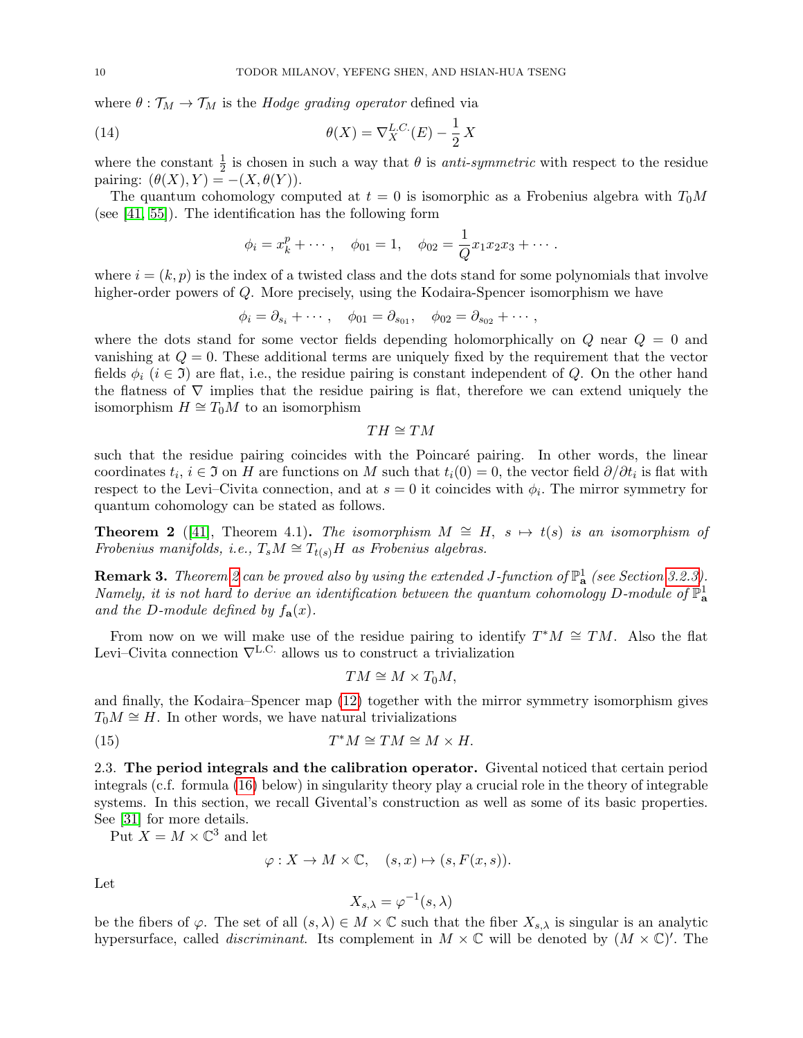where $\theta : \mathcal{T}_M \to \mathcal{T}_M$ is the *Hodge grading operator* defined via

$$\theta(X) = \nabla^{L.C.}_X(E) - \frac{1}{2}\,X \tag{14}$$

where the constant $\frac{1}{2}$ is chosen in such a way that $\theta$ is *anti-symmetric* with respect to the residue pairing: $(\theta(X), Y) = -(X, \theta(Y))$.

The quantum cohomology computed at $t = 0$ is isomorphic as a Frobenius algebra with $T_0M$ (see [41, 55]). The identification has the following form

$$\phi_i = x_k^p + \cdots, \quad \phi_{01} = 1, \quad \phi_{02} = \frac{1}{Q}x_1x_2x_3 + \cdots .$$

where $i = (k, p)$ is the index of a twisted class and the dots stand for some polynomials that involve higher-order powers of $Q$. More precisely, using the Kodaira-Spencer isomorphism we have

$$\phi_i = \partial_{s_i} + \cdots, \quad \phi_{01} = \partial_{s_{01}}, \quad \phi_{02} = \partial_{s_{02}} + \cdots,$$

where the dots stand for some vector fields depending holomorphically on $Q$ near $Q = 0$ and vanishing at $Q = 0$. These additional terms are uniquely fixed by the requirement that the vector fields $\phi_i$ ($i \in \mathfrak{I}$) are flat, i.e., the residue pairing is constant independent of $Q$. On the other hand the flatness of $\nabla$ implies that the residue pairing is flat, therefore we can extend uniquely the isomorphism $H \cong T_0M$ to an isomorphism

$$TH \cong TM$$

such that the residue pairing coincides with the Poincaré pairing. In other words, the linear coordinates $t_i$, $i \in \mathfrak{I}$ on $H$ are functions on $M$ such that $t_i(0) = 0$, the vector field $\partial/\partial t_i$ is flat with respect to the Levi–Civita connection, and at $s = 0$ it coincides with $\phi_i$. The mirror symmetry for quantum cohomology can be stated as follows.

**Theorem 2** ([41], Theorem 4.1)**.** *The isomorphism $M \cong H$, $s \mapsto t(s)$ is an isomorphism of Frobenius manifolds, i.e., $T_sM \cong T_{t(s)}H$ as Frobenius algebras.*

**Remark 3.** *Theorem 2 can be proved also by using the extended J-function of $\mathbb{P}^1_{\mathbf{a}}$ (see Section 3.2.3). Namely, it is not hard to derive an identification between the quantum cohomology D-module of $\mathbb{P}^1_{\mathbf{a}}$ and the D-module defined by $f_{\mathbf{a}}(x)$.*

From now on we will make use of the residue pairing to identify $T^*M \cong TM$. Also the flat Levi–Civita connection $\nabla^{\text{L.C.}}$ allows us to construct a trivialization

$$TM \cong M \times T_0M,$$

and finally, the Kodaira–Spencer map (12) together with the mirror symmetry isomorphism gives $T_0M \cong H$. In other words, we have natural trivializations

$$T^*M \cong TM \cong M \times H. \tag{15}$$

2.3. **The period integrals and the calibration operator.** Givental noticed that certain period integrals (c.f. formula (16) below) in singularity theory play a crucial role in the theory of integrable systems. In this section, we recall Givental's construction as well as some of its basic properties. See [31] for more details.

Put $X = M \times \mathbb{C}^3$ and let

$$\varphi : X \to M \times \mathbb{C}, \quad (s, x) \mapsto (s, F(x, s)).$$

Let

$$X_{s,\lambda} = \varphi^{-1}(s, \lambda)$$

be the fibers of $\varphi$. The set of all $(s, \lambda) \in M \times \mathbb{C}$ such that the fiber $X_{s,\lambda}$ is singular is an analytic hypersurface, called *discriminant*. Its complement in $M \times \mathbb{C}$ will be denoted by $(M \times \mathbb{C})'$. The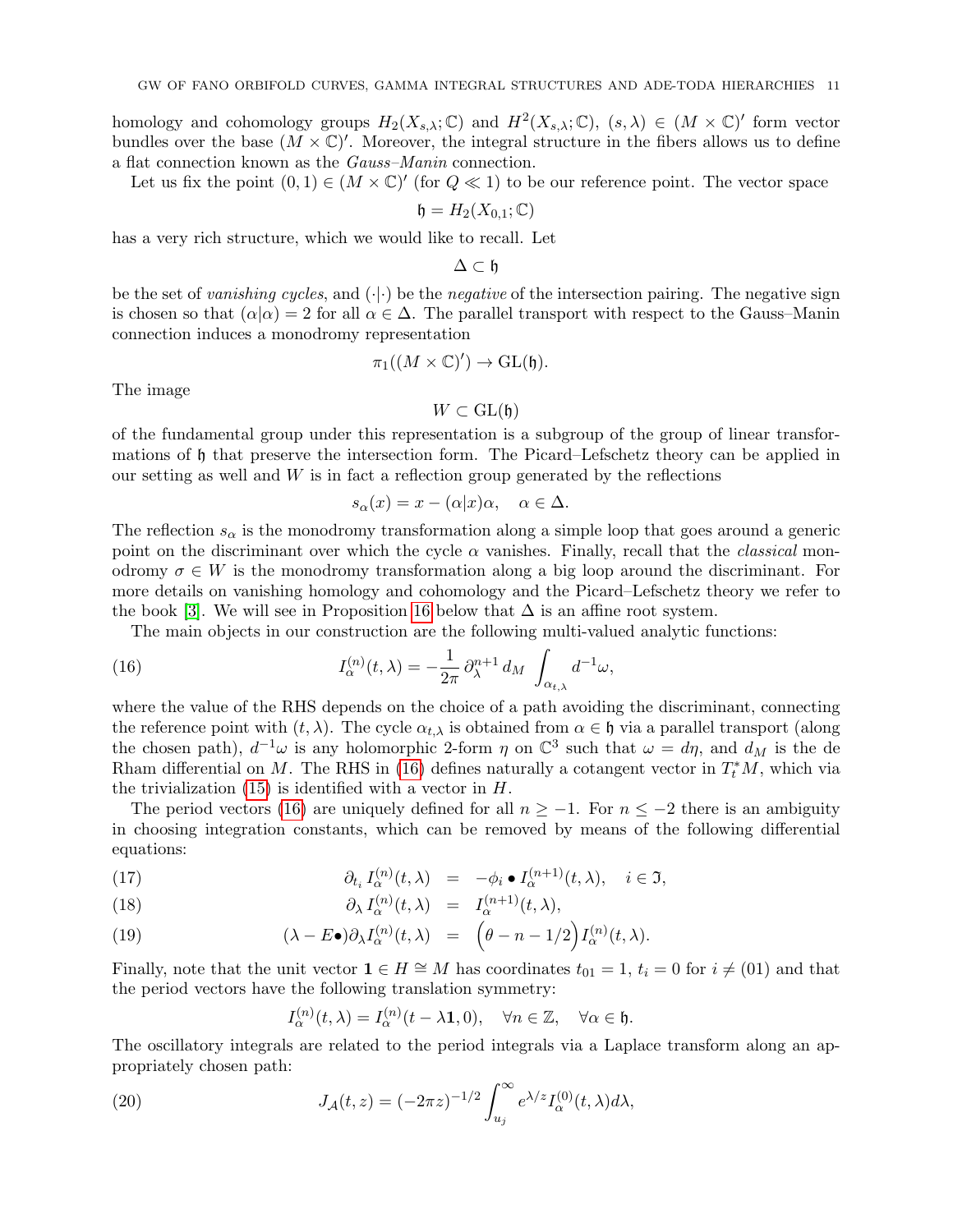homology and cohomology groups $H_2(X_{s,\lambda};\mathbb{C})$ and $H^2(X_{s,\lambda};\mathbb{C})$, $(s,\lambda)\in (M\times\mathbb{C})'$ form vector bundles over the base $(M\times\mathbb{C})'$. Moreover, the integral structure in the fibers allows us to define a flat connection known as the *Gauss–Manin* connection.

Let us fix the point $(0,1)\in (M\times\mathbb{C})'$ (for $Q\ll 1$) to be our reference point. The vector space

$$\mathfrak{h} = H_2(X_{0,1};\mathbb{C})$$

has a very rich structure, which we would like to recall. Let

$$\Delta\subset \mathfrak{h}$$

be the set of *vanishing cycles*, and $(\cdot|\cdot)$ be the *negative* of the intersection pairing. The negative sign is chosen so that $(\alpha|\alpha)=2$ for all $\alpha\in\Delta$. The parallel transport with respect to the Gauss–Manin connection induces a monodromy representation

$$\pi_1((M\times\mathbb{C})')\to \mathrm{GL}(\mathfrak{h}).$$

The image

$$W\subset \mathrm{GL}(\mathfrak{h})$$

of the fundamental group under this representation is a subgroup of the group of linear transformations of $\mathfrak{h}$ that preserve the intersection form. The Picard–Lefschetz theory can be applied in our setting as well and $W$ is in fact a reflection group generated by the reflections

$$s_\alpha(x) = x-(\alpha|x)\alpha,\quad \alpha\in\Delta.$$

The reflection $s_\alpha$ is the monodromy transformation along a simple loop that goes around a generic point on the discriminant over which the cycle $\alpha$ vanishes. Finally, recall that the *classical* monodromy $\sigma\in W$ is the monodromy transformation along a big loop around the discriminant. For more details on vanishing homology and cohomology and the Picard–Lefschetz theory we refer to the book [3]. We will see in Proposition 16 below that $\Delta$ is an affine root system.

The main objects in our construction are the following multi-valued analytic functions:

$$I^{(n)}_\alpha(t,\lambda) = -\frac{1}{2\pi}\,\partial_\lambda^{n+1}\, d_M\int_{\alpha_{t,\lambda}} d^{-1}\omega, \tag{16}$$

where the value of the RHS depends on the choice of a path avoiding the discriminant, connecting the reference point with $(t,\lambda)$. The cycle $\alpha_{t,\lambda}$ is obtained from $\alpha\in\mathfrak{h}$ via a parallel transport (along the chosen path), $d^{-1}\omega$ is any holomorphic 2-form $\eta$ on $\mathbb{C}^3$ such that $\omega=d\eta$, and $d_M$ is the de Rham differential on $M$. The RHS in (16) defines naturally a cotangent vector in $T_t^*M$, which via the trivialization (15) is identified with a vector in $H$.

The period vectors (16) are uniquely defined for all $n\geq -1$. For $n\leq -2$ there is an ambiguity in choosing integration constants, which can be removed by means of the following differential equations:

$$\partial_{t_i} I^{(n)}_\alpha(t,\lambda) = -\phi_i\bullet I^{(n+1)}_\alpha(t,\lambda),\quad i\in\mathfrak{I}, \tag{17}$$

$$\partial_\lambda I^{(n)}_\alpha(t,\lambda) = I^{(n+1)}_\alpha(t,\lambda), \tag{18}$$

$$(\lambda - E\bullet)\partial_\lambda I^{(n)}_\alpha(t,\lambda) = \Big(\theta - n - 1/2\Big) I^{(n)}_\alpha(t,\lambda). \tag{19}$$

Finally, note that the unit vector $\mathbf{1}\in H\cong M$ has coordinates $t_{01}=1$, $t_i=0$ for $i\neq (01)$ and that the period vectors have the following translation symmetry:

$$I^{(n)}_\alpha(t,\lambda) = I^{(n)}_\alpha(t-\lambda\mathbf{1},0),\quad \forall n\in\mathbb{Z},\quad \forall\alpha\in\mathfrak{h}.$$

The oscillatory integrals are related to the period integrals via a Laplace transform along an appropriately chosen path:

$$J_{\mathcal{A}}(t,z) = (-2\pi z)^{-1/2}\int_{u_j}^\infty e^{\lambda/z} I^{(0)}_\alpha(t,\lambda)d\lambda, \tag{20}$$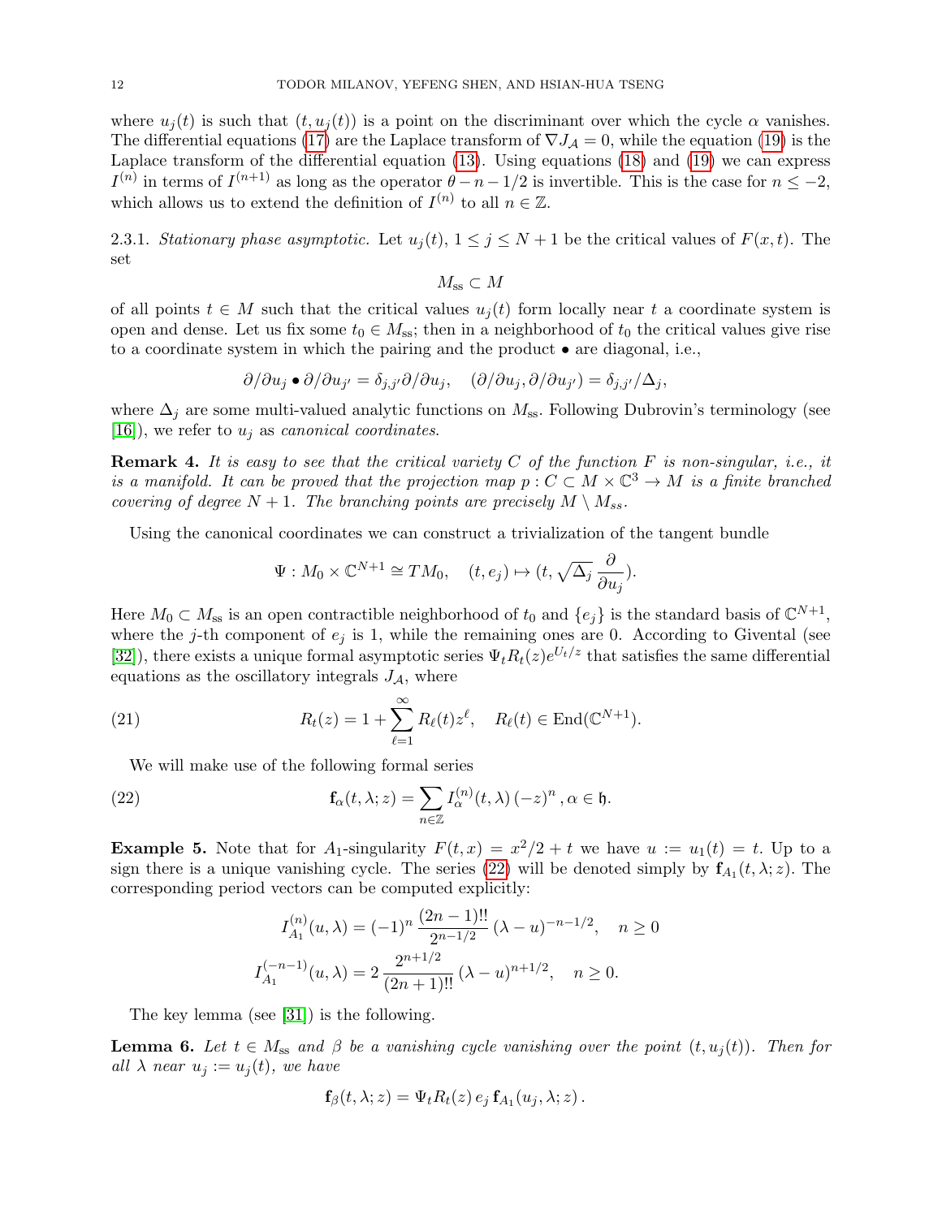where $u_j(t)$ is such that $(t, u_j(t))$ is a point on the discriminant over which the cycle $\alpha$ vanishes. The differential equations (17) are the Laplace transform of $\nabla J_{\mathcal{A}} = 0$, while the equation (19) is the Laplace transform of the differential equation (13). Using equations (18) and (19) we can express $I^{(n)}$ in terms of $I^{(n+1)}$ as long as the operator $\theta - n - 1/2$ is invertible. This is the case for $n \leq -2$, which allows us to extend the definition of $I^{(n)}$ to all $n \in \mathbb{Z}$.

2.3.1. *Stationary phase asymptotic.* Let $u_j(t)$, $1 \leq j \leq N+1$ be the critical values of $F(x,t)$. The set

$$M_{\rm ss} \subset M$$

of all points $t \in M$ such that the critical values $u_j(t)$ form locally near $t$ a coordinate system is open and dense. Let us fix some $t_0 \in M_{\rm ss}$; then in a neighborhood of $t_0$ the critical values give rise to a coordinate system in which the pairing and the product $\bullet$ are diagonal, i.e.,

$$\partial/\partial u_j \bullet \partial/\partial u_{j'} = \delta_{j,j'} \partial/\partial u_j, \quad (\partial/\partial u_j, \partial/\partial u_{j'}) = \delta_{j,j'}/\Delta_j,$$

where $\Delta_j$ are some multi-valued analytic functions on $M_{\rm ss}$. Following Dubrovin's terminology (see [16]), we refer to $u_j$ as *canonical coordinates*.

**Remark 4.** *It is easy to see that the critical variety $C$ of the function $F$ is non-singular, i.e., it is a manifold. It can be proved that the projection map $p : C \subset M \times \mathbb{C}^3 \to M$ is a finite branched covering of degree $N+1$. The branching points are precisely $M \setminus M_{ss}$.*

Using the canonical coordinates we can construct a trivialization of the tangent bundle

$$\Psi : M_0 \times \mathbb{C}^{N+1} \cong TM_0, \quad (t, e_j) \mapsto (t, \sqrt{\Delta_j}\, \frac{\partial}{\partial u_j}).$$

Here $M_0 \subset M_{\rm ss}$ is an open contractible neighborhood of $t_0$ and $\{e_j\}$ is the standard basis of $\mathbb{C}^{N+1}$, where the $j$-th component of $e_j$ is 1, while the remaining ones are 0. According to Givental (see [32]), there exists a unique formal asymptotic series $\Psi_t R_t(z) e^{U_t/z}$ that satisfies the same differential equations as the oscillatory integrals $J_{\mathcal{A}}$, where

$$R_t(z) = 1 + \sum_{\ell=1}^{\infty} R_\ell(t) z^\ell, \quad R_\ell(t) \in \operatorname{End}(\mathbb{C}^{N+1}). \tag{21}$$

We will make use of the following formal series

$$\mathbf{f}_\alpha(t, \lambda; z) = \sum_{n \in \mathbb{Z}} I^{(n)}_\alpha(t, \lambda)\, (-z)^n \,, \alpha \in \mathfrak{h}. \tag{22}$$

**Example 5.** Note that for $A_1$-singularity $F(t,x) = x^2/2 + t$ we have $u := u_1(t) = t$. Up to a sign there is a unique vanishing cycle. The series (22) will be denoted simply by $\mathbf{f}_{A_1}(t, \lambda; z)$. The corresponding period vectors can be computed explicitly:

$$I^{(n)}_{A_1}(u, \lambda) = (-1)^n \, \frac{(2n-1)!!}{2^{n-1/2}} \, (\lambda - u)^{-n-1/2}, \quad n \geq 0$$

$$I^{(-n-1)}_{A_1}(u, \lambda) = 2\, \frac{2^{n+1/2}}{(2n+1)!!} \, (\lambda - u)^{n+1/2}, \quad n \geq 0.$$

The key lemma (see [31]) is the following.

**Lemma 6.** *Let $t \in M_{\rm ss}$ and $\beta$ be a vanishing cycle vanishing over the point $(t, u_j(t))$. Then for all $\lambda$ near $u_j := u_j(t)$, we have*

$$\mathbf{f}_\beta(t, \lambda; z) = \Psi_t R_t(z)\, e_j\, \mathbf{f}_{A_1}(u_j, \lambda; z)\,.$$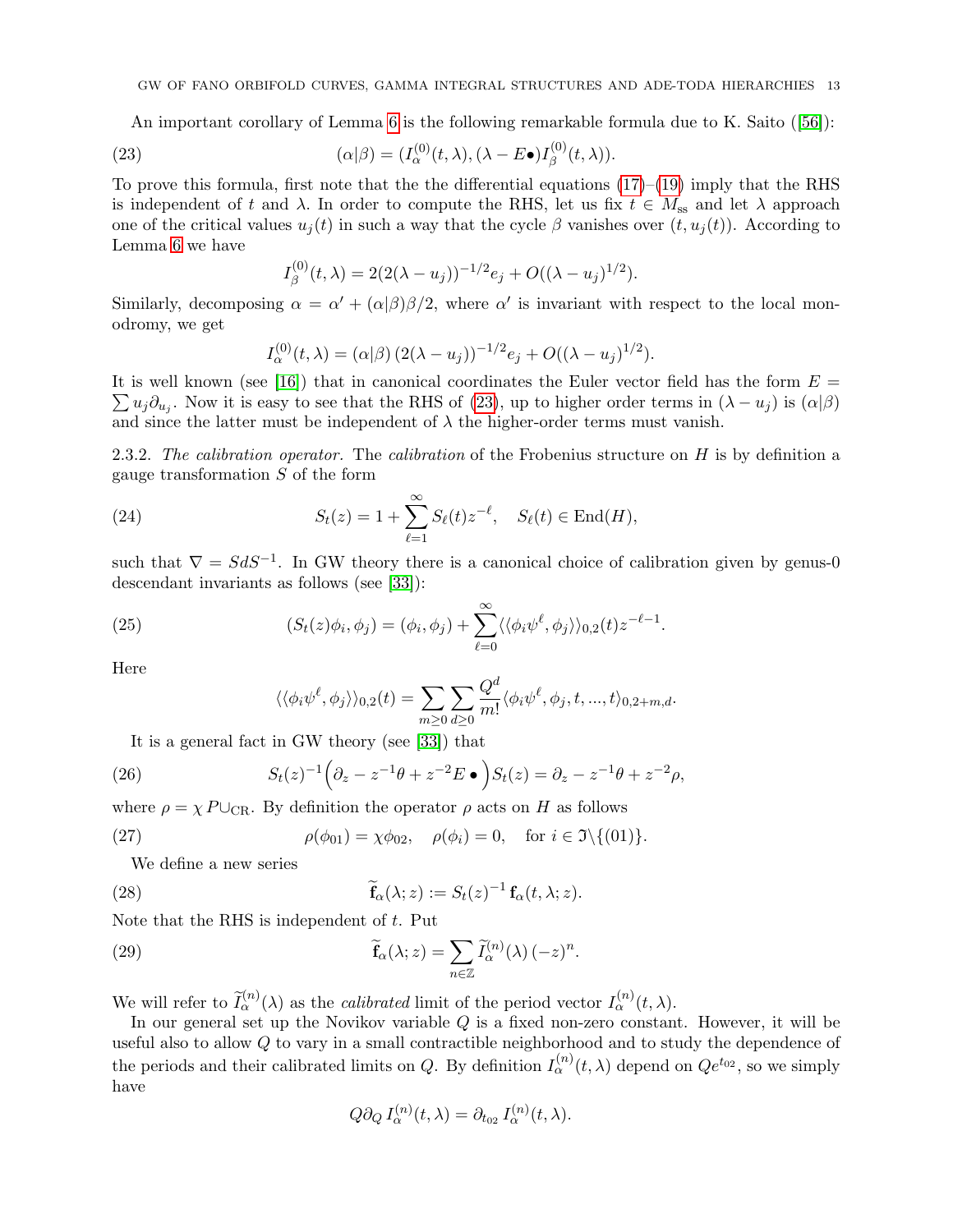An important corollary of Lemma 6 is the following remarkable formula due to K. Saito ([56]):

$$(\alpha|\beta) = (I^{(0)}_\alpha(t,\lambda), (\lambda - E\bullet) I^{(0)}_\beta(t,\lambda)). \tag{23}$$

To prove this formula, first note that the the differential equations (17)–(19) imply that the RHS is independent of $t$ and $\lambda$. In order to compute the RHS, let us fix $t \in M_{\rm ss}$ and let $\lambda$ approach one of the critical values $u_j(t)$ in such a way that the cycle $\beta$ vanishes over $(t, u_j(t))$. According to Lemma 6 we have

$$I^{(0)}_\beta(t,\lambda) = 2(2(\lambda - u_j))^{-1/2} e_j + O((\lambda-u_j)^{1/2}).$$

Similarly, decomposing $\alpha = \alpha' + (\alpha|\beta)\beta/2$, where $\alpha'$ is invariant with respect to the local monodromy, we get

$$I^{(0)}_\alpha(t,\lambda) = (\alpha|\beta)\,(2(\lambda-u_j))^{-1/2} e_j + O((\lambda-u_j)^{1/2}).$$

It is well known (see [16]) that in canonical coordinates the Euler vector field has the form $E = \sum u_j \partial_{u_j}$. Now it is easy to see that the RHS of (23), up to higher order terms in $(\lambda - u_j)$ is $(\alpha|\beta)$ and since the latter must be independent of $\lambda$ the higher-order terms must vanish.

2.3.2. *The calibration operator.* The *calibration* of the Frobenius structure on $H$ is by definition a gauge transformation $S$ of the form

$$S_t(z) = 1 + \sum_{\ell=1}^{\infty} S_\ell(t) z^{-\ell}, \quad S_\ell(t) \in \operatorname{End}(H), \tag{24}$$

such that $\nabla = S d S^{-1}$. In GW theory there is a canonical choice of calibration given by genus-0 descendant invariants as follows (see [33]):

$$(S_t(z)\phi_i, \phi_j) = (\phi_i, \phi_j) + \sum_{\ell=0}^{\infty} \langle\langle \phi_i \psi^\ell, \phi_j \rangle\rangle_{0,2}(t) z^{-\ell-1}. \tag{25}$$

Here

$$\langle\langle \phi_i \psi^\ell, \phi_j \rangle\rangle_{0,2}(t) = \sum_{m\geq 0}\sum_{d\geq 0} \frac{Q^d}{m!} \langle \phi_i\psi^\ell, \phi_j, t, \ldots, t\rangle_{0,2+m,d}.$$

It is a general fact in GW theory (see [33]) that

$$S_t(z)^{-1}\Big(\partial_z - z^{-1}\theta + z^{-2} E\bullet\Big) S_t(z) = \partial_z - z^{-1}\theta + z^{-2}\rho, \tag{26}$$

where $\rho = \chi\, P \cup_{\rm CR}$. By definition the operator $\rho$ acts on $H$ as follows

$$\rho(\phi_{01}) = \chi \phi_{02}, \quad \rho(\phi_i) = 0, \quad \text{for } i \in \mathfrak{I}\backslash\{(01)\}. \tag{27}$$

We define a new series

$$\widetilde{\mathbf{f}}_\alpha(\lambda; z) := S_t(z)^{-1}\, \mathbf{f}_\alpha(t,\lambda;z). \tag{28}$$

Note that the RHS is independent of $t$. Put

$$\widetilde{\mathbf{f}}_\alpha(\lambda; z) = \sum_{n\in\mathbb{Z}} \widetilde{I}^{(n)}_\alpha(\lambda)\,(-z)^n. \tag{29}$$

We will refer to $\widetilde{I}^{(n)}_\alpha(\lambda)$ as the *calibrated* limit of the period vector $I^{(n)}_\alpha(t,\lambda)$.

In our general set up the Novikov variable $Q$ is a fixed non-zero constant. However, it will be useful also to allow $Q$ to vary in a small contractible neighborhood and to study the dependence of the periods and their calibrated limits on $Q$. By definition $I^{(n)}_\alpha(t,\lambda)$ depend on $Qe^{t_{02}}$, so we simply have

$$Q\partial_Q\, I^{(n)}_\alpha(t,\lambda) = \partial_{t_{02}}\, I^{(n)}_\alpha(t,\lambda).$$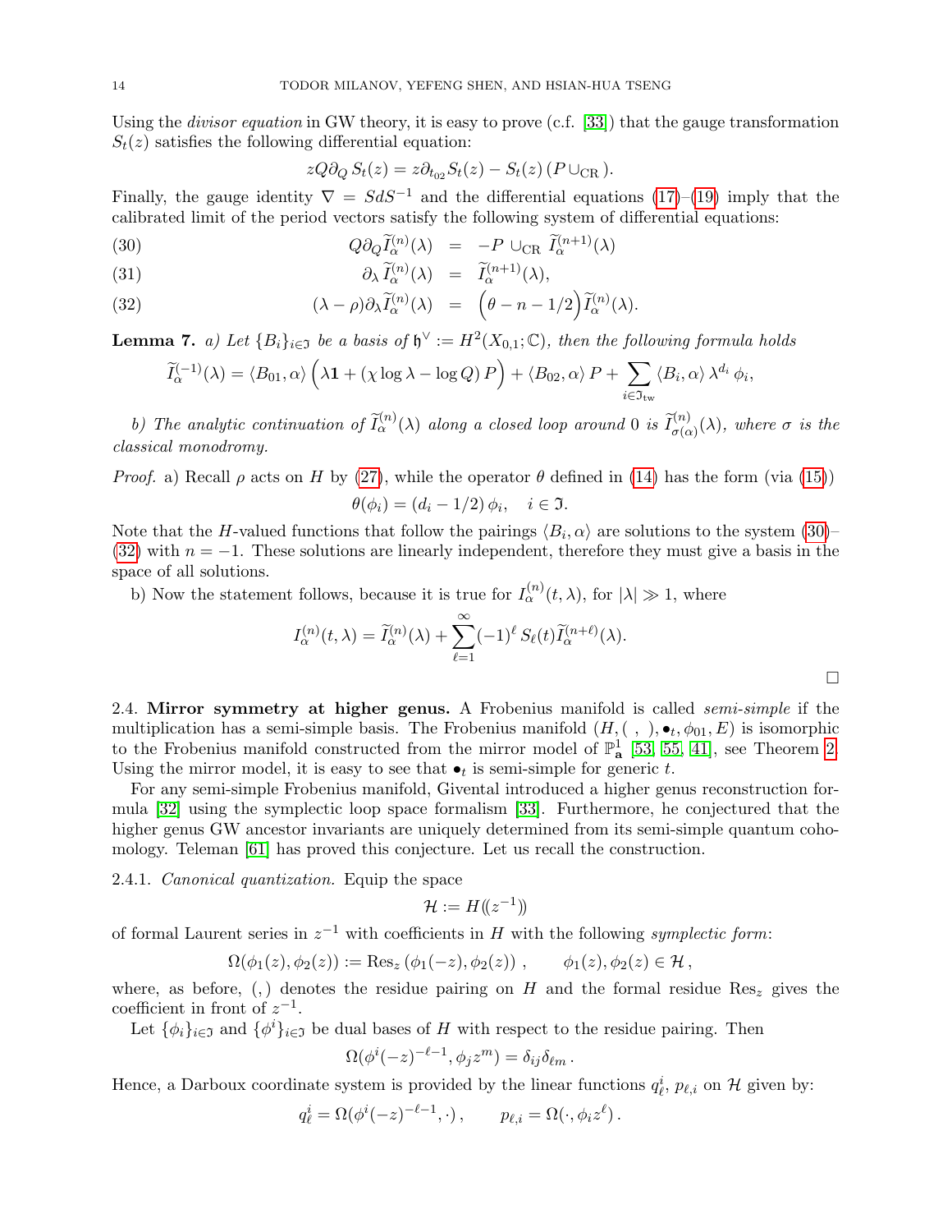Using the *divisor equation* in GW theory, it is easy to prove (c.f. [33]) that the gauge transformation $S_t(z)$ satisfies the following differential equation:

$$z Q\partial_Q\, S_t(z) = z\partial_{t_{02}} S_t(z) - S_t(z)\,(P\cup_{\rm CR}).$$

Finally, the gauge identity $\nabla = SdS^{-1}$ and the differential equations (17)–(19) imply that the calibrated limit of the period vectors satisfy the following system of differential equations:

$$Q\partial_Q \widetilde{I}^{(n)}_\alpha(\lambda) \;=\; -P\cup_{\rm CR}\, \widetilde{I}^{(n+1)}_\alpha(\lambda) \tag{30}$$

$$\partial_\lambda\, \widetilde{I}^{(n)}_\alpha(\lambda) \;=\; \widetilde{I}^{(n+1)}_\alpha(\lambda), \tag{31}$$

$$(\lambda-\rho)\partial_\lambda \widetilde{I}^{(n)}_\alpha(\lambda) \;=\; \Big(\theta - n - 1/2\Big)\widetilde{I}^{(n)}_\alpha(\lambda). \tag{32}$$

**Lemma 7.** *a) Let $\{B_i\}_{i\in\mathfrak{I}}$ be a basis of $\mathfrak{h}^\vee := H^2(X_{0,1};\mathbb{C})$, then the following formula holds*

$$\widetilde{I}^{(-1)}_\alpha(\lambda) = \langle B_{01},\alpha\rangle\Big(\lambda\mathbf{1} + (\chi\log\lambda - \log Q)\,P\Big) + \langle B_{02},\alpha\rangle\,P + \sum_{i\in\mathfrak{I}_{\rm tw}}\langle B_i,\alpha\rangle\,\lambda^{d_i}\,\phi_i,$$

*b) The analytic continuation of $\widetilde{I}^{(n)}_\alpha(\lambda)$ along a closed loop around 0 is $\widetilde{I}^{(n)}_{\sigma(\alpha)}(\lambda)$, where $\sigma$ is the classical monodromy.*

*Proof.* a) Recall $\rho$ acts on $H$ by (27), while the operator $\theta$ defined in (14) has the form (via (15))

$$\theta(\phi_i) = (d_i - 1/2)\,\phi_i,\quad i\in\mathfrak{I}.$$

Note that the $H$-valued functions that follow the pairings $\langle B_i,\alpha\rangle$ are solutions to the system (30)–(32) with $n=-1$. These solutions are linearly independent, therefore they must give a basis in the space of all solutions.

b) Now the statement follows, because it is true for $I^{(n)}_\alpha(t,\lambda)$, for $|\lambda|\gg 1$, where

$$I^{(n)}_\alpha(t,\lambda) = \widetilde{I}^{(n)}_\alpha(\lambda) + \sum_{\ell=1}^\infty (-1)^\ell\, S_\ell(t)\widetilde{I}^{(n+\ell)}_\alpha(\lambda).$$

□

2.4. **Mirror symmetry at higher genus.** A Frobenius manifold is called *semi-simple* if the multiplication has a semi-simple basis. The Frobenius manifold $(H,(\ ,\ ),\bullet_t,\phi_{01},E)$ is isomorphic to the Frobenius manifold constructed from the mirror model of $\mathbb{P}^1_{\mathbf{a}}$ [53, 55, 41], see Theorem 2. Using the mirror model, it is easy to see that $\bullet_t$ is semi-simple for generic $t$.

For any semi-simple Frobenius manifold, Givental introduced a higher genus reconstruction formula [32] using the symplectic loop space formalism [33]. Furthermore, he conjectured that the higher genus GW ancestor invariants are uniquely determined from its semi-simple quantum cohomology. Teleman [61] has proved this conjecture. Let us recall the construction.

2.4.1. *Canonical quantization.* Equip the space

$$\mathcal{H} := H(\!(z^{-1})\!)$$

of formal Laurent series in $z^{-1}$ with coefficients in $H$ with the following *symplectic form*:

$$\Omega(\phi_1(z),\phi_2(z)) := \operatorname{Res}_z\left(\phi_1(-z),\phi_2(z)\right),\qquad \phi_1(z),\phi_2(z)\in\mathcal{H},$$

where, as before, $(,)$ denotes the residue pairing on $H$ and the formal residue $\operatorname{Res}_z$ gives the coefficient in front of $z^{-1}$.

Let $\{\phi_i\}_{i\in\mathfrak{I}}$ and $\{\phi^i\}_{i\in\mathfrak{I}}$ be dual bases of $H$ with respect to the residue pairing. Then

$$\Omega(\phi^i(-z)^{-\ell-1},\phi_j z^m) = \delta_{ij}\delta_{\ell m}.$$

Hence, a Darboux coordinate system is provided by the linear functions $q^i_\ell$, $p_{\ell,i}$ on $\mathcal{H}$ given by:

$$q^i_\ell = \Omega(\phi^i(-z)^{-\ell-1},\cdot),\qquad p_{\ell,i} = \Omega(\cdot,\phi_i z^\ell).$$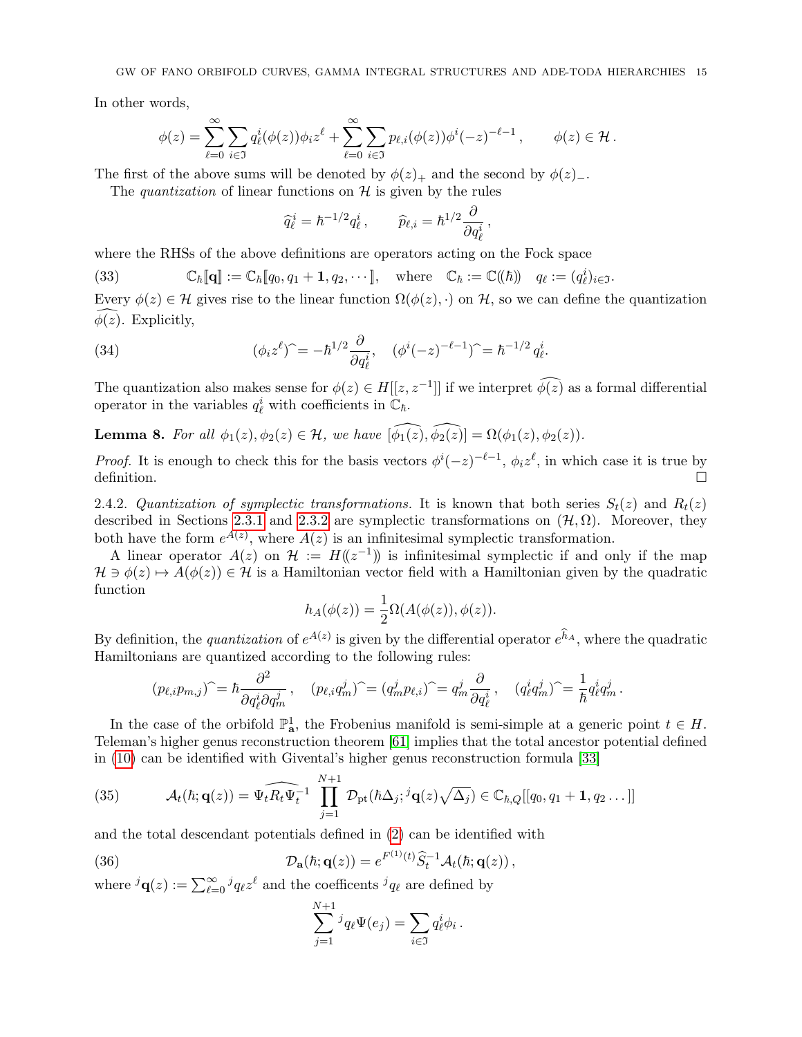In other words,

$$\phi(z) = \sum_{\ell=0}^{\infty} \sum_{i\in\mathfrak{I}} q_\ell^i(\phi(z))\phi_i z^\ell + \sum_{\ell=0}^{\infty}\sum_{i\in\mathfrak{I}} p_{\ell,i}(\phi(z))\phi^i(-z)^{-\ell-1}, \qquad \phi(z)\in\mathcal{H}.$$

The first of the above sums will be denoted by $\phi(z)_+$ and the second by $\phi(z)_-$.

The *quantization* of linear functions on $\mathcal{H}$ is given by the rules

$$\widehat{q}_\ell^i = \hbar^{-1/2} q_\ell^i, \qquad \widehat{p}_{\ell,i} = \hbar^{1/2}\frac{\partial}{\partial q_\ell^i},$$

where the RHSs of the above definitions are operators acting on the Fock space

$$\mathbb{C}_\hbar[\![\mathbf{q}]\!] := \mathbb{C}_\hbar[\![q_0, q_1+\mathbf{1}, q_2, \cdots]\!], \quad \text{where} \quad \mathbb{C}_\hbar := \mathbb{C}(\!(\hbar)\!) \quad q_\ell := (q_\ell^i)_{i\in\mathfrak{I}}. \tag{33}$$

Every $\phi(z)\in\mathcal{H}$ gives rise to the linear function $\Omega(\phi(z),\cdot)$ on $\mathcal{H}$, so we can define the quantization $\widehat{\phi(z)}$. Explicitly,

$$(\phi_i z^\ell)\widehat{\ } = -\hbar^{1/2}\frac{\partial}{\partial q_\ell^i}, \quad (\phi^i(-z)^{-\ell-1})\widehat{\ } = \hbar^{-1/2}\, q_\ell^i. \tag{34}$$

The quantization also makes sense for $\phi(z)\in H[[z,z^{-1}]]$ if we interpret $\widehat{\phi(z)}$ as a formal differential operator in the variables $q_\ell^i$ with coefficients in $\mathbb{C}_\hbar$.

**Lemma 8.** *For all $\phi_1(z), \phi_2(z)\in\mathcal{H}$, we have $[\widehat{\phi_1(z)}, \widehat{\phi_2(z)}] = \Omega(\phi_1(z),\phi_2(z))$.*

*Proof.* It is enough to check this for the basis vectors $\phi^i(-z)^{-\ell-1}$, $\phi_i z^\ell$, in which case it is true by definition. □

2.4.2. *Quantization of symplectic transformations.* It is known that both series $S_t(z)$ and $R_t(z)$ described in Sections 2.3.1 and 2.3.2 are symplectic transformations on $(\mathcal{H},\Omega)$. Moreover, they both have the form $e^{A(z)}$, where $A(z)$ is an infinitesimal symplectic transformation.

A linear operator $A(z)$ on $\mathcal{H} := H(\!(z^{-1})\!)$ is infinitesimal symplectic if and only if the map $\mathcal{H}\ni\phi(z)\mapsto A(\phi(z))\in\mathcal{H}$ is a Hamiltonian vector field with a Hamiltonian given by the quadratic function

$$h_A(\phi(z)) = \frac{1}{2}\Omega(A(\phi(z)),\phi(z)).$$

By definition, the *quantization* of $e^{A(z)}$ is given by the differential operator $e^{\widehat{h}_A}$, where the quadratic Hamiltonians are quantized according to the following rules:

$$(p_{\ell,i}p_{m,j})\widehat{\ } = \hbar\frac{\partial^2}{\partial q_\ell^i\partial q_m^j}, \quad (p_{\ell,i}q_m^j)\widehat{\ } = (q_m^j p_{\ell,i})\widehat{\ } = q_m^j\frac{\partial}{\partial q_\ell^i}, \quad (q_\ell^i q_m^j)\widehat{\ } = \frac{1}{\hbar}q_\ell^i q_m^j.$$

In the case of the orbifold $\mathbb{P}^1_{\mathbf{a}}$, the Frobenius manifold is semi-simple at a generic point $t\in H$. Teleman's higher genus reconstruction theorem [61] implies that the total ancestor potential defined in (10) can be identified with Givental's higher genus reconstruction formula [33]

$$\mathcal{A}_t(\hbar;\mathbf{q}(z)) = \widehat{\Psi_t R_t \Psi_t^{-1}} \prod_{j=1}^{N+1}\mathcal{D}_{\rm pt}(\hbar\Delta_j; {}^j\mathbf{q}(z)\sqrt{\Delta_j}) \in \mathbb{C}_{\hbar,Q}[[q_0, q_1+\mathbf{1}, q_2\ldots]] \tag{35}$$

and the total descendant potentials defined in (2) can be identified with

$$\mathcal{D}_{\mathbf{a}}(\hbar;\mathbf{q}(z)) = e^{F^{(1)}(t)}\widehat{S}_t^{-1}\mathcal{A}_t(\hbar;\mathbf{q}(z)), \tag{36}$$

where ${}^j\mathbf{q}(z) := \sum_{\ell=0}^\infty {}^jq_\ell z^\ell$ and the coefficents ${}^jq_\ell$ are defined by

$$\sum_{j=1}^{N+1} {}^jq_\ell \Psi(e_j) = \sum_{i\in\mathfrak{I}} q_\ell^i\phi_i.$$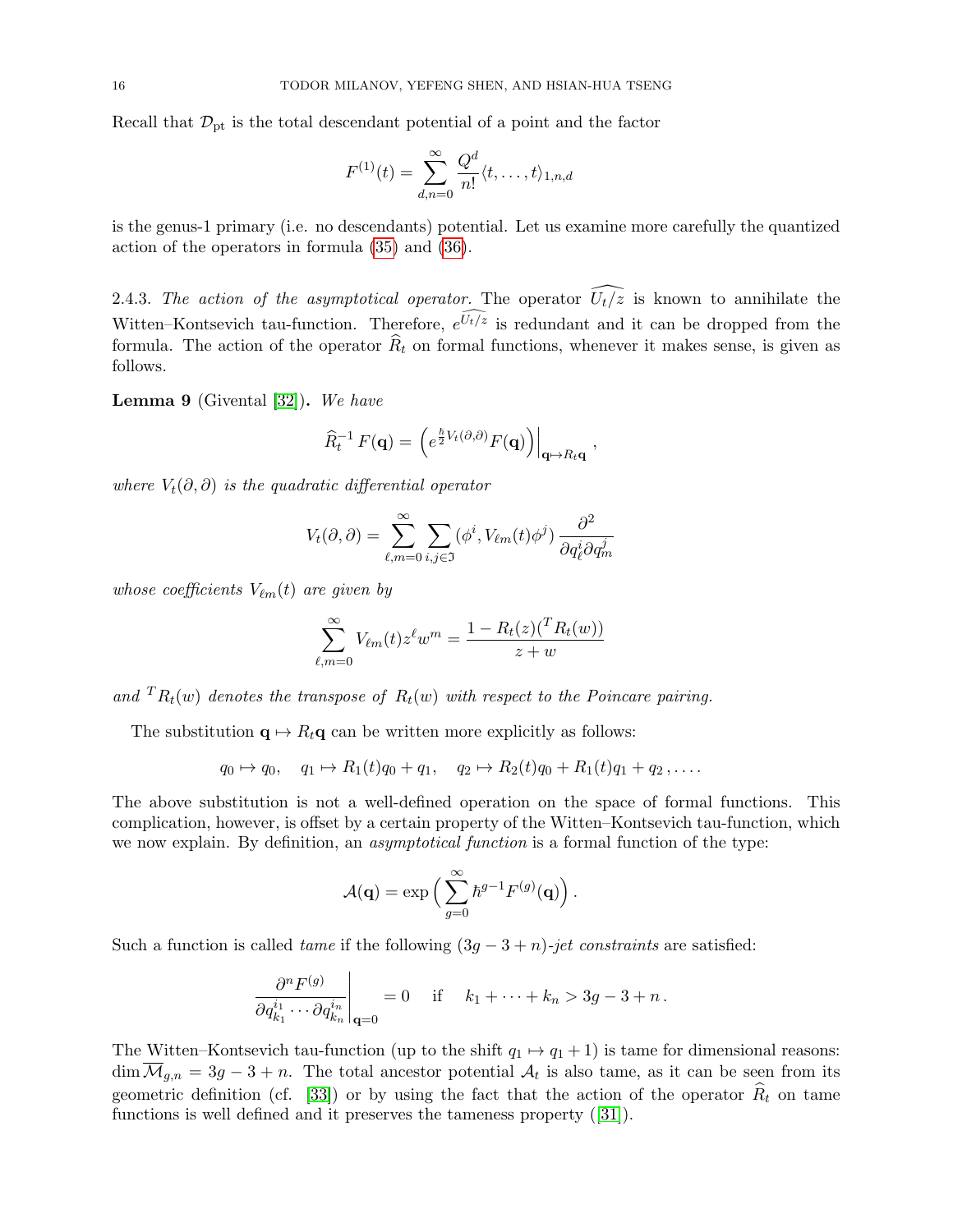Recall that $\mathcal{D}_{\rm pt}$ is the total descendant potential of a point and the factor

$$F^{(1)}(t) = \sum_{d,n=0}^{\infty} \frac{Q^d}{n!} \langle t, \ldots, t \rangle_{1,n,d}$$

is the genus-1 primary (i.e. no descendants) potential. Let us examine more carefully the quantized action of the operators in formula (35) and (36).

2.4.3. *The action of the asymptotical operator.* The operator $\widehat{U_t/z}$ is known to annihilate the Witten–Kontsevich tau-function. Therefore, $e^{\widehat{U_t/z}}$ is redundant and it can be dropped from the formula. The action of the operator $\widehat{R}_t$ on formal functions, whenever it makes sense, is given as follows.

**Lemma 9** (Givental [32]). *We have*

$$\widehat{R}_t^{-1} F(\mathbf{q}) = \left( e^{\frac{\hbar}{2} V_t(\partial,\partial)} F(\mathbf{q}) \right)\Big|_{\mathbf{q}\mapsto R_t \mathbf{q}} \,,$$

*where $V_t(\partial,\partial)$ is the quadratic differential operator*

$$V_t(\partial,\partial) = \sum_{\ell,m=0}^{\infty} \sum_{i,j\in\mathfrak{I}} (\phi^i, V_{\ell m}(t)\phi^j) \, \frac{\partial^2}{\partial q_\ell^i \partial q_m^j}$$

*whose coefficients $V_{\ell m}(t)$ are given by*

$$\sum_{\ell,m=0}^{\infty} V_{\ell m}(t) z^\ell w^m = \frac{1 - R_t(z)({}^T R_t(w))}{z+w}$$

*and ${}^T R_t(w)$ denotes the transpose of $R_t(w)$ with respect to the Poincare pairing.*

The substitution $\mathbf{q} \mapsto R_t \mathbf{q}$ can be written more explicitly as follows:

$$q_0 \mapsto q_0, \quad q_1 \mapsto R_1(t) q_0 + q_1, \quad q_2 \mapsto R_2(t) q_0 + R_1(t) q_1 + q_2 \,, \ldots .$$

The above substitution is not a well-defined operation on the space of formal functions. This complication, however, is offset by a certain property of the Witten–Kontsevich tau-function, which we now explain. By definition, an *asymptotical function* is a formal function of the type:

$$\mathcal{A}(\mathbf{q}) = \exp\Big( \sum_{g=0}^{\infty} \hbar^{g-1} F^{(g)}(\mathbf{q}) \Big) .$$

Such a function is called *tame* if the following $(3g-3+n)$*-jet constraints* are satisfied:

$$\left. \frac{\partial^n F^{(g)}}{\partial q_{k_1}^{i_1} \cdots \partial q_{k_n}^{i_n}} \right|_{\mathbf{q}=0} = 0 \quad \text{if} \quad k_1 + \cdots + k_n > 3g-3+n \,.$$

The Witten–Kontsevich tau-function (up to the shift $q_1 \mapsto q_1 + 1$) is tame for dimensional reasons: $\dim \overline{\mathcal{M}}_{g,n} = 3g-3+n$. The total ancestor potential $\mathcal{A}_t$ is also tame, as it can be seen from its geometric definition (cf. [33]) or by using the fact that the action of the operator $\widehat{R}_t$ on tame functions is well defined and it preserves the tameness property ([31]).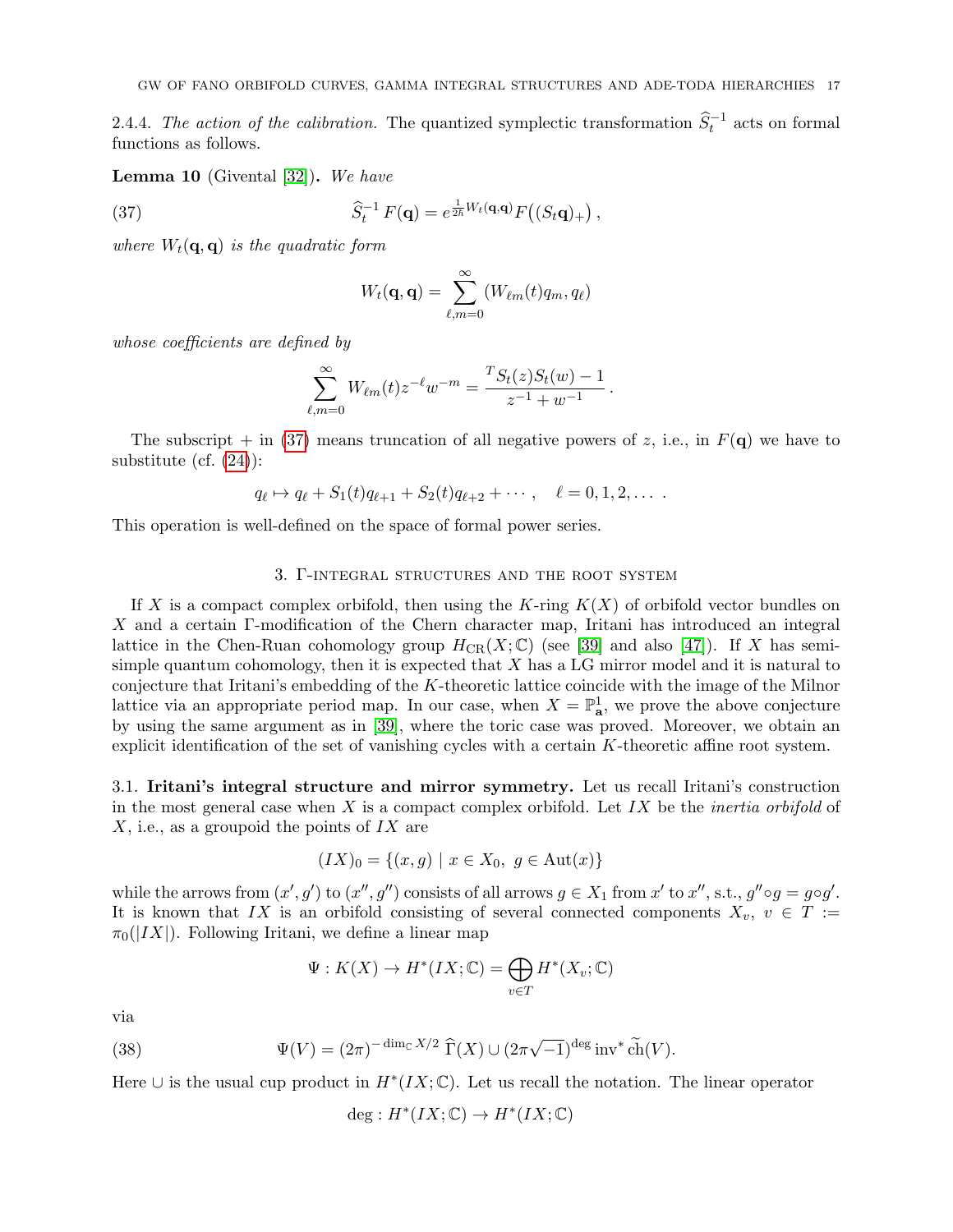2.4.4. *The action of the calibration.* The quantized symplectic transformation $\widehat{S}_t^{-1}$ acts on formal functions as follows.

**Lemma 10** (Givental [32])**.** *We have*

$$\widehat{S}_t^{-1}\, F(\mathbf{q}) = e^{\frac{1}{2\hbar}W_t(\mathbf{q},\mathbf{q})} F\big((S_t\mathbf{q})_+\big)\,, \tag{37}$$

*where $W_t(\mathbf{q},\mathbf{q})$ is the quadratic form*

$$W_t(\mathbf{q},\mathbf{q}) = \sum_{\ell,m=0}^{\infty} (W_{\ell m}(t)q_m, q_\ell)$$

*whose coefficients are defined by*

$$\sum_{\ell,m=0}^{\infty} W_{\ell m}(t) z^{-\ell} w^{-m} = \frac{{}^T S_t(z) S_t(w) - 1}{z^{-1}+w^{-1}}\,.$$

The subscript $+$ in (37) means truncation of all negative powers of $z$, i.e., in $F(\mathbf{q})$ we have to substitute (cf. (24)):

$$q_\ell \mapsto q_\ell + S_1(t) q_{\ell+1} + S_2(t) q_{\ell+2} + \cdots\,, \quad \ell = 0,1,2,\ldots\ .$$

This operation is well-defined on the space of formal power series.

## 3. Γ-integral structures and the root system

If $X$ is a compact complex orbifold, then using the $K$-ring $K(X)$ of orbifold vector bundles on $X$ and a certain Γ-modification of the Chern character map, Iritani has introduced an integral lattice in the Chen-Ruan cohomology group $H_{\rm CR}(X;\mathbb{C})$ (see [39] and also [47]). If $X$ has semi-simple quantum cohomology, then it is expected that $X$ has a LG mirror model and it is natural to conjecture that Iritani's embedding of the $K$-theoretic lattice coincide with the image of the Milnor lattice via an appropriate period map. In our case, when $X = \mathbb{P}^1_{\mathbf{a}}$, we prove the above conjecture by using the same argument as in [39], where the toric case was proved. Moreover, we obtain an explicit identification of the set of vanishing cycles with a certain $K$-theoretic affine root system.

3.1. **Iritani's integral structure and mirror symmetry.** Let us recall Iritani's construction in the most general case when $X$ is a compact complex orbifold. Let $IX$ be the *inertia orbifold* of $X$, i.e., as a groupoid the points of $IX$ are

$$(IX)_0 = \{(x,g) \mid x\in X_0,\ g\in \operatorname{Aut}(x)\}$$

while the arrows from $(x',g')$ to $(x'',g'')$ consists of all arrows $g\in X_1$ from $x'$ to $x''$, s.t., $g''\circ g = g\circ g'$. It is known that $IX$ is an orbifold consisting of several connected components $X_v$, $v\in T := \pi_0(|IX|)$. Following Iritani, we define a linear map

$$\Psi : K(X) \to H^*(IX;\mathbb{C}) = \bigoplus_{v\in T} H^*(X_v;\mathbb{C})$$

via

$$\Psi(V) = (2\pi)^{-\dim_{\mathbb{C}} X/2}\, \widehat{\Gamma}(X) \cup (2\pi\sqrt{-1})^{\deg} \operatorname{inv}^* \widetilde{\operatorname{ch}}(V). \tag{38}$$

Here $\cup$ is the usual cup product in $H^*(IX;\mathbb{C})$. Let us recall the notation. The linear operator

$$\deg : H^*(IX;\mathbb{C}) \to H^*(IX;\mathbb{C})$$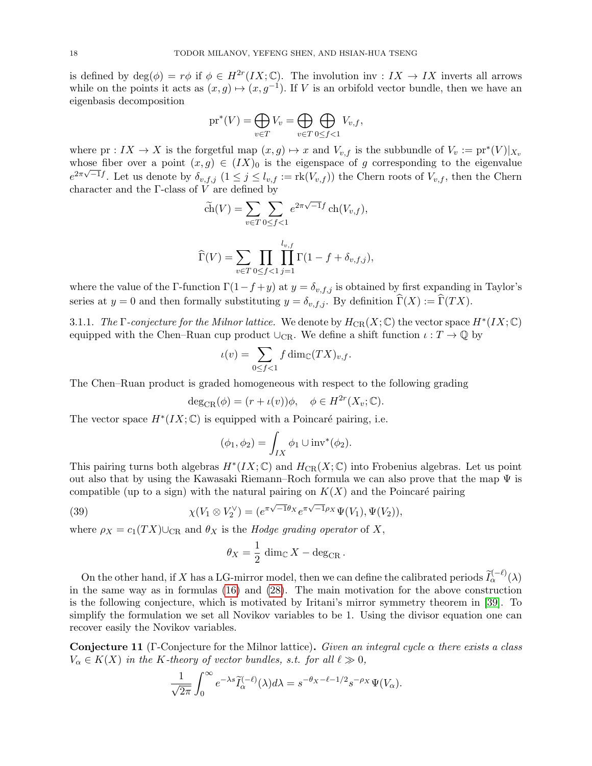is defined by $\deg(\phi) = r\phi$ if $\phi \in H^{2r}(IX;\mathbb{C})$. The involution $\mathrm{inv} : IX \to IX$ inverts all arrows while on the points it acts as $(x,g) \mapsto (x, g^{-1})$. If $V$ is an orbifold vector bundle, then we have an eigenbasis decomposition

$$\mathrm{pr}^*(V) = \bigoplus_{v\in T} V_v = \bigoplus_{v\in T} \bigoplus_{0\leq f<1} V_{v,f},$$

where $\mathrm{pr} : IX \to X$ is the forgetful map $(x,g) \mapsto x$ and $V_{v,f}$ is the subbundle of $V_v := \mathrm{pr}^*(V)|_{X_v}$ whose fiber over a point $(x,g) \in (IX)_0$ is the eigenspace of $g$ corresponding to the eigenvalue $e^{2\pi\sqrt{-1}f}$. Let us denote by $\delta_{v,f,j}$ ($1 \leq j \leq l_{v,f} := \mathrm{rk}(V_{v,f})$) the Chern roots of $V_{v,f}$, then the Chern character and the $\Gamma$-class of $V$ are defined by

$$\widetilde{\mathrm{ch}}(V) = \sum_{v\in T} \sum_{0\leq f<1} e^{2\pi\sqrt{-1}f}\,\mathrm{ch}(V_{v,f}),$$

$$\widehat{\Gamma}(V) = \sum_{v\in T} \prod_{0\leq f<1} \prod_{j=1}^{l_{v,f}} \Gamma(1 - f + \delta_{v,f,j}),$$

where the value of the $\Gamma$-function $\Gamma(1-f+y)$ at $y = \delta_{v,f,j}$ is obtained by first expanding in Taylor's series at $y = 0$ and then formally substituting $y = \delta_{v,f,j}$. By definition $\widehat{\Gamma}(X) := \widehat{\Gamma}(TX)$.

3.1.1. *The $\Gamma$-conjecture for the Milnor lattice.* We denote by $H_{\mathrm{CR}}(X;\mathbb{C})$ the vector space $H^*(IX;\mathbb{C})$ equipped with the Chen–Ruan cup product $\cup_{\mathrm{CR}}$. We define a shift function $\iota : T \to \mathbb{Q}$ by

$$\iota(v) = \sum_{0\leq f<1} f \dim_{\mathbb{C}}(TX)_{v,f}.$$

The Chen–Ruan product is graded homogeneous with respect to the following grading

$$\deg_{\mathrm{CR}}(\phi) = (r + \iota(v))\phi, \quad \phi \in H^{2r}(X_v;\mathbb{C}).$$

The vector space $H^*(IX;\mathbb{C})$ is equipped with a Poincaré pairing, i.e.

$$(\phi_1, \phi_2) = \int_{IX} \phi_1 \cup \mathrm{inv}^*(\phi_2).$$

This pairing turns both algebras $H^*(IX;\mathbb{C})$ and $H_{\mathrm{CR}}(X;\mathbb{C})$ into Frobenius algebras. Let us point out also that by using the Kawasaki Riemann–Roch formula we can also prove that the map $\Psi$ is compatible (up to a sign) with the natural pairing on $K(X)$ and the Poincaré pairing

$$\chi(V_1 \otimes V_2^\vee) = (e^{\pi\sqrt{-1}\theta_X} e^{\pi\sqrt{-1}\rho_X}\Psi(V_1), \Psi(V_2)), \tag{39}$$

where $\rho_X = c_1(TX)\cup_{\mathrm{CR}}$ and $\theta_X$ is the *Hodge grading operator* of $X$,

$$\theta_X = \frac{1}{2}\dim_{\mathbb{C}} X - \deg_{\mathrm{CR}}.$$

On the other hand, if $X$ has a LG-mirror model, then we can define the calibrated periods $\widetilde{I}^{(-\ell)}_\alpha(\lambda)$ in the same way as in formulas (16) and (28). The main motivation for the above construction is the following conjecture, which is motivated by Iritani's mirror symmetry theorem in [39]. To simplify the formulation we set all Novikov variables to be 1. Using the divisor equation one can recover easily the Novikov variables.

**Conjecture 11** ($\Gamma$-Conjecture for the Milnor lattice)**.** *Given an integral cycle $\alpha$ there exists a class $V_\alpha \in K(X)$ in the K-theory of vector bundles, s.t. for all $\ell \gg 0$,*

$$\frac{1}{\sqrt{2\pi}} \int_0^\infty e^{-\lambda s}\widetilde{I}^{(-\ell)}_\alpha(\lambda)d\lambda = s^{-\theta_X - \ell - 1/2} s^{-\rho_X}\Psi(V_\alpha).$$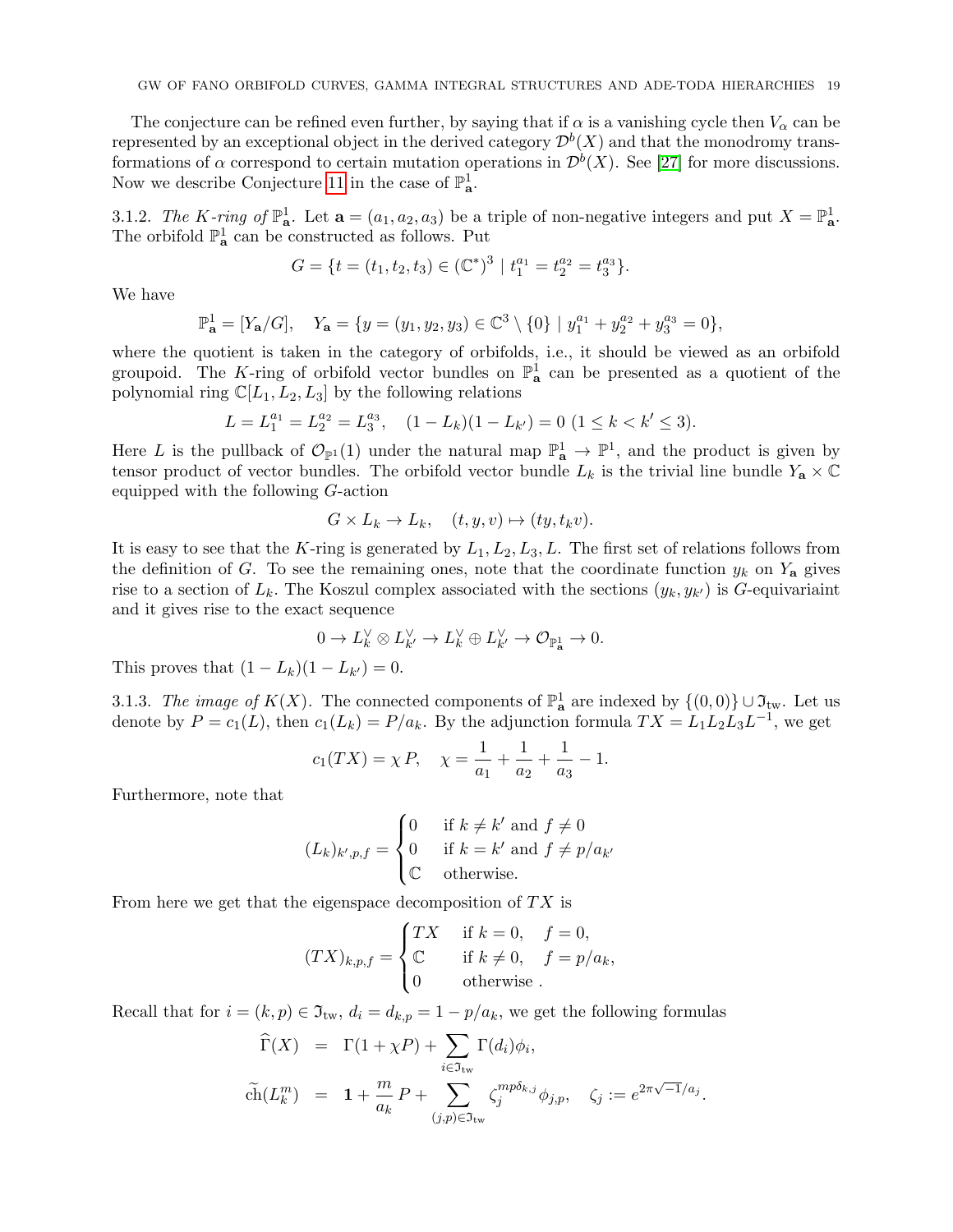The conjecture can be refined even further, by saying that if $\alpha$ is a vanishing cycle then $V_\alpha$ can be represented by an exceptional object in the derived category $\mathcal{D}^b(X)$ and that the monodromy transformations of $\alpha$ correspond to certain mutation operations in $\mathcal{D}^b(X)$. See [27] for more discussions. Now we describe Conjecture 11 in the case of $\mathbb{P}^1_{\mathbf{a}}$.

3.1.2. *The $K$-ring of $\mathbb{P}^1_{\mathbf{a}}$.* Let $\mathbf{a} = (a_1, a_2, a_3)$ be a triple of non-negative integers and put $X = \mathbb{P}^1_{\mathbf{a}}$. The orbifold $\mathbb{P}^1_{\mathbf{a}}$ can be constructed as follows. Put

$$G = \{t = (t_1, t_2, t_3) \in (\mathbb{C}^*)^3 \mid t_1^{a_1} = t_2^{a_2} = t_3^{a_3}\}.$$

We have

$$\mathbb{P}^1_{\mathbf{a}} = [Y_{\mathbf{a}}/G], \quad Y_{\mathbf{a}} = \{y = (y_1, y_2, y_3) \in \mathbb{C}^3 \setminus \{0\} \mid y_1^{a_1} + y_2^{a_2} + y_3^{a_3} = 0\},$$

where the quotient is taken in the category of orbifolds, i.e., it should be viewed as an orbifold groupoid. The $K$-ring of orbifold vector bundles on $\mathbb{P}^1_{\mathbf{a}}$ can be presented as a quotient of the polynomial ring $\mathbb{C}[L_1, L_2, L_3]$ by the following relations

$$L = L_1^{a_1} = L_2^{a_2} = L_3^{a_3}, \quad (1 - L_k)(1 - L_{k'}) = 0 \ (1 \le k < k' \le 3).$$

Here $L$ is the pullback of $\mathcal{O}_{\mathbb{P}^1}(1)$ under the natural map $\mathbb{P}^1_{\mathbf{a}} \to \mathbb{P}^1$, and the product is given by tensor product of vector bundles. The orbifold vector bundle $L_k$ is the trivial line bundle $Y_{\mathbf{a}} \times \mathbb{C}$ equipped with the following $G$-action

$$G \times L_k \to L_k, \quad (t, y, v) \mapsto (ty, t_k v).$$

It is easy to see that the $K$-ring is generated by $L_1, L_2, L_3, L$. The first set of relations follows from the definition of $G$. To see the remaining ones, note that the coordinate function $y_k$ on $Y_{\mathbf{a}}$ gives rise to a section of $L_k$. The Koszul complex associated with the sections $(y_k, y_{k'})$ is $G$-equivariaint and it gives rise to the exact sequence

$$0 \to L_k^\vee \otimes L_{k'}^\vee \to L_k^\vee \oplus L_{k'}^\vee \to \mathcal{O}_{\mathbb{P}^1_{\mathbf{a}}} \to 0.$$

This proves that $(1 - L_k)(1 - L_{k'}) = 0$.

3.1.3. *The image of $K(X)$.* The connected components of $\mathbb{P}^1_{\mathbf{a}}$ are indexed by $\{(0,0)\} \cup \mathfrak{I}_{\mathrm{tw}}$. Let us denote by $P = c_1(L)$, then $c_1(L_k) = P/a_k$. By the adjunction formula $TX = L_1 L_2 L_3 L^{-1}$, we get

$$c_1(TX) = \chi\, P, \quad \chi = \frac{1}{a_1} + \frac{1}{a_2} + \frac{1}{a_3} - 1.$$

Furthermore, note that

$$(L_k)_{k',p,f} = \begin{cases} 0 & \text{if } k \neq k' \text{ and } f \neq 0 \\ 0 & \text{if } k = k' \text{ and } f \neq p/a_{k'} \\ \mathbb{C} & \text{otherwise.} \end{cases}$$

From here we get that the eigenspace decomposition of $TX$ is

$$(TX)_{k,p,f} = \begin{cases} TX & \text{if } k = 0, \quad f = 0, \\ \mathbb{C} & \text{if } k \neq 0, \quad f = p/a_k, \\ 0 & \text{otherwise .} \end{cases}$$

Recall that for $i = (k,p) \in \mathfrak{I}_{\mathrm{tw}}$, $d_i = d_{k,p} = 1 - p/a_k$, we get the following formulas

$$\begin{aligned} \widehat{\Gamma}(X) &= \Gamma(1 + \chi P) + \sum_{i \in \mathfrak{I}_{\mathrm{tw}}} \Gamma(d_i) \phi_i, \\ \widetilde{\mathrm{ch}}(L_k^m) &= \mathbf{1} + \frac{m}{a_k} P + \sum_{(j,p) \in \mathfrak{I}_{\mathrm{tw}}} \zeta_j^{mp\delta_{k,j}} \phi_{j,p}, \quad \zeta_j := e^{2\pi\sqrt{-1}/a_j}. \end{aligned}$$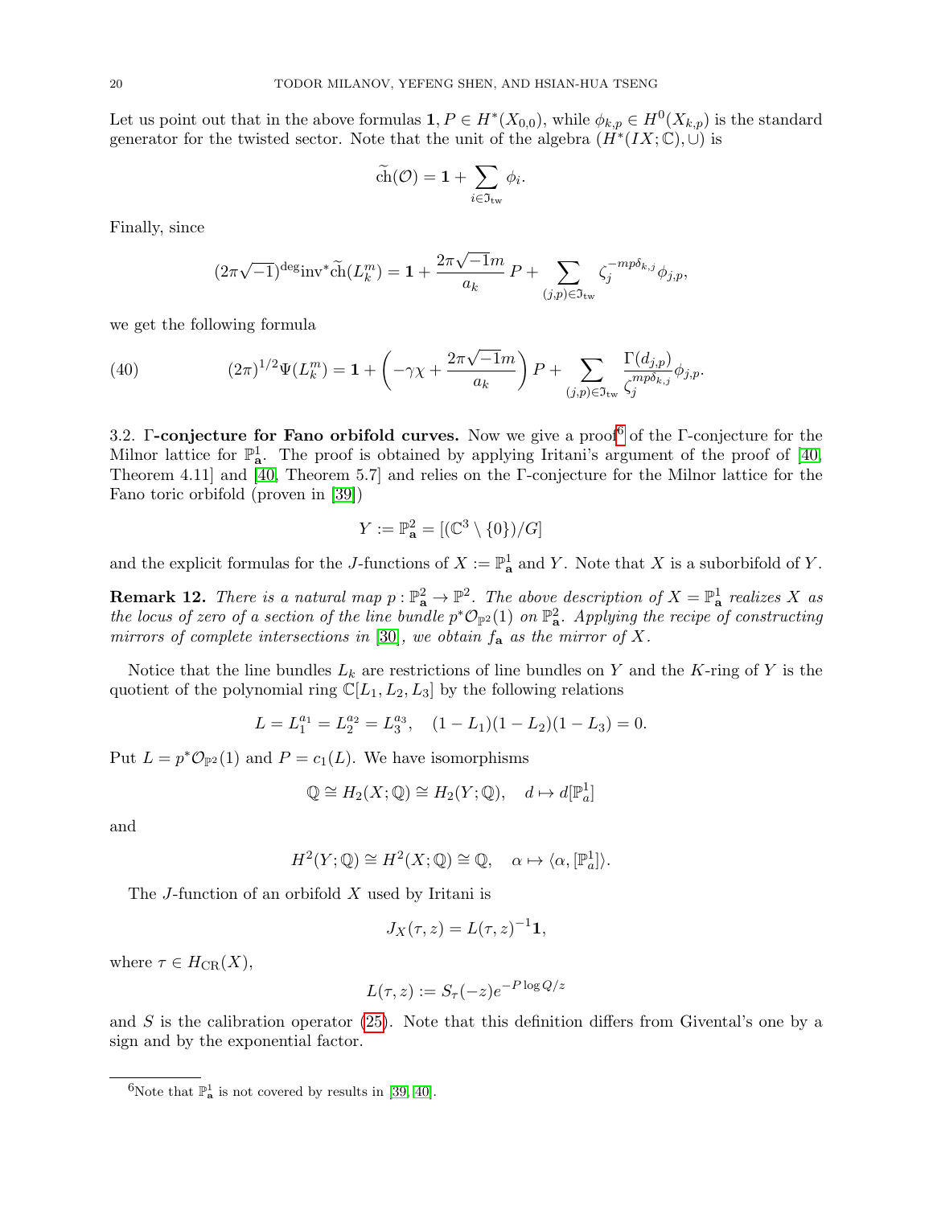Let us point out that in the above formulas $\mathbf{1}, P \in H^*(X_{0,0})$, while $\phi_{k,p} \in H^0(X_{k,p})$ is the standard generator for the twisted sector. Note that the unit of the algebra $(H^*(IX;\mathbb{C}),\cup)$ is

$$\widetilde{\mathrm{ch}}(\mathcal{O}) = \mathbf{1} + \sum_{i\in\mathfrak{I}_{\mathrm{tw}}} \phi_i.$$

Finally, since

$$(2\pi\sqrt{-1})^{\deg}\mathrm{inv}^*\widetilde{\mathrm{ch}}(L_k^m) = \mathbf{1} + \frac{2\pi\sqrt{-1}m}{a_k}\, P + \sum_{(j,p)\in\mathfrak{I}_{\mathrm{tw}}} \zeta_j^{-mp\delta_{k,j}}\phi_{j,p},$$

we get the following formula

$$(2\pi)^{1/2}\Psi(L_k^m) = \mathbf{1} + \left(-\gamma\chi + \frac{2\pi\sqrt{-1}m}{a_k}\right) P + \sum_{(j,p)\in\mathfrak{I}_{\mathrm{tw}}} \frac{\Gamma(d_{j,p})}{\zeta_j^{mp\delta_{k,j}}}\phi_{j,p}. \tag{40}$$

**3.2. Γ-conjecture for Fano orbifold curves.** Now we give a proof[6] of the Γ-conjecture for the Milnor lattice for $\mathbb{P}^1_{\mathbf{a}}$. The proof is obtained by applying Iritani's argument of the proof of [40, Theorem 4.11] and [40, Theorem 5.7] and relies on the Γ-conjecture for the Milnor lattice for the Fano toric orbifold (proven in [39])

$$Y := \mathbb{P}^2_{\mathbf{a}} = [(\mathbb{C}^3\setminus\{0\})/G]$$

and the explicit formulas for the $J$-functions of $X := \mathbb{P}^1_{\mathbf{a}}$ and $Y$. Note that $X$ is a suborbifold of $Y$.

**Remark 12.** *There is a natural map $p : \mathbb{P}^2_{\mathbf{a}} \to \mathbb{P}^2$. The above description of $X = \mathbb{P}^1_{\mathbf{a}}$ realizes $X$ as the locus of zero of a section of the line bundle $p^*\mathcal{O}_{\mathbb{P}^2}(1)$ on $\mathbb{P}^2_{\mathbf{a}}$. Applying the recipe of constructing mirrors of complete intersections in [30], we obtain $f_{\mathbf{a}}$ as the mirror of $X$.*

Notice that the line bundles $L_k$ are restrictions of line bundles on $Y$ and the $K$-ring of $Y$ is the quotient of the polynomial ring $\mathbb{C}[L_1, L_2, L_3]$ by the following relations

$$L = L_1^{a_1} = L_2^{a_2} = L_3^{a_3}, \quad (1-L_1)(1-L_2)(1-L_3) = 0.$$

Put $L = p^*\mathcal{O}_{\mathbb{P}^2}(1)$ and $P = c_1(L)$. We have isomorphisms

$$\mathbb{Q} \cong H_2(X;\mathbb{Q}) \cong H_2(Y;\mathbb{Q}), \quad d \mapsto d[\mathbb{P}^1_a]$$

and

$$H^2(Y;\mathbb{Q}) \cong H^2(X;\mathbb{Q}) \cong \mathbb{Q}, \quad \alpha \mapsto \langle \alpha, [\mathbb{P}^1_a]\rangle.$$

The $J$-function of an orbifold $X$ used by Iritani is

$$J_X(\tau, z) = L(\tau, z)^{-1}\mathbf{1},$$

where $\tau \in H_{\mathrm{CR}}(X)$,

$$L(\tau, z) := S_\tau(-z)e^{-P\log Q/z}$$

and $S$ is the calibration operator (25). Note that this definition differs from Givental's one by a sign and by the exponential factor.

[6] Note that $\mathbb{P}^1_{\mathbf{a}}$ is not covered by results in [39, 40].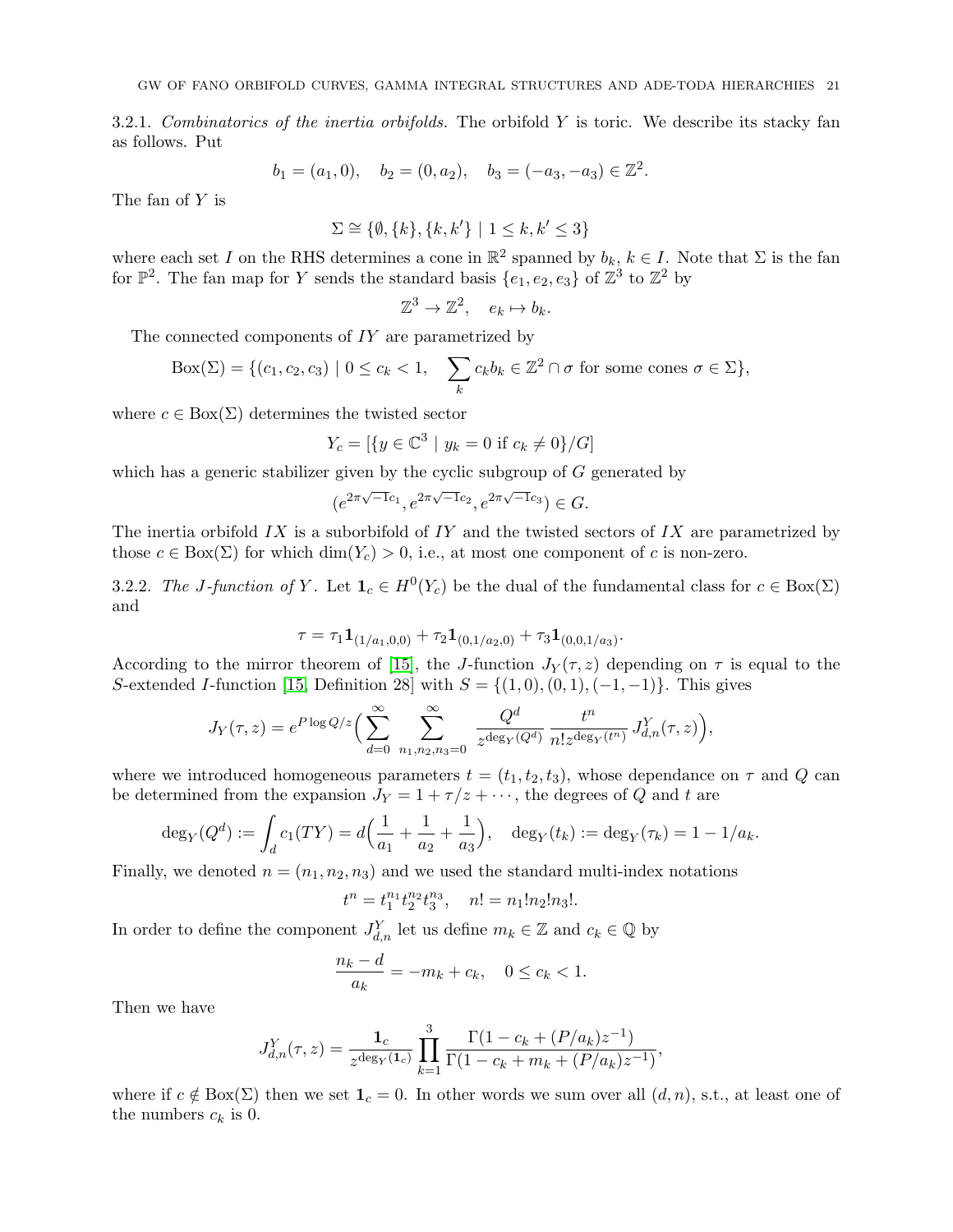3.2.1. *Combinatorics of the inertia orbifolds.* The orbifold $Y$ is toric. We describe its stacky fan as follows. Put

$$b_1 = (a_1, 0), \quad b_2 = (0, a_2), \quad b_3 = (-a_3, -a_3) \in \mathbb{Z}^2.$$

The fan of $Y$ is

$$\Sigma \cong \{\emptyset, \{k\}, \{k, k'\} \mid 1 \le k, k' \le 3\}$$

where each set $I$ on the RHS determines a cone in $\mathbb{R}^2$ spanned by $b_k$, $k \in I$. Note that $\Sigma$ is the fan for $\mathbb{P}^2$. The fan map for $Y$ sends the standard basis $\{e_1, e_2, e_3\}$ of $\mathbb{Z}^3$ to $\mathbb{Z}^2$ by

$$\mathbb{Z}^3 \to \mathbb{Z}^2, \quad e_k \mapsto b_k.$$

The connected components of $IY$ are parametrized by

$$\mathrm{Box}(\Sigma) = \{(c_1, c_2, c_3) \mid 0 \le c_k < 1, \quad \sum_k c_k b_k \in \mathbb{Z}^2 \cap \sigma \text{ for some cones } \sigma \in \Sigma\},$$

where $c \in \mathrm{Box}(\Sigma)$ determines the twisted sector

$$Y_c = [\{y \in \mathbb{C}^3 \mid y_k = 0 \text{ if } c_k \neq 0\}/G]$$

which has a generic stabilizer given by the cyclic subgroup of $G$ generated by

$$(e^{2\pi\sqrt{-1}c_1}, e^{2\pi\sqrt{-1}c_2}, e^{2\pi\sqrt{-1}c_3}) \in G.$$

The inertia orbifold $IX$ is a suborbifold of $IY$ and the twisted sectors of $IX$ are parametrized by those $c \in \mathrm{Box}(\Sigma)$ for which $\dim(Y_c) > 0$, i.e., at most one component of $c$ is non-zero.

3.2.2. *The J-function of $Y$.* Let $\mathbf{1}_c \in H^0(Y_c)$ be the dual of the fundamental class for $c \in \mathrm{Box}(\Sigma)$ and

$$\tau = \tau_1 \mathbf{1}_{(1/a_1, 0, 0)} + \tau_2 \mathbf{1}_{(0, 1/a_2, 0)} + \tau_3 \mathbf{1}_{(0, 0, 1/a_3)}.$$

According to the mirror theorem of [15], the $J$-function $J_Y(\tau, z)$ depending on $\tau$ is equal to the $S$-extended $I$-function [15, Definition 28] with $S = \{(1,0), (0,1), (-1,-1)\}$. This gives

$$J_Y(\tau, z) = e^{P \log Q/z} \Big( \sum_{d=0}^{\infty} \sum_{n_1, n_2, n_3 = 0}^{\infty} \frac{Q^d}{z^{\deg_Y(Q^d)}} \frac{t^n}{n! z^{\deg_Y(t^n)}} J^Y_{d,n}(\tau, z) \Big),$$

where we introduced homogeneous parameters $t = (t_1, t_2, t_3)$, whose dependance on $\tau$ and $Q$ can be determined from the expansion $J_Y = 1 + \tau/z + \cdots$, the degrees of $Q$ and $t$ are

$$\deg_Y(Q^d) := \int_d c_1(TY) = d\Big(\frac{1}{a_1} + \frac{1}{a_2} + \frac{1}{a_3}\Big), \quad \deg_Y(t_k) := \deg_Y(\tau_k) = 1 - 1/a_k.$$

Finally, we denoted $n = (n_1, n_2, n_3)$ and we used the standard multi-index notations

$$t^n = t_1^{n_1} t_2^{n_2} t_3^{n_3}, \quad n! = n_1! n_2! n_3!.$$

In order to define the component $J^Y_{d,n}$ let us define $m_k \in \mathbb{Z}$ and $c_k \in \mathbb{Q}$ by

$$\frac{n_k - d}{a_k} = -m_k + c_k, \quad 0 \le c_k < 1.$$

Then we have

$$J^Y_{d,n}(\tau, z) = \frac{\mathbf{1}_c}{z^{\deg_Y(\mathbf{1}_c)}} \prod_{k=1}^{3} \frac{\Gamma(1 - c_k + (P/a_k)z^{-1})}{\Gamma(1 - c_k + m_k + (P/a_k)z^{-1})},$$

where if $c \notin \mathrm{Box}(\Sigma)$ then we set $\mathbf{1}_c = 0$. In other words we sum over all $(d, n)$, s.t., at least one of the numbers $c_k$ is 0.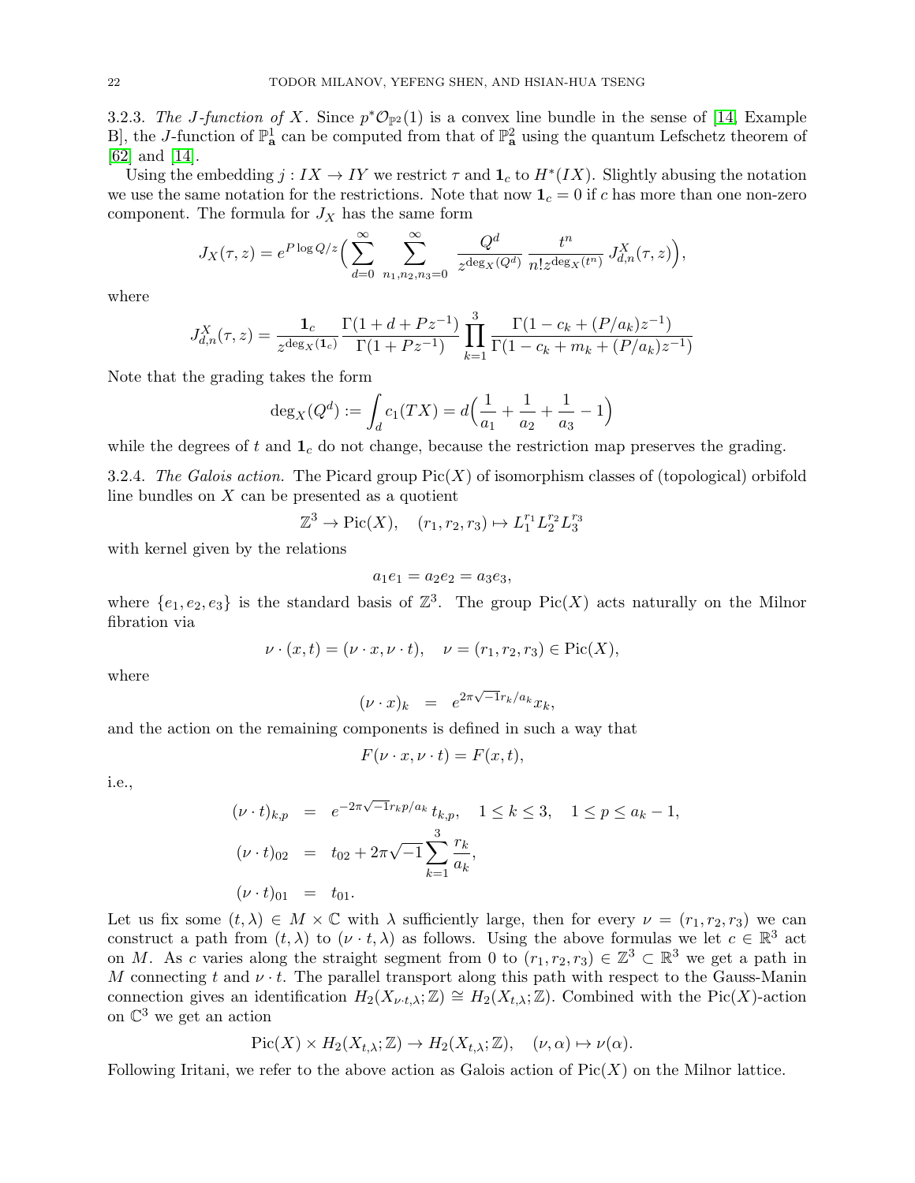3.2.3. *The J-function of X.* Since $p^*\mathcal{O}_{\mathbb{P}^2}(1)$ is a convex line bundle in the sense of [14, Example B], the $J$-function of $\mathbb{P}^1_{\mathbf{a}}$ can be computed from that of $\mathbb{P}^2_{\mathbf{a}}$ using the quantum Lefschetz theorem of [62] and [14].

Using the embedding $j : IX \to IY$ we restrict $\tau$ and $\mathbf{1}_c$ to $H^*(IX)$. Slightly abusing the notation we use the same notation for the restrictions. Note that now $\mathbf{1}_c = 0$ if $c$ has more than one non-zero component. The formula for $J_X$ has the same form

$$J_X(\tau, z) = e^{P\log Q/z}\Big(\sum_{d=0}^{\infty}\sum_{n_1,n_2,n_3=0}^{\infty} \frac{Q^d}{z^{\deg_X(Q^d)}}\, \frac{t^n}{n! z^{\deg_X(t^n)}}\, J^X_{d,n}(\tau, z)\Big),$$

where

$$J^X_{d,n}(\tau, z) = \frac{\mathbf{1}_c}{z^{\deg_X(\mathbf{1}_c)}}\frac{\Gamma(1+d+Pz^{-1})}{\Gamma(1+Pz^{-1})}\prod_{k=1}^{3}\frac{\Gamma(1-c_k+(P/a_k)z^{-1})}{\Gamma(1-c_k+m_k+(P/a_k)z^{-1})}$$

Note that the grading takes the form

$$\deg_X(Q^d) := \int_d c_1(TX) = d\Big(\frac{1}{a_1}+\frac{1}{a_2}+\frac{1}{a_3}-1\Big)$$

while the degrees of $t$ and $\mathbf{1}_c$ do not change, because the restriction map preserves the grading.

3.2.4. *The Galois action.* The Picard group $\mathrm{Pic}(X)$ of isomorphism classes of (topological) orbifold line bundles on $X$ can be presented as a quotient

$$\mathbb{Z}^3 \to \mathrm{Pic}(X), \quad (r_1, r_2, r_3) \mapsto L_1^{r_1}L_2^{r_2}L_3^{r_3}$$

with kernel given by the relations

$$a_1e_1 = a_2e_2 = a_3e_3,$$

where $\{e_1, e_2, e_3\}$ is the standard basis of $\mathbb{Z}^3$. The group $\mathrm{Pic}(X)$ acts naturally on the Milnor fibration via

$$\nu\cdot(x,t) = (\nu\cdot x, \nu\cdot t), \quad \nu = (r_1, r_2, r_3) \in \mathrm{Pic}(X),$$

where

$$(\nu\cdot x)_k \;\;=\;\; e^{2\pi\sqrt{-1}r_k/a_k}x_k,$$

and the action on the remaining components is defined in such a way that

$$F(\nu\cdot x, \nu\cdot t) = F(x,t),$$

i.e.,

$$\begin{aligned}
(\nu\cdot t)_{k,p} &= e^{-2\pi\sqrt{-1}r_kp/a_k}\, t_{k,p}, \quad 1\le k\le 3, \quad 1\le p\le a_k-1,\\
(\nu\cdot t)_{02} &= t_{02} + 2\pi\sqrt{-1}\sum_{k=1}^{3}\frac{r_k}{a_k},\\
(\nu\cdot t)_{01} &= t_{01}.
\end{aligned}$$

Let us fix some $(t,\lambda)\in M\times\mathbb{C}$ with $\lambda$ sufficiently large, then for every $\nu = (r_1, r_2, r_3)$ we can construct a path from $(t,\lambda)$ to $(\nu\cdot t,\lambda)$ as follows. Using the above formulas we let $c\in\mathbb{R}^3$ act on $M$. As $c$ varies along the straight segment from 0 to $(r_1, r_2, r_3)\in\mathbb{Z}^3\subset\mathbb{R}^3$ we get a path in $M$ connecting $t$ and $\nu\cdot t$. The parallel transport along this path with respect to the Gauss-Manin connection gives an identification $H_2(X_{\nu\cdot t,\lambda};\mathbb{Z})\cong H_2(X_{t,\lambda};\mathbb{Z})$. Combined with the $\mathrm{Pic}(X)$-action on $\mathbb{C}^3$ we get an action

$$\mathrm{Pic}(X)\times H_2(X_{t,\lambda};\mathbb{Z})\to H_2(X_{t,\lambda};\mathbb{Z}), \quad (\nu,\alpha)\mapsto\nu(\alpha).$$

Following Iritani, we refer to the above action as Galois action of $\mathrm{Pic}(X)$ on the Milnor lattice.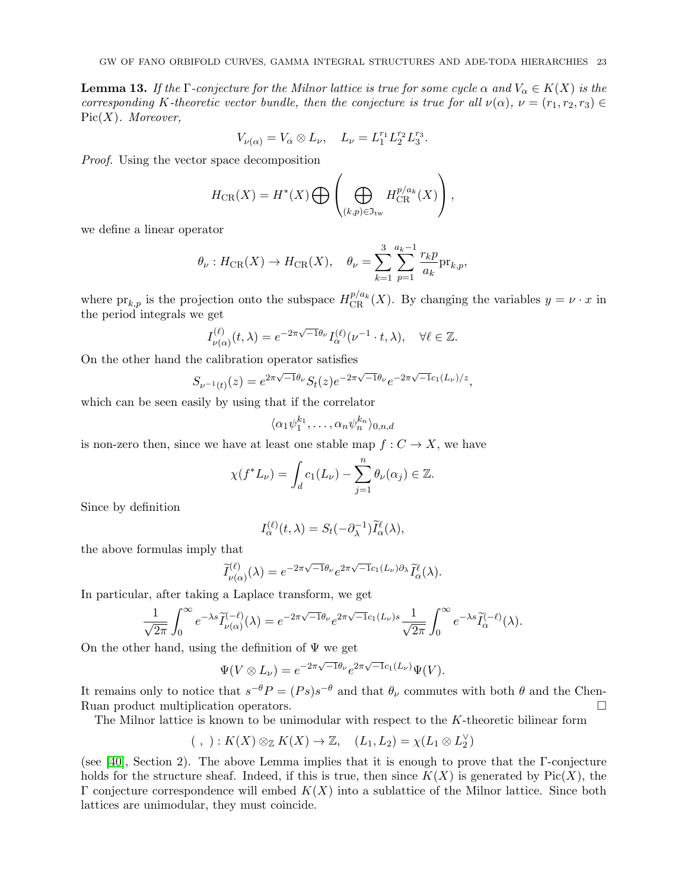**Lemma 13.** *If the $\Gamma$-conjecture for the Milnor lattice is true for some cycle $\alpha$ and $V_\alpha \in K(X)$ is the corresponding $K$-theoretic vector bundle, then the conjecture is true for all $\nu(\alpha)$, $\nu = (r_1, r_2, r_3) \in \mathrm{Pic}(X)$. Moreover,*

$$V_{\nu(\alpha)} = V_\alpha \otimes L_\nu, \quad L_\nu = L_1^{r_1} L_2^{r_2} L_3^{r_3}.$$

*Proof.* Using the vector space decomposition

$$H_{\mathrm{CR}}(X) = H^*(X) \bigoplus \left( \bigoplus_{(k,p)\in \mathfrak{I}_{\mathrm{tw}}} H_{\mathrm{CR}}^{p/a_k}(X) \right),$$

we define a linear operator

$$\theta_\nu : H_{\mathrm{CR}}(X) \to H_{\mathrm{CR}}(X), \quad \theta_\nu = \sum_{k=1}^{3} \sum_{p=1}^{a_k-1} \frac{r_k p}{a_k} \mathrm{pr}_{k,p},$$

where $\mathrm{pr}_{k,p}$ is the projection onto the subspace $H_{\mathrm{CR}}^{p/a_k}(X)$. By changing the variables $y = \nu \cdot x$ in the period integrals we get

$$I^{(\ell)}_{\nu(\alpha)}(t,\lambda) = e^{-2\pi\sqrt{-1}\theta_\nu} I^{(\ell)}_\alpha(\nu^{-1}\cdot t, \lambda), \quad \forall \ell \in \mathbb{Z}.$$

On the other hand the calibration operator satisfies

$$S_{\nu^{-1}(t)}(z) = e^{2\pi\sqrt{-1}\theta_\nu} S_t(z) e^{-2\pi\sqrt{-1}\theta_\nu} e^{-2\pi\sqrt{-1}c_1(L_\nu)/z},$$

which can be seen easily by using that if the correlator

$$\langle \alpha_1\psi_1^{k_1}, \dots, \alpha_n\psi_n^{k_n}\rangle_{0,n,d}$$

is non-zero then, since we have at least one stable map $f : C \to X$, we have

$$\chi(f^*L_\nu) = \int_d c_1(L_\nu) - \sum_{j=1}^{n} \theta_\nu(\alpha_j) \in \mathbb{Z}.$$

Since by definition

$$I^{(\ell)}_\alpha(t,\lambda) = S_t(-\partial_\lambda^{-1}) \widetilde{I}^\ell_\alpha(\lambda),$$

the above formulas imply that

$$\widetilde{I}^{(\ell)}_{\nu(\alpha)}(\lambda) = e^{-2\pi\sqrt{-1}\theta_\nu} e^{2\pi\sqrt{-1}c_1(L_\nu)\partial_\lambda} \widetilde{I}^\ell_\alpha(\lambda).$$

In particular, after taking a Laplace transform, we get

$$\frac{1}{\sqrt{2\pi}} \int_0^\infty e^{-\lambda s} \widetilde{I}^{(-\ell)}_{\nu(\alpha)}(\lambda) = e^{-2\pi\sqrt{-1}\theta_\nu} e^{2\pi\sqrt{-1}c_1(L_\nu)s} \frac{1}{\sqrt{2\pi}} \int_0^\infty e^{-\lambda s} \widetilde{I}^{(-\ell)}_\alpha(\lambda).$$

On the other hand, using the definition of $\Psi$ we get

$$\Psi(V\otimes L_\nu) = e^{-2\pi\sqrt{-1}\theta_\nu} e^{2\pi\sqrt{-1}c_1(L_\nu)} \Psi(V).$$

It remains only to notice that $s^{-\theta}P = (Ps)s^{-\theta}$ and that $\theta_\nu$ commutes with both $\theta$ and the Chen-Ruan product multiplication operators. $\square$

The Milnor lattice is known to be unimodular with respect to the $K$-theoretic bilinear form

$$(\ ,\ ) : K(X)\otimes_{\mathbb{Z}} K(X) \to \mathbb{Z}, \quad (L_1, L_2) = \chi(L_1 \otimes L_2^\vee)$$

(see [40], Section 2). The above Lemma implies that it is enough to prove that the $\Gamma$-conjecture holds for the structure sheaf. Indeed, if this is true, then since $K(X)$ is generated by $\mathrm{Pic}(X)$, the $\Gamma$ conjecture correspondence will embed $K(X)$ into a sublattice of the Milnor lattice. Since both lattices are unimodular, they must coincide.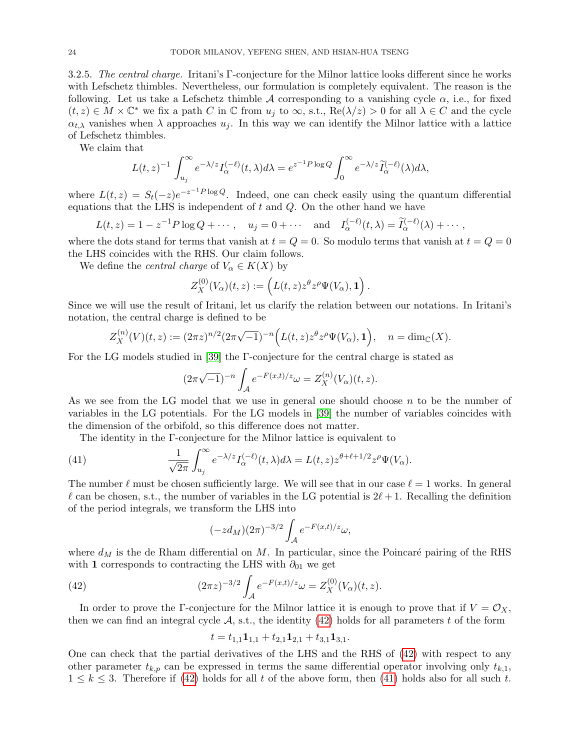3.2.5. *The central charge.* Iritani's Γ-conjecture for the Milnor lattice looks different since he works with Lefschetz thimbles. Nevertheless, our formulation is completely equivalent. The reason is the following. Let us take a Lefschetz thimble $\mathcal{A}$ corresponding to a vanishing cycle $\alpha$, i.e., for fixed $(t,z) \in M \times \mathbb{C}^*$ we fix a path $C$ in $\mathbb{C}$ from $u_j$ to $\infty$, s.t., $\mathrm{Re}(\lambda/z) > 0$ for all $\lambda \in C$ and the cycle $\alpha_{t,\lambda}$ vanishes when $\lambda$ approaches $u_j$. In this way we can identify the Milnor lattice with a lattice of Lefschetz thimbles.

We claim that

$$L(t,z)^{-1} \int_{u_j}^{\infty} e^{-\lambda/z} I^{(-\ell)}_{\alpha}(t,\lambda) d\lambda = e^{z^{-1} P \log Q} \int_0^{\infty} e^{-\lambda/z} \widetilde{I}^{(-\ell)}_{\alpha}(\lambda) d\lambda,$$

where $L(t,z) = S_t(-z) e^{-z^{-1} P \log Q}$. Indeed, one can check easily using the quantum differential equations that the LHS is independent of $t$ and $Q$. On the other hand we have

$$L(t,z) = 1 - z^{-1} P \log Q + \cdots, \quad u_j = 0 + \cdots \quad \text{and} \quad I^{(-\ell)}_{\alpha}(t,\lambda) = \widetilde{I}^{(-\ell)}_{\alpha}(\lambda) + \cdots,$$

where the dots stand for terms that vanish at $t = Q = 0$. So modulo terms that vanish at $t = Q = 0$ the LHS coincides with the RHS. Our claim follows.

We define the *central charge* of $V_\alpha \in K(X)$ by

$$Z^{(0)}_X(V_\alpha)(t,z) := \Big( L(t,z) z^{\theta} z^{\rho} \Psi(V_\alpha), \mathbf{1} \Big).$$

Since we will use the result of Iritani, let us clarify the relation between our notations. In Iritani's notation, the central charge is defined to be

$$Z^{(n)}_X(V)(t,z) := (2\pi z)^{n/2} (2\pi\sqrt{-1})^{-n} \Big( L(t,z) z^{\theta} z^{\rho} \Psi(V_\alpha), \mathbf{1} \Big), \quad n = \dim_{\mathbb{C}}(X).$$

For the LG models studied in [39] the Γ-conjecture for the central charge is stated as

$$(2\pi\sqrt{-1})^{-n} \int_{\mathcal{A}} e^{-F(x,t)/z} \omega = Z^{(n)}_X(V_\alpha)(t,z).$$

As we see from the LG model that we use in general one should choose $n$ to be the number of variables in the LG potentials. For the LG models in [39] the number of variables coincides with the dimension of the orbifold, so this difference does not matter.

The identity in the Γ-conjecture for the Milnor lattice is equivalent to

$$\frac{1}{\sqrt{2\pi}} \int_{u_j}^{\infty} e^{-\lambda/z} I^{(-\ell)}_{\alpha}(t,\lambda) d\lambda = L(t,z) z^{\theta+\ell+1/2} z^{\rho} \Psi(V_\alpha). \tag{41}$$

The number $\ell$ must be chosen sufficiently large. We will see that in our case $\ell = 1$ works. In general $\ell$ can be chosen, s.t., the number of variables in the LG potential is $2\ell+1$. Recalling the definition of the period integrals, we transform the LHS into

$$(-z d_M)(2\pi)^{-3/2} \int_{\mathcal{A}} e^{-F(x,t)/z} \omega,$$

where $d_M$ is the de Rham differential on $M$. In particular, since the Poincaré pairing of the RHS with $\mathbf{1}$ corresponds to contracting the LHS with $\partial_{01}$ we get

$$(2\pi z)^{-3/2} \int_{\mathcal{A}} e^{-F(x,t)/z} \omega = Z^{(0)}_X(V_\alpha)(t,z). \tag{42}$$

In order to prove the Γ-conjecture for the Milnor lattice it is enough to prove that if $V = \mathcal{O}_X$, then we can find an integral cycle $\mathcal{A}$, s.t., the identity (42) holds for all parameters $t$ of the form

$$t = t_{1,1} \mathbf{1}_{1,1} + t_{2,1} \mathbf{1}_{2,1} + t_{3,1} \mathbf{1}_{3,1}.$$

One can check that the partial derivatives of the LHS and the RHS of (42) with respect to any other parameter $t_{k,p}$ can be expressed in terms the same differential operator involving only $t_{k,1}$, $1 \le k \le 3$. Therefore if (42) holds for all $t$ of the above form, then (41) holds also for all such $t$.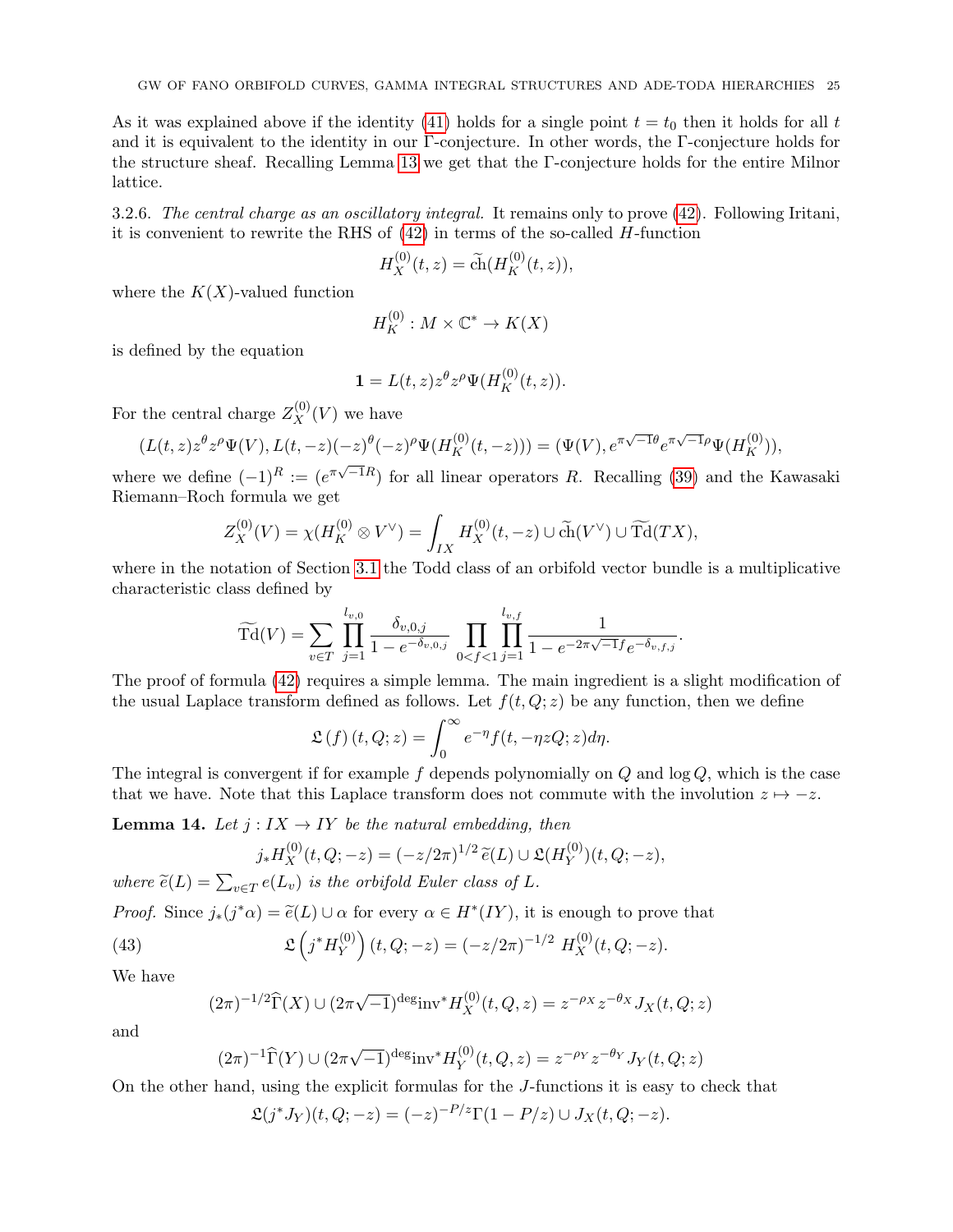As it was explained above if the identity (41) holds for a single point $t = t_0$ then it holds for all $t$ and it is equivalent to the identity in our $\Gamma$-conjecture. In other words, the $\Gamma$-conjecture holds for the structure sheaf. Recalling Lemma 13 we get that the $\Gamma$-conjecture holds for the entire Milnor lattice.

3.2.6. *The central charge as an oscillatory integral.* It remains only to prove (42). Following Iritani, it is convenient to rewrite the RHS of (42) in terms of the so-called $H$-function

$$H_X^{(0)}(t,z) = \widetilde{\mathrm{ch}}(H_K^{(0)}(t,z)),$$

where the $K(X)$-valued function

$$H_K^{(0)} : M \times \mathbb{C}^* \to K(X)$$

is defined by the equation

$$\mathbf{1} = L(t,z) z^{\theta} z^{\rho} \Psi(H_K^{(0)}(t,z)).$$

For the central charge $Z_X^{(0)}(V)$ we have

$$(L(t,z)z^{\theta}z^{\rho}\Psi(V), L(t,-z)(-z)^{\theta}(-z)^{\rho}\Psi(H_K^{(0)}(t,-z))) = (\Psi(V), e^{\pi\sqrt{-1}\theta}e^{\pi\sqrt{-1}\rho}\Psi(H_K^{(0)})),$$

where we define $(-1)^R := (e^{\pi\sqrt{-1}R})$ for all linear operators $R$. Recalling (39) and the Kawasaki Riemann–Roch formula we get

$$Z_X^{(0)}(V) = \chi(H_K^{(0)} \otimes V^\vee) = \int_{IX} H_X^{(0)}(t,-z) \cup \widetilde{\mathrm{ch}}(V^\vee) \cup \widetilde{\mathrm{Td}}(TX),$$

where in the notation of Section 3.1 the Todd class of an orbifold vector bundle is a multiplicative characteristic class defined by

$$\widetilde{\mathrm{Td}}(V) = \sum_{v\in T} \prod_{j=1}^{l_{v,0}} \frac{\delta_{v,0,j}}{1-e^{-\delta_{v,0,j}}} \prod_{0<f<1} \prod_{j=1}^{l_{v,f}} \frac{1}{1-e^{-2\pi\sqrt{-1}f}e^{-\delta_{v,f,j}}}.$$

The proof of formula (42) requires a simple lemma. The main ingredient is a slight modification of the usual Laplace transform defined as follows. Let $f(t,Q;z)$ be any function, then we define

$$\mathfrak{L}\,(f)\,(t,Q;z) = \int_0^\infty e^{-\eta} f(t,-\eta z Q; z) d\eta.$$

The integral is convergent if for example $f$ depends polynomially on $Q$ and $\log Q$, which is the case that we have. Note that this Laplace transform does not commute with the involution $z \mapsto -z$.

**Lemma 14.** *Let $j : IX \to IY$ be the natural embedding, then*

$$j_* H_X^{(0)}(t,Q;-z) = (-z/2\pi)^{1/2}\,\widetilde{e}(L) \cup \mathfrak{L}(H_Y^{(0)})(t,Q;-z),$$

*where $\widetilde{e}(L) = \sum_{v\in T} e(L_v)$ is the orbifold Euler class of $L$.*

*Proof.* Since $j_*(j^*\alpha) = \widetilde{e}(L) \cup \alpha$ for every $\alpha \in H^*(IY)$, it is enough to prove that

$$\mathfrak{L}\left(j^* H_Y^{(0)}\right)(t,Q;-z) = (-z/2\pi)^{-1/2}\; H_X^{(0)}(t,Q;-z). \tag{43}$$

We have

$$(2\pi)^{-1/2}\widehat{\Gamma}(X) \cup (2\pi\sqrt{-1})^{\deg} \mathrm{inv}^* H_X^{(0)}(t,Q,z) = z^{-\rho_X} z^{-\theta_X} J_X(t,Q;z)$$

and

$$(2\pi)^{-1}\widehat{\Gamma}(Y) \cup (2\pi\sqrt{-1})^{\deg} \mathrm{inv}^* H_Y^{(0)}(t,Q,z) = z^{-\rho_Y} z^{-\theta_Y} J_Y(t,Q;z)$$

On the other hand, using the explicit formulas for the $J$-functions it is easy to check that

$$\mathfrak{L}(j^* J_Y)(t,Q;-z) = (-z)^{-P/z}\Gamma(1-P/z) \cup J_X(t,Q;-z).$$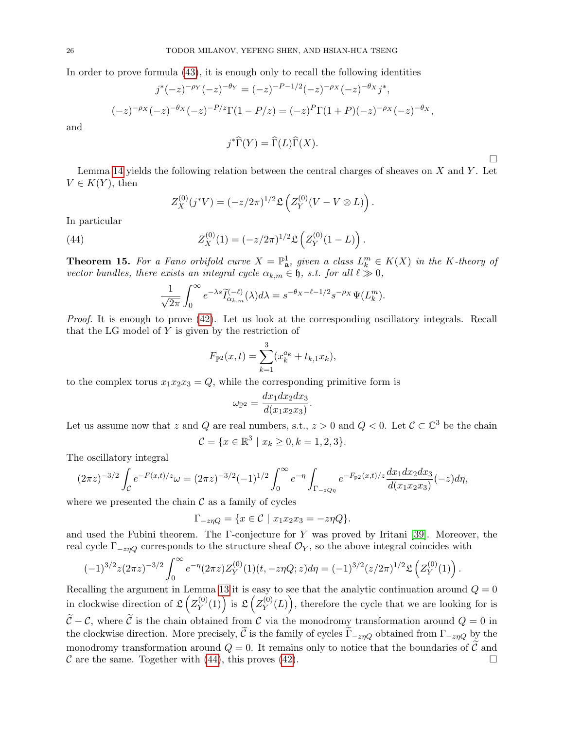In order to prove formula (43), it is enough only to recall the following identities

$$j^*(-z)^{-\rho_Y}(-z)^{-\theta_Y} = (-z)^{-P-1/2}(-z)^{-\rho_X}(-z)^{-\theta_X} j^*,$$

$$(-z)^{-\rho_X}(-z)^{-\theta_X}(-z)^{-P/z}\Gamma(1-P/z) = (-z)^{P}\Gamma(1+P)(-z)^{-\rho_X}(-z)^{-\theta_X},$$

and

$$j^*\widehat{\Gamma}(Y) = \widehat{\Gamma}(L)\widehat{\Gamma}(X).$$

□

Lemma 14 yields the following relation between the central charges of sheaves on $X$ and $Y$. Let $V \in K(Y)$, then

$$Z_X^{(0)}(j^*V) = (-z/2\pi)^{1/2}\mathfrak{L}\left(Z_Y^{(0)}(V - V\otimes L)\right).$$

In particular

$$Z_X^{(0)}(1) = (-z/2\pi)^{1/2}\mathfrak{L}\left(Z_Y^{(0)}(1-L)\right). \tag{44}$$

**Theorem 15.** *For a Fano orbifold curve $X = \mathbb{P}^1_{\mathbf{a}}$, given a class $L_k^m \in K(X)$ in the K-theory of vector bundles, there exists an integral cycle $\alpha_{k,m} \in \mathfrak{h}$, s.t. for all $\ell \gg 0$,*

$$\frac{1}{\sqrt{2\pi}}\int_0^\infty e^{-\lambda s}\widetilde{I}^{(-\ell)}_{\alpha_{k,m}}(\lambda)d\lambda = s^{-\theta_X-\ell-1/2}s^{-\rho_X}\Psi(L_k^m).$$

*Proof.* It is enough to prove (42). Let us look at the corresponding oscillatory integrals. Recall that the LG model of $Y$ is given by the restriction of

$$F_{\mathbb{P}^2}(x,t) = \sum_{k=1}^{3}(x_k^{a_k} + t_{k,1}x_k),$$

to the complex torus $x_1x_2x_3 = Q$, while the corresponding primitive form is

$$\omega_{\mathbb{P}^2} = \frac{dx_1dx_2dx_3}{d(x_1x_2x_3)}.$$

Let us assume now that $z$ and $Q$ are real numbers, s.t., $z > 0$ and $Q < 0$. Let $\mathcal{C} \subset \mathbb{C}^3$ be the chain

$$\mathcal{C} = \{x \in \mathbb{R}^3 \mid x_k \geq 0, k = 1,2,3\}.$$

The oscillatory integral

$$(2\pi z)^{-3/2}\int_{\mathcal{C}} e^{-F(x,t)/z}\omega = (2\pi z)^{-3/2}(-1)^{1/2}\int_0^\infty e^{-\eta}\int_{\Gamma_{-zQ\eta}} e^{-F_{\mathbb{P}^2}(x,t)/z}\frac{dx_1dx_2dx_3}{d(x_1x_2x_3)}(-z)d\eta,$$

where we presented the chain $\mathcal{C}$ as a family of cycles

$$\Gamma_{-z\eta Q} = \{x \in \mathcal{C} \mid x_1x_2x_3 = -z\eta Q\}.$$

and used the Fubini theorem. The Γ-conjecture for $Y$ was proved by Iritani [39]. Moreover, the real cycle $\Gamma_{-z\eta Q}$ corresponds to the structure sheaf $\mathcal{O}_Y$, so the above integral coincides with

$$(-1)^{3/2}z(2\pi z)^{-3/2}\int_0^\infty e^{-\eta}(2\pi z)Z_Y^{(0)}(1)(t, -z\eta Q; z)d\eta = (-1)^{3/2}(z/2\pi)^{1/2}\mathfrak{L}\left(Z_Y^{(0)}(1)\right).$$

Recalling the argument in Lemma 13 it is easy to see that the analytic continuation around $Q = 0$ in clockwise direction of $\mathfrak{L}\left(Z_Y^{(0)}(1)\right)$ is $\mathfrak{L}\left(Z_Y^{(0)}(L)\right)$, therefore the cycle that we are looking for is $\widetilde{\mathcal{C}} - \mathcal{C}$, where $\widetilde{\mathcal{C}}$ is the chain obtained from $\mathcal{C}$ via the monodromy transformation around $Q = 0$ in the clockwise direction. More precisely, $\widetilde{\mathcal{C}}$ is the family of cycles $\widetilde{\Gamma}_{-z\eta Q}$ obtained from $\Gamma_{-z\eta Q}$ by the monodromy transformation around $Q = 0$. It remains only to notice that the boundaries of $\widetilde{\mathcal{C}}$ and $\mathcal{C}$ are the same. Together with (44), this proves (42). □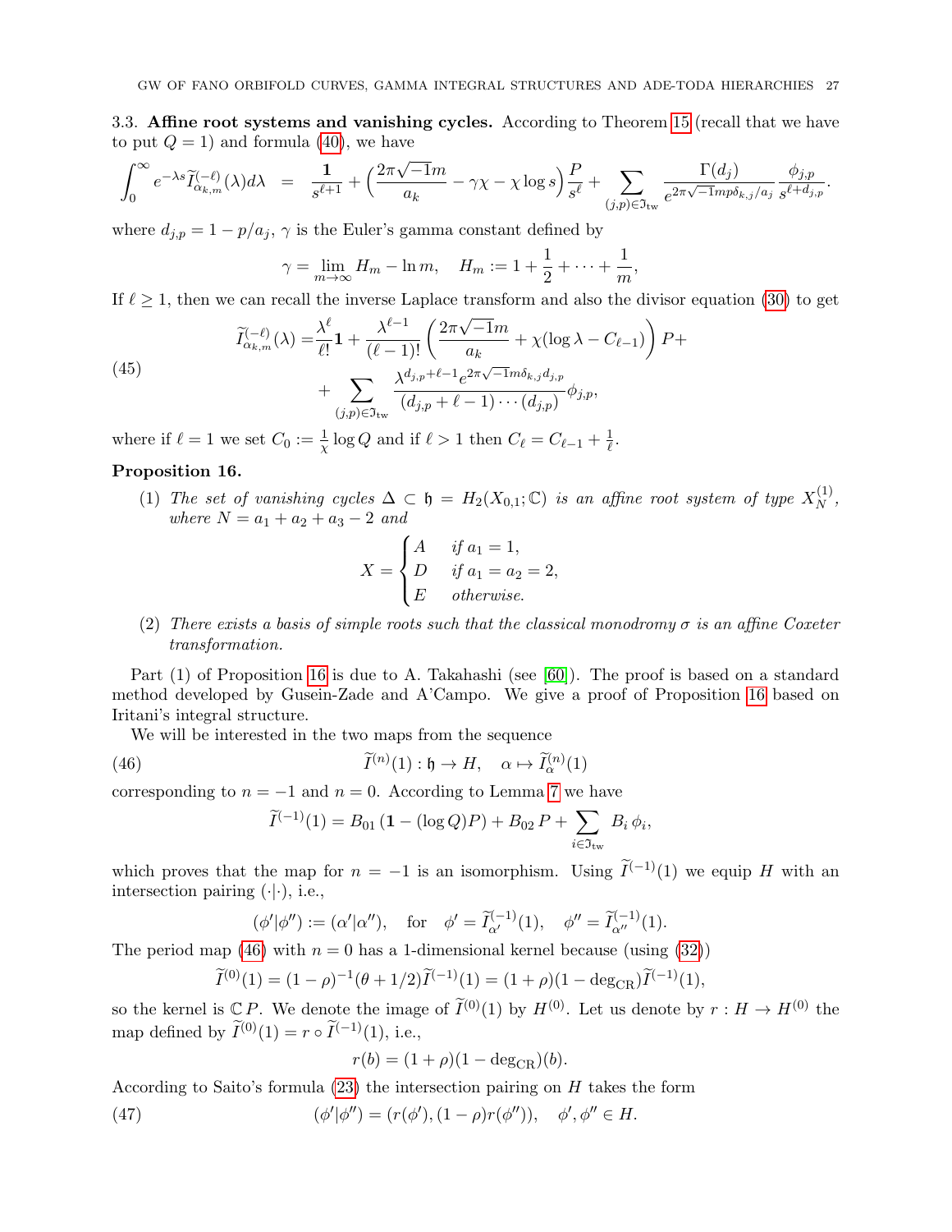### 3.3. Affine root systems and vanishing cycles.

According to Theorem 15 (recall that we have to put $Q=1$) and formula (40), we have

$$\int_0^\infty e^{-\lambda s}\widetilde{I}^{(-\ell)}_{\alpha_{k,m}}(\lambda)d\lambda \;=\; \frac{\mathbf{1}}{s^{\ell+1}} + \Big(\frac{2\pi\sqrt{-1}m}{a_k} - \gamma\chi - \chi\log s\Big)\frac{P}{s^\ell} + \sum_{(j,p)\in\mathfrak{I}_{\rm tw}} \frac{\Gamma(d_j)}{e^{2\pi\sqrt{-1}mp\delta_{k,j}/a_j}}\frac{\phi_{j,p}}{s^{\ell+d_{j,p}}}.$$

where $d_{j,p}=1-p/a_j$, $\gamma$ is the Euler's gamma constant defined by

$$\gamma=\lim_{m\to\infty} H_m - \ln m,\quad H_m:=1+\frac{1}{2}+\cdots+\frac{1}{m},$$

If $\ell\geq 1$, then we can recall the inverse Laplace transform and also the divisor equation (30) to get

$$\begin{aligned}\widetilde{I}^{(-\ell)}_{\alpha_{k,m}}(\lambda) =& \frac{\lambda^\ell}{\ell!}\mathbf{1} + \frac{\lambda^{\ell-1}}{(\ell-1)!}\left(\frac{2\pi\sqrt{-1}m}{a_k}+\chi(\log\lambda - C_{\ell-1})\right)P + \\ &+\sum_{(j,p)\in\mathfrak{I}_{\rm tw}} \frac{\lambda^{d_{j,p}+\ell-1}e^{2\pi\sqrt{-1}m\delta_{k,j}d_{j,p}}}{(d_{j,p}+\ell-1)\cdots(d_{j,p})}\phi_{j,p},\end{aligned}\tag{45}$$

where if $\ell=1$ we set $C_0:=\frac{1}{\chi}\log Q$ and if $\ell>1$ then $C_\ell = C_{\ell-1}+\frac{1}{\ell}$.

**Proposition 16.**

1. *The set of vanishing cycles $\Delta\subset\mathfrak{h}=H_2(X_{0,1};\mathbb{C})$ is an affine root system of type $X_N^{(1)}$, where $N=a_1+a_2+a_3-2$ and*
$$X=\begin{cases} A & \text{if } a_1=1,\\ D & \text{if } a_1=a_2=2,\\ E & \text{otherwise.}\end{cases}$$
2. *There exists a basis of simple roots such that the classical monodromy $\sigma$ is an affine Coxeter transformation.*

Part (1) of Proposition 16 is due to A. Takahashi (see [60]). The proof is based on a standard method developed by Gusein-Zade and A'Campo. We give a proof of Proposition 16 based on Iritani's integral structure.

We will be interested in the two maps from the sequence

$$\widetilde{I}^{(n)}(1):\mathfrak{h}\to H,\quad \alpha\mapsto \widetilde{I}^{(n)}_\alpha(1)\tag{46}$$

corresponding to $n=-1$ and $n=0$. According to Lemma 7 we have

$$\widetilde{I}^{(-1)}(1) = B_{01}\,(\mathbf{1}-(\log Q)P) + B_{02}\,P + \sum_{i\in\mathfrak{I}_{\rm tw}} B_i\,\phi_i,$$

which proves that the map for $n=-1$ is an isomorphism. Using $\widetilde{I}^{(-1)}(1)$ we equip $H$ with an intersection pairing $(\cdot|\cdot)$, i.e.,

$$(\phi'|\phi''):=(\alpha'|\alpha''),\quad\text{for}\quad \phi'=\widetilde{I}^{(-1)}_{\alpha'}(1),\quad \phi''=\widetilde{I}^{(-1)}_{\alpha''}(1).$$

The period map (46) with $n=0$ has a 1-dimensional kernel because (using (32))

$$\widetilde{I}^{(0)}(1) = (1-\rho)^{-1}(\theta+1/2)\widetilde{I}^{(-1)}(1) = (1+\rho)(1-\deg_{\rm CR})\widetilde{I}^{(-1)}(1),$$

so the kernel is $\mathbb{C}\,P$. We denote the image of $\widetilde{I}^{(0)}(1)$ by $H^{(0)}$. Let us denote by $r:H\to H^{(0)}$ the map defined by $\widetilde{I}^{(0)}(1)=r\circ\widetilde{I}^{(-1)}(1)$, i.e.,

$$r(b)=(1+\rho)(1-\deg_{\rm CR})(b).$$

According to Saito's formula (23) the intersection pairing on $H$ takes the form

$$(\phi'|\phi'')=(r(\phi'),(1-\rho)r(\phi'')),\quad \phi',\phi''\in H.\tag{47}$$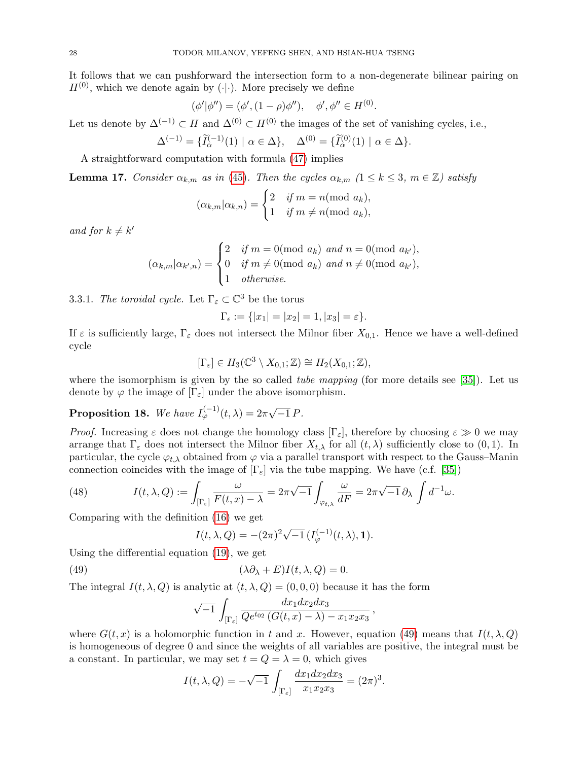It follows that we can pushforward the intersection form to a non-degenerate bilinear pairing on $H^{(0)}$, which we denote again by $(\cdot|\cdot)$. More precisely we define

$$(\phi'|\phi'') = (\phi', (1-\rho)\phi''), \quad \phi', \phi'' \in H^{(0)}.$$

Let us denote by $\Delta^{(-1)} \subset H$ and $\Delta^{(0)} \subset H^{(0)}$ the images of the set of vanishing cycles, i.e.,

$$\Delta^{(-1)} = \{\widetilde{I}^{(-1)}_\alpha(1) \mid \alpha \in \Delta\}, \quad \Delta^{(0)} = \{\widetilde{I}^{(0)}_\alpha(1) \mid \alpha \in \Delta\}.$$

A straightforward computation with formula (47) implies

**Lemma 17.** *Consider $\alpha_{k,m}$ as in (45). Then the cycles $\alpha_{k,m}$ ($1 \leq k \leq 3$, $m \in \mathbb{Z}$) satisfy*

$$(\alpha_{k,m}|\alpha_{k,n}) = \begin{cases} 2 & \text{if } m = n (\text{mod } a_k), \\ 1 & \text{if } m \neq n (\text{mod } a_k), \end{cases}$$

*and for $k \neq k'$*

$$(\alpha_{k,m}|\alpha_{k',n}) = \begin{cases} 2 & \text{if } m = 0 (\text{mod } a_k) \text{ and } n = 0 (\text{mod } a_{k'}), \\ 0 & \text{if } m \neq 0 (\text{mod } a_k) \text{ and } n \neq 0 (\text{mod } a_{k'}), \\ 1 & \text{otherwise.} \end{cases}$$

3.3.1. *The toroidal cycle.* Let $\Gamma_\varepsilon \subset \mathbb{C}^3$ be the torus

$$\Gamma_\epsilon := \{|x_1| = |x_2| = 1, |x_3| = \varepsilon\}.$$

If $\varepsilon$ is sufficiently large, $\Gamma_\varepsilon$ does not intersect the Milnor fiber $X_{0,1}$. Hence we have a well-defined cycle

$$[\Gamma_\varepsilon] \in H_3(\mathbb{C}^3 \setminus X_{0,1}; \mathbb{Z}) \cong H_2(X_{0,1}; \mathbb{Z}),$$

where the isomorphism is given by the so called *tube mapping* (for more details see [35]). Let us denote by $\varphi$ the image of $[\Gamma_\varepsilon]$ under the above isomorphism.

**Proposition 18.** *We have $I^{(-1)}_\varphi(t,\lambda) = 2\pi\sqrt{-1}\, P$.*

*Proof.* Increasing $\varepsilon$ does not change the homology class $[\Gamma_\varepsilon]$, therefore by choosing $\varepsilon \gg 0$ we may arrange that $\Gamma_\varepsilon$ does not intersect the Milnor fiber $X_{t,\lambda}$ for all $(t,\lambda)$ sufficiently close to $(0,1)$. In particular, the cycle $\varphi_{t,\lambda}$ obtained from $\varphi$ via a parallel transport with respect to the Gauss–Manin connection coincides with the image of $[\Gamma_\varepsilon]$ via the tube mapping. We have (c.f. [35])

$$I(t,\lambda,Q) := \int_{[\Gamma_\varepsilon]} \frac{\omega}{F(t,x)-\lambda} = 2\pi\sqrt{-1} \int_{\varphi_{t,\lambda}} \frac{\omega}{dF} = 2\pi\sqrt{-1}\, \partial_\lambda \int d^{-1}\omega. \tag{48}$$

Comparing with the definition (16) we get

$$I(t,\lambda,Q) = -(2\pi)^2\sqrt{-1}\, (I^{(-1)}_\varphi(t,\lambda), \mathbf{1}).$$

Using the differential equation (19), we get

$$(\lambda\partial_\lambda + E) I(t,\lambda,Q) = 0. \tag{49}$$

The integral $I(t,\lambda,Q)$ is analytic at $(t,\lambda,Q) = (0,0,0)$ because it has the form

$$\sqrt{-1} \int_{[\Gamma_\varepsilon]} \frac{dx_1 dx_2 dx_3}{Qe^{t_{02}}\,(G(t,x)-\lambda) - x_1x_2x_3}\,,$$

where $G(t,x)$ is a holomorphic function in $t$ and $x$. However, equation (49) means that $I(t,\lambda,Q)$ is homogeneous of degree 0 and since the weights of all variables are positive, the integral must be a constant. In particular, we may set $t = Q = \lambda = 0$, which gives

$$I(t,\lambda,Q) = -\sqrt{-1} \int_{[\Gamma_\varepsilon]} \frac{dx_1dx_2dx_3}{x_1x_2x_3} = (2\pi)^3.$$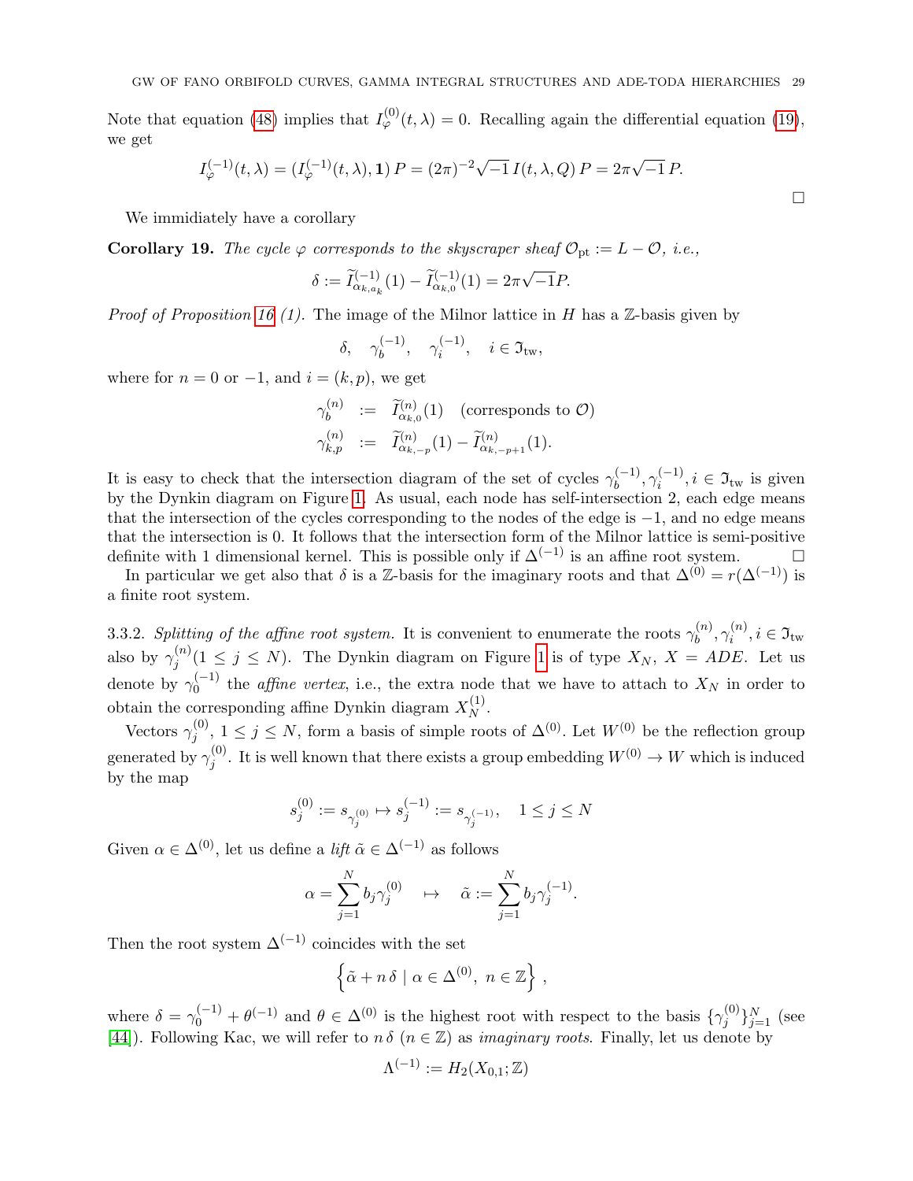Note that equation (48) implies that $I^{(0)}_{\varphi}(t,\lambda)=0$. Recalling again the differential equation (19), we get

$$I^{(-1)}_{\varphi}(t,\lambda)=(I^{(-1)}_{\varphi}(t,\lambda),\mathbf{1})\,P=(2\pi)^{-2}\sqrt{-1}\,I(t,\lambda,Q)\,P=2\pi\sqrt{-1}\,P.$$

□

We immidiately have a corollary

**Corollary 19.** *The cycle $\varphi$ corresponds to the skyscraper sheaf $\mathcal{O}_{\rm pt}:=L-\mathcal{O}$, i.e.,*

$$\delta:=\widetilde{I}^{(-1)}_{\alpha_{k,a_k}}(1)-\widetilde{I}^{(-1)}_{\alpha_{k,0}}(1)=2\pi\sqrt{-1}P.$$

*Proof of Proposition 16 (1).* The image of the Milnor lattice in $H$ has a $\mathbb{Z}$-basis given by

$$\delta,\quad \gamma^{(-1)}_b,\quad \gamma^{(-1)}_i,\quad i\in\mathfrak{I}_{\rm tw},$$

where for $n=0$ or $-1$, and $i=(k,p)$, we get

$$\begin{aligned}
\gamma^{(n)}_b &:= \widetilde{I}^{(n)}_{\alpha_{k,0}}(1)\quad \text{(corresponds to } \mathcal{O}\text{)}\\
\gamma^{(n)}_{k,p} &:= \widetilde{I}^{(n)}_{\alpha_{k,-p}}(1)-\widetilde{I}^{(n)}_{\alpha_{k,-p+1}}(1).
\end{aligned}$$

It is easy to check that the intersection diagram of the set of cycles $\gamma^{(-1)}_b,\gamma^{(-1)}_i, i\in\mathfrak{I}_{\rm tw}$ is given by the Dynkin diagram on Figure 1. As usual, each node has self-intersection 2, each edge means that the intersection of the cycles corresponding to the nodes of the edge is $-1$, and no edge means that the intersection is 0. It follows that the intersection form of the Milnor lattice is semi-positive definite with 1 dimensional kernel. This is possible only if $\Delta^{(-1)}$ is an affine root system. □

In particular we get also that $\delta$ is a $\mathbb{Z}$-basis for the imaginary roots and that $\Delta^{(0)}=r(\Delta^{(-1)})$ is a finite root system.

3.3.2. *Splitting of the affine root system.* It is convenient to enumerate the roots $\gamma^{(n)}_b,\gamma^{(n)}_i, i\in\mathfrak{I}_{\rm tw}$ also by $\gamma^{(n)}_j(1\leq j\leq N)$. The Dynkin diagram on Figure 1 is of type $X_N$, $X=ADE$. Let us denote by $\gamma^{(-1)}_0$ the *affine vertex*, i.e., the extra node that we have to attach to $X_N$ in order to obtain the corresponding affine Dynkin diagram $X^{(1)}_N$.

Vectors $\gamma^{(0)}_j$, $1\leq j\leq N$, form a basis of simple roots of $\Delta^{(0)}$. Let $W^{(0)}$ be the reflection group generated by $\gamma^{(0)}_j$. It is well known that there exists a group embedding $W^{(0)}\to W$ which is induced by the map

$$s^{(0)}_j:=s_{\gamma^{(0)}_j}\mapsto s^{(-1)}_j:=s_{\gamma^{(-1)}_j},\quad 1\leq j\leq N$$

Given $\alpha\in\Delta^{(0)}$, let us define a *lift* $\tilde{\alpha}\in\Delta^{(-1)}$ as follows

$$\alpha=\sum_{j=1}^N b_j\gamma^{(0)}_j\quad\mapsto\quad \tilde{\alpha}:=\sum_{j=1}^N b_j\gamma^{(-1)}_j.$$

Then the root system $\Delta^{(-1)}$ coincides with the set

$$\left\{\tilde{\alpha}+n\,\delta\mid \alpha\in\Delta^{(0)},\ n\in\mathbb{Z}\right\},$$

where $\delta=\gamma^{(-1)}_0+\theta^{(-1)}$ and $\theta\in\Delta^{(0)}$ is the highest root with respect to the basis $\{\gamma^{(0)}_j\}_{j=1}^N$ (see [44]). Following Kac, we will refer to $n\,\delta$ ($n\in\mathbb{Z}$) as *imaginary roots*. Finally, let us denote by

$$\Lambda^{(-1)}:=H_2(X_{0,1};\mathbb{Z})$$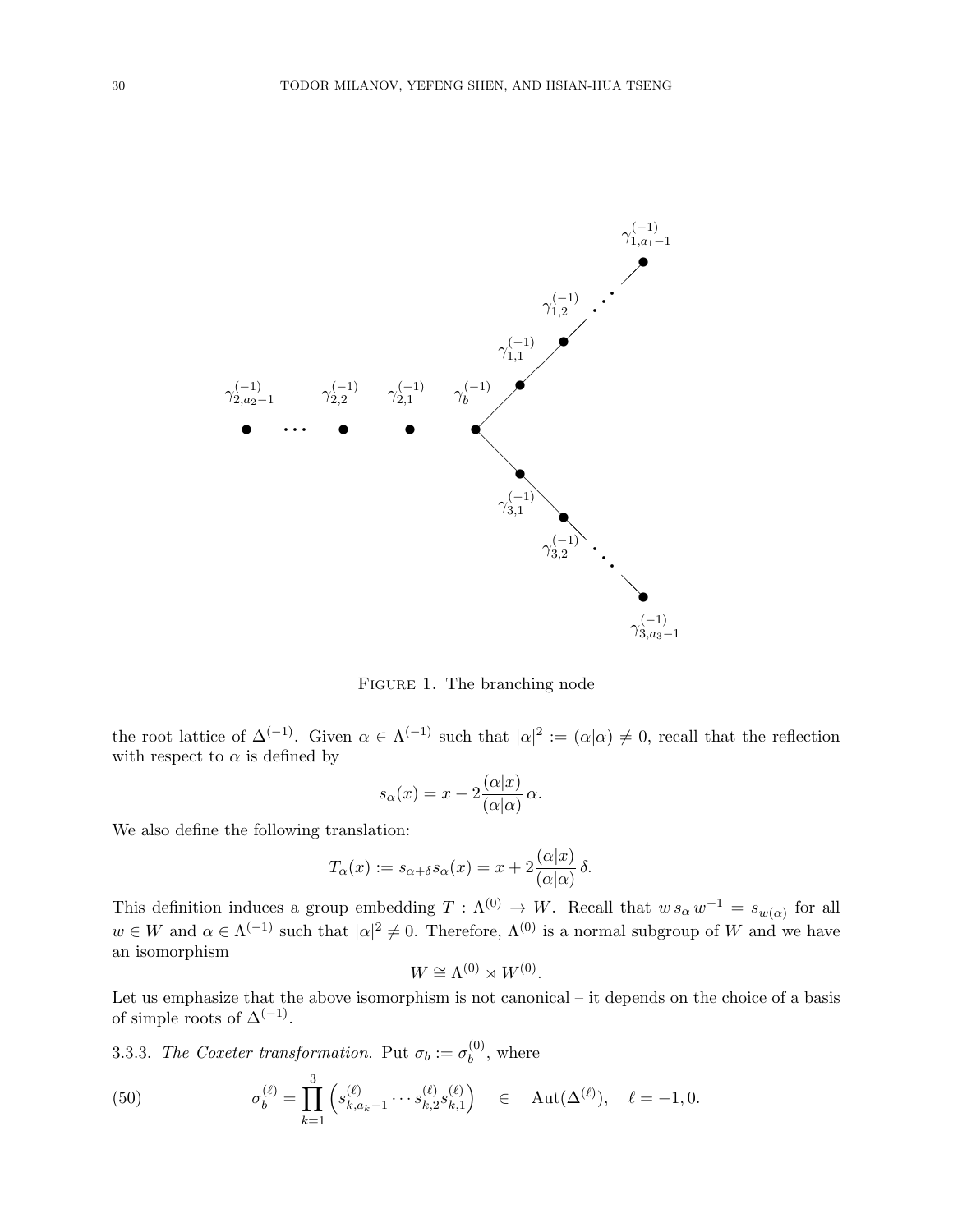Figure 1. The branching node

the root lattice of $\Delta^{(-1)}$. Given $\alpha \in \Lambda^{(-1)}$ such that $|\alpha|^2 := (\alpha|\alpha) \neq 0$, recall that the reflection with respect to $\alpha$ is defined by

$$s_\alpha(x) = x - 2\frac{(\alpha|x)}{(\alpha|\alpha)}\,\alpha.$$

We also define the following translation:

$$T_\alpha(x) := s_{\alpha+\delta}s_\alpha(x) = x + 2\frac{(\alpha|x)}{(\alpha|\alpha)}\,\delta.$$

This definition induces a group embedding $T : \Lambda^{(0)} \to W$. Recall that $w\, s_\alpha\, w^{-1} = s_{w(\alpha)}$ for all $w \in W$ and $\alpha \in \Lambda^{(-1)}$ such that $|\alpha|^2 \neq 0$. Therefore, $\Lambda^{(0)}$ is a normal subgroup of $W$ and we have an isomorphism

$$W \cong \Lambda^{(0)} \rtimes W^{(0)}.$$

Let us emphasize that the above isomorphism is not canonical – it depends on the choice of a basis of simple roots of $\Delta^{(-1)}$.

3.3.3. *The Coxeter transformation.* Put $\sigma_b := \sigma_b^{(0)}$, where

$$\sigma_b^{(\ell)} = \prod_{k=1}^{3}\left(s^{(\ell)}_{k,a_k-1}\cdots s^{(\ell)}_{k,2}s^{(\ell)}_{k,1}\right) \quad \in \quad \mathrm{Aut}(\Delta^{(\ell)}), \quad \ell = -1, 0. \tag{50}$$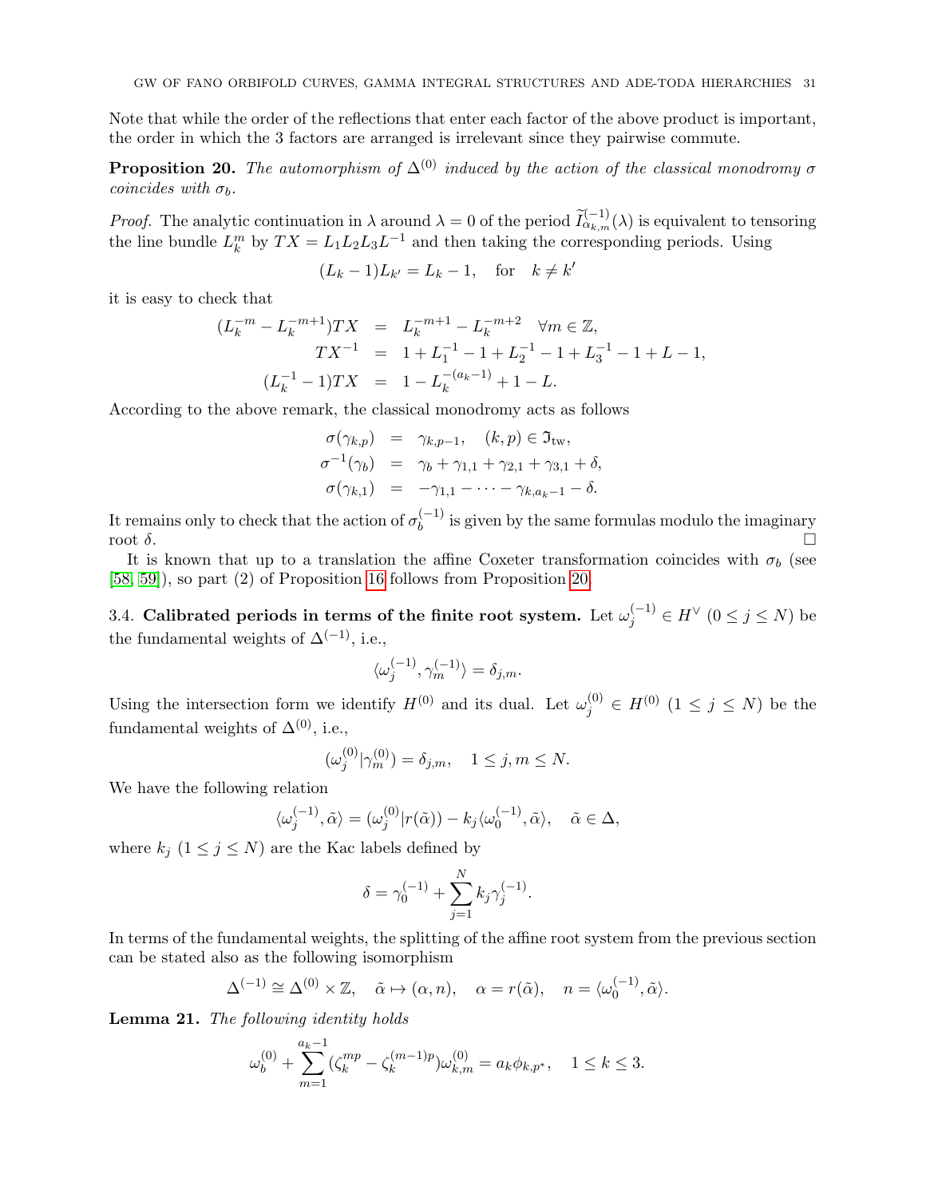Note that while the order of the reflections that enter each factor of the above product is important, the order in which the 3 factors are arranged is irrelevant since they pairwise commute.

**Proposition 20.** *The automorphism of $\Delta^{(0)}$ induced by the action of the classical monodromy $\sigma$ coincides with $\sigma_b$.*

*Proof.* The analytic continuation in $\lambda$ around $\lambda = 0$ of the period $\widetilde{I}^{(-1)}_{\alpha_{k,m}}(\lambda)$ is equivalent to tensoring the line bundle $L_k^m$ by $TX = L_1L_2L_3L^{-1}$ and then taking the corresponding periods. Using

$$(L_k - 1)L_{k'} = L_k - 1, \quad \text{for} \quad k \neq k'$$

it is easy to check that

$$\begin{aligned}
(L_k^{-m} - L_k^{-m+1})TX &= L_k^{-m+1} - L_k^{-m+2} \quad \forall m \in \mathbb{Z}, \\
TX^{-1} &= 1 + L_1^{-1} - 1 + L_2^{-1} - 1 + L_3^{-1} - 1 + L - 1, \\
(L_k^{-1} - 1)TX &= 1 - L_k^{-(a_k-1)} + 1 - L.
\end{aligned}$$

According to the above remark, the classical monodromy acts as follows

$$\begin{aligned}
\sigma(\gamma_{k,p}) &= \gamma_{k,p-1}, \quad (k,p) \in \mathfrak{I}_{\rm tw}, \\
\sigma^{-1}(\gamma_b) &= \gamma_b + \gamma_{1,1} + \gamma_{2,1} + \gamma_{3,1} + \delta, \\
\sigma(\gamma_{k,1}) &= -\gamma_{1,1} - \cdots - \gamma_{k,a_k-1} - \delta.
\end{aligned}$$

It remains only to check that the action of $\sigma_b^{(-1)}$ is given by the same formulas modulo the imaginary root $\delta$. $\square$

It is known that up to a translation the affine Coxeter transformation coincides with $\sigma_b$ (see [58, 59]), so part (2) of Proposition 16 follows from Proposition 20.

### 3.4. Calibrated periods in terms of the finite root system.

Let $\omega_j^{(-1)} \in H^\vee$ $(0 \le j \le N)$ be the fundamental weights of $\Delta^{(-1)}$, i.e.,

$$\langle \omega_j^{(-1)}, \gamma_m^{(-1)} \rangle = \delta_{j,m}.$$

Using the intersection form we identify $H^{(0)}$ and its dual. Let $\omega_j^{(0)} \in H^{(0)}$ $(1 \le j \le N)$ be the fundamental weights of $\Delta^{(0)}$, i.e.,

$$(\omega_j^{(0)} | \gamma_m^{(0)}) = \delta_{j,m}, \quad 1 \le j, m \le N.$$

We have the following relation

$$\langle \omega_j^{(-1)}, \tilde{\alpha} \rangle = (\omega_j^{(0)} | r(\tilde{\alpha})) - k_j \langle \omega_0^{(-1)}, \tilde{\alpha} \rangle, \quad \tilde{\alpha} \in \Delta,$$

where $k_j$ $(1 \le j \le N)$ are the Kac labels defined by

$$\delta = \gamma_0^{(-1)} + \sum_{j=1}^N k_j \gamma_j^{(-1)}.$$

In terms of the fundamental weights, the splitting of the affine root system from the previous section can be stated also as the following isomorphism

$$\Delta^{(-1)} \cong \Delta^{(0)} \times \mathbb{Z}, \quad \tilde{\alpha} \mapsto (\alpha, n), \quad \alpha = r(\tilde{\alpha}), \quad n = \langle \omega_0^{(-1)}, \tilde{\alpha} \rangle.$$

**Lemma 21.** *The following identity holds*

$$\omega_b^{(0)} + \sum_{m=1}^{a_k-1} (\zeta_k^{mp} - \zeta_k^{(m-1)p}) \omega_{k,m}^{(0)} = a_k \phi_{k,p^*}, \quad 1 \le k \le 3.$$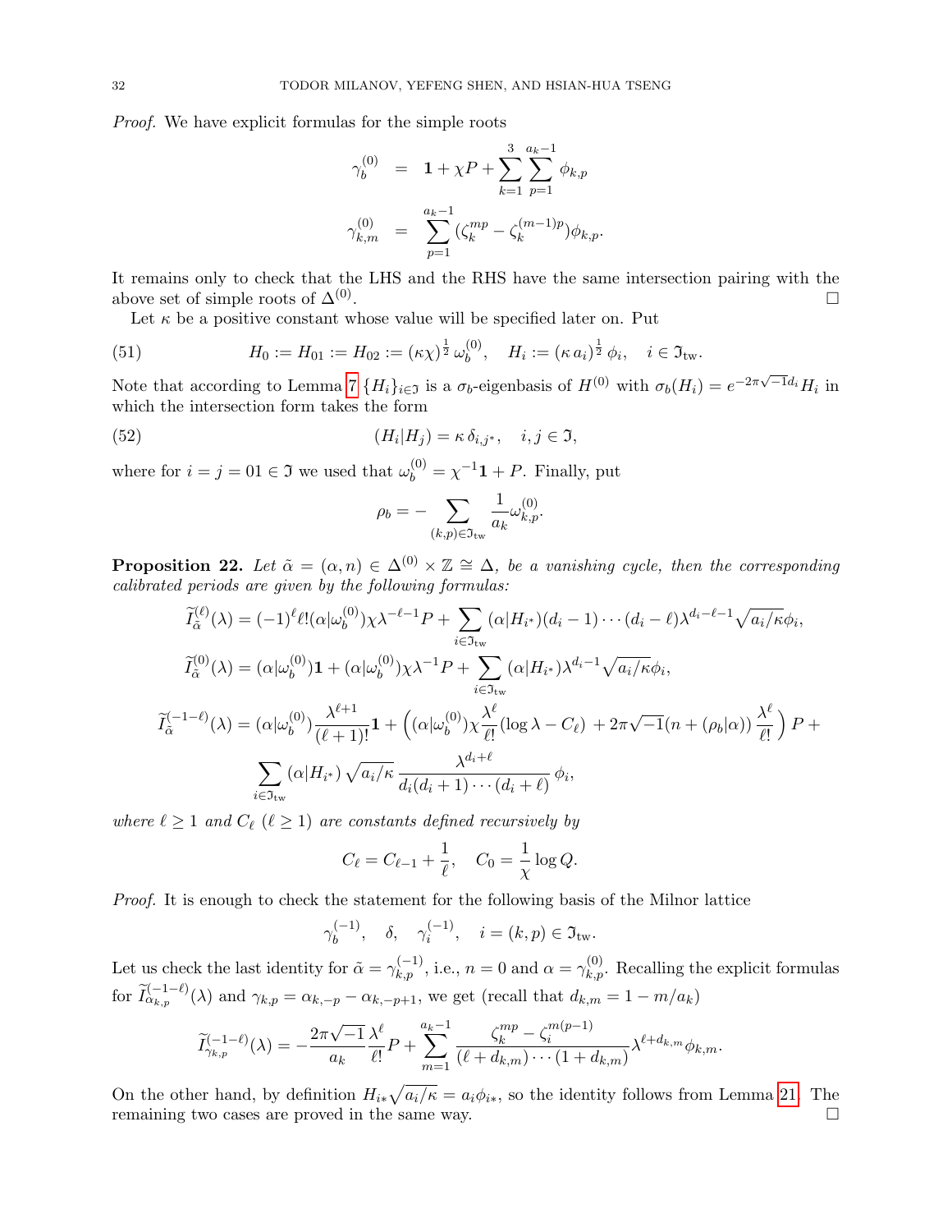*Proof.* We have explicit formulas for the simple roots

$$\gamma_b^{(0)} = \mathbf{1} + \chi P + \sum_{k=1}^{3}\sum_{p=1}^{a_k-1} \phi_{k,p}$$

$$\gamma_{k,m}^{(0)} = \sum_{p=1}^{a_k-1} (\zeta_k^{mp} - \zeta_k^{(m-1)p})\phi_{k,p}.$$

It remains only to check that the LHS and the RHS have the same intersection pairing with the above set of simple roots of $\Delta^{(0)}$. □

Let $\kappa$ be a positive constant whose value will be specified later on. Put

$$H_0 := H_{01} := H_{02} := (\kappa\chi)^{\frac{1}{2}}\,\omega_b^{(0)}, \quad H_i := (\kappa\, a_i)^{\frac{1}{2}}\,\phi_i, \quad i \in \mathfrak{I}_{\rm tw}. \tag{51}$$

Note that according to Lemma 7 $\{H_i\}_{i\in\mathfrak{I}}$ is a $\sigma_b$-eigenbasis of $H^{(0)}$ with $\sigma_b(H_i) = e^{-2\pi\sqrt{-1}d_i}H_i$ in which the intersection form takes the form

$$(H_i|H_j) = \kappa\,\delta_{i,j^*}, \quad i,j\in\mathfrak{I}, \tag{52}$$

where for $i=j=01\in\mathfrak{I}$ we used that $\omega_b^{(0)} = \chi^{-1}\mathbf{1} + P$. Finally, put

$$\rho_b = -\sum_{(k,p)\in\mathfrak{I}_{\rm tw}} \frac{1}{a_k}\omega_{k,p}^{(0)}.$$

**Proposition 22.** *Let $\tilde\alpha = (\alpha, n)\in\Delta^{(0)}\times\mathbb{Z}\cong\Delta$, be a vanishing cycle, then the corresponding calibrated periods are given by the following formulas:*

$$\widetilde{I}_{\tilde\alpha}^{(\ell)}(\lambda) = (-1)^\ell\ell!(\alpha|\omega_b^{(0)})\chi\lambda^{-\ell-1}P + \sum_{i\in\mathfrak{I}_{\rm tw}}(\alpha|H_{i^*})(d_i-1)\cdots(d_i-\ell)\lambda^{d_i-\ell-1}\sqrt{a_i/\kappa}\phi_i,$$

$$\widetilde{I}_{\tilde\alpha}^{(0)}(\lambda) = (\alpha|\omega_b^{(0)})\mathbf{1} + (\alpha|\omega_b^{(0)})\chi\lambda^{-1}P + \sum_{i\in\mathfrak{I}_{\rm tw}}(\alpha|H_{i^*})\lambda^{d_i-1}\sqrt{a_i/\kappa}\phi_i,$$

$$\widetilde{I}_{\tilde\alpha}^{(-1-\ell)}(\lambda) = (\alpha|\omega_b^{(0)})\frac{\lambda^{\ell+1}}{(\ell+1)!}\mathbf{1} + \Big((\alpha|\omega_b^{(0)})\chi\frac{\lambda^\ell}{\ell!}(\log\lambda - C_\ell) + 2\pi\sqrt{-1}(n+(\rho_b|\alpha))\frac{\lambda^\ell}{\ell!}\Big)P +$$

$$\sum_{i\in\mathfrak{I}_{\rm tw}}(\alpha|H_{i^*})\sqrt{a_i/\kappa}\,\frac{\lambda^{d_i+\ell}}{d_i(d_i+1)\cdots(d_i+\ell)}\,\phi_i,$$

*where $\ell\geq 1$ and $C_\ell$ ($\ell\geq 1$) are constants defined recursively by*

$$C_\ell = C_{\ell-1} + \frac{1}{\ell}, \quad C_0 = \frac{1}{\chi}\log Q.$$

*Proof.* It is enough to check the statement for the following basis of the Milnor lattice

$$\gamma_b^{(-1)}, \quad \delta, \quad \gamma_i^{(-1)}, \quad i=(k,p)\in\mathfrak{I}_{\rm tw}.$$

Let us check the last identity for $\tilde\alpha = \gamma_{k,p}^{(-1)}$, i.e., $n=0$ and $\alpha = \gamma_{k,p}^{(0)}$. Recalling the explicit formulas for $\widetilde{I}_{\alpha_{k,p}}^{(-1-\ell)}(\lambda)$ and $\gamma_{k,p} = \alpha_{k,-p} - \alpha_{k,-p+1}$, we get (recall that $d_{k,m} = 1 - m/a_k$)

$$\widetilde{I}_{\gamma_{k,p}}^{(-1-\ell)}(\lambda) = -\frac{2\pi\sqrt{-1}}{a_k}\frac{\lambda^\ell}{\ell!}P + \sum_{m=1}^{a_k-1}\frac{\zeta_k^{mp} - \zeta_i^{m(p-1)}}{(\ell+d_{k,m})\cdots(1+d_{k,m})}\lambda^{\ell+d_{k,m}}\phi_{k,m}.$$

On the other hand, by definition $H_{i*}\sqrt{a_i/\kappa} = a_i\phi_{i*}$, so the identity follows from Lemma 21. The remaining two cases are proved in the same way. □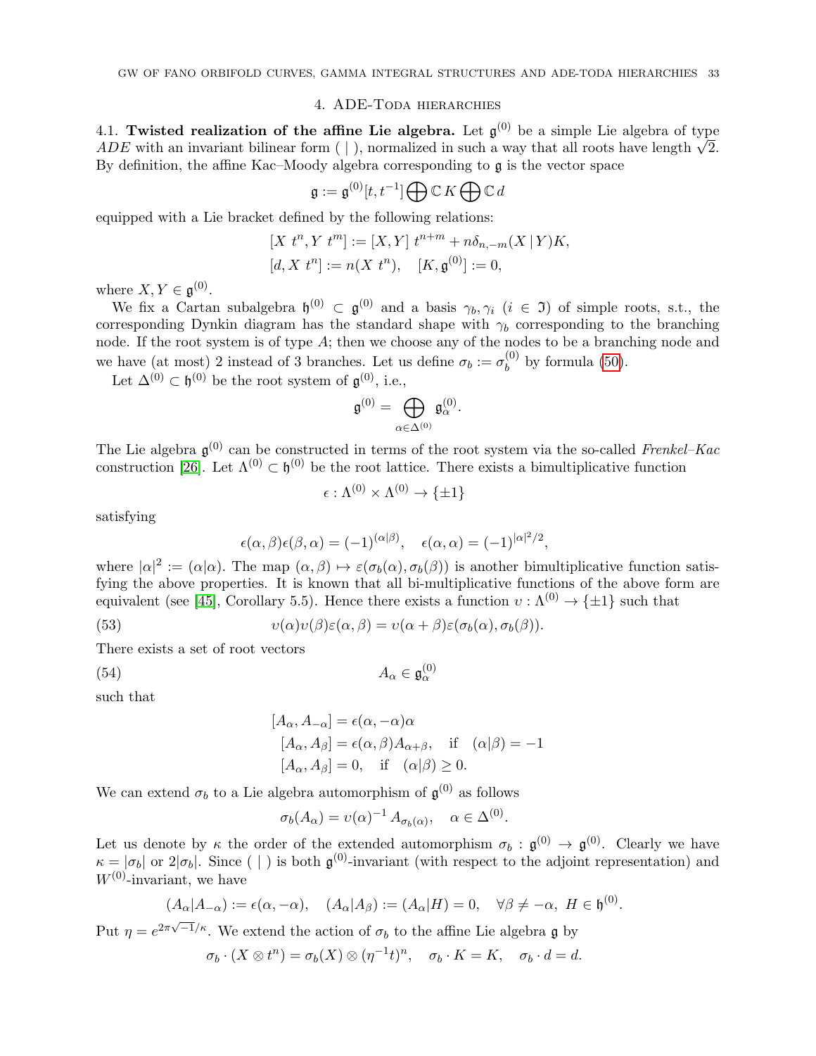## 4. ADE-Toda hierarchies

4.1. **Twisted realization of the affine Lie algebra.** Let $\mathfrak{g}^{(0)}$ be a simple Lie algebra of type $ADE$ with an invariant bilinear form $(\,|\,)$, normalized in such a way that all roots have length $\sqrt{2}$. By definition, the affine Kac–Moody algebra corresponding to $\mathfrak{g}$ is the vector space

$$\mathfrak{g} := \mathfrak{g}^{(0)}[t,t^{-1}] \bigoplus \mathbb{C}\, K \bigoplus \mathbb{C}\, d$$

equipped with a Lie bracket defined by the following relations:

$$[X\ t^n, Y\ t^m] := [X,Y]\ t^{n+m} + n\delta_{n,-m}(X\,|\,Y)K,$$
$$[d, X\ t^n] := n(X\ t^n), \quad [K, \mathfrak{g}^{(0)}] := 0,$$

where $X, Y \in \mathfrak{g}^{(0)}$.

We fix a Cartan subalgebra $\mathfrak{h}^{(0)} \subset \mathfrak{g}^{(0)}$ and a basis $\gamma_b, \gamma_i$ ($i \in \mathfrak{I}$) of simple roots, s.t., the corresponding Dynkin diagram has the standard shape with $\gamma_b$ corresponding to the branching node. If the root system is of type $A$; then we choose any of the nodes to be a branching node and we have (at most) 2 instead of 3 branches. Let us define $\sigma_b := \sigma_b^{(0)}$ by formula (50).

Let $\Delta^{(0)} \subset \mathfrak{h}^{(0)}$ be the root system of $\mathfrak{g}^{(0)}$, i.e.,

$$\mathfrak{g}^{(0)} = \bigoplus_{\alpha \in \Delta^{(0)}} \mathfrak{g}^{(0)}_\alpha.$$

The Lie algebra $\mathfrak{g}^{(0)}$ can be constructed in terms of the root system via the so-called *Frenkel–Kac* construction [26]. Let $\Lambda^{(0)} \subset \mathfrak{h}^{(0)}$ be the root lattice. There exists a bimultiplicative function

$$\epsilon : \Lambda^{(0)} \times \Lambda^{(0)} \to \{\pm 1\}$$

satisfying

$$\epsilon(\alpha,\beta)\epsilon(\beta,\alpha) = (-1)^{(\alpha|\beta)}, \quad \epsilon(\alpha,\alpha) = (-1)^{|\alpha|^2/2},$$

where $|\alpha|^2 := (\alpha|\alpha)$. The map $(\alpha,\beta) \mapsto \varepsilon(\sigma_b(\alpha), \sigma_b(\beta))$ is another bimultiplicative function satisfying the above properties. It is known that all bi-multiplicative functions of the above form are equivalent (see [45], Corollary 5.5). Hence there exists a function $\upsilon : \Lambda^{(0)} \to \{\pm 1\}$ such that

$$\upsilon(\alpha)\upsilon(\beta)\varepsilon(\alpha,\beta) = \upsilon(\alpha+\beta)\varepsilon(\sigma_b(\alpha),\sigma_b(\beta)). \tag{53}$$

There exists a set of root vectors

$$A_\alpha \in \mathfrak{g}^{(0)}_\alpha \tag{54}$$

such that

$$[A_\alpha, A_{-\alpha}] = \epsilon(\alpha,-\alpha)\alpha$$
$$[A_\alpha, A_\beta] = \epsilon(\alpha,\beta)A_{\alpha+\beta}, \quad \text{if} \quad (\alpha|\beta) = -1$$
$$[A_\alpha, A_\beta] = 0, \quad \text{if} \quad (\alpha|\beta) \geq 0.$$

We can extend $\sigma_b$ to a Lie algebra automorphism of $\mathfrak{g}^{(0)}$ as follows

$$\sigma_b(A_\alpha) = \upsilon(\alpha)^{-1}\, A_{\sigma_b(\alpha)}, \quad \alpha \in \Delta^{(0)}.$$

Let us denote by $\kappa$ the order of the extended automorphism $\sigma_b : \mathfrak{g}^{(0)} \to \mathfrak{g}^{(0)}$. Clearly we have $\kappa = |\sigma_b|$ or $2|\sigma_b|$. Since $(\,|\,)$ is both $\mathfrak{g}^{(0)}$-invariant (with respect to the adjoint representation) and $W^{(0)}$-invariant, we have

$$(A_\alpha|A_{-\alpha}) := \epsilon(\alpha,-\alpha), \quad (A_\alpha|A_\beta) := (A_\alpha|H) = 0, \quad \forall \beta \neq -\alpha,\ H \in \mathfrak{h}^{(0)}.$$

Put $\eta = e^{2\pi\sqrt{-1}/\kappa}$. We extend the action of $\sigma_b$ to the affine Lie algebra $\mathfrak{g}$ by

$$\sigma_b \cdot (X \otimes t^n) = \sigma_b(X) \otimes (\eta^{-1}t)^n, \quad \sigma_b \cdot K = K, \quad \sigma_b \cdot d = d.$$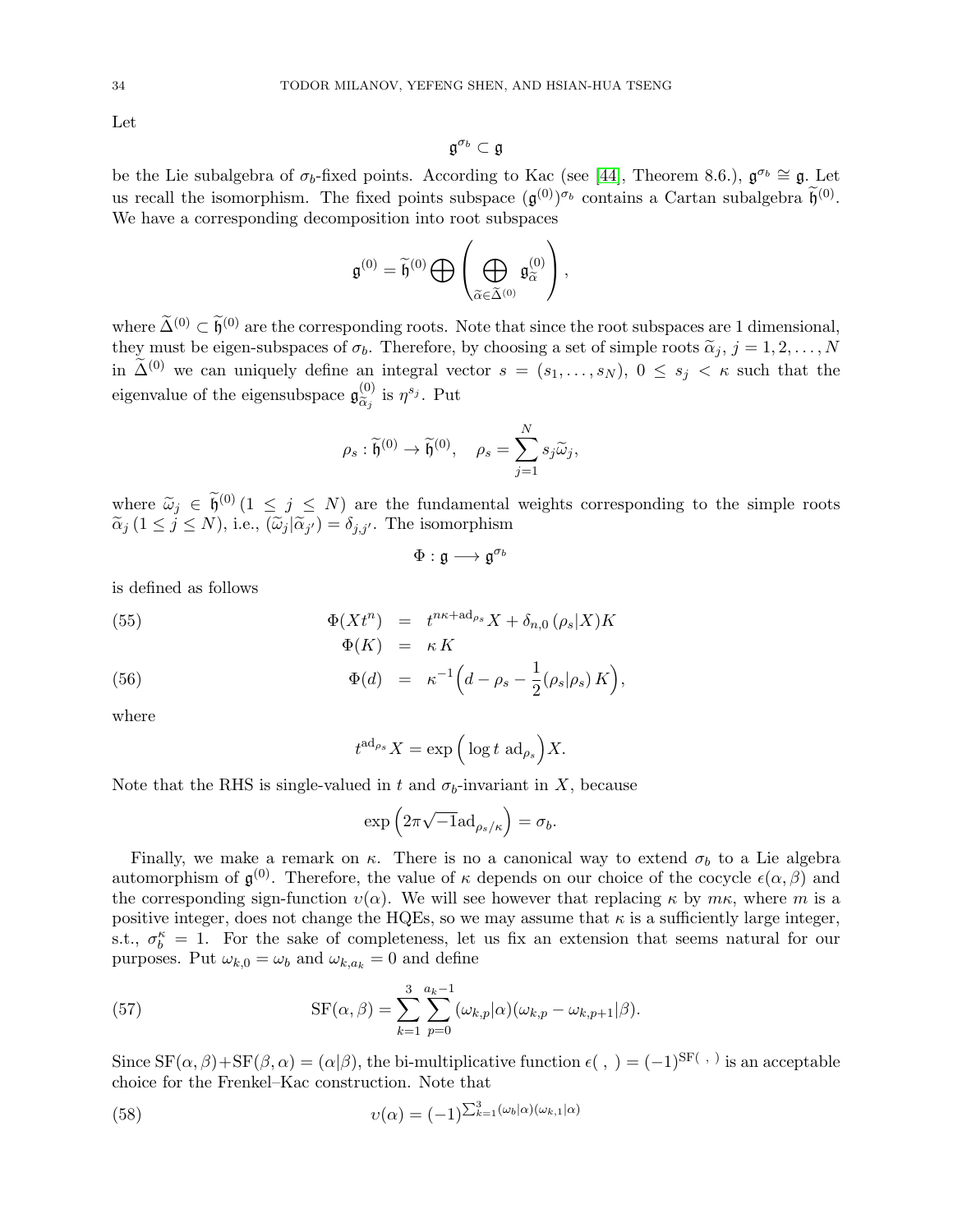Let

$$\mathfrak{g}^{\sigma_b} \subset \mathfrak{g}$$

be the Lie subalgebra of $\sigma_b$-fixed points. According to Kac (see [44], Theorem 8.6.), $\mathfrak{g}^{\sigma_b} \cong \mathfrak{g}$. Let us recall the isomorphism. The fixed points subspace $(\mathfrak{g}^{(0)})^{\sigma_b}$ contains a Cartan subalgebra $\widetilde{\mathfrak{h}}^{(0)}$. We have a corresponding decomposition into root subspaces

$$\mathfrak{g}^{(0)} = \widetilde{\mathfrak{h}}^{(0)} \bigoplus \left( \bigoplus_{\widetilde{\alpha} \in \widetilde{\Delta}^{(0)}} \mathfrak{g}^{(0)}_{\widetilde{\alpha}} \right),$$

where $\widetilde{\Delta}^{(0)} \subset \widetilde{\mathfrak{h}}^{(0)}$ are the corresponding roots. Note that since the root subspaces are 1 dimensional, they must be eigen-subspaces of $\sigma_b$. Therefore, by choosing a set of simple roots $\widetilde{\alpha}_j$, $j = 1, 2, \ldots, N$ in $\widetilde{\Delta}^{(0)}$ we can uniquely define an integral vector $s = (s_1, \ldots, s_N)$, $0 \leq s_j < \kappa$ such that the eigenvalue of the eigensubspace $\mathfrak{g}^{(0)}_{\widetilde{\alpha}_j}$ is $\eta^{s_j}$. Put

$$\rho_s : \widetilde{\mathfrak{h}}^{(0)} \to \widetilde{\mathfrak{h}}^{(0)}, \quad \rho_s = \sum_{j=1}^{N} s_j \widetilde{\omega}_j,$$

where $\widetilde{\omega}_j \in \widetilde{\mathfrak{h}}^{(0)}$ $(1 \leq j \leq N)$ are the fundamental weights corresponding to the simple roots $\widetilde{\alpha}_j$ $(1 \leq j \leq N)$, i.e., $(\widetilde{\omega}_j | \widetilde{\alpha}_{j'}) = \delta_{j,j'}$. The isomorphism

$$\Phi : \mathfrak{g} \longrightarrow \mathfrak{g}^{\sigma_b}$$

is defined as follows

$$\Phi(Xt^n) = t^{n\kappa + \mathrm{ad}_{\rho_s}} X + \delta_{n,0} \, (\rho_s | X) K \tag{55}$$

$$\Phi(K) = \kappa \, K$$

$$\Phi(d) = \kappa^{-1} \Big( d - \rho_s - \frac{1}{2} (\rho_s | \rho_s) \, K \Big), \tag{56}$$

where

$$t^{\mathrm{ad}_{\rho_s}} X = \exp\Big( \log t \ \mathrm{ad}_{\rho_s} \Big) X.$$

Note that the RHS is single-valued in $t$ and $\sigma_b$-invariant in $X$, because

$$\exp\Big( 2\pi\sqrt{-1} \mathrm{ad}_{\rho_s/\kappa} \Big) = \sigma_b.$$

Finally, we make a remark on $\kappa$. There is no a canonical way to extend $\sigma_b$ to a Lie algebra automorphism of $\mathfrak{g}^{(0)}$. Therefore, the value of $\kappa$ depends on our choice of the cocycle $\epsilon(\alpha, \beta)$ and the corresponding sign-function $\upsilon(\alpha)$. We will see however that replacing $\kappa$ by $m\kappa$, where $m$ is a positive integer, does not change the HQEs, so we may assume that $\kappa$ is a sufficiently large integer, s.t., $\sigma_b^\kappa = 1$. For the sake of completeness, let us fix an extension that seems natural for our purposes. Put $\omega_{k,0} = \omega_b$ and $\omega_{k,a_k} = 0$ and define

$$\mathrm{SF}(\alpha, \beta) = \sum_{k=1}^{3} \sum_{p=0}^{a_k - 1} (\omega_{k,p} | \alpha)(\omega_{k,p} - \omega_{k,p+1} | \beta). \tag{57}$$

Since $\mathrm{SF}(\alpha, \beta) + \mathrm{SF}(\beta, \alpha) = (\alpha|\beta)$, the bi-multiplicative function $\epsilon(\ ,\ ) = (-1)^{\mathrm{SF}(\ ,\ )}$ is an acceptable choice for the Frenkel–Kac construction. Note that

$$\upsilon(\alpha) = (-1)^{\sum_{k=1}^{3} (\omega_b|\alpha)(\omega_{k,1}|\alpha)} \tag{58}$$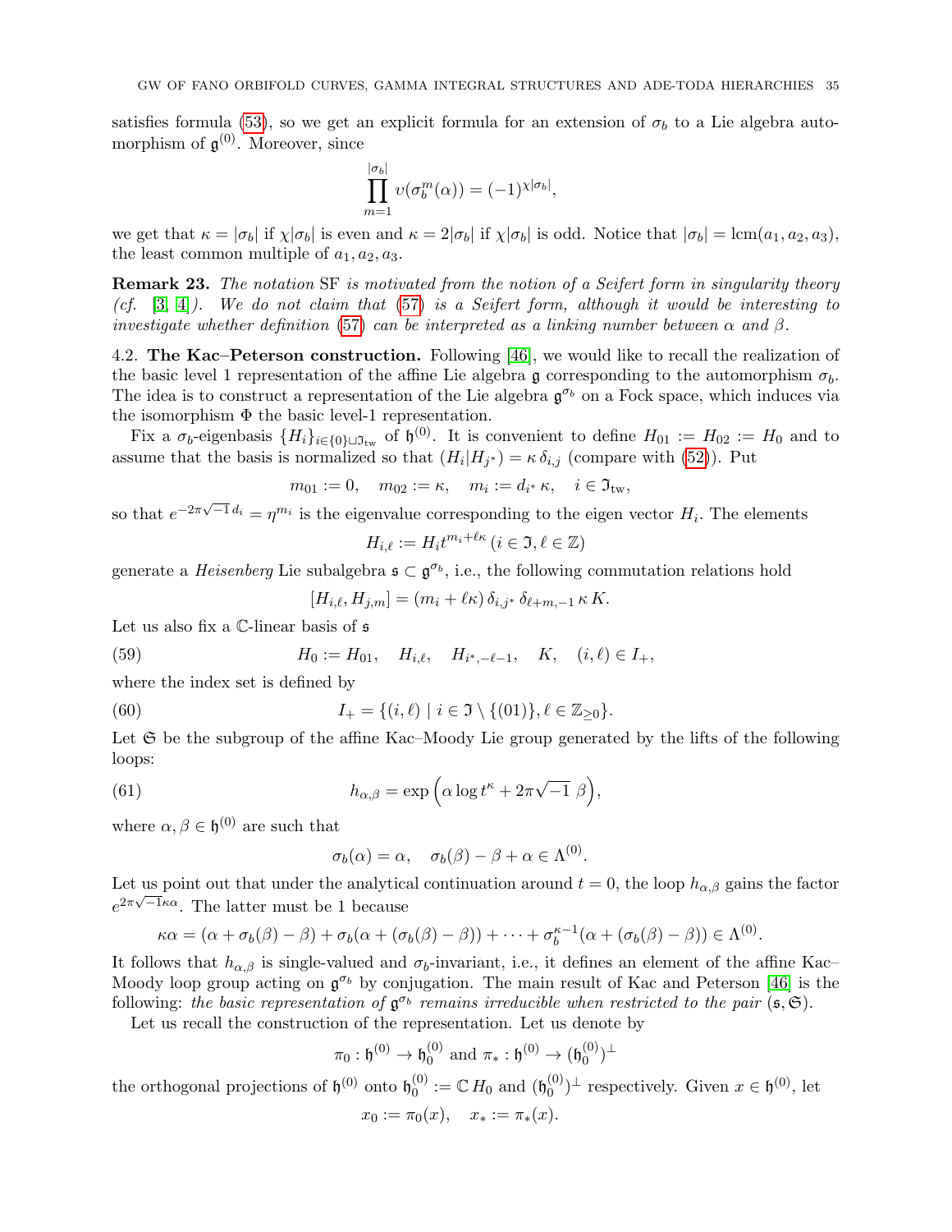satisfies formula (53), so we get an explicit formula for an extension of $\sigma_b$ to a Lie algebra automorphism of $\mathfrak{g}^{(0)}$. Moreover, since

$$\prod_{m=1}^{|\sigma_b|} \upsilon(\sigma_b^m(\alpha)) = (-1)^{\chi|\sigma_b|},$$

we get that $\kappa = |\sigma_b|$ if $\chi|\sigma_b|$ is even and $\kappa = 2|\sigma_b|$ if $\chi|\sigma_b|$ is odd. Notice that $|\sigma_b| = \mathrm{lcm}(a_1, a_2, a_3)$, the least common multiple of $a_1, a_2, a_3$.

**Remark 23.** *The notation* SF *is motivated from the notion of a Seifert form in singularity theory (cf.* [3, 4]*). We do not claim that* (57) *is a Seifert form, although it would be interesting to investigate whether definition* (57) *can be interpreted as a linking number between* $\alpha$ *and* $\beta$*.*

4.2. **The Kac–Peterson construction.** Following [46], we would like to recall the realization of the basic level 1 representation of the affine Lie algebra $\mathfrak{g}$ corresponding to the automorphism $\sigma_b$. The idea is to construct a representation of the Lie algebra $\mathfrak{g}^{\sigma_b}$ on a Fock space, which induces via the isomorphism $\Phi$ the basic level-1 representation.

Fix a $\sigma_b$-eigenbasis $\{H_i\}_{i\in\{0\}\sqcup\mathfrak{I}_{\rm tw}}$ of $\mathfrak{h}^{(0)}$. It is convenient to define $H_{01} := H_{02} := H_0$ and to assume that the basis is normalized so that $(H_i|H_{j^*}) = \kappa\,\delta_{i,j}$ (compare with (52)). Put

$$m_{01} := 0, \quad m_{02} := \kappa, \quad m_i := d_{i^*}\,\kappa, \quad i \in \mathfrak{I}_{\rm tw},$$

so that $e^{-2\pi\sqrt{-1}\,d_i} = \eta^{m_i}$ is the eigenvalue corresponding to the eigen vector $H_i$. The elements

$$H_{i,\ell} := H_i t^{m_i+\ell\kappa}\; (i \in \mathfrak{I}, \ell \in \mathbb{Z})$$

generate a *Heisenberg* Lie subalgebra $\mathfrak{s} \subset \mathfrak{g}^{\sigma_b}$, i.e., the following commutation relations hold

$$[H_{i,\ell}, H_{j,m}] = (m_i + \ell\kappa)\,\delta_{i,j^*}\,\delta_{\ell+m,-1}\,\kappa\,K.$$

Let us also fix a $\mathbb{C}$-linear basis of $\mathfrak{s}$

$$H_0 := H_{01}, \quad H_{i,\ell}, \quad H_{i^*,-\ell-1}, \quad K, \quad (i,\ell) \in I_+, \tag{59}$$

where the index set is defined by

$$I_+ = \{(i,\ell) \mid i \in \mathfrak{I}\setminus\{(01)\}, \ell \in \mathbb{Z}_{\geq 0}\}. \tag{60}$$

Let $\mathfrak{S}$ be the subgroup of the affine Kac–Moody Lie group generated by the lifts of the following loops:

$$h_{\alpha,\beta} = \exp\Big(\alpha \log t^\kappa + 2\pi\sqrt{-1}\;\beta\Big), \tag{61}$$

where $\alpha, \beta \in \mathfrak{h}^{(0)}$ are such that

$$\sigma_b(\alpha) = \alpha, \quad \sigma_b(\beta) - \beta + \alpha \in \Lambda^{(0)}.$$

Let us point out that under the analytical continuation around $t = 0$, the loop $h_{\alpha,\beta}$ gains the factor $e^{2\pi\sqrt{-1}\kappa\alpha}$. The latter must be 1 because

$$\kappa\alpha = (\alpha + \sigma_b(\beta) - \beta) + \sigma_b(\alpha + (\sigma_b(\beta) - \beta)) + \cdots + \sigma_b^{\kappa-1}(\alpha + (\sigma_b(\beta) - \beta)) \in \Lambda^{(0)}.$$

It follows that $h_{\alpha,\beta}$ is single-valued and $\sigma_b$-invariant, i.e., it defines an element of the affine Kac–Moody loop group acting on $\mathfrak{g}^{\sigma_b}$ by conjugation. The main result of Kac and Peterson [46] is the following: *the basic representation of* $\mathfrak{g}^{\sigma_b}$ *remains irreducible when restricted to the pair* $(\mathfrak{s}, \mathfrak{S})$.

Let us recall the construction of the representation. Let us denote by

$$\pi_0 : \mathfrak{h}^{(0)} \to \mathfrak{h}_0^{(0)} \text{ and } \pi_* : \mathfrak{h}^{(0)} \to (\mathfrak{h}_0^{(0)})^\perp$$

the orthogonal projections of $\mathfrak{h}^{(0)}$ onto $\mathfrak{h}_0^{(0)} := \mathbb{C}\,H_0$ and $(\mathfrak{h}_0^{(0)})^\perp$ respectively. Given $x \in \mathfrak{h}^{(0)}$, let

$$x_0 := \pi_0(x), \quad x_* := \pi_*(x).$$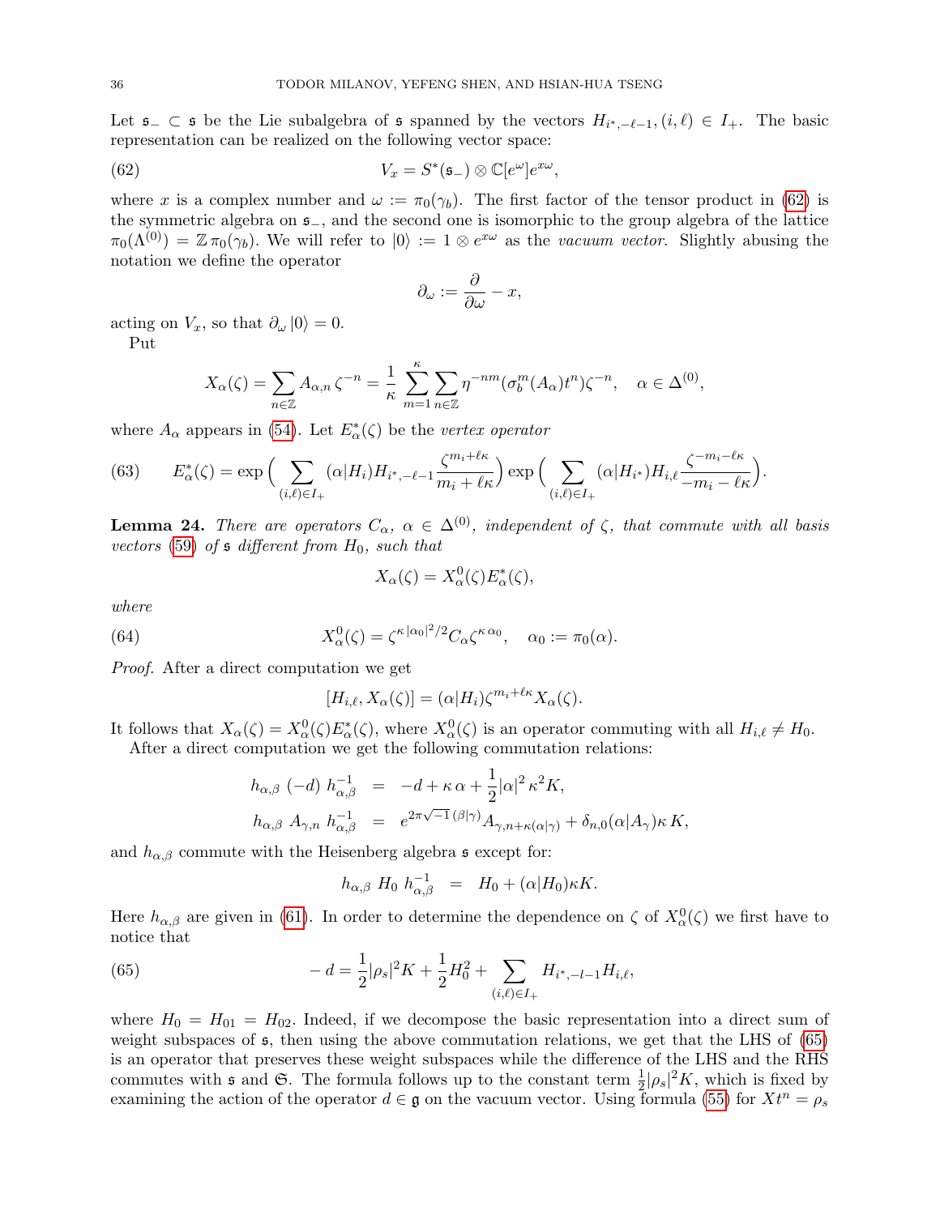Let $\mathfrak{s}_- \subset \mathfrak{s}$ be the Lie subalgebra of $\mathfrak{s}$ spanned by the vectors $H_{i^*,-\ell-1}, (i,\ell) \in I_+$. The basic representation can be realized on the following vector space:

$$V_x = S^*(\mathfrak{s}_-) \otimes \mathbb{C}[e^\omega] e^{x\omega}, \tag{62}$$

where $x$ is a complex number and $\omega := \pi_0(\gamma_b)$. The first factor of the tensor product in (62) is the symmetric algebra on $\mathfrak{s}_-$, and the second one is isomorphic to the group algebra of the lattice $\pi_0(\Lambda^{(0)}) = \mathbb{Z}\,\pi_0(\gamma_b)$. We will refer to $|0\rangle := 1 \otimes e^{x\omega}$ as the *vacuum vector*. Slightly abusing the notation we define the operator

$$\partial_\omega := \frac{\partial}{\partial \omega} - x,$$

acting on $V_x$, so that $\partial_\omega\,|0\rangle = 0$.

Put

$$X_\alpha(\zeta) = \sum_{n\in\mathbb{Z}} A_{\alpha,n}\,\zeta^{-n} = \frac{1}{\kappa}\sum_{m=1}^{\kappa}\sum_{n\in\mathbb{Z}} \eta^{-nm}(\sigma_b^m(A_\alpha)t^n)\zeta^{-n}, \quad \alpha \in \Delta^{(0)},$$

where $A_\alpha$ appears in (54). Let $E^*_\alpha(\zeta)$ be the *vertex operator*

$$E^*_\alpha(\zeta) = \exp\Big(\sum_{(i,\ell)\in I_+} (\alpha|H_i) H_{i^*,-\ell-1}\frac{\zeta^{m_i+\ell\kappa}}{m_i+\ell\kappa}\Big)\exp\Big(\sum_{(i,\ell)\in I_+}(\alpha|H_{i^*})H_{i,\ell}\frac{\zeta^{-m_i-\ell\kappa}}{-m_i-\ell\kappa}\Big). \tag{63}$$

**Lemma 24.** *There are operators $C_\alpha$, $\alpha \in \Delta^{(0)}$, independent of $\zeta$, that commute with all basis vectors (59) of $\mathfrak{s}$ different from $H_0$, such that*

$$X_\alpha(\zeta) = X^0_\alpha(\zeta)E^*_\alpha(\zeta),$$

*where*

$$X^0_\alpha(\zeta) = \zeta^{\kappa|\alpha_0|^2/2} C_\alpha \zeta^{\kappa\,\alpha_0}, \quad \alpha_0 := \pi_0(\alpha). \tag{64}$$

*Proof.* After a direct computation we get

$$[H_{i,\ell}, X_\alpha(\zeta)] = (\alpha|H_i)\zeta^{m_i+\ell\kappa}X_\alpha(\zeta).$$

It follows that $X_\alpha(\zeta) = X^0_\alpha(\zeta)E^*_\alpha(\zeta)$, where $X^0_\alpha(\zeta)$ is an operator commuting with all $H_{i,\ell} \neq H_0$.

After a direct computation we get the following commutation relations:

$$\begin{aligned}
h_{\alpha,\beta}\ (-d)\ h^{-1}_{\alpha,\beta} &= -d + \kappa\,\alpha + \frac{1}{2}|\alpha|^2\,\kappa^2 K,\\
h_{\alpha,\beta}\ A_{\gamma,n}\ h^{-1}_{\alpha,\beta} &= e^{2\pi\sqrt{-1}\,(\beta|\gamma)}A_{\gamma,n+\kappa(\alpha|\gamma)} + \delta_{n,0}(\alpha|A_\gamma)\kappa\,K,
\end{aligned}$$

and $h_{\alpha,\beta}$ commute with the Heisenberg algebra $\mathfrak{s}$ except for:

$$h_{\alpha,\beta}\ H_0\ h^{-1}_{\alpha,\beta} \;=\; H_0 + (\alpha|H_0)\kappa K.$$

Here $h_{\alpha,\beta}$ are given in (61). In order to determine the dependence on $\zeta$ of $X^0_\alpha(\zeta)$ we first have to notice that

$$-d = \frac{1}{2}|\rho_s|^2 K + \frac{1}{2}H_0^2 + \sum_{(i,\ell)\in I_+} H_{i^*,-l-1}H_{i,\ell}, \tag{65}$$

where $H_0 = H_{01} = H_{02}$. Indeed, if we decompose the basic representation into a direct sum of weight subspaces of $\mathfrak{s}$, then using the above commutation relations, we get that the LHS of (65) is an operator that preserves these weight subspaces while the difference of the LHS and the RHS commutes with $\mathfrak{s}$ and $\mathfrak{S}$. The formula follows up to the constant term $\frac{1}{2}|\rho_s|^2 K$, which is fixed by examining the action of the operator $d \in \mathfrak{g}$ on the vacuum vector. Using formula (55) for $Xt^n = \rho_s$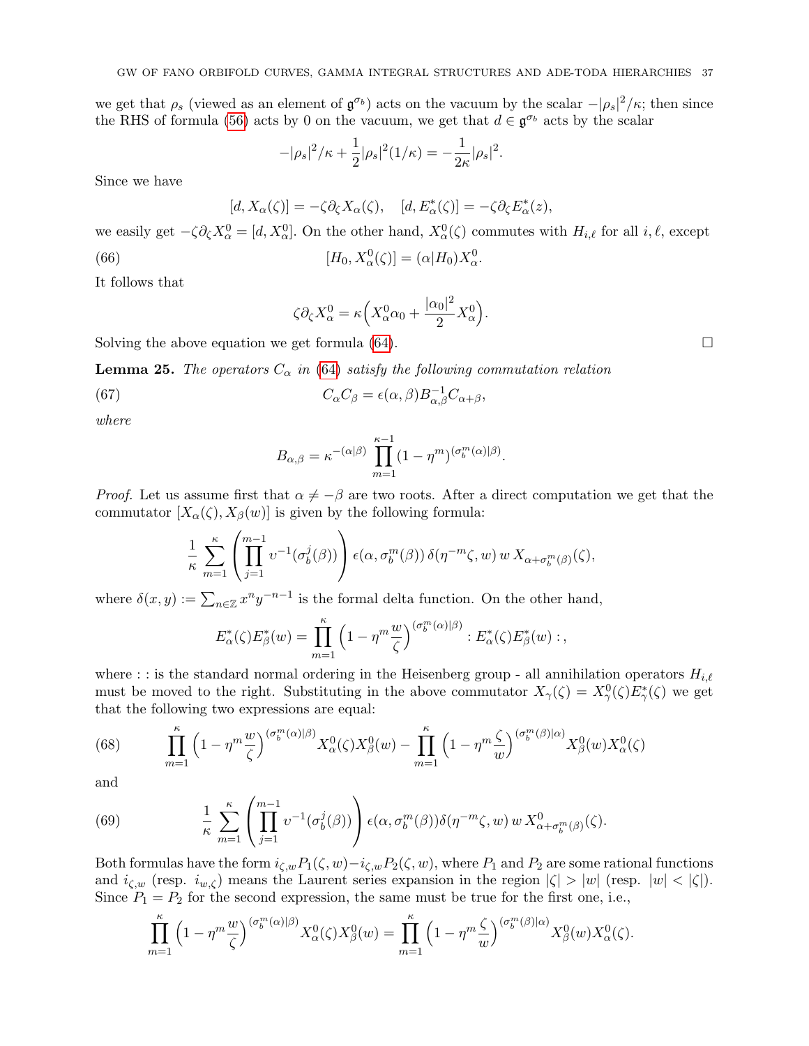we get that $\rho_s$ (viewed as an element of $\mathfrak{g}^{\sigma_b}$) acts on the vacuum by the scalar $-|\rho_s|^2/\kappa$; then since the RHS of formula (56) acts by 0 on the vacuum, we get that $d \in \mathfrak{g}^{\sigma_b}$ acts by the scalar

$$-|\rho_s|^2/\kappa + \frac{1}{2}|\rho_s|^2(1/\kappa) = -\frac{1}{2\kappa}|\rho_s|^2.$$

Since we have

$$[d, X_\alpha(\zeta)] = -\zeta\partial_\zeta X_\alpha(\zeta), \quad [d, E^*_\alpha(\zeta)] = -\zeta\partial_\zeta E^*_\alpha(z),$$

we easily get $-\zeta\partial_\zeta X^0_\alpha = [d, X^0_\alpha]$. On the other hand, $X^0_\alpha(\zeta)$ commutes with $H_{i,\ell}$ for all $i, \ell$, except

$$[H_0, X^0_\alpha(\zeta)] = (\alpha|H_0)X^0_\alpha. \tag{66}$$

It follows that

$$\zeta\partial_\zeta X^0_\alpha = \kappa\Big(X^0_\alpha \alpha_0 + \frac{|\alpha_0|^2}{2}X^0_\alpha\Big).$$

Solving the above equation we get formula (64). $\square$

**Lemma 25.** *The operators $C_\alpha$ in (64) satisfy the following commutation relation*

$$C_\alpha C_\beta = \epsilon(\alpha,\beta)B^{-1}_{\alpha,\beta}C_{\alpha+\beta}, \tag{67}$$

*where*

$$B_{\alpha,\beta} = \kappa^{-(\alpha|\beta)}\prod_{m=1}^{\kappa-1}(1-\eta^m)^{(\sigma_b^m(\alpha)|\beta)}.$$

*Proof.* Let us assume first that $\alpha \neq -\beta$ are two roots. After a direct computation we get that the commutator $[X_\alpha(\zeta), X_\beta(w)]$ is given by the following formula:

$$\frac{1}{\kappa}\sum_{m=1}^{\kappa}\left(\prod_{j=1}^{m-1}\upsilon^{-1}(\sigma_b^j(\beta))\right)\epsilon(\alpha,\sigma_b^m(\beta))\,\delta(\eta^{-m}\zeta,w)\,w\,X_{\alpha+\sigma_b^m(\beta)}(\zeta),$$

where $\delta(x,y) := \sum_{n\in\mathbb{Z}}x^n y^{-n-1}$ is the formal delta function. On the other hand,

$$E^*_\alpha(\zeta)E^*_\beta(w) = \prod_{m=1}^{\kappa}\Big(1-\eta^m\frac{w}{\zeta}\Big)^{(\sigma_b^m(\alpha)|\beta)} : E^*_\alpha(\zeta)E^*_\beta(w):,$$

where : : is the standard normal ordering in the Heisenberg group - all annihilation operators $H_{i,\ell}$ must be moved to the right. Substituting in the above commutator $X_\gamma(\zeta) = X^0_\gamma(\zeta)E^*_\gamma(\zeta)$ we get that the following two expressions are equal:

$$\prod_{m=1}^{\kappa}\Big(1-\eta^m\frac{w}{\zeta}\Big)^{(\sigma_b^m(\alpha)|\beta)}X^0_\alpha(\zeta)X^0_\beta(w) - \prod_{m=1}^{\kappa}\Big(1-\eta^m\frac{\zeta}{w}\Big)^{(\sigma_b^m(\beta)|\alpha)}X^0_\beta(w)X^0_\alpha(\zeta) \tag{68}$$

and

$$\frac{1}{\kappa}\sum_{m=1}^{\kappa}\left(\prod_{j=1}^{m-1}\upsilon^{-1}(\sigma_b^j(\beta))\right)\epsilon(\alpha,\sigma_b^m(\beta))\delta(\eta^{-m}\zeta,w)\,w\,X^0_{\alpha+\sigma_b^m(\beta)}(\zeta). \tag{69}$$

Both formulas have the form $i_{\zeta,w}P_1(\zeta,w) - i_{\zeta,w}P_2(\zeta,w)$, where $P_1$ and $P_2$ are some rational functions and $i_{\zeta,w}$ (resp. $i_{w,\zeta}$) means the Laurent series expansion in the region $|\zeta| > |w|$ (resp. $|w| < |\zeta|$). Since $P_1 = P_2$ for the second expression, the same must be true for the first one, i.e.,

$$\prod_{m=1}^{\kappa}\Big(1-\eta^m\frac{w}{\zeta}\Big)^{(\sigma_b^m(\alpha)|\beta)}X^0_\alpha(\zeta)X^0_\beta(w) = \prod_{m=1}^{\kappa}\Big(1-\eta^m\frac{\zeta}{w}\Big)^{(\sigma_b^m(\beta)|\alpha)}X^0_\beta(w)X^0_\alpha(\zeta).$$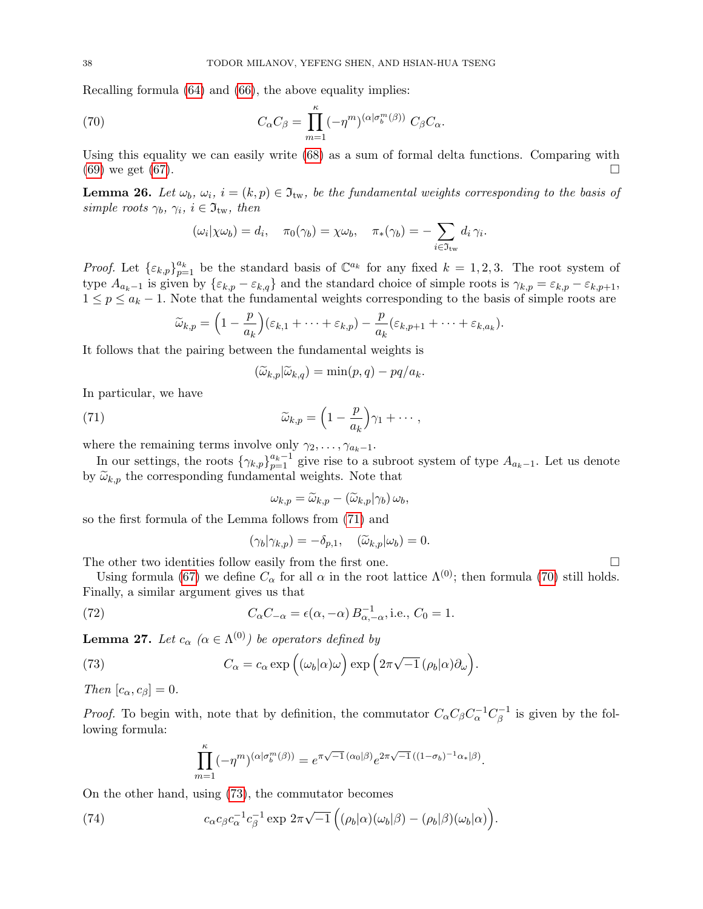Recalling formula (64) and (66), the above equality implies:

$$C_\alpha C_\beta = \prod_{m=1}^{\kappa} (-\eta^m)^{(\alpha|\sigma_b^m(\beta))}\, C_\beta C_\alpha. \tag{70}$$

Using this equality we can easily write (68) as a sum of formal delta functions. Comparing with (69) we get (67). $\square$

**Lemma 26.** *Let $\omega_b$, $\omega_i$, $i=(k,p)\in\mathfrak{I}_{\rm tw}$, be the fundamental weights corresponding to the basis of simple roots $\gamma_b$, $\gamma_i$, $i\in\mathfrak{I}_{\rm tw}$, then*

$$(\omega_i|\chi\omega_b)=d_i,\quad \pi_0(\gamma_b)=\chi\omega_b,\quad \pi_*(\gamma_b)=-\sum_{i\in\mathfrak{I}_{\rm tw}} d_i\,\gamma_i.$$

*Proof.* Let $\{\varepsilon_{k,p}\}_{p=1}^{a_k}$ be the standard basis of $\mathbb{C}^{a_k}$ for any fixed $k=1,2,3$. The root system of type $A_{a_k-1}$ is given by $\{\varepsilon_{k,p}-\varepsilon_{k,q}\}$ and the standard choice of simple roots is $\gamma_{k,p}=\varepsilon_{k,p}-\varepsilon_{k,p+1}$, $1\le p\le a_k-1$. Note that the fundamental weights corresponding to the basis of simple roots are

$$\widetilde{\omega}_{k,p}=\Big(1-\frac{p}{a_k}\Big)(\varepsilon_{k,1}+\cdots+\varepsilon_{k,p})-\frac{p}{a_k}(\varepsilon_{k,p+1}+\cdots+\varepsilon_{k,a_k}).$$

It follows that the pairing between the fundamental weights is

$$(\widetilde{\omega}_{k,p}|\widetilde{\omega}_{k,q})=\min(p,q)-pq/a_k.$$

In particular, we have

$$\widetilde{\omega}_{k,p}=\Big(1-\frac{p}{a_k}\Big)\gamma_1+\cdots, \tag{71}$$

where the remaining terms involve only $\gamma_2,\dots,\gamma_{a_k-1}$.

In our settings, the roots $\{\gamma_{k,p}\}_{p=1}^{a_k-1}$ give rise to a subroot system of type $A_{a_k-1}$. Let us denote by $\widetilde{\omega}_{k,p}$ the corresponding fundamental weights. Note that

$$\omega_{k,p}=\widetilde{\omega}_{k,p}-(\widetilde{\omega}_{k,p}|\gamma_b)\,\omega_b,$$

so the first formula of the Lemma follows from (71) and

$$(\gamma_b|\gamma_{k,p})=-\delta_{p,1},\quad (\widetilde{\omega}_{k,p}|\omega_b)=0.$$

The other two identities follow easily from the first one. $\square$

Using formula (67) we define $C_\alpha$ for all $\alpha$ in the root lattice $\Lambda^{(0)}$; then formula (70) still holds. Finally, a similar argument gives us that

$$C_\alpha C_{-\alpha}=\epsilon(\alpha,-\alpha)\,B_{\alpha,-\alpha}^{-1}, \text{i.e., } C_0=1. \tag{72}$$

**Lemma 27.** *Let $c_\alpha$ ($\alpha\in\Lambda^{(0)}$) be operators defined by*

$$C_\alpha=c_\alpha\exp\Big((\omega_b|\alpha)\omega\Big)\exp\Big(2\pi\sqrt{-1}\,(\rho_b|\alpha)\partial_\omega\Big). \tag{73}$$

*Then $[c_\alpha,c_\beta]=0$.*

*Proof.* To begin with, note that by definition, the commutator $C_\alpha C_\beta C_\alpha^{-1}C_\beta^{-1}$ is given by the following formula:

$$\prod_{m=1}^{\kappa}(-\eta^m)^{(\alpha|\sigma_b^m(\beta))}=e^{\pi\sqrt{-1}\,(\alpha_0|\beta)}e^{2\pi\sqrt{-1}\,((1-\sigma_b)^{-1}\alpha_*|\beta)}.$$

On the other hand, using (73), the commutator becomes

$$c_\alpha c_\beta c_\alpha^{-1}c_\beta^{-1}\exp\,2\pi\sqrt{-1}\,\Big((\rho_b|\alpha)(\omega_b|\beta)-(\rho_b|\beta)(\omega_b|\alpha)\Big). \tag{74}$$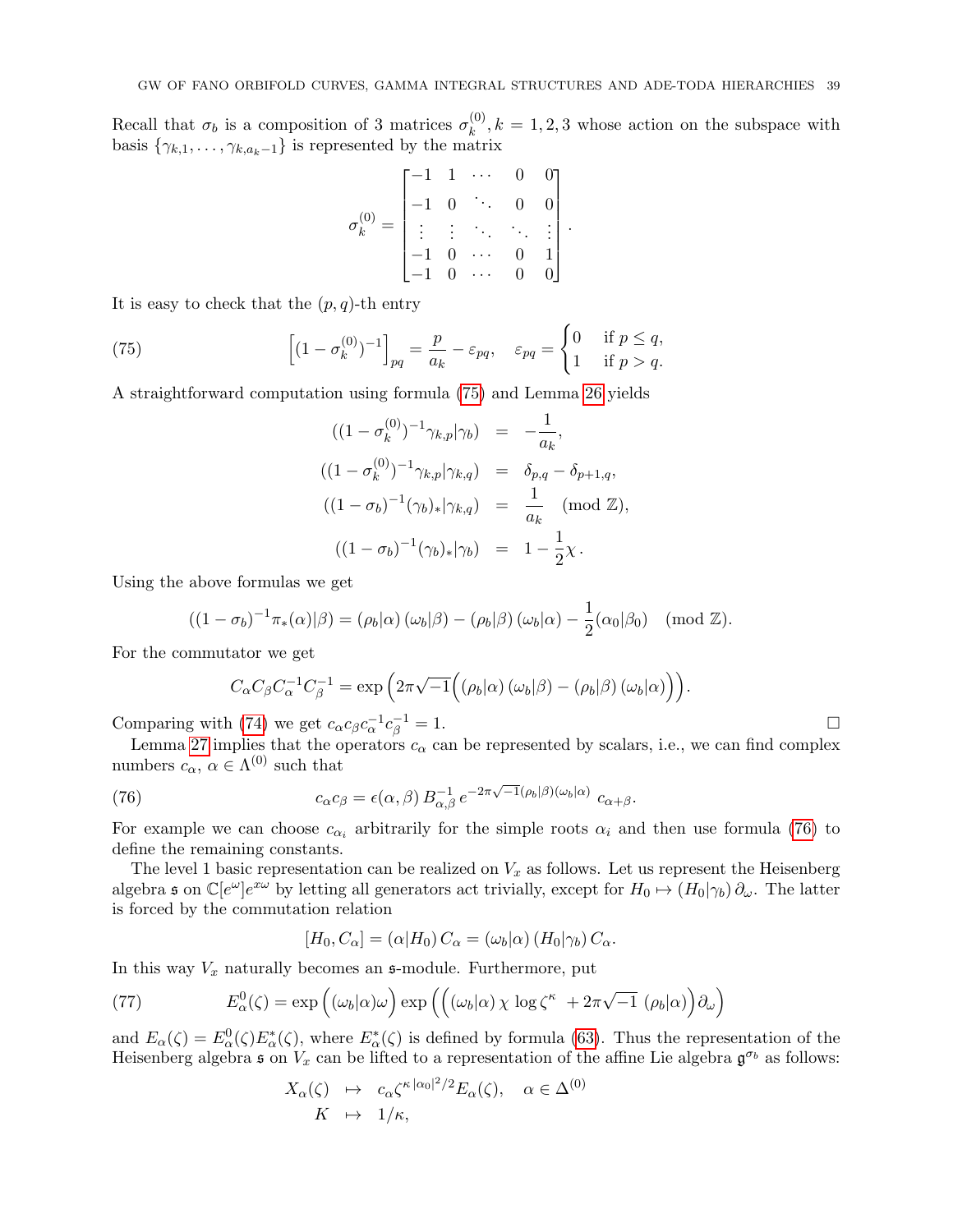Recall that $\sigma_b$ is a composition of 3 matrices $\sigma_k^{(0)}, k=1,2,3$ whose action on the subspace with basis $\{\gamma_{k,1},\dots,\gamma_{k,a_k-1}\}$ is represented by the matrix

$$\sigma_k^{(0)} = \begin{bmatrix} -1 & 1 & \cdots & 0 & 0 \\ -1 & 0 & \ddots & 0 & 0 \\ \vdots & \vdots & \ddots & \ddots & \vdots \\ -1 & 0 & \cdots & 0 & 1 \\ -1 & 0 & \cdots & 0 & 0 \end{bmatrix}.$$

It is easy to check that the $(p,q)$-th entry

$$\Big[(1-\sigma_k^{(0)})^{-1}\Big]_{pq} = \frac{p}{a_k} - \varepsilon_{pq}, \quad \varepsilon_{pq} = \begin{cases} 0 & \text{if } p \leq q, \\ 1 & \text{if } p > q. \end{cases} \tag{75}$$

A straightforward computation using formula (75) and Lemma 26 yields

$$\begin{aligned} ((1-\sigma_k^{(0)})^{-1}\gamma_{k,p}|\gamma_b) &= -\frac{1}{a_k}, \\ ((1-\sigma_k^{(0)})^{-1}\gamma_{k,p}|\gamma_{k,q}) &= \delta_{p,q} - \delta_{p+1,q}, \\ ((1-\sigma_b)^{-1}(\gamma_b)_*|\gamma_{k,q}) &= \frac{1}{a_k} \pmod{\mathbb{Z}}, \\ ((1-\sigma_b)^{-1}(\gamma_b)_*|\gamma_b) &= 1 - \frac{1}{2}\chi. \end{aligned}$$

Using the above formulas we get

$$((1-\sigma_b)^{-1}\pi_*(\alpha)|\beta) = (\rho_b|\alpha)\,(\omega_b|\beta) - (\rho_b|\beta)\,(\omega_b|\alpha) - \frac{1}{2}(\alpha_0|\beta_0) \pmod{\mathbb{Z}}.$$

For the commutator we get

$$C_\alpha C_\beta C_\alpha^{-1} C_\beta^{-1} = \exp\Big(2\pi\sqrt{-1}\Big((\rho_b|\alpha)\,(\omega_b|\beta) - (\rho_b|\beta)\,(\omega_b|\alpha)\Big)\Big).$$

Comparing with (74) we get $c_\alpha c_\beta c_\alpha^{-1} c_\beta^{-1} = 1$. □

Lemma 27 implies that the operators $c_\alpha$ can be represented by scalars, i.e., we can find complex numbers $c_\alpha$, $\alpha \in \Lambda^{(0)}$ such that

$$c_\alpha c_\beta = \epsilon(\alpha,\beta)\, B_{\alpha,\beta}^{-1}\, e^{-2\pi\sqrt{-1}(\rho_b|\beta)(\omega_b|\alpha)}\; c_{\alpha+\beta}. \tag{76}$$

For example we can choose $c_{\alpha_i}$ arbitrarily for the simple roots $\alpha_i$ and then use formula (76) to define the remaining constants.

The level 1 basic representation can be realized on $V_x$ as follows. Let us represent the Heisenberg algebra $\mathfrak{s}$ on $\mathbb{C}[e^\omega]e^{x\omega}$ by letting all generators act trivially, except for $H_0 \mapsto (H_0|\gamma_b)\,\partial_\omega$. The latter is forced by the commutation relation

$$[H_0, C_\alpha] = (\alpha|H_0)\, C_\alpha = (\omega_b|\alpha)\,(H_0|\gamma_b)\, C_\alpha.$$

In this way $V_x$ naturally becomes an $\mathfrak{s}$-module. Furthermore, put

$$E_\alpha^0(\zeta) = \exp\Big((\omega_b|\alpha)\omega\Big)\exp\Big(\Big((\omega_b|\alpha)\,\chi\,\log\zeta^\kappa \;+ 2\pi\sqrt{-1}\;(\rho_b|\alpha)\Big)\partial_\omega\Big) \tag{77}$$

and $E_\alpha(\zeta) = E_\alpha^0(\zeta)E_\alpha^*(\zeta)$, where $E_\alpha^*(\zeta)$ is defined by formula (63). Thus the representation of the Heisenberg algebra $\mathfrak{s}$ on $V_x$ can be lifted to a representation of the affine Lie algebra $\mathfrak{g}^{\sigma_b}$ as follows:

$$\begin{aligned} X_\alpha(\zeta) &\mapsto c_\alpha \zeta^{\kappa\,|\alpha_0|^2/2} E_\alpha(\zeta), \quad \alpha \in \Delta^{(0)} \\ K &\mapsto 1/\kappa, \end{aligned}$$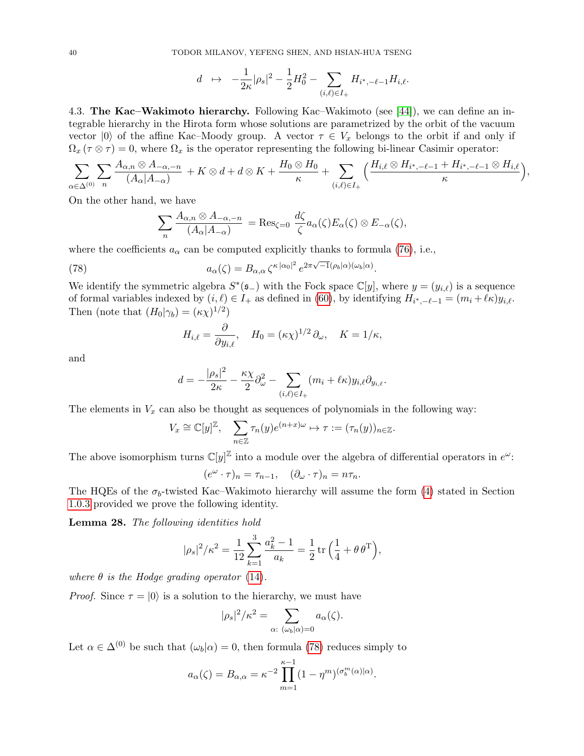$$d \;\mapsto\; -\frac{1}{2\kappa}|\rho_s|^2 - \frac{1}{2}H_0^2 - \sum_{(i,\ell)\in I_+} H_{i^*,-\ell-1}H_{i,\ell}.$$

4.3. **The Kac–Wakimoto hierarchy.** Following Kac–Wakimoto (see [44]), we can define an integrable hierarchy in the Hirota form whose solutions are parametrized by the orbit of the vacuum vector $|0\rangle$ of the affine Kac–Moody group. A vector $\tau \in V_x$ belongs to the orbit if and only if $\Omega_x(\tau\otimes\tau) = 0$, where $\Omega_x$ is the operator representing the following bi-linear Casimir operator:

$$\sum_{\alpha\in\Delta^{(0)}}\sum_n \frac{A_{\alpha,n}\otimes A_{-\alpha,-n}}{(A_\alpha|A_{-\alpha})} + K\otimes d + d\otimes K + \frac{H_0\otimes H_0}{\kappa} + \sum_{(i,\ell)\in I_+}\Big(\frac{H_{i,\ell}\otimes H_{i^*,-\ell-1} + H_{i^*,-\ell-1}\otimes H_{i,\ell}}{\kappa}\Big),$$

On the other hand, we have

$$\sum_n \frac{A_{\alpha,n}\otimes A_{-\alpha,-n}}{(A_\alpha|A_{-\alpha})} = \mathrm{Res}_{\zeta=0}\,\frac{d\zeta}{\zeta}a_\alpha(\zeta)E_\alpha(\zeta)\otimes E_{-\alpha}(\zeta),$$

where the coefficients $a_\alpha$ can be computed explicitly thanks to formula (76), i.e.,

$$a_\alpha(\zeta) = B_{\alpha,\alpha}\,\zeta^{\kappa\,|\alpha_0|^2}\,e^{2\pi\sqrt{-1}(\rho_b|\alpha)(\omega_b|\alpha)}. \tag{78}$$

We identify the symmetric algebra $S^*(\mathfrak{s}_-)$ with the Fock space $\mathbb{C}[y]$, where $y = (y_{i,\ell})$ is a sequence of formal variables indexed by $(i,\ell)\in I_+$ as defined in (60), by identifying $H_{i^*,-\ell-1} = (m_i+\ell\kappa)y_{i,\ell}$. Then (note that $(H_0|\gamma_b) = (\kappa\chi)^{1/2}$)

$$H_{i,\ell} = \frac{\partial}{\partial y_{i,\ell}},\quad H_0 = (\kappa\chi)^{1/2}\,\partial_\omega,\quad K = 1/\kappa,$$

and

$$d = -\frac{|\rho_s|^2}{2\kappa} - \frac{\kappa\chi}{2}\partial_\omega^2 - \sum_{(i,\ell)\in I_+}(m_i+\ell\kappa)y_{i,\ell}\partial_{y_{i,\ell}}.$$

The elements in $V_x$ can also be thought as sequences of polynomials in the following way:

$$V_x \cong \mathbb{C}[y]^{\mathbb{Z}},\quad \sum_{n\in\mathbb{Z}}\tau_n(y)e^{(n+x)\omega} \mapsto \tau := (\tau_n(y))_{n\in\mathbb{Z}}.$$

The above isomorphism turns $\mathbb{C}[y]^{\mathbb{Z}}$ into a module over the algebra of differential operators in $e^\omega$:

$$(e^\omega\cdot\tau)_n = \tau_{n-1},\quad (\partial_\omega\cdot\tau)_n = n\tau_n.$$

The HQEs of the $\sigma_b$-twisted Kac–Wakimoto hierarchy will assume the form (4) stated in Section 1.0.3 provided we prove the following identity.

**Lemma 28.** *The following identities hold*

$$|\rho_s|^2/\kappa^2 = \frac{1}{12}\sum_{k=1}^{3}\frac{a_k^2-1}{a_k} = \frac{1}{2}\,\mathrm{tr}\Big(\frac{1}{4}+\theta\,\theta^{\mathrm{T}}\Big),$$

*where $\theta$ is the Hodge grading operator* (14).

*Proof.* Since $\tau = |0\rangle$ is a solution to the hierarchy, we must have

$$|\rho_s|^2/\kappa^2 = \sum_{\alpha:\ (\omega_b|\alpha)=0} a_\alpha(\zeta).$$

Let $\alpha\in\Delta^{(0)}$ be such that $(\omega_b|\alpha)=0$, then formula (78) reduces simply to

$$a_\alpha(\zeta) = B_{\alpha,\alpha} = \kappa^{-2}\prod_{m=1}^{\kappa-1}(1-\eta^m)^{(\sigma_b^m(\alpha)|\alpha)}.$$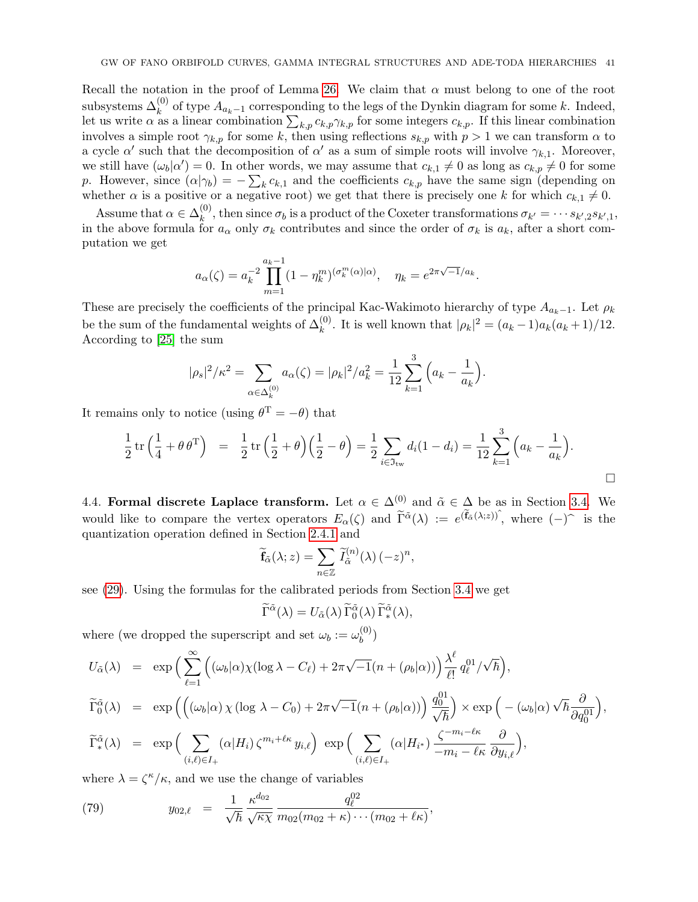Recall the notation in the proof of Lemma 26. We claim that $\alpha$ must belong to one of the root subsystems $\Delta_k^{(0)}$ of type $A_{a_k-1}$ corresponding to the legs of the Dynkin diagram for some $k$. Indeed, let us write $\alpha$ as a linear combination $\sum_{k,p} c_{k,p}\gamma_{k,p}$ for some integers $c_{k,p}$. If this linear combination involves a simple root $\gamma_{k,p}$ for some $k$, then using reflections $s_{k,p}$ with $p>1$ we can transform $\alpha$ to a cycle $\alpha'$ such that the decomposition of $\alpha'$ as a sum of simple roots will involve $\gamma_{k,1}$. Moreover, we still have $(\omega_b|\alpha')=0$. In other words, we may assume that $c_{k,1}\neq 0$ as long as $c_{k,p}\neq 0$ for some $p$. However, since $(\alpha|\gamma_b) = -\sum_k c_{k,1}$ and the coefficients $c_{k,p}$ have the same sign (depending on whether $\alpha$ is a positive or a negative root) we get that there is precisely one $k$ for which $c_{k,1}\neq 0$.

Assume that $\alpha\in\Delta_k^{(0)}$, then since $\sigma_b$ is a product of the Coxeter transformations $\sigma_{k'} = \cdots s_{k',2}s_{k',1}$, in the above formula for $a_\alpha$ only $\sigma_k$ contributes and since the order of $\sigma_k$ is $a_k$, after a short computation we get

$$a_\alpha(\zeta) = a_k^{-2}\prod_{m=1}^{a_k-1}(1-\eta_k^m)^{(\sigma_k^m(\alpha)|\alpha)},\quad \eta_k = e^{2\pi\sqrt{-1}/a_k}.$$

These are precisely the coefficients of the principal Kac-Wakimoto hierarchy of type $A_{a_k-1}$. Let $\rho_k$ be the sum of the fundamental weights of $\Delta_k^{(0)}$. It is well known that $|\rho_k|^2 = (a_k-1)a_k(a_k+1)/12$. According to [25] the sum

$$|\rho_s|^2/\kappa^2 = \sum_{\alpha\in\Delta_k^{(0)}} a_\alpha(\zeta) = |\rho_k|^2/a_k^2 = \frac{1}{12}\sum_{k=1}^{3}\Big(a_k - \frac{1}{a_k}\Big).$$

It remains only to notice (using $\theta^{\mathrm{T}} = -\theta$) that

$$\frac{1}{2}\,\mathrm{tr}\Big(\frac{1}{4}+\theta\,\theta^{\mathrm{T}}\Big) \;=\; \frac{1}{2}\,\mathrm{tr}\Big(\frac{1}{2}+\theta\Big)\Big(\frac{1}{2}-\theta\Big) = \frac{1}{2}\sum_{i\in\mathfrak{I}_{\mathrm{tw}}} d_i(1-d_i) = \frac{1}{12}\sum_{k=1}^{3}\Big(a_k-\frac{1}{a_k}\Big).$$

□

4.4. **Formal discrete Laplace transform.** Let $\alpha\in\Delta^{(0)}$ and $\tilde\alpha\in\Delta$ be as in Section 3.4. We would like to compare the vertex operators $E_\alpha(\zeta)$ and $\widetilde\Gamma^{\tilde\alpha}(\lambda) := e^{(\widetilde{\mathbf{f}}_{\tilde\alpha}(\lambda;z))^{\widehat{}}}$, where $(-)^{\widehat{}}$ is the quantization operation defined in Section 2.4.1 and

$$\widetilde{\mathbf{f}}_{\tilde\alpha}(\lambda;z) = \sum_{n\in\mathbb{Z}} \widetilde I^{(n)}_{\tilde\alpha}(\lambda)\,(-z)^n,$$

see (29). Using the formulas for the calibrated periods from Section 3.4 we get

$$\widetilde\Gamma^{\tilde\alpha}(\lambda) = U_{\tilde\alpha}(\lambda)\,\widetilde\Gamma^{\tilde\alpha}_0(\lambda)\,\widetilde\Gamma^{\tilde\alpha}_*(\lambda),$$

where (we dropped the superscript and set $\omega_b := \omega_b^{(0)}$)

$$\begin{aligned}
U_{\tilde\alpha}(\lambda) &= \exp\Big(\sum_{\ell=1}^{\infty}\Big((\omega_b|\alpha)\chi(\log\lambda - C_\ell) + 2\pi\sqrt{-1}(n+(\rho_b|\alpha))\Big)\frac{\lambda^\ell}{\ell!}\,q^{01}_\ell/\sqrt{\hbar}\Big),\\
\widetilde\Gamma^{\tilde\alpha}_0(\lambda) &= \exp\Big(\Big((\omega_b|\alpha)\,\chi\,(\log\,\lambda - C_0) + 2\pi\sqrt{-1}(n+(\rho_b|\alpha))\Big)\frac{q^{01}_0}{\sqrt{\hbar}}\Big)\times\exp\Big(-(\omega_b|\alpha)\,\sqrt{\hbar}\frac{\partial}{\partial q^{01}_0}\Big),\\
\widetilde\Gamma^{\tilde\alpha}_*(\lambda) &= \exp\Big(\sum_{(i,\ell)\in I_+}(\alpha|H_i)\,\zeta^{m_i+\ell\kappa}\,y_{i,\ell}\Big)\;\exp\Big(\sum_{(i,\ell)\in I_+}(\alpha|H_{i^*})\,\frac{\zeta^{-m_i-\ell\kappa}}{-m_i-\ell\kappa}\,\frac{\partial}{\partial y_{i,\ell}}\Big),
\end{aligned}$$

where $\lambda = \zeta^\kappa/\kappa$, and we use the change of variables

$$y_{02,\ell} \;=\; \frac{1}{\sqrt{\hbar}}\,\frac{\kappa^{d_{02}}}{\sqrt{\kappa\chi}}\,\frac{q^{02}_\ell}{m_{02}(m_{02}+\kappa)\cdots(m_{02}+\ell\kappa)}, \tag{79}$$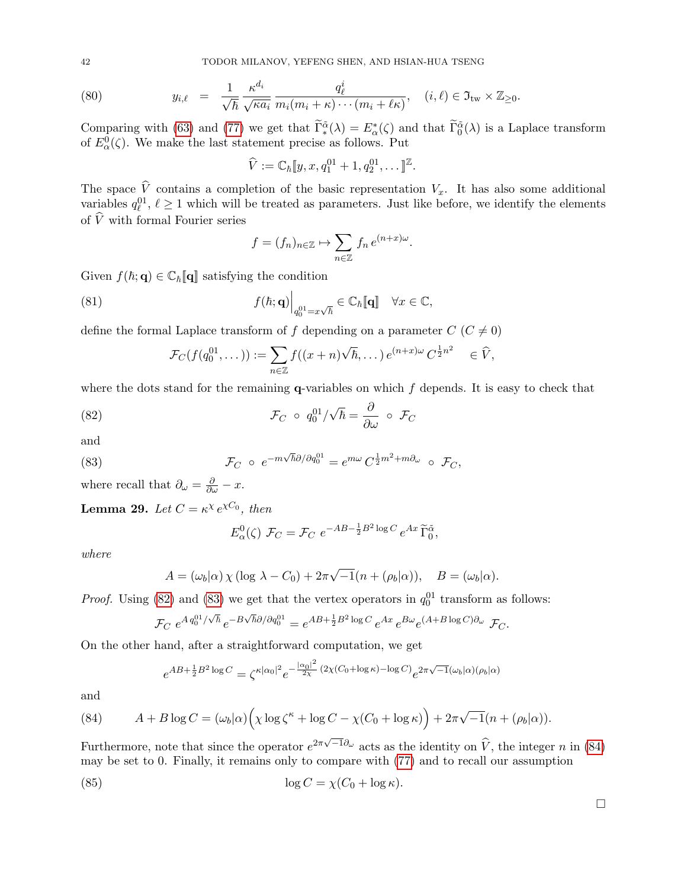$$y_{i,\ell} \;=\; \frac{1}{\sqrt{\hbar}}\,\frac{\kappa^{d_i}}{\sqrt{\kappa a_i}}\,\frac{q_\ell^i}{m_i(m_i+\kappa)\cdots(m_i+\ell\kappa)}, \quad (i,\ell)\in \mathfrak{I}_{\rm tw}\times\mathbb{Z}_{\geq 0}. \tag{80}$$

Comparing with (63) and (77) we get that $\widetilde{\Gamma}^{\tilde{\alpha}}_*(\lambda) = E^*_\alpha(\zeta)$ and that $\widetilde{\Gamma}^{\tilde{\alpha}}_0(\lambda)$ is a Laplace transform of $E^0_\alpha(\zeta)$. We make the last statement precise as follows. Put

$$\widehat{V} := \mathbb{C}_\hbar[\![y, x, q_1^{01}+1, q_2^{01},\dots]\!]^{\mathbb{Z}}.$$

The space $\widehat{V}$ contains a completion of the basic representation $V_x$. It has also some additional variables $q_\ell^{01}$, $\ell\geq 1$ which will be treated as parameters. Just like before, we identify the elements of $\widehat{V}$ with formal Fourier series

$$f = (f_n)_{n\in\mathbb{Z}} \mapsto \sum_{n\in\mathbb{Z}} f_n\, e^{(n+x)\omega}.$$

Given $f(\hbar;\mathbf{q})\in \mathbb{C}_\hbar[\![\mathbf{q}]\!]$ satisfying the condition

$$f(\hbar;\mathbf{q})\Big|_{q_0^{01}=x\sqrt{\hbar}} \in \mathbb{C}_\hbar[\![\mathbf{q}]\!] \quad \forall x\in\mathbb{C}, \tag{81}$$

define the formal Laplace transform of $f$ depending on a parameter $C$ $(C\neq 0)$

$$\mathcal{F}_C(f(q_0^{01},\dots)) := \sum_{n\in\mathbb{Z}} f((x+n)\sqrt{\hbar},\dots)\, e^{(n+x)\omega}\, C^{\frac12 n^2} \quad \in \widehat{V},$$

where the dots stand for the remaining $\mathbf{q}$-variables on which $f$ depends. It is easy to check that

$$\mathcal{F}_C \,\circ\, q_0^{01}/\sqrt{\hbar} = \frac{\partial}{\partial\omega} \,\circ\, \mathcal{F}_C \tag{82}$$

and

$$\mathcal{F}_C \,\circ\, e^{-m\sqrt{\hbar}\partial/\partial q_0^{01}} = e^{m\omega}\, C^{\frac12 m^2 + m\partial_\omega} \,\circ\, \mathcal{F}_C, \tag{83}$$

where recall that $\partial_\omega = \frac{\partial}{\partial\omega} - x$.

**Lemma 29.** *Let $C=\kappa^\chi\, e^{\chi C_0}$, then*

$$E^0_\alpha(\zeta)\;\mathcal{F}_C = \mathcal{F}_C\; e^{-AB-\frac12 B^2\log C}\, e^{Ax}\,\widetilde{\Gamma}^{\tilde{\alpha}}_0,$$

*where*

$$A = (\omega_b|\alpha)\,\chi\,(\log\lambda - C_0) + 2\pi\sqrt{-1}(n+(\rho_b|\alpha)), \quad B=(\omega_b|\alpha).$$

*Proof.* Using (82) and (83) we get that the vertex operators in $q_0^{01}$ transform as follows:

$$\mathcal{F}_C\; e^{A\, q_0^{01}/\sqrt{\hbar}}\, e^{-B\sqrt{\hbar}\partial/\partial q_0^{01}} = e^{AB+\frac12 B^2\log C}\, e^{Ax}\, e^{B\omega} e^{(A+B\log C)\partial_\omega}\;\mathcal{F}_C.$$

On the other hand, after a straightforward computation, we get

$$e^{AB+\frac12 B^2 \log C} = \zeta^{\kappa|\alpha_0|^2} e^{-\frac{|\alpha_0|^2}{2\chi}\,(2\chi(C_0+\log\kappa)-\log C)} e^{2\pi\sqrt{-1}(\omega_b|\alpha)(\rho_b|\alpha)}$$

and

$$A+B\log C = (\omega_b|\alpha)\Big(\chi\log\zeta^\kappa + \log C - \chi(C_0+\log\kappa)\Big) + 2\pi\sqrt{-1}(n+(\rho_b|\alpha)). \tag{84}$$

Furthermore, note that since the operator $e^{2\pi\sqrt{-1}\partial_\omega}$ acts as the identity on $\widehat{V}$, the integer $n$ in (84) may be set to 0. Finally, it remains only to compare with (77) and to recall our assumption

$$\log C = \chi(C_0+\log\kappa). \tag{85}$$

$\square$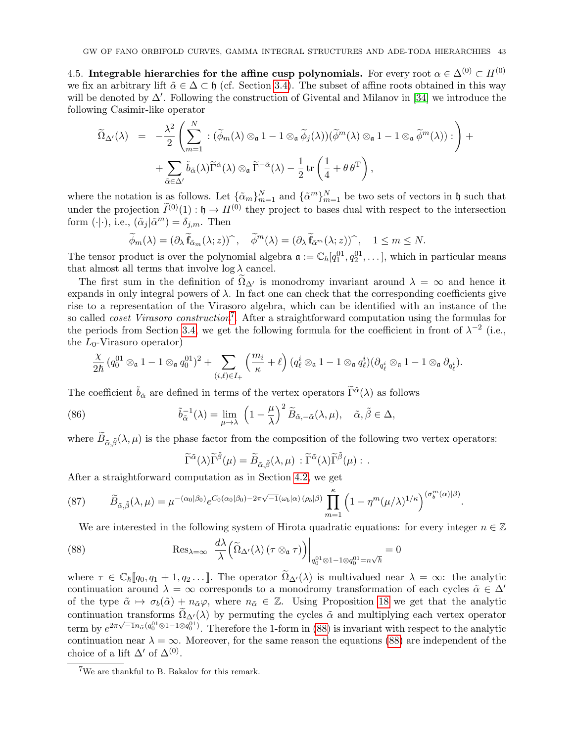4.5. **Integrable hierarchies for the affine cusp polynomials.** For every root $\alpha \in \Delta^{(0)} \subset H^{(0)}$ we fix an arbitrary lift $\tilde{\alpha} \in \Delta \subset \mathfrak{h}$ (cf. Section 3.4). The subset of affine roots obtained in this way will be denoted by $\Delta'$. Following the construction of Givental and Milanov in [34] we introduce the following Casimir-like operator

$$\begin{aligned}\widetilde{\Omega}_{\Delta'}(\lambda) &= -\frac{\lambda^2}{2}\left(\sum_{m=1}^{N} :(\widetilde{\phi}_m(\lambda)\otimes_{\mathfrak{a}} 1 - 1\otimes_{\mathfrak{a}} \widetilde{\phi}_j(\lambda))(\widetilde{\phi}^m(\lambda)\otimes_{\mathfrak{a}} 1 - 1\otimes_{\mathfrak{a}} \widetilde{\phi}^m(\lambda)):\right) + \\ &+ \sum_{\tilde{\alpha}\in\Delta'} \tilde{b}_{\tilde{\alpha}}(\lambda)\widetilde{\Gamma}^{\tilde{\alpha}}(\lambda)\otimes_{\mathfrak{a}} \widetilde{\Gamma}^{-\tilde{\alpha}}(\lambda) - \frac{1}{2}\operatorname{tr}\left(\frac{1}{4}+\theta\,\theta^{\mathrm{T}}\right),\end{aligned}$$

where the notation is as follows. Let $\{\tilde{\alpha}_m\}_{m=1}^N$ and $\{\tilde{\alpha}^m\}_{m=1}^N$ be two sets of vectors in $\mathfrak{h}$ such that under the projection $\widetilde{I}^{(0)}(1): \mathfrak{h} \to H^{(0)}$ they project to bases dual with respect to the intersection form $(\cdot|\cdot)$, i.e., $(\tilde{\alpha}_j|\tilde{\alpha}^m) = \delta_{j,m}$. Then

$$\widetilde{\phi}_m(\lambda) = (\partial_\lambda \widetilde{\mathbf{f}}_{\tilde{\alpha}_m}(\lambda; z))^{\widehat{}}, \quad \widetilde{\phi}^m(\lambda) = (\partial_\lambda \widetilde{\mathbf{f}}_{\tilde{\alpha}^m}(\lambda; z))^{\widehat{}}, \quad 1 \le m \le N.$$

The tensor product is over the polynomial algebra $\mathfrak{a} := \mathbb{C}_\hbar[q_1^{01}, q_2^{01}, \ldots]$, which in particular means that almost all terms that involve $\log\lambda$ cancel.

The first sum in the definition of $\widetilde{\Omega}_{\Delta'}$ is monodromy invariant around $\lambda = \infty$ and hence it expands in only integral powers of $\lambda$. In fact one can check that the corresponding coefficients give rise to a representation of the Virasoro algebra, which can be identified with an instance of the so called *coset Virasoro construction*[7]. After a straightforward computation using the formulas for the periods from Section 3.4, we get the following formula for the coefficient in front of $\lambda^{-2}$ (i.e., the $L_0$-Virasoro operator)

$$\frac{\chi}{2\hbar}(q_0^{01}\otimes_{\mathfrak{a}} 1 - 1\otimes_{\mathfrak{a}} q_0^{01})^2 + \sum_{(i,\ell)\in I_+}\left(\frac{m_i}{\kappa}+\ell\right)(q_\ell^i\otimes_{\mathfrak{a}} 1 - 1\otimes_{\mathfrak{a}} q_\ell^i)(\partial_{q_\ell^i}\otimes_{\mathfrak{a}} 1 - 1\otimes_{\mathfrak{a}}\partial_{q_\ell^i}).$$

The coefficient $\tilde{b}_{\tilde{\alpha}}$ are defined in terms of the vertex operators $\widetilde{\Gamma}^{\tilde{\alpha}}(\lambda)$ as follows

$$\tilde{b}_{\tilde{\alpha}}^{-1}(\lambda) = \lim_{\mu\to\lambda}\left(1-\frac{\mu}{\lambda}\right)^2 \widetilde{B}_{\tilde{\alpha},-\tilde{\alpha}}(\lambda,\mu), \quad \tilde{\alpha},\tilde{\beta}\in\Delta, \tag{86}$$

where $\widetilde{B}_{\tilde{\alpha},\tilde{\beta}}(\lambda,\mu)$ is the phase factor from the composition of the following two vertex operators:

$$\widetilde{\Gamma}^{\tilde{\alpha}}(\lambda)\widetilde{\Gamma}^{\tilde{\beta}}(\mu) = \widetilde{B}_{\tilde{\alpha},\tilde{\beta}}(\lambda,\mu) :\widetilde{\Gamma}^{\tilde{\alpha}}(\lambda)\widetilde{\Gamma}^{\tilde{\beta}}(\mu): .$$

After a straightforward computation as in Section 4.2, we get

$$\widetilde{B}_{\tilde{\alpha},\tilde{\beta}}(\lambda,\mu) = \mu^{-(\alpha_0|\beta_0)} e^{C_0(\alpha_0|\beta_0) - 2\pi\sqrt{-1}(\omega_b|\alpha)(\rho_b|\beta)} \prod_{m=1}^{\kappa}\left(1-\eta^m(\mu/\lambda)^{1/\kappa}\right)^{(\sigma_b^m(\alpha)|\beta)}. \tag{87}$$

We are interested in the following system of Hirota quadratic equations: for every integer $n\in\mathbb{Z}$

$$\operatorname{Res}_{\lambda=\infty}\ \frac{d\lambda}{\lambda}\Big(\widetilde{\Omega}_{\Delta'}(\lambda)\,(\tau\otimes_{\mathfrak{a}}\tau)\Big)\Big|_{q_0^{01}\otimes 1 - 1\otimes q_0^{01} = n\sqrt{\hbar}} = 0 \tag{88}$$

where $\tau \in \mathbb{C}_\hbar[\![q_0, q_1+1, q_2\ldots]\!]$. The operator $\widetilde{\Omega}_{\Delta'}(\lambda)$ is multivalued near $\lambda=\infty$: the analytic continuation around $\lambda=\infty$ corresponds to a monodromy transformation of each cycles $\tilde{\alpha}\in\Delta'$ of the type $\tilde{\alpha}\mapsto\sigma_b(\tilde{\alpha})+n_{\tilde{\alpha}}\varphi$, where $n_{\tilde{\alpha}}\in\mathbb{Z}$. Using Proposition 18 we get that the analytic continuation transforms $\widetilde{\Omega}_{\Delta'}(\lambda)$ by permuting the cycles $\tilde{\alpha}$ and multiplying each vertex operator term by $e^{2\pi\sqrt{-1}n_{\tilde{\alpha}}(q_0^{01}\otimes 1 - 1\otimes q_0^{01})}$. Therefore the 1-form in (88) is invariant with respect to the analytic continuation near $\lambda=\infty$. Moreover, for the same reason the equations (88) are independent of the choice of a lift $\Delta'$ of $\Delta^{(0)}$.

[7] We are thankful to B. Bakalov for this remark.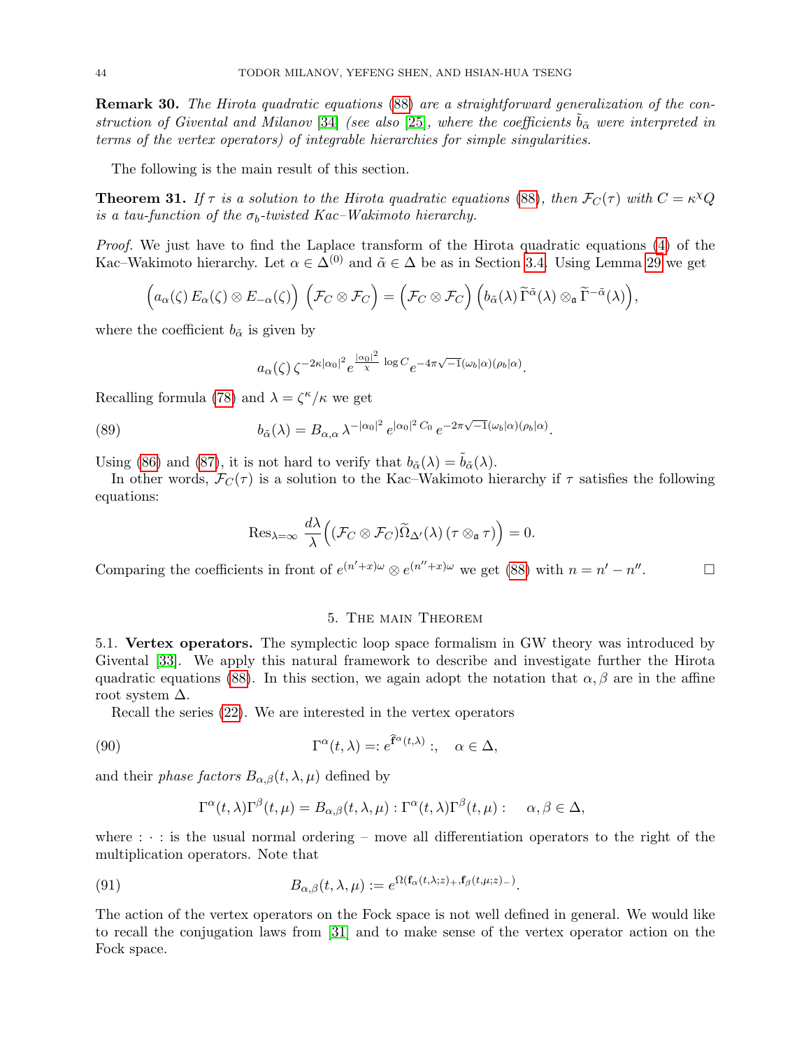**Remark 30.** *The Hirota quadratic equations* (88) *are a straightforward generalization of the construction of Givental and Milanov* [34] *(see also* [25]*, where the coefficients $\tilde{b}_{\tilde{\alpha}}$ were interpreted in terms of the vertex operators) of integrable hierarchies for simple singularities.*

The following is the main result of this section.

**Theorem 31.** *If $\tau$ is a solution to the Hirota quadratic equations* (88)*, then $\mathcal{F}_C(\tau)$ with $C = \kappa^\chi Q$ is a tau-function of the $\sigma_b$-twisted Kac–Wakimoto hierarchy.*

*Proof.* We just have to find the Laplace transform of the Hirota quadratic equations (4) of the Kac–Wakimoto hierarchy. Let $\alpha \in \Delta^{(0)}$ and $\tilde{\alpha} \in \Delta$ be as in Section 3.4. Using Lemma 29 we get

$$\Big(a_\alpha(\zeta)\, E_\alpha(\zeta) \otimes E_{-\alpha}(\zeta)\Big)\ \Big(\mathcal{F}_C \otimes \mathcal{F}_C\Big) = \Big(\mathcal{F}_C \otimes \mathcal{F}_C\Big)\ \Big(b_{\tilde{\alpha}}(\lambda)\, \widetilde{\Gamma}^{\tilde{\alpha}}(\lambda) \otimes_{\mathfrak{a}} \widetilde{\Gamma}^{-\tilde{\alpha}}(\lambda)\Big),$$

where the coefficient $b_{\tilde{\alpha}}$ is given by

$$a_\alpha(\zeta)\, \zeta^{-2\kappa|\alpha_0|^2} e^{\frac{|\alpha_0|^2}{\chi}\, \log C} e^{-4\pi\sqrt{-1}(\omega_b|\alpha)(\rho_b|\alpha)}.$$

Recalling formula (78) and $\lambda = \zeta^\kappa/\kappa$ we get

$$b_{\tilde{\alpha}}(\lambda) = B_{\alpha,\alpha}\, \lambda^{-|\alpha_0|^2}\, e^{|\alpha_0|^2\, C_0}\, e^{-2\pi\sqrt{-1}(\omega_b|\alpha)(\rho_b|\alpha)}. \tag{89}$$

Using (86) and (87), it is not hard to verify that $b_{\tilde{\alpha}}(\lambda) = \tilde{b}_{\tilde{\alpha}}(\lambda)$.

In other words, $\mathcal{F}_C(\tau)$ is a solution to the Kac–Wakimoto hierarchy if $\tau$ satisfies the following equations:

$$\mathrm{Res}_{\lambda=\infty}\ \frac{d\lambda}{\lambda}\Big((\mathcal{F}_C \otimes \mathcal{F}_C)\widetilde{\Omega}_{\Delta'}(\lambda)\, (\tau \otimes_{\mathfrak{a}} \tau)\Big) = 0.$$

Comparing the coefficients in front of $e^{(n'+x)\omega} \otimes e^{(n''+x)\omega}$ we get (88) with $n = n' - n''$. $\square$

## 5. The main Theorem

5.1. **Vertex operators.** The symplectic loop space formalism in GW theory was introduced by Givental [33]. We apply this natural framework to describe and investigate further the Hirota quadratic equations (88). In this section, we again adopt the notation that $\alpha, \beta$ are in the affine root system $\Delta$.

Recall the series (22). We are interested in the vertex operators

$$\Gamma^\alpha(t,\lambda) =: e^{\widehat{\mathbf{f}}^\alpha(t,\lambda)} :, \quad \alpha \in \Delta, \tag{90}$$

and their *phase factors* $B_{\alpha,\beta}(t,\lambda,\mu)$ defined by

$$\Gamma^\alpha(t,\lambda)\Gamma^\beta(t,\mu) = B_{\alpha,\beta}(t,\lambda,\mu) : \Gamma^\alpha(t,\lambda)\Gamma^\beta(t,\mu) : \quad \alpha, \beta \in \Delta,$$

where $:\cdot:$ is the usual normal ordering – move all differentiation operators to the right of the multiplication operators. Note that

$$B_{\alpha,\beta}(t,\lambda,\mu) := e^{\Omega(\mathbf{f}_\alpha(t,\lambda;z)_+,\mathbf{f}_\beta(t,\mu;z)_-)}. \tag{91}$$

The action of the vertex operators on the Fock space is not well defined in general. We would like to recall the conjugation laws from [31] and to make sense of the vertex operator action on the Fock space.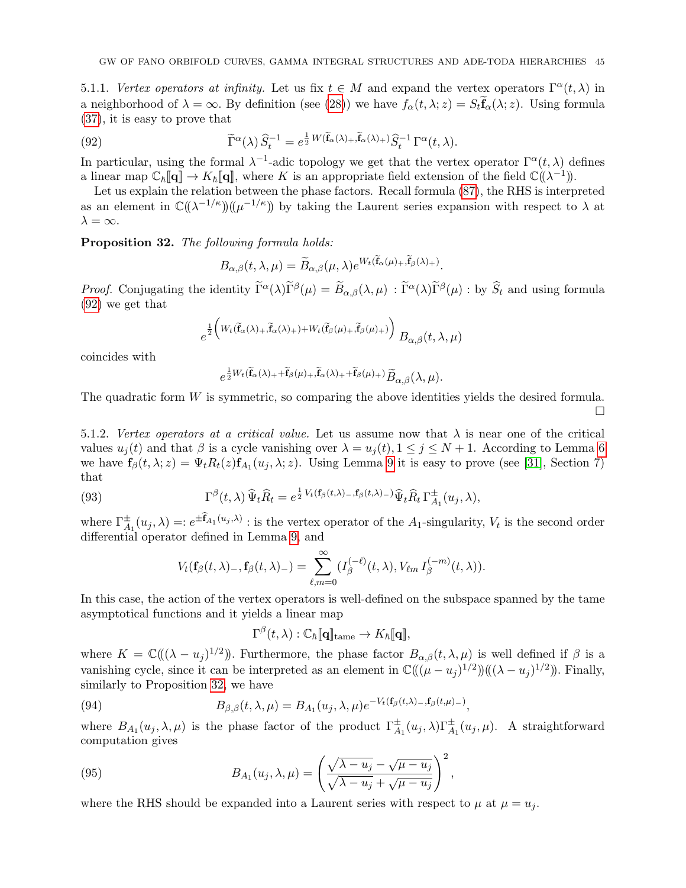5.1.1. *Vertex operators at infinity.* Let us fix $t \in M$ and expand the vertex operators $\Gamma^\alpha(t,\lambda)$ in a neighborhood of $\lambda = \infty$. By definition (see (28)) we have $f_\alpha(t,\lambda;z) = S_t \widetilde{\mathbf{f}}_\alpha(\lambda;z)$. Using formula (37), it is easy to prove that

$$\widetilde{\Gamma}^\alpha(\lambda)\,\widehat{S}_t^{-1} = e^{\frac{1}{2}\,W(\widetilde{\mathbf{f}}_\alpha(\lambda)_+,\widetilde{\mathbf{f}}_\alpha(\lambda)_+)}\widehat{S}_t^{-1}\,\Gamma^\alpha(t,\lambda). \tag{92}$$

In particular, using the formal $\lambda^{-1}$-adic topology we get that the vertex operator $\Gamma^\alpha(t,\lambda)$ defines a linear map $\mathbb{C}_\hbar[\![\mathbf{q}]\!] \to K_\hbar[\![\mathbf{q}]\!]$, where $K$ is an appropriate field extension of the field $\mathbb{C}(\!(\lambda^{-1})\!)$.

Let us explain the relation between the phase factors. Recall formula (87), the RHS is interpreted as an element in $\mathbb{C}(\!(\lambda^{-1/\kappa})\!)(\!(\mu^{-1/\kappa})\!)$ by taking the Laurent series expansion with respect to $\lambda$ at $\lambda = \infty$.

**Proposition 32.** *The following formula holds:*

$$B_{\alpha,\beta}(t,\lambda,\mu) = \widetilde{B}_{\alpha,\beta}(\mu,\lambda)e^{W_t(\widetilde{\mathbf{f}}_\alpha(\mu)_+,\widetilde{\mathbf{f}}_\beta(\lambda)_+)}.$$

*Proof.* Conjugating the identity $\widetilde{\Gamma}^\alpha(\lambda)\widetilde{\Gamma}^\beta(\mu) = \widetilde{B}_{\alpha,\beta}(\lambda,\mu)\,:\widetilde{\Gamma}^\alpha(\lambda)\widetilde{\Gamma}^\beta(\mu):$ by $\widehat{S}_t$ and using formula (92) we get that

$$e^{\frac{1}{2}\left(W_t(\widetilde{\mathbf{f}}_\alpha(\lambda)_+,\widetilde{\mathbf{f}}_\alpha(\lambda)_+)+W_t(\widetilde{\mathbf{f}}_\beta(\mu)_+,\widetilde{\mathbf{f}}_\beta(\mu)_+)\right)}\,B_{\alpha,\beta}(t,\lambda,\mu)$$

coincides with

$$e^{\frac{1}{2}W_t(\widetilde{\mathbf{f}}_\alpha(\lambda)_++\widetilde{\mathbf{f}}_\beta(\mu)_+,\widetilde{\mathbf{f}}_\alpha(\lambda)_++\widetilde{\mathbf{f}}_\beta(\mu)_+)}\,\widetilde{B}_{\alpha,\beta}(\lambda,\mu).$$

The quadratic form $W$ is symmetric, so comparing the above identities yields the desired formula. $\square$

5.1.2. *Vertex operators at a critical value.* Let us assume now that $\lambda$ is near one of the critical values $u_j(t)$ and that $\beta$ is a cycle vanishing over $\lambda = u_j(t), 1 \le j \le N+1$. According to Lemma 6 we have $\mathbf{f}_\beta(t,\lambda;z) = \Psi_t R_t(z)\mathbf{f}_{A_1}(u_j,\lambda;z)$. Using Lemma 9 it is easy to prove (see [31], Section 7) that

$$\Gamma^\beta(t,\lambda)\,\widehat{\Psi}_t\widehat{R}_t = e^{\frac{1}{2}\,V_t(\mathbf{f}_\beta(t,\lambda)_-,\mathbf{f}_\beta(t,\lambda)_-)}\,\widehat{\Psi}_t\widehat{R}_t\,\Gamma^\pm_{A_1}(u_j,\lambda), \tag{93}$$

where $\Gamma^\pm_{A_1}(u_j,\lambda) =: e^{\pm\widehat{\mathbf{f}}_{A_1}(u_j,\lambda)}:$ is the vertex operator of the $A_1$-singularity, $V_t$ is the second order differential operator defined in Lemma 9, and

$$V_t(\mathbf{f}_\beta(t,\lambda)_-,\mathbf{f}_\beta(t,\lambda)_-) = \sum_{\ell,m=0}^\infty (I_\beta^{(-\ell)}(t,\lambda), V_{\ell m}\,I_\beta^{(-m)}(t,\lambda)).$$

In this case, the action of the vertex operators is well-defined on the subspace spanned by the tame asymptotical functions and it yields a linear map

$$\Gamma^\beta(t,\lambda) : \mathbb{C}_\hbar[\![\mathbf{q}]\!]_{\rm tame} \to K_\hbar[\![\mathbf{q}]\!],$$

where $K = \mathbb{C}(\!((\lambda-u_j)^{1/2})\!)$. Furthermore, the phase factor $B_{\alpha,\beta}(t,\lambda,\mu)$ is well defined if $\beta$ is a vanishing cycle, since it can be interpreted as an element in $\mathbb{C}(\!((\mu-u_j)^{1/2})\!)(\!((\lambda-u_j)^{1/2})\!)$. Finally, similarly to Proposition 32, we have

$$B_{\beta,\beta}(t,\lambda,\mu) = B_{A_1}(u_j,\lambda,\mu)e^{-V_t(\mathbf{f}_\beta(t,\lambda)_-,\mathbf{f}_\beta(t,\mu)_-)}, \tag{94}$$

where $B_{A_1}(u_j,\lambda,\mu)$ is the phase factor of the product $\Gamma^\pm_{A_1}(u_j,\lambda)\Gamma^\pm_{A_1}(u_j,\mu)$. A straightforward computation gives

$$B_{A_1}(u_j,\lambda,\mu) = \left(\frac{\sqrt{\lambda-u_j}-\sqrt{\mu-u_j}}{\sqrt{\lambda-u_j}+\sqrt{\mu-u_j}}\right)^2, \tag{95}$$

where the RHS should be expanded into a Laurent series with respect to $\mu$ at $\mu = u_j$.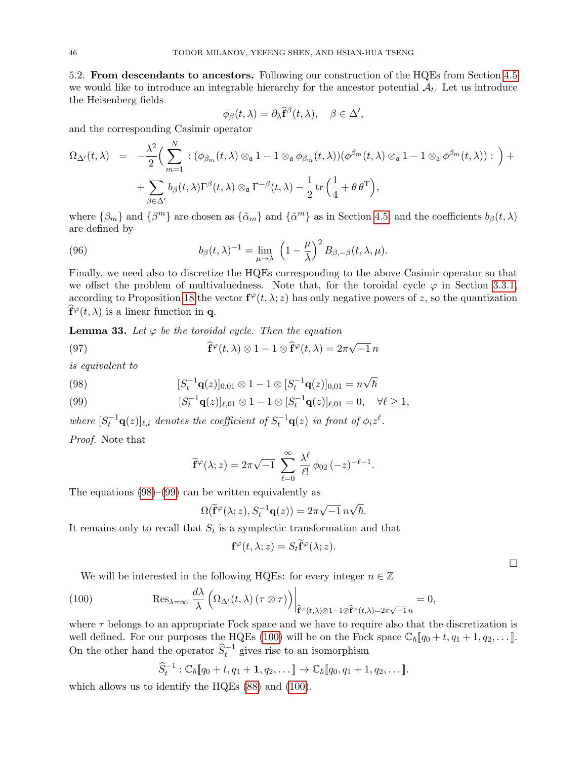5.2. **From descendants to ancestors.** Following our construction of the HQEs from Section 4.5 we would like to introduce an integrable hierarchy for the ancestor potential $\mathcal{A}_t$. Let us introduce the Heisenberg fields

$$\phi_\beta(t,\lambda) = \partial_\lambda \widehat{\mathbf{f}}^\beta(t,\lambda), \quad \beta \in \Delta',$$

and the corresponding Casimir operator

$$\begin{aligned}
\Omega_{\Delta'}(t,\lambda) \;&=\; -\frac{\lambda^2}{2}\Big(\sum_{m=1}^{N} :(\phi_{\beta_m}(t,\lambda)\otimes_{\mathfrak{a}} 1 - 1\otimes_{\mathfrak{a}} \phi_{\beta_m}(t,\lambda))(\phi^{\beta^m}(t,\lambda)\otimes_{\mathfrak{a}} 1 - 1\otimes_{\mathfrak{a}} \phi^{\beta^m}(t,\lambda)):\Big) + \\
&+ \sum_{\beta\in\Delta'} b_\beta(t,\lambda)\Gamma^\beta(t,\lambda)\otimes_{\mathfrak{a}} \Gamma^{-\beta}(t,\lambda) - \frac{1}{2}\operatorname{tr}\Big(\frac{1}{4}+\theta\,\theta^{\mathrm{T}}\Big),
\end{aligned}$$

where $\{\beta_m\}$ and $\{\beta^m\}$ are chosen as $\{\tilde{\alpha}_m\}$ and $\{\tilde{\alpha}^m\}$ as in Section 4.5, and the coefficients $b_\beta(t,\lambda)$ are defined by

$$b_\beta(t,\lambda)^{-1} = \lim_{\mu\to\lambda}\ \Big(1-\frac{\mu}{\lambda}\Big)^2 B_{\beta,-\beta}(t,\lambda,\mu). \tag{96}$$

Finally, we need also to discretize the HQEs corresponding to the above Casimir operator so that we offset the problem of multivaluedness. Note that, for the toroidal cycle $\varphi$ in Section 3.3.1, according to Proposition 18 the vector $\mathbf{f}^\varphi(t,\lambda;z)$ has only negative powers of $z$, so the quantization $\widehat{\mathbf{f}}^\varphi(t,\lambda)$ is a linear function in $\mathbf{q}$.

**Lemma 33.** *Let $\varphi$ be the toroidal cycle. Then the equation*

$$\widehat{\mathbf{f}}^\varphi(t,\lambda)\otimes 1 - 1\otimes \widehat{\mathbf{f}}^\varphi(t,\lambda) = 2\pi\sqrt{-1}\,n \tag{97}$$

*is equivalent to*

$$[S_t^{-1}\mathbf{q}(z)]_{0,01}\otimes 1 - 1\otimes [S_t^{-1}\mathbf{q}(z)]_{0,01} = n\sqrt{\hbar} \tag{98}$$

$$[S_t^{-1}\mathbf{q}(z)]_{\ell,01}\otimes 1 - 1\otimes [S_t^{-1}\mathbf{q}(z)]_{\ell,01} = 0, \quad \forall \ell\geq 1, \tag{99}$$

*where $[S_t^{-1}\mathbf{q}(z)]_{\ell,i}$ denotes the coefficient of $S_t^{-1}\mathbf{q}(z)$ in front of $\phi_i z^\ell$.*

*Proof.* Note that

$$\widetilde{\mathbf{f}}^\varphi(\lambda;z) = 2\pi\sqrt{-1}\ \sum_{\ell=0}^{\infty}\frac{\lambda^\ell}{\ell!}\,\phi_{02}\,(-z)^{-\ell-1}.$$

The equations (98)–(99) can be written equivalently as

$$\Omega(\widetilde{\mathbf{f}}^\varphi(\lambda;z), S_t^{-1}\mathbf{q}(z)) = 2\pi\sqrt{-1}\,n\sqrt{\hbar}.$$

It remains only to recall that $S_t$ is a symplectic transformation and that

$$\mathbf{f}^\varphi(t,\lambda;z) = S_t\widetilde{\mathbf{f}}^\varphi(\lambda;z).$$

□

We will be interested in the following HQEs: for every integer $n\in\mathbb{Z}$

$$\operatorname{Res}_{\lambda=\infty}\frac{d\lambda}{\lambda}\Big(\Omega_{\Delta'}(t,\lambda)\,(\tau\otimes\tau)\Big)\Big|_{\widehat{\mathbf{f}}^\varphi(t,\lambda)\otimes 1 - 1\otimes\widehat{\mathbf{f}}^\varphi(t,\lambda) = 2\pi\sqrt{-1}\,n} = 0, \tag{100}$$

where $\tau$ belongs to an appropriate Fock space and we have to require also that the discretization is well defined. For our purposes the HQEs (100) will be on the Fock space $\mathbb{C}_\hbar[\![q_0+t,q_1+1,q_2,\dots]\!]$. On the other hand the operator $\widehat{S}_t^{-1}$ gives rise to an isomorphism

$$\widehat{S}_t^{-1}:\mathbb{C}_\hbar[\![q_0+t,q_1+\mathbf{1},q_2,\dots]\!]\to\mathbb{C}_\hbar[\![q_0,q_1+1,q_2,\dots]\!].$$

which allows us to identify the HQEs (88) and (100).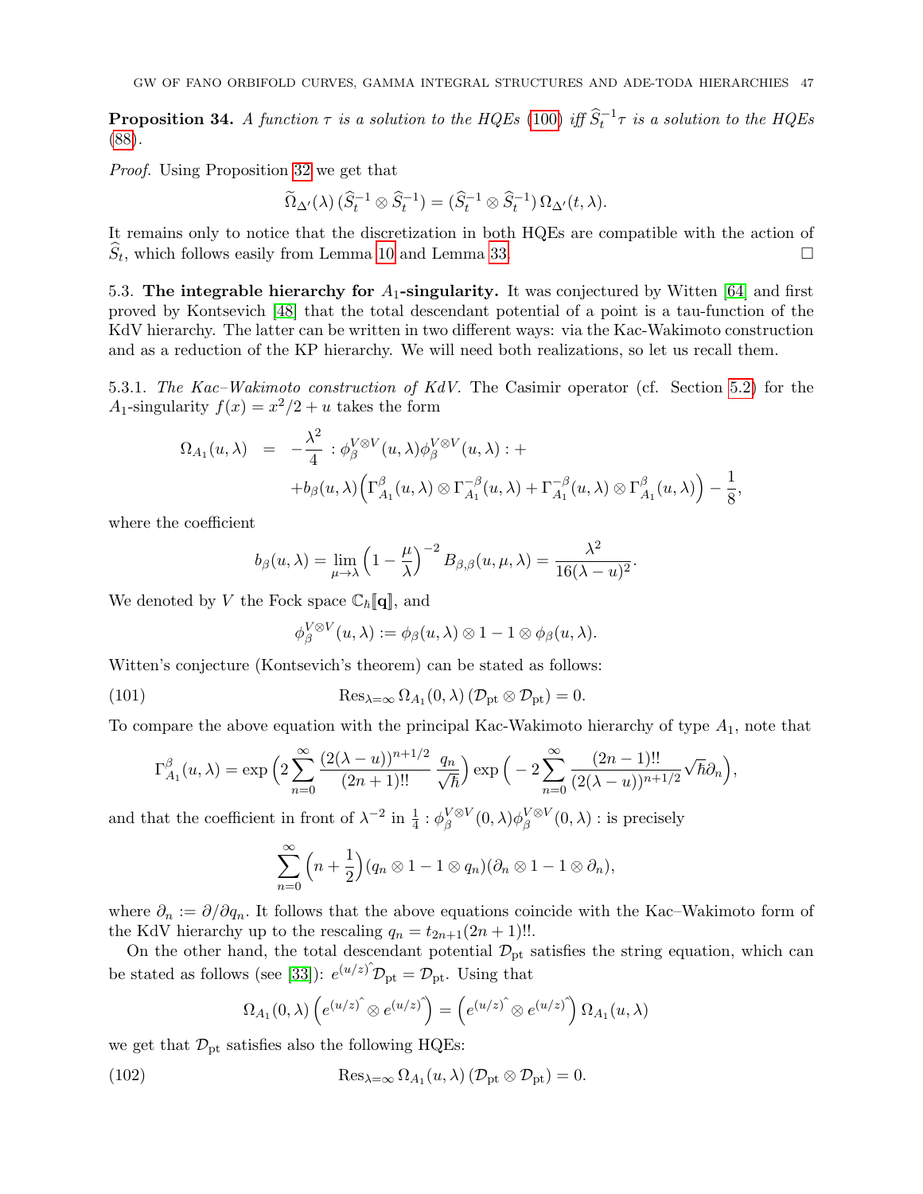**Proposition 34.** *A function $\tau$ is a solution to the HQEs (100) iff $\widehat{S}_t^{-1}\tau$ is a solution to the HQEs (88).*

*Proof.* Using Proposition 32 we get that

$$\widetilde{\Omega}_{\Delta'}(\lambda)\,(\widehat{S}_t^{-1}\otimes\widehat{S}_t^{-1}) = (\widehat{S}_t^{-1}\otimes\widehat{S}_t^{-1})\,\Omega_{\Delta'}(t,\lambda).$$

It remains only to notice that the discretization in both HQEs are compatible with the action of $\widehat{S}_t$, which follows easily from Lemma 10 and Lemma 33. □

### 5.3. The integrable hierarchy for $A_1$-singularity.

It was conjectured by Witten [64] and first proved by Kontsevich [48] that the total descendant potential of a point is a tau-function of the KdV hierarchy. The latter can be written in two different ways: via the Kac-Wakimoto construction and as a reduction of the KP hierarchy. We will need both realizations, so let us recall them.

5.3.1. *The Kac–Wakimoto construction of KdV.* The Casimir operator (cf. Section 5.2) for the $A_1$-singularity $f(x)=x^2/2+u$ takes the form

$$\begin{aligned}
\Omega_{A_1}(u,\lambda) &= -\frac{\lambda^2}{4} :\phi_\beta^{V\otimes V}(u,\lambda)\phi_\beta^{V\otimes V}(u,\lambda): + \\
&\quad + b_\beta(u,\lambda)\Big(\Gamma^\beta_{A_1}(u,\lambda)\otimes\Gamma^{-\beta}_{A_1}(u,\lambda)+\Gamma^{-\beta}_{A_1}(u,\lambda)\otimes\Gamma^{\beta}_{A_1}(u,\lambda)\Big)-\frac{1}{8},
\end{aligned}$$

where the coefficient

$$b_\beta(u,\lambda)=\lim_{\mu\to\lambda}\Big(1-\frac{\mu}{\lambda}\Big)^{-2}B_{\beta,\beta}(u,\mu,\lambda)=\frac{\lambda^2}{16(\lambda-u)^2}.$$

We denoted by $V$ the Fock space $\mathbb{C}_\hbar[\![\mathbf{q}]\!]$, and

$$\phi_\beta^{V\otimes V}(u,\lambda):=\phi_\beta(u,\lambda)\otimes 1-1\otimes\phi_\beta(u,\lambda).$$

Witten's conjecture (Kontsevich's theorem) can be stated as follows:

$$\operatorname{Res}_{\lambda=\infty}\Omega_{A_1}(0,\lambda)\,(\mathcal{D}_{\rm pt}\otimes\mathcal{D}_{\rm pt})=0. \tag{101}$$

To compare the above equation with the principal Kac-Wakimoto hierarchy of type $A_1$, note that

$$\Gamma^\beta_{A_1}(u,\lambda)=\exp\Big(2\sum_{n=0}^\infty\frac{(2(\lambda-u))^{n+1/2}}{(2n+1)!!}\frac{q_n}{\sqrt{\hbar}}\Big)\exp\Big(-2\sum_{n=0}^\infty\frac{(2n-1)!!}{(2(\lambda-u))^{n+1/2}}\sqrt{\hbar}\partial_n\Big),$$

and that the coefficient in front of $\lambda^{-2}$ in $\frac{1}{4}:\phi_\beta^{V\otimes V}(0,\lambda)\phi_\beta^{V\otimes V}(0,\lambda):$ is precisely

$$\sum_{n=0}^\infty\Big(n+\frac12\Big)(q_n\otimes 1-1\otimes q_n)(\partial_n\otimes 1-1\otimes\partial_n),$$

where $\partial_n:=\partial/\partial q_n$. It follows that the above equations coincide with the Kac–Wakimoto form of the KdV hierarchy up to the rescaling $q_n=t_{2n+1}(2n+1)!!$.

On the other hand, the total descendant potential $\mathcal{D}_{\rm pt}$ satisfies the string equation, which can be stated as follows (see [33]): $e^{(u/z)\hat{}}\mathcal{D}_{\rm pt}=\mathcal{D}_{\rm pt}$. Using that

$$\Omega_{A_1}(0,\lambda)\left(e^{(u/z)\hat{}}\otimes e^{(u/z)\hat{}}\right)=\left(e^{(u/z)\hat{}}\otimes e^{(u/z)\hat{}}\right)\Omega_{A_1}(u,\lambda)$$

we get that $\mathcal{D}_{\rm pt}$ satisfies also the following HQEs:

$$\operatorname{Res}_{\lambda=\infty}\Omega_{A_1}(u,\lambda)\,(\mathcal{D}_{\rm pt}\otimes\mathcal{D}_{\rm pt})=0. \tag{102}$$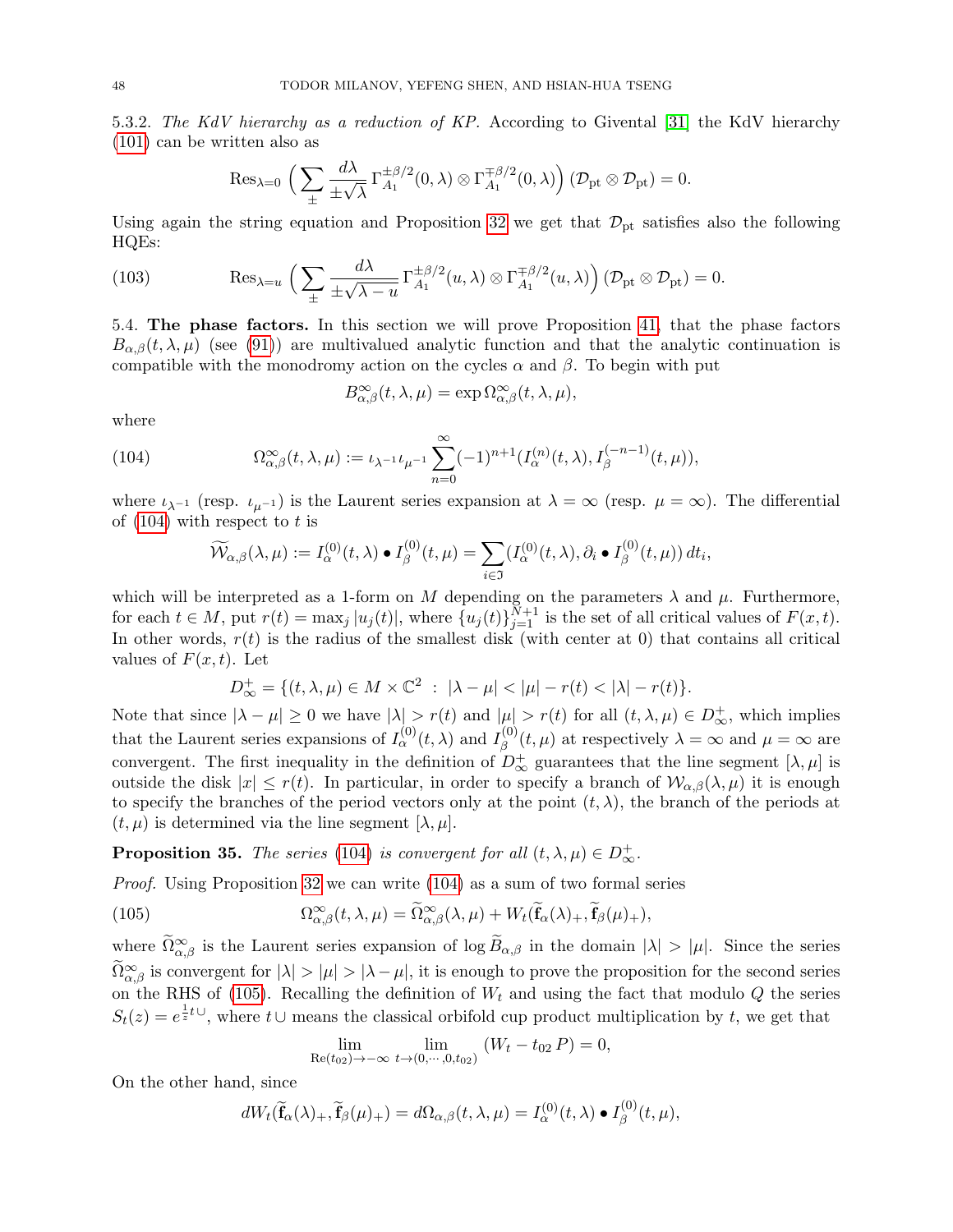5.3.2. *The KdV hierarchy as a reduction of KP.* According to Givental [31] the KdV hierarchy (101) can be written also as

$$\mathrm{Res}_{\lambda=0}\,\Big(\sum_{\pm}\frac{d\lambda}{\pm\sqrt{\lambda}}\,\Gamma_{A_1}^{\pm\beta/2}(0,\lambda)\otimes\Gamma_{A_1}^{\mp\beta/2}(0,\lambda)\Big)\,(\mathcal{D}_{\rm pt}\otimes\mathcal{D}_{\rm pt})=0.$$

Using again the string equation and Proposition 32 we get that $\mathcal{D}_{\rm pt}$ satisfies also the following HQEs:

$$\mathrm{Res}_{\lambda=u}\,\Big(\sum_{\pm}\frac{d\lambda}{\pm\sqrt{\lambda-u}}\,\Gamma_{A_1}^{\pm\beta/2}(u,\lambda)\otimes\Gamma_{A_1}^{\mp\beta/2}(u,\lambda)\Big)\,(\mathcal{D}_{\rm pt}\otimes\mathcal{D}_{\rm pt})=0. \tag{103}$$

5.4. **The phase factors.** In this section we will prove Proposition 41, that the phase factors $B_{\alpha,\beta}(t,\lambda,\mu)$ (see (91)) are multivalued analytic function and that the analytic continuation is compatible with the monodromy action on the cycles $\alpha$ and $\beta$. To begin with put

$$B^{\infty}_{\alpha,\beta}(t,\lambda,\mu)=\exp\Omega^{\infty}_{\alpha,\beta}(t,\lambda,\mu),$$

where

$$\Omega^{\infty}_{\alpha,\beta}(t,\lambda,\mu):=\iota_{\lambda^{-1}}\iota_{\mu^{-1}}\sum_{n=0}^{\infty}(-1)^{n+1}(I^{(n)}_{\alpha}(t,\lambda),I^{(-n-1)}_{\beta}(t,\mu)), \tag{104}$$

where $\iota_{\lambda^{-1}}$ (resp. $\iota_{\mu^{-1}}$) is the Laurent series expansion at $\lambda=\infty$ (resp. $\mu=\infty$). The differential of (104) with respect to $t$ is

$$\widetilde{\mathcal{W}}_{\alpha,\beta}(\lambda,\mu):=I^{(0)}_{\alpha}(t,\lambda)\bullet I^{(0)}_{\beta}(t,\mu)=\sum_{i\in\mathfrak{I}}(I^{(0)}_{\alpha}(t,\lambda),\partial_i\bullet I^{(0)}_{\beta}(t,\mu))\,dt_i,$$

which will be interpreted as a 1-form on $M$ depending on the parameters $\lambda$ and $\mu$. Furthermore, for each $t\in M$, put $r(t)=\max_j|u_j(t)|$, where $\{u_j(t)\}_{j=1}^{N+1}$ is the set of all critical values of $F(x,t)$. In other words, $r(t)$ is the radius of the smallest disk (with center at 0) that contains all critical values of $F(x,t)$. Let

$$D^{+}_{\infty}=\{(t,\lambda,\mu)\in M\times\mathbb{C}^2\ :\ |\lambda-\mu|<|\mu|-r(t)<|\lambda|-r(t)\}.$$

Note that since $|\lambda-\mu|\geq 0$ we have $|\lambda|>r(t)$ and $|\mu|>r(t)$ for all $(t,\lambda,\mu)\in D^{+}_{\infty}$, which implies that the Laurent series expansions of $I^{(0)}_{\alpha}(t,\lambda)$ and $I^{(0)}_{\beta}(t,\mu)$ at respectively $\lambda=\infty$ and $\mu=\infty$ are convergent. The first inequality in the definition of $D^{+}_{\infty}$ guarantees that the line segment $[\lambda,\mu]$ is outside the disk $|x|\leq r(t)$. In particular, in order to specify a branch of $\mathcal{W}_{\alpha,\beta}(\lambda,\mu)$ it is enough to specify the branches of the period vectors only at the point $(t,\lambda)$, the branch of the periods at $(t,\mu)$ is determined via the line segment $[\lambda,\mu]$.

**Proposition 35.** *The series (104) is convergent for all $(t,\lambda,\mu)\in D^{+}_{\infty}$.*

*Proof.* Using Proposition 32 we can write (104) as a sum of two formal series

$$\Omega^{\infty}_{\alpha,\beta}(t,\lambda,\mu)=\widetilde{\Omega}^{\infty}_{\alpha,\beta}(\lambda,\mu)+W_t(\widetilde{\mathbf{f}}_{\alpha}(\lambda)_+,\widetilde{\mathbf{f}}_{\beta}(\mu)_+), \tag{105}$$

where $\widetilde{\Omega}^{\infty}_{\alpha,\beta}$ is the Laurent series expansion of $\log\widetilde{B}_{\alpha,\beta}$ in the domain $|\lambda|>|\mu|$. Since the series $\widetilde{\Omega}^{\infty}_{\alpha,\beta}$ is convergent for $|\lambda|>|\mu|>|\lambda-\mu|$, it is enough to prove the proposition for the second series on the RHS of (105). Recalling the definition of $W_t$ and using the fact that modulo $Q$ the series $S_t(z)=e^{\frac{1}{z}t\cup}$, where $t\cup$ means the classical orbifold cup product multiplication by $t$, we get that

$$\lim_{\mathrm{Re}(t_{02})\to-\infty}\ \lim_{t\to(0,\cdots,0,t_{02})}\ (W_t-t_{02}\,P)=0,$$

On the other hand, since

$$dW_t(\widetilde{\mathbf{f}}_{\alpha}(\lambda)_+,\widetilde{\mathbf{f}}_{\beta}(\mu)_+)=d\Omega_{\alpha,\beta}(t,\lambda,\mu)=I^{(0)}_{\alpha}(t,\lambda)\bullet I^{(0)}_{\beta}(t,\mu),$$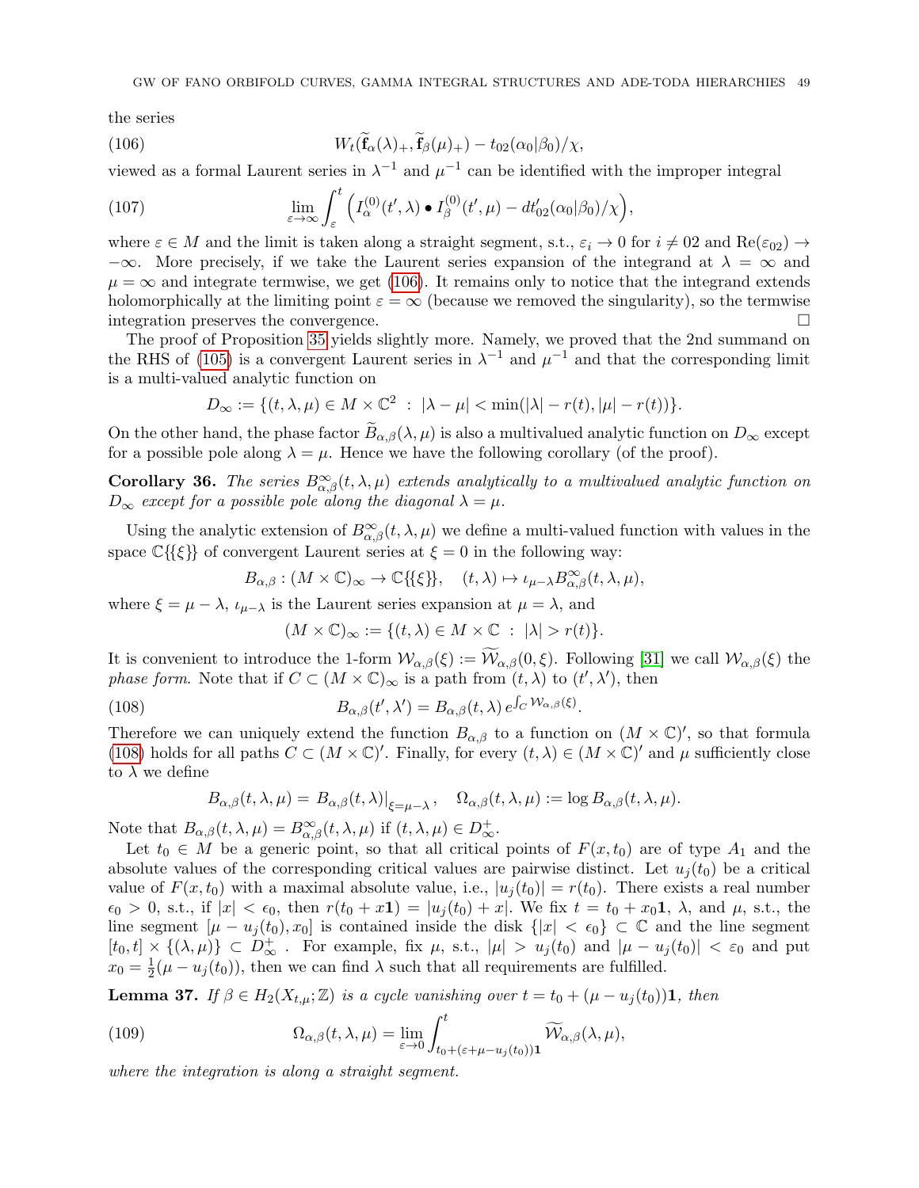the series

$$W_t(\widetilde{\mathbf{f}}_\alpha(\lambda)_+, \widetilde{\mathbf{f}}_\beta(\mu)_+) - t_{02}(\alpha_0|\beta_0)/\chi, \tag{106}$$

viewed as a formal Laurent series in $\lambda^{-1}$ and $\mu^{-1}$ can be identified with the improper integral

$$\lim_{\varepsilon\to\infty}\int_\varepsilon^t \Big(I^{(0)}_\alpha(t',\lambda)\bullet I^{(0)}_\beta(t',\mu) - dt'_{02}(\alpha_0|\beta_0)/\chi\Big), \tag{107}$$

where $\varepsilon \in M$ and the limit is taken along a straight segment, s.t., $\varepsilon_i \to 0$ for $i \neq 02$ and $\mathrm{Re}(\varepsilon_{02}) \to -\infty$. More precisely, if we take the Laurent series expansion of the integrand at $\lambda = \infty$ and $\mu = \infty$ and integrate termwise, we get (106). It remains only to notice that the integrand extends holomorphically at the limiting point $\varepsilon = \infty$ (because we removed the singularity), so the termwise integration preserves the convergence. □

The proof of Proposition 35 yields slightly more. Namely, we proved that the 2nd summand on the RHS of (105) is a convergent Laurent series in $\lambda^{-1}$ and $\mu^{-1}$ and that the corresponding limit is a multi-valued analytic function on

$$D_\infty := \{(t,\lambda,\mu) \in M\times\mathbb{C}^2 \;:\; |\lambda-\mu| < \min(|\lambda| - r(t), |\mu| - r(t))\}.$$

On the other hand, the phase factor $\widetilde{B}_{\alpha,\beta}(\lambda,\mu)$ is also a multivalued analytic function on $D_\infty$ except for a possible pole along $\lambda = \mu$. Hence we have the following corollary (of the proof).

**Corollary 36.** *The series $B^\infty_{\alpha,\beta}(t,\lambda,\mu)$ extends analytically to a multivalued analytic function on $D_\infty$ except for a possible pole along the diagonal $\lambda = \mu$.*

Using the analytic extension of $B^\infty_{\alpha,\beta}(t,\lambda,\mu)$ we define a multi-valued function with values in the space $\mathbb{C}\{\{\xi\}\}$ of convergent Laurent series at $\xi = 0$ in the following way:

$$B_{\alpha,\beta} : (M\times\mathbb{C})_\infty \to \mathbb{C}\{\{\xi\}\}, \quad (t,\lambda)\mapsto \iota_{\mu-\lambda}B^\infty_{\alpha,\beta}(t,\lambda,\mu),$$

where $\xi = \mu - \lambda$, $\iota_{\mu-\lambda}$ is the Laurent series expansion at $\mu = \lambda$, and

$$(M\times\mathbb{C})_\infty := \{(t,\lambda)\in M\times\mathbb{C} \;:\; |\lambda| > r(t)\}.$$

It is convenient to introduce the 1-form $\mathcal{W}_{\alpha,\beta}(\xi) := \widetilde{\mathcal{W}}_{\alpha,\beta}(0,\xi)$. Following [31] we call $\mathcal{W}_{\alpha,\beta}(\xi)$ the *phase form*. Note that if $C \subset (M\times\mathbb{C})_\infty$ is a path from $(t,\lambda)$ to $(t',\lambda')$, then

$$B_{\alpha,\beta}(t',\lambda') = B_{\alpha,\beta}(t,\lambda)\, e^{\int_C \mathcal{W}_{\alpha,\beta}(\xi)}. \tag{108}$$

Therefore we can uniquely extend the function $B_{\alpha,\beta}$ to a function on $(M\times\mathbb{C})'$, so that formula (108) holds for all paths $C\subset(M\times\mathbb{C})'$. Finally, for every $(t,\lambda)\in(M\times\mathbb{C})'$ and $\mu$ sufficiently close to $\lambda$ we define

$$B_{\alpha,\beta}(t,\lambda,\mu) = B_{\alpha,\beta}(t,\lambda)\big|_{\xi=\mu-\lambda}, \quad \Omega_{\alpha,\beta}(t,\lambda,\mu) := \log B_{\alpha,\beta}(t,\lambda,\mu).$$

Note that $B_{\alpha,\beta}(t,\lambda,\mu) = B^\infty_{\alpha,\beta}(t,\lambda,\mu)$ if $(t,\lambda,\mu)\in D^+_\infty$.

Let $t_0 \in M$ be a generic point, so that all critical points of $F(x,t_0)$ are of type $A_1$ and the absolute values of the corresponding critical values are pairwise distinct. Let $u_j(t_0)$ be a critical value of $F(x,t_0)$ with a maximal absolute value, i.e., $|u_j(t_0)| = r(t_0)$. There exists a real number $\epsilon_0 > 0$, s.t., if $|x| < \epsilon_0$, then $r(t_0 + x\mathbf{1}) = |u_j(t_0) + x|$. We fix $t = t_0 + x_0\mathbf{1}$, $\lambda$, and $\mu$, s.t., the line segment $[\mu - u_j(t_0), x_0]$ is contained inside the disk $\{|x| < \epsilon_0\}\subset\mathbb{C}$ and the line segment $[t_0, t]\times\{(\lambda,\mu)\}\subset D^+_\infty$ . For example, fix $\mu$, s.t., $|\mu| > u_j(t_0)$ and $|\mu - u_j(t_0)| < \varepsilon_0$ and put $x_0 = \frac{1}{2}(\mu - u_j(t_0))$, then we can find $\lambda$ such that all requirements are fulfilled.

**Lemma 37.** *If $\beta\in H_2(X_{t,\mu};\mathbb{Z})$ is a cycle vanishing over $t = t_0 + (\mu - u_j(t_0))\mathbf{1}$, then*

$$\Omega_{\alpha,\beta}(t,\lambda,\mu) = \lim_{\varepsilon\to 0}\int_{t_0+(\varepsilon+\mu-u_j(t_0))\mathbf{1}}^t \widetilde{\mathcal{W}}_{\alpha,\beta}(\lambda,\mu), \tag{109}$$

*where the integration is along a straight segment.*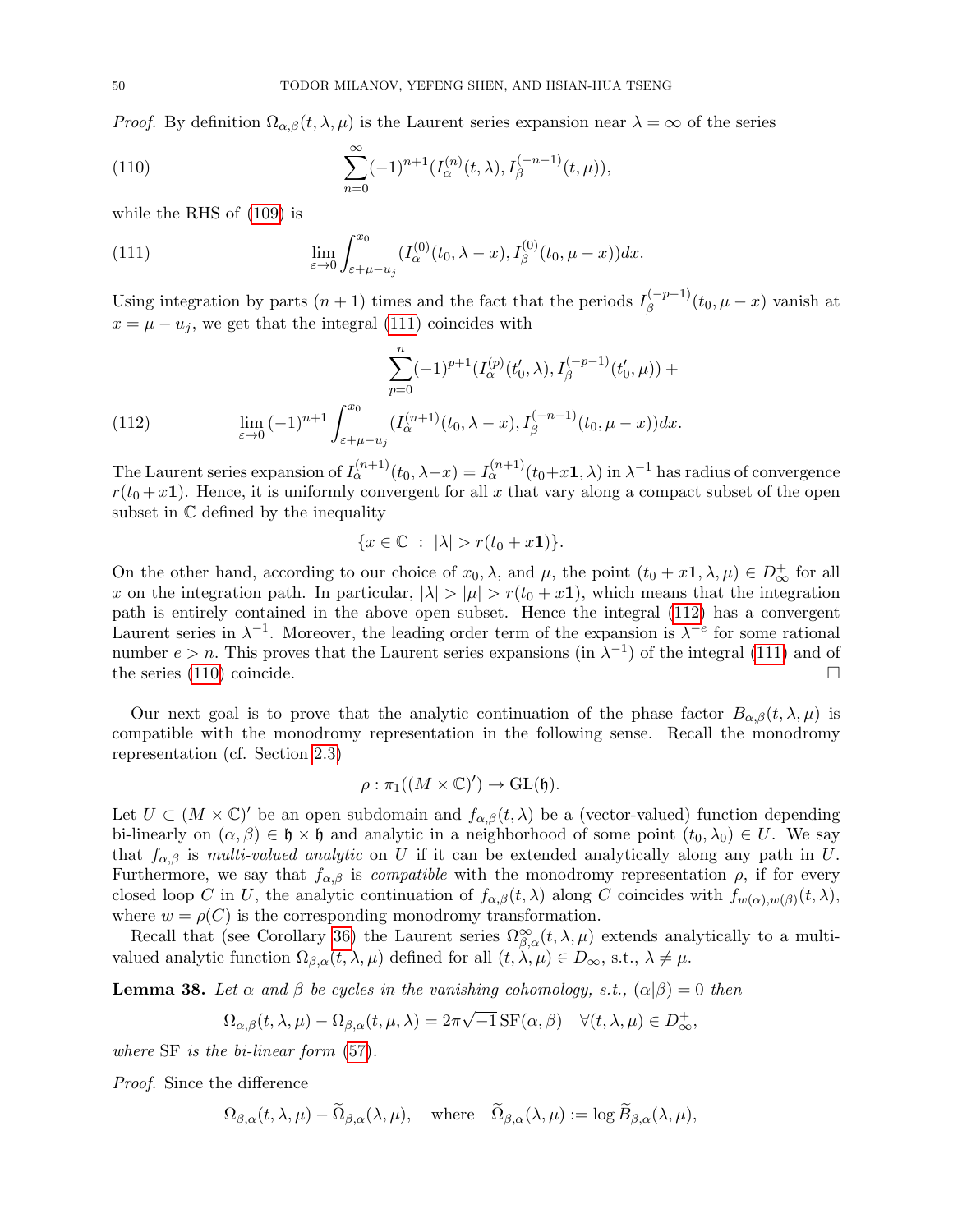*Proof.* By definition $\Omega_{\alpha,\beta}(t,\lambda,\mu)$ is the Laurent series expansion near $\lambda=\infty$ of the series

$$\sum_{n=0}^{\infty}(-1)^{n+1}(I^{(n)}_\alpha(t,\lambda),I^{(-n-1)}_\beta(t,\mu)), \tag{110}$$

while the RHS of (109) is

$$\lim_{\varepsilon\to 0}\int_{\varepsilon+\mu-u_j}^{x_0}(I^{(0)}_\alpha(t_0,\lambda-x),I^{(0)}_\beta(t_0,\mu-x))dx. \tag{111}$$

Using integration by parts $(n+1)$ times and the fact that the periods $I^{(-p-1)}_\beta(t_0,\mu-x)$ vanish at $x=\mu-u_j$, we get that the integral (111) coincides with

$$\sum_{p=0}^{n}(-1)^{p+1}(I^{(p)}_\alpha(t_0',\lambda),I^{(-p-1)}_\beta(t_0',\mu))+$$

$$\lim_{\varepsilon\to 0}(-1)^{n+1}\int_{\varepsilon+\mu-u_j}^{x_0}(I^{(n+1)}_\alpha(t_0,\lambda-x),I^{(-n-1)}_\beta(t_0,\mu-x))dx. \tag{112}$$

The Laurent series expansion of $I^{(n+1)}_\alpha(t_0,\lambda-x)=I^{(n+1)}_\alpha(t_0+x\mathbf{1},\lambda)$ in $\lambda^{-1}$ has radius of convergence $r(t_0+x\mathbf{1})$. Hence, it is uniformly convergent for all $x$ that vary along a compact subset of the open subset in $\mathbb{C}$ defined by the inequality

$$\{x\in\mathbb{C}\ :\ |\lambda|>r(t_0+x\mathbf{1})\}.$$

On the other hand, according to our choice of $x_0,\lambda$, and $\mu$, the point $(t_0+x\mathbf{1},\lambda,\mu)\in D^+_\infty$ for all $x$ on the integration path. In particular, $|\lambda|>|\mu|>r(t_0+x\mathbf{1})$, which means that the integration path is entirely contained in the above open subset. Hence the integral (112) has a convergent Laurent series in $\lambda^{-1}$. Moreover, the leading order term of the expansion is $\lambda^{-e}$ for some rational number $e>n$. This proves that the Laurent series expansions (in $\lambda^{-1}$) of the integral (111) and of the series (110) coincide. □

Our next goal is to prove that the analytic continuation of the phase factor $B_{\alpha,\beta}(t,\lambda,\mu)$ is compatible with the monodromy representation in the following sense. Recall the monodromy representation (cf. Section 2.3)

$$\rho:\pi_1((M\times\mathbb{C})')\to \mathrm{GL}(\mathfrak{h}).$$

Let $U\subset(M\times\mathbb{C})'$ be an open subdomain and $f_{\alpha,\beta}(t,\lambda)$ be a (vector-valued) function depending bi-linearly on $(\alpha,\beta)\in\mathfrak{h}\times\mathfrak{h}$ and analytic in a neighborhood of some point $(t_0,\lambda_0)\in U$. We say that $f_{\alpha,\beta}$ is *multi-valued analytic* on $U$ if it can be extended analytically along any path in $U$. Furthermore, we say that $f_{\alpha,\beta}$ is *compatible* with the monodromy representation $\rho$, if for every closed loop $C$ in $U$, the analytic continuation of $f_{\alpha,\beta}(t,\lambda)$ along $C$ coincides with $f_{w(\alpha),w(\beta)}(t,\lambda)$, where $w=\rho(C)$ is the corresponding monodromy transformation.

Recall that (see Corollary 36) the Laurent series $\Omega^\infty_{\beta,\alpha}(t,\lambda,\mu)$ extends analytically to a multi-valued analytic function $\Omega_{\beta,\alpha}(t,\lambda,\mu)$ defined for all $(t,\lambda,\mu)\in D_\infty$, s.t., $\lambda\neq\mu$.

**Lemma 38.** *Let $\alpha$ and $\beta$ be cycles in the vanishing cohomology, s.t., $(\alpha|\beta)=0$ then*

$$\Omega_{\alpha,\beta}(t,\lambda,\mu)-\Omega_{\beta,\alpha}(t,\mu,\lambda)=2\pi\sqrt{-1}\,\mathrm{SF}(\alpha,\beta)\quad\forall(t,\lambda,\mu)\in D^+_\infty,$$

*where* SF *is the bi-linear form* (57).

*Proof.* Since the difference

$$\Omega_{\beta,\alpha}(t,\lambda,\mu)-\widetilde{\Omega}_{\beta,\alpha}(\lambda,\mu),\quad\text{where}\quad \widetilde{\Omega}_{\beta,\alpha}(\lambda,\mu):=\log\widetilde{B}_{\beta,\alpha}(\lambda,\mu),$$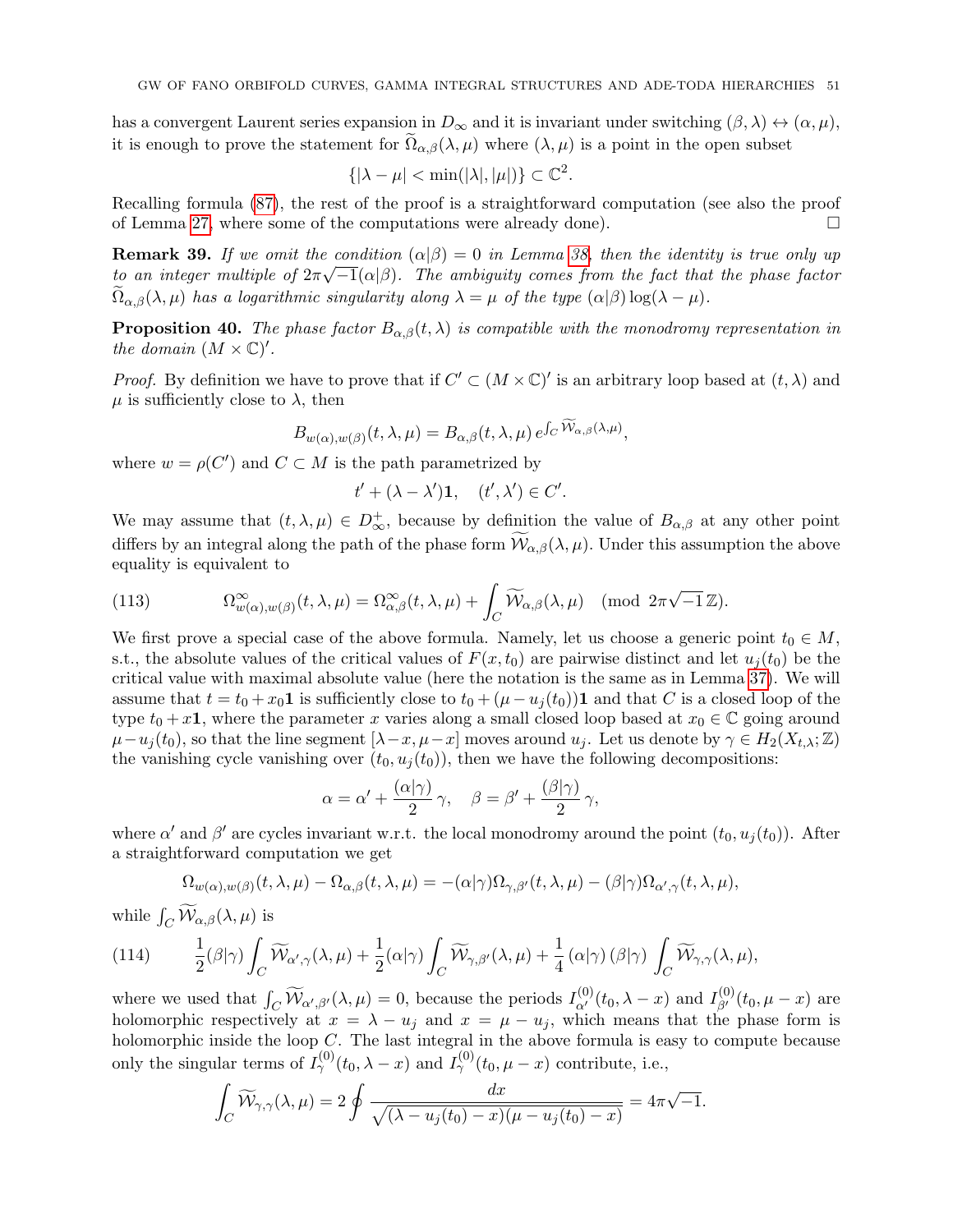has a convergent Laurent series expansion in $D_\infty$ and it is invariant under switching $(\beta,\lambda)\leftrightarrow(\alpha,\mu)$, it is enough to prove the statement for $\widetilde{\Omega}_{\alpha,\beta}(\lambda,\mu)$ where $(\lambda,\mu)$ is a point in the open subset

$$\{|\lambda-\mu|<\min(|\lambda|,|\mu|)\}\subset\mathbb{C}^2.$$

Recalling formula (87), the rest of the proof is a straightforward computation (see also the proof of Lemma 27, where some of the computations were already done). □

**Remark 39.** *If we omit the condition $(\alpha|\beta)=0$ in Lemma 38, then the identity is true only up to an integer multiple of $2\pi\sqrt{-1}(\alpha|\beta)$. The ambiguity comes from the fact that the phase factor $\widetilde{\Omega}_{\alpha,\beta}(\lambda,\mu)$ has a logarithmic singularity along $\lambda=\mu$ of the type $(\alpha|\beta)\log(\lambda-\mu)$.*

**Proposition 40.** *The phase factor $B_{\alpha,\beta}(t,\lambda)$ is compatible with the monodromy representation in the domain $(M\times\mathbb{C})'$.*

*Proof.* By definition we have to prove that if $C'\subset(M\times\mathbb{C})'$ is an arbitrary loop based at $(t,\lambda)$ and $\mu$ is sufficiently close to $\lambda$, then

$$B_{w(\alpha),w(\beta)}(t,\lambda,\mu)=B_{\alpha,\beta}(t,\lambda,\mu)\,e^{\int_C\widetilde{\mathcal{W}}_{\alpha,\beta}(\lambda,\mu)},$$

where $w=\rho(C')$ and $C\subset M$ is the path parametrized by

$$t'+(\lambda-\lambda')\mathbf{1},\quad(t',\lambda')\in C'.$$

We may assume that $(t,\lambda,\mu)\in D^+_\infty$, because by definition the value of $B_{\alpha,\beta}$ at any other point differs by an integral along the path of the phase form $\widetilde{\mathcal{W}}_{\alpha,\beta}(\lambda,\mu)$. Under this assumption the above equality is equivalent to

$$\Omega^\infty_{w(\alpha),w(\beta)}(t,\lambda,\mu)=\Omega^\infty_{\alpha,\beta}(t,\lambda,\mu)+\int_C\widetilde{\mathcal{W}}_{\alpha,\beta}(\lambda,\mu)\pmod{2\pi\sqrt{-1}\,\mathbb{Z}}.\tag{113}$$

We first prove a special case of the above formula. Namely, let us choose a generic point $t_0\in M$, s.t., the absolute values of the critical values of $F(x,t_0)$ are pairwise distinct and let $u_j(t_0)$ be the critical value with maximal absolute value (here the notation is the same as in Lemma 37). We will assume that $t=t_0+x_0\mathbf{1}$ is sufficiently close to $t_0+(\mu-u_j(t_0))\mathbf{1}$ and that $C$ is a closed loop of the type $t_0+x\mathbf{1}$, where the parameter $x$ varies along a small closed loop based at $x_0\in\mathbb{C}$ going around $\mu-u_j(t_0)$, so that the line segment $[\lambda-x,\mu-x]$ moves around $u_j$. Let us denote by $\gamma\in H_2(X_{t,\lambda};\mathbb{Z})$ the vanishing cycle vanishing over $(t_0,u_j(t_0))$, then we have the following decompositions:

$$\alpha=\alpha'+\frac{(\alpha|\gamma)}{2}\gamma,\quad\beta=\beta'+\frac{(\beta|\gamma)}{2}\gamma,$$

where $\alpha'$ and $\beta'$ are cycles invariant w.r.t. the local monodromy around the point $(t_0,u_j(t_0))$. After a straightforward computation we get

$$\Omega_{w(\alpha),w(\beta)}(t,\lambda,\mu)-\Omega_{\alpha,\beta}(t,\lambda,\mu)=-(\alpha|\gamma)\Omega_{\gamma,\beta'}(t,\lambda,\mu)-(\beta|\gamma)\Omega_{\alpha',\gamma}(t,\lambda,\mu),$$

while $\int_C\widetilde{\mathcal{W}}_{\alpha,\beta}(\lambda,\mu)$ is

$$\frac12(\beta|\gamma)\int_C\widetilde{\mathcal{W}}_{\alpha',\gamma}(\lambda,\mu)+\frac12(\alpha|\gamma)\int_C\widetilde{\mathcal{W}}_{\gamma,\beta'}(\lambda,\mu)+\frac14\,(\alpha|\gamma)\,(\beta|\gamma)\int_C\widetilde{\mathcal{W}}_{\gamma,\gamma}(\lambda,\mu),\tag{114}$$

where we used that $\int_C\widetilde{\mathcal{W}}_{\alpha',\beta'}(\lambda,\mu)=0$, because the periods $I^{(0)}_{\alpha'}(t_0,\lambda-x)$ and $I^{(0)}_{\beta'}(t_0,\mu-x)$ are holomorphic respectively at $x=\lambda-u_j$ and $x=\mu-u_j$, which means that the phase form is holomorphic inside the loop $C$. The last integral in the above formula is easy to compute because only the singular terms of $I^{(0)}_\gamma(t_0,\lambda-x)$ and $I^{(0)}_\gamma(t_0,\mu-x)$ contribute, i.e.,

$$\int_C\widetilde{\mathcal{W}}_{\gamma,\gamma}(\lambda,\mu)=2\oint\frac{dx}{\sqrt{(\lambda-u_j(t_0)-x)(\mu-u_j(t_0)-x)}}=4\pi\sqrt{-1}.$$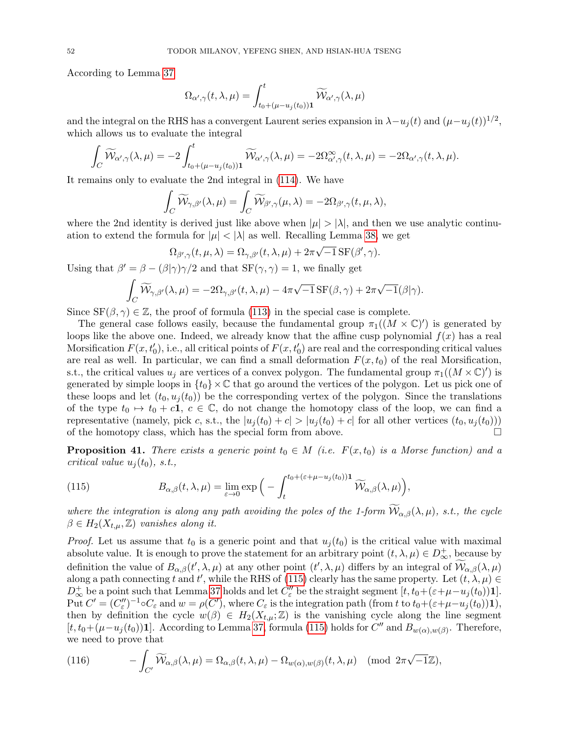According to Lemma 37

$$\Omega_{\alpha',\gamma}(t,\lambda,\mu) = \int_{t_0+(\mu-u_j(t_0))\mathbf{1}}^{t} \widetilde{\mathcal{W}}_{\alpha',\gamma}(\lambda,\mu)$$

and the integral on the RHS has a convergent Laurent series expansion in $\lambda - u_j(t)$ and $(\mu - u_j(t))^{1/2}$, which allows us to evaluate the integral

$$\int_C \widetilde{\mathcal{W}}_{\alpha',\gamma}(\lambda,\mu) = -2\int_{t_0+(\mu-u_j(t_0))\mathbf{1}}^{t} \widetilde{\mathcal{W}}_{\alpha',\gamma}(\lambda,\mu) = -2\Omega^{\infty}_{\alpha',\gamma}(t,\lambda,\mu) = -2\Omega_{\alpha',\gamma}(t,\lambda,\mu).$$

It remains only to evaluate the 2nd integral in (114). We have

$$\int_C \widetilde{\mathcal{W}}_{\gamma,\beta'}(\lambda,\mu) = \int_C \widetilde{\mathcal{W}}_{\beta',\gamma}(\mu,\lambda) = -2\Omega_{\beta',\gamma}(t,\mu,\lambda),$$

where the 2nd identity is derived just like above when $|\mu| > |\lambda|$, and then we use analytic continuation to extend the formula for $|\mu| < |\lambda|$ as well. Recalling Lemma 38, we get

$$\Omega_{\beta',\gamma}(t,\mu,\lambda) = \Omega_{\gamma,\beta'}(t,\lambda,\mu) + 2\pi\sqrt{-1}\,\mathrm{SF}(\beta',\gamma).$$

Using that $\beta' = \beta - (\beta|\gamma)\gamma/2$ and that $\mathrm{SF}(\gamma,\gamma) = 1$, we finally get

$$\int_C \widetilde{\mathcal{W}}_{\gamma,\beta'}(\lambda,\mu) = -2\Omega_{\gamma,\beta'}(t,\lambda,\mu) - 4\pi\sqrt{-1}\,\mathrm{SF}(\beta,\gamma) + 2\pi\sqrt{-1}(\beta|\gamma).$$

Since $\mathrm{SF}(\beta,\gamma)\in\mathbb{Z}$, the proof of formula (113) in the special case is complete.

The general case follows easily, because the fundamental group $\pi_1((M\times\mathbb{C})')$ is generated by loops like the above one. Indeed, we already know that the affine cusp polynomial $f(x)$ has a real Morsification $F(x,t_0')$, i.e., all critical points of $F(x,t_0')$ are real and the corresponding critical values are real as well. In particular, we can find a small deformation $F(x,t_0)$ of the real Morsification, s.t., the critical values $u_j$ are vertices of a convex polygon. The fundamental group $\pi_1((M\times\mathbb{C})')$ is generated by simple loops in $\{t_0\}\times\mathbb{C}$ that go around the vertices of the polygon. Let us pick one of these loops and let $(t_0, u_j(t_0))$ be the corresponding vertex of the polygon. Since the translations of the type $t_0\mapsto t_0 + c\mathbf{1}$, $c\in\mathbb{C}$, do not change the homotopy class of the loop, we can find a representative (namely, pick $c$, s.t., the $|u_j(t_0)+c| > |u_j(t_0)+c|$ for all other vertices $(t_0,u_j(t_0))$) of the homotopy class, which has the special form from above. $\square$

**Proposition 41.** *There exists a generic point $t_0\in M$ (i.e. $F(x,t_0)$ is a Morse function) and a critical value $u_j(t_0)$, s.t.,*

$$B_{\alpha,\beta}(t,\lambda,\mu) = \lim_{\varepsilon\to 0}\exp\Big(-\int_t^{t_0+(\varepsilon+\mu-u_j(t_0))\mathbf{1}} \widetilde{\mathcal{W}}_{\alpha,\beta}(\lambda,\mu)\Big), \tag{115}$$

*where the integration is along any path avoiding the poles of the 1-form $\widetilde{\mathcal{W}}_{\alpha,\beta}(\lambda,\mu)$, s.t., the cycle $\beta\in H_2(X_{t,\mu},\mathbb{Z})$ vanishes along it.*

*Proof.* Let us assume that $t_0$ is a generic point and that $u_j(t_0)$ is the critical value with maximal absolute value. It is enough to prove the statement for an arbitrary point $(t,\lambda,\mu)\in D^+_\infty$, because by definition the value of $B_{\alpha,\beta}(t',\lambda,\mu)$ at any other point $(t',\lambda,\mu)$ differs by an integral of $\widetilde{\mathcal{W}}_{\alpha,\beta}(\lambda,\mu)$ along a path connecting $t$ and $t'$, while the RHS of (115) clearly has the same property. Let $(t,\lambda,\mu)\in D^+_\infty$ be a point such that Lemma 37 holds and let $C''_\varepsilon$ be the straight segment $[t, t_0+(\varepsilon+\mu-u_j(t_0))\mathbf{1}]$. Put $C' = (C''_\varepsilon)^{-1}\circ C_\varepsilon$ and $w=\rho(C')$, where $C_\varepsilon$ is the integration path (from $t$ to $t_0+(\varepsilon+\mu-u_j(t_0))\mathbf{1}$), then by definition the cycle $w(\beta)\in H_2(X_{t,\mu};\mathbb{Z})$ is the vanishing cycle along the line segment $[t, t_0+(\mu-u_j(t_0))\mathbf{1}]$. According to Lemma 37, formula (115) holds for $C''$ and $B_{w(\alpha),w(\beta)}$. Therefore, we need to prove that

$$-\int_{C'}\widetilde{\mathcal{W}}_{\alpha,\beta}(\lambda,\mu) = \Omega_{\alpha,\beta}(t,\lambda,\mu) - \Omega_{w(\alpha),w(\beta)}(t,\lambda,\mu) \pmod{2\pi\sqrt{-1}\mathbb{Z}}, \tag{116}$$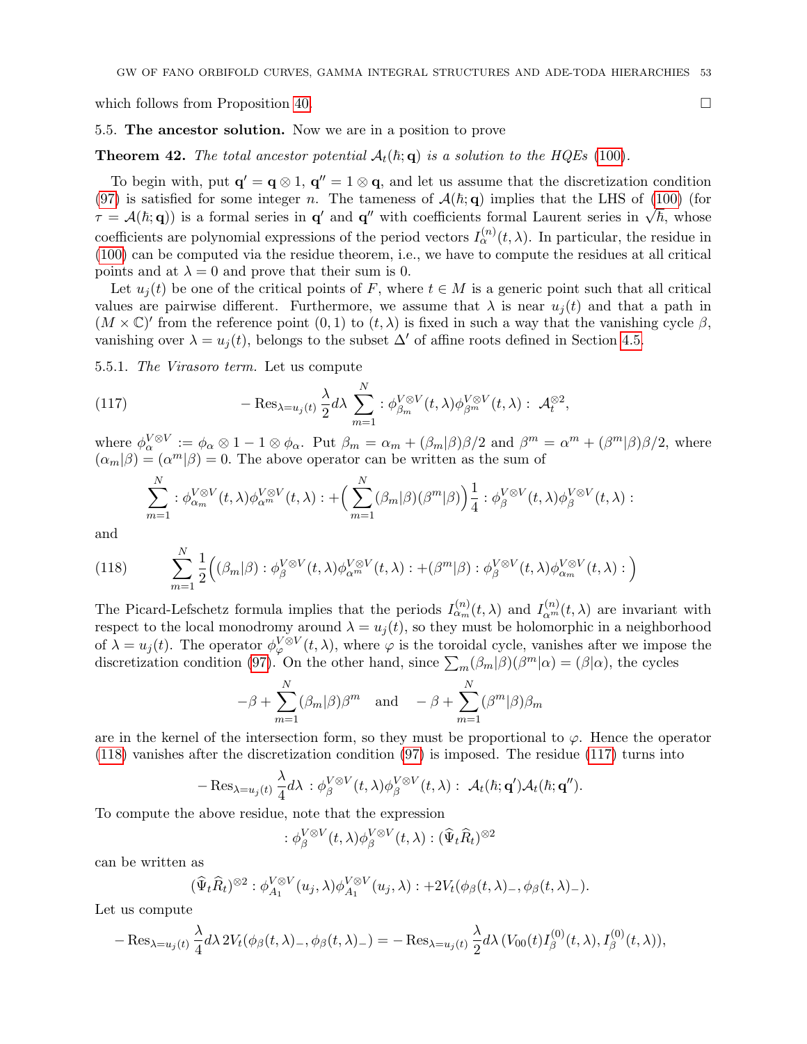which follows from Proposition 40. □

## 5.5. The ancestor solution.

Now we are in a position to prove

**Theorem 42.** *The total ancestor potential $\mathcal{A}_t(\hbar;\mathbf{q})$ is a solution to the HQEs (100).*

To begin with, put $\mathbf{q}' = \mathbf{q}\otimes 1$, $\mathbf{q}'' = 1\otimes \mathbf{q}$, and let us assume that the discretization condition (97) is satisfied for some integer $n$. The tameness of $\mathcal{A}(\hbar;\mathbf{q})$ implies that the LHS of (100) (for $\tau = \mathcal{A}(\hbar;\mathbf{q})$) is a formal series in $\mathbf{q}'$ and $\mathbf{q}''$ with coefficients formal Laurent series in $\sqrt{\hbar}$, whose coefficients are polynomial expressions of the period vectors $I^{(n)}_\alpha(t,\lambda)$. In particular, the residue in (100) can be computed via the residue theorem, i.e., we have to compute the residues at all critical points and at $\lambda = 0$ and prove that their sum is 0.

Let $u_j(t)$ be one of the critical points of $F$, where $t\in M$ is a generic point such that all critical values are pairwise different. Furthermore, we assume that $\lambda$ is near $u_j(t)$ and that a path in $(M\times\mathbb{C})'$ from the reference point $(0,1)$ to $(t,\lambda)$ is fixed in such a way that the vanishing cycle $\beta$, vanishing over $\lambda = u_j(t)$, belongs to the subset $\Delta'$ of affine roots defined in Section 4.5.

5.5.1. *The Virasoro term.* Let us compute

$$-\operatorname{Res}_{\lambda=u_j(t)}\frac{\lambda}{2}d\lambda\sum_{m=1}^N :\phi^{V\otimes V}_{\beta_m}(t,\lambda)\phi^{V\otimes V}_{\beta^m}(t,\lambda):\ \mathcal{A}_t^{\otimes 2}, \tag{117}$$

where $\phi^{V\otimes V}_\alpha := \phi_\alpha\otimes 1 - 1\otimes\phi_\alpha$. Put $\beta_m = \alpha_m + (\beta_m|\beta)\beta/2$ and $\beta^m = \alpha^m + (\beta^m|\beta)\beta/2$, where $(\alpha_m|\beta) = (\alpha^m|\beta) = 0$. The above operator can be written as the sum of

$$\sum_{m=1}^N :\phi^{V\otimes V}_{\alpha_m}(t,\lambda)\phi^{V\otimes V}_{\alpha^m}(t,\lambda): + \Big(\sum_{m=1}^N(\beta_m|\beta)(\beta^m|\beta)\Big)\frac{1}{4}:\phi^{V\otimes V}_{\beta}(t,\lambda)\phi^{V\otimes V}_{\beta}(t,\lambda):$$

and

$$\sum_{m=1}^N\frac{1}{2}\Big((\beta_m|\beta):\phi^{V\otimes V}_{\beta}(t,\lambda)\phi^{V\otimes V}_{\alpha^m}(t,\lambda): + (\beta^m|\beta):\phi^{V\otimes V}_{\beta}(t,\lambda)\phi^{V\otimes V}_{\alpha_m}(t,\lambda):\Big) \tag{118}$$

The Picard-Lefschetz formula implies that the periods $I^{(n)}_{\alpha_m}(t,\lambda)$ and $I^{(n)}_{\alpha^m}(t,\lambda)$ are invariant with respect to the local monodromy around $\lambda = u_j(t)$, so they must be holomorphic in a neighborhood of $\lambda = u_j(t)$. The operator $\phi^{V\otimes V}_\varphi(t,\lambda)$, where $\varphi$ is the toroidal cycle, vanishes after we impose the discretization condition (97). On the other hand, since $\sum_m(\beta_m|\beta)(\beta^m|\alpha) = (\beta|\alpha)$, the cycles

$$-\beta + \sum_{m=1}^N(\beta_m|\beta)\beta^m \quad\text{and}\quad -\beta + \sum_{m=1}^N(\beta^m|\beta)\beta_m$$

are in the kernel of the intersection form, so they must be proportional to $\varphi$. Hence the operator (118) vanishes after the discretization condition (97) is imposed. The residue (117) turns into

$$-\operatorname{Res}_{\lambda=u_j(t)}\frac{\lambda}{4}d\lambda\ :\phi^{V\otimes V}_\beta(t,\lambda)\phi^{V\otimes V}_\beta(t,\lambda):\ \mathcal{A}_t(\hbar;\mathbf{q}')\mathcal{A}_t(\hbar;\mathbf{q}'').$$

To compute the above residue, note that the expression

$$:\phi^{V\otimes V}_\beta(t,\lambda)\phi^{V\otimes V}_\beta(t,\lambda):(\widehat{\Psi}_t\widehat{R}_t)^{\otimes 2}$$

can be written as

$$(\widehat{\Psi}_t\widehat{R}_t)^{\otimes 2}:\phi^{V\otimes V}_{A_1}(u_j,\lambda)\phi^{V\otimes V}_{A_1}(u_j,\lambda): + 2V_t(\phi_\beta(t,\lambda)_-,\phi_\beta(t,\lambda)_-).$$

Let us compute

$$-\operatorname{Res}_{\lambda=u_j(t)}\frac{\lambda}{4}d\lambda\,2V_t(\phi_\beta(t,\lambda)_-,\phi_\beta(t,\lambda)_-) = -\operatorname{Res}_{\lambda=u_j(t)}\frac{\lambda}{2}d\lambda\,(V_{00}(t)I^{(0)}_\beta(t,\lambda),I^{(0)}_\beta(t,\lambda)),$$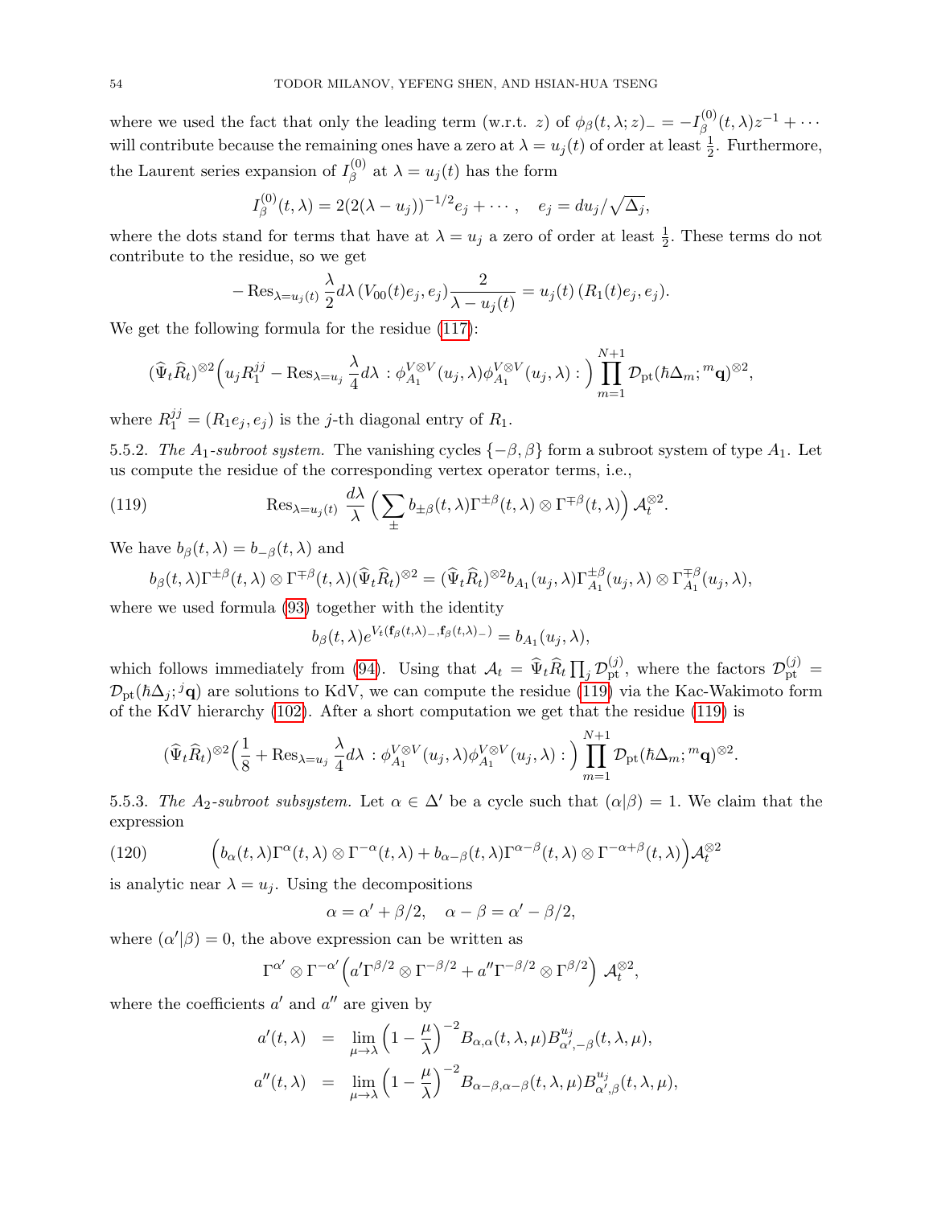where we used the fact that only the leading term (w.r.t. $z$) of $\phi_\beta(t,\lambda;z)_- = -I^{(0)}_\beta(t,\lambda)z^{-1}+\cdots$ will contribute because the remaining ones have a zero at $\lambda = u_j(t)$ of order at least $\frac{1}{2}$. Furthermore, the Laurent series expansion of $I^{(0)}_\beta$ at $\lambda = u_j(t)$ has the form

$$I^{(0)}_\beta(t,\lambda) = 2(2(\lambda-u_j))^{-1/2} e_j + \cdots, \quad e_j = du_j/\sqrt{\Delta_j},$$

where the dots stand for terms that have at $\lambda = u_j$ a zero of order at least $\frac{1}{2}$. These terms do not contribute to the residue, so we get

$$-\operatorname{Res}_{\lambda=u_j(t)} \frac{\lambda}{2} d\lambda\, (V_{00}(t)e_j, e_j)\frac{2}{\lambda-u_j(t)} = u_j(t)\,(R_1(t)e_j, e_j).$$

We get the following formula for the residue (117):

$$(\widehat{\Psi}_t\widehat{R}_t)^{\otimes 2}\Big( u_j R_1^{jj} - \operatorname{Res}_{\lambda=u_j} \frac{\lambda}{4} d\lambda \, :\phi^{V\otimes V}_{A_1}(u_j,\lambda)\phi^{V\otimes V}_{A_1}(u_j,\lambda):\Big) \prod_{m=1}^{N+1} \mathcal{D}_{\rm pt}(\hbar\Delta_m; {}^m\mathbf{q})^{\otimes 2},$$

where $R_1^{jj} = (R_1 e_j, e_j)$ is the $j$-th diagonal entry of $R_1$.

5.5.2. *The $A_1$-subroot system.* The vanishing cycles $\{-\beta,\beta\}$ form a subroot system of type $A_1$. Let us compute the residue of the corresponding vertex operator terms, i.e.,

$$\operatorname{Res}_{\lambda=u_j(t)} \frac{d\lambda}{\lambda}\Big(\sum_\pm b_{\pm\beta}(t,\lambda)\Gamma^{\pm\beta}(t,\lambda)\otimes\Gamma^{\mp\beta}(t,\lambda)\Big)\mathcal{A}_t^{\otimes 2}. \tag{119}$$

We have $b_\beta(t,\lambda) = b_{-\beta}(t,\lambda)$ and

$$b_\beta(t,\lambda)\Gamma^{\pm\beta}(t,\lambda)\otimes\Gamma^{\mp\beta}(t,\lambda)(\widehat{\Psi}_t\widehat{R}_t)^{\otimes 2} = (\widehat{\Psi}_t\widehat{R}_t)^{\otimes 2} b_{A_1}(u_j,\lambda)\Gamma^{\pm\beta}_{A_1}(u_j,\lambda)\otimes\Gamma^{\mp\beta}_{A_1}(u_j,\lambda),$$

where we used formula (93) together with the identity

$$b_\beta(t,\lambda)e^{V_t(\mathbf{f}_\beta(t,\lambda)_-,\mathbf{f}_\beta(t,\lambda)_-)} = b_{A_1}(u_j,\lambda),$$

which follows immediately from (94). Using that $\mathcal{A}_t = \widehat{\Psi}_t\widehat{R}_t\prod_j \mathcal{D}^{(j)}_{\rm pt}$, where the factors $\mathcal{D}^{(j)}_{\rm pt} = \mathcal{D}_{\rm pt}(\hbar\Delta_j; {}^j\mathbf{q})$ are solutions to KdV, we can compute the residue (119) via the Kac-Wakimoto form of the KdV hierarchy (102). After a short computation we get that the residue (119) is

$$(\widehat{\Psi}_t\widehat{R}_t)^{\otimes 2}\Big(\frac{1}{8} + \operatorname{Res}_{\lambda=u_j}\frac{\lambda}{4}d\lambda\, :\phi^{V\otimes V}_{A_1}(u_j,\lambda)\phi^{V\otimes V}_{A_1}(u_j,\lambda):\Big)\prod_{m=1}^{N+1}\mathcal{D}_{\rm pt}(\hbar\Delta_m;{}^m\mathbf{q})^{\otimes 2}.$$

5.5.3. *The $A_2$-subroot subsystem.* Let $\alpha\in\Delta'$ be a cycle such that $(\alpha|\beta)=1$. We claim that the expression

$$\Big(b_\alpha(t,\lambda)\Gamma^\alpha(t,\lambda)\otimes\Gamma^{-\alpha}(t,\lambda) + b_{\alpha-\beta}(t,\lambda)\Gamma^{\alpha-\beta}(t,\lambda)\otimes\Gamma^{-\alpha+\beta}(t,\lambda)\Big)\mathcal{A}_t^{\otimes 2} \tag{120}$$

is analytic near $\lambda = u_j$. Using the decompositions

$$\alpha = \alpha' + \beta/2, \quad \alpha-\beta = \alpha'-\beta/2,$$

where $(\alpha'|\beta)=0$, the above expression can be written as

$$\Gamma^{\alpha'}\otimes\Gamma^{-\alpha'}\Big(a'\Gamma^{\beta/2}\otimes\Gamma^{-\beta/2} + a''\Gamma^{-\beta/2}\otimes\Gamma^{\beta/2}\Big)\,\mathcal{A}_t^{\otimes 2},$$

where the coefficients $a'$ and $a''$ are given by

$$\begin{aligned}
a'(t,\lambda) &= \lim_{\mu\to\lambda}\Big(1-\frac{\mu}{\lambda}\Big)^{-2} B_{\alpha,\alpha}(t,\lambda,\mu)B^{u_j}_{\alpha',-\beta}(t,\lambda,\mu),\\
a''(t,\lambda) &= \lim_{\mu\to\lambda}\Big(1-\frac{\mu}{\lambda}\Big)^{-2} B_{\alpha-\beta,\alpha-\beta}(t,\lambda,\mu)B^{u_j}_{\alpha',\beta}(t,\lambda,\mu),
\end{aligned}$$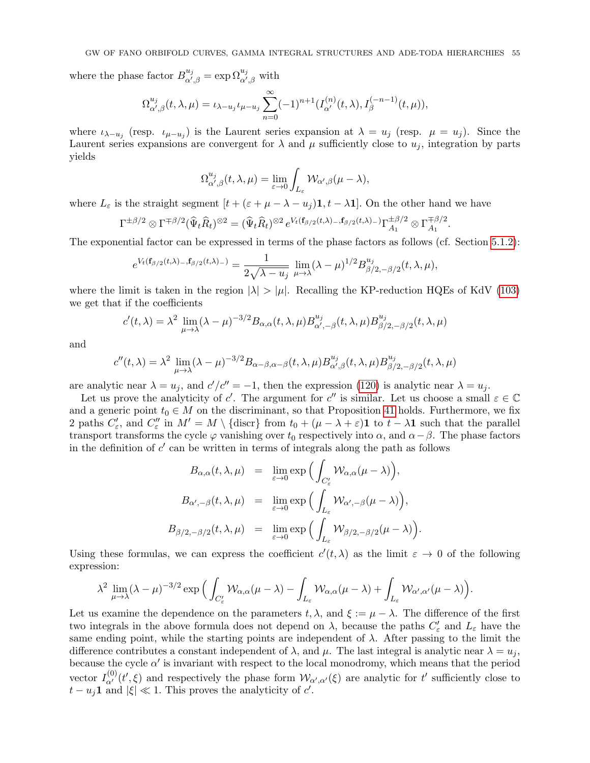where the phase factor $B^{u_j}_{\alpha',\beta} = \exp \Omega^{u_j}_{\alpha',\beta}$ with

$$\Omega^{u_j}_{\alpha',\beta}(t,\lambda,\mu) = \iota_{\lambda-u_j}\iota_{\mu-u_j}\sum_{n=0}^{\infty}(-1)^{n+1}(I^{(n)}_{\alpha'}(t,\lambda), I^{(-n-1)}_{\beta}(t,\mu)),$$

where $\iota_{\lambda-u_j}$ (resp. $\iota_{\mu-u_j}$) is the Laurent series expansion at $\lambda = u_j$ (resp. $\mu = u_j$). Since the Laurent series expansions are convergent for $\lambda$ and $\mu$ sufficiently close to $u_j$, integration by parts yields

$$\Omega^{u_j}_{\alpha',\beta}(t,\lambda,\mu) = \lim_{\varepsilon\to 0}\int_{L_\varepsilon}\mathcal{W}_{\alpha',\beta}(\mu-\lambda),$$

where $L_\varepsilon$ is the straight segment $[t+(\varepsilon+\mu-\lambda-u_j)\mathbf{1}, t-\lambda\mathbf{1}]$. On the other hand we have

$$\Gamma^{\pm\beta/2}\otimes\Gamma^{\mp\beta/2}(\widehat{\Psi}_t\widehat{R}_t)^{\otimes 2} = (\widehat{\Psi}_t\widehat{R}_t)^{\otimes 2}\, e^{V_t(\mathbf{f}_{\beta/2}(t,\lambda)_-,\mathbf{f}_{\beta/2}(t,\lambda)_-)}\Gamma^{\pm\beta/2}_{A_1}\otimes\Gamma^{\mp\beta/2}_{A_1}.$$

The exponential factor can be expressed in terms of the phase factors as follows (cf. Section 5.1.2):

$$e^{V_t(\mathbf{f}_{\beta/2}(t,\lambda)_-,\mathbf{f}_{\beta/2}(t,\lambda)_-)} = \frac{1}{2\sqrt{\lambda-u_j}}\lim_{\mu\to\lambda}(\lambda-\mu)^{1/2}B^{u_j}_{\beta/2,-\beta/2}(t,\lambda,\mu),$$

where the limit is taken in the region $|\lambda|>|\mu|$. Recalling the KP-reduction HQEs of KdV (103) we get that if the coefficients

$$c'(t,\lambda) = \lambda^2\lim_{\mu\to\lambda}(\lambda-\mu)^{-3/2}B_{\alpha,\alpha}(t,\lambda,\mu)B^{u_j}_{\alpha',-\beta}(t,\lambda,\mu)B^{u_j}_{\beta/2,-\beta/2}(t,\lambda,\mu)$$

and

$$c''(t,\lambda) = \lambda^2\lim_{\mu\to\lambda}(\lambda-\mu)^{-3/2}B_{\alpha-\beta,\alpha-\beta}(t,\lambda,\mu)B^{u_j}_{\alpha',\beta}(t,\lambda,\mu)B^{u_j}_{\beta/2,-\beta/2}(t,\lambda,\mu)$$

are analytic near $\lambda = u_j$, and $c'/c'' = -1$, then the expression (120) is analytic near $\lambda = u_j$.

Let us prove the analyticity of $c'$. The argument for $c''$ is similar. Let us choose a small $\varepsilon\in\mathbb{C}$ and a generic point $t_0\in M$ on the discriminant, so that Proposition 41 holds. Furthermore, we fix 2 paths $C'_\varepsilon$, and $C''_\varepsilon$ in $M' = M\setminus\{\text{discr}\}$ from $t_0+(\mu-\lambda+\varepsilon)\mathbf{1}$ to $t-\lambda\mathbf{1}$ such that the parallel transport transforms the cycle $\varphi$ vanishing over $t_0$ respectively into $\alpha$, and $\alpha-\beta$. The phase factors in the definition of $c'$ can be written in terms of integrals along the path as follows

$$\begin{aligned}
B_{\alpha,\alpha}(t,\lambda,\mu) &= \lim_{\varepsilon\to 0}\exp\Big(\int_{C'_\varepsilon}\mathcal{W}_{\alpha,\alpha}(\mu-\lambda)\Big),\\
B_{\alpha',-\beta}(t,\lambda,\mu) &= \lim_{\varepsilon\to 0}\exp\Big(\int_{L_\varepsilon}\mathcal{W}_{\alpha',-\beta}(\mu-\lambda)\Big),\\
B_{\beta/2,-\beta/2}(t,\lambda,\mu) &= \lim_{\varepsilon\to 0}\exp\Big(\int_{L_\varepsilon}\mathcal{W}_{\beta/2,-\beta/2}(\mu-\lambda)\Big).
\end{aligned}$$

Using these formulas, we can express the coefficient $c'(t,\lambda)$ as the limit $\varepsilon\to 0$ of the following expression:

$$\lambda^2\lim_{\mu\to\lambda}(\lambda-\mu)^{-3/2}\exp\Big(\int_{C'_\varepsilon}\mathcal{W}_{\alpha,\alpha}(\mu-\lambda) - \int_{L_\varepsilon}\mathcal{W}_{\alpha,\alpha}(\mu-\lambda) + \int_{L_\varepsilon}\mathcal{W}_{\alpha',\alpha'}(\mu-\lambda)\Big).$$

Let us examine the dependence on the parameters $t,\lambda$, and $\xi := \mu-\lambda$. The difference of the first two integrals in the above formula does not depend on $\lambda$, because the paths $C'_\varepsilon$ and $L_\varepsilon$ have the same ending point, while the starting points are independent of $\lambda$. After passing to the limit the difference contributes a constant independent of $\lambda$, and $\mu$. The last integral is analytic near $\lambda = u_j$, because the cycle $\alpha'$ is invariant with respect to the local monodromy, which means that the period vector $I^{(0)}_{\alpha'}(t',\xi)$ and respectively the phase form $\mathcal{W}_{\alpha',\alpha'}(\xi)$ are analytic for $t'$ sufficiently close to $t-u_j\mathbf{1}$ and $|\xi|\ll 1$. This proves the analyticity of $c'$.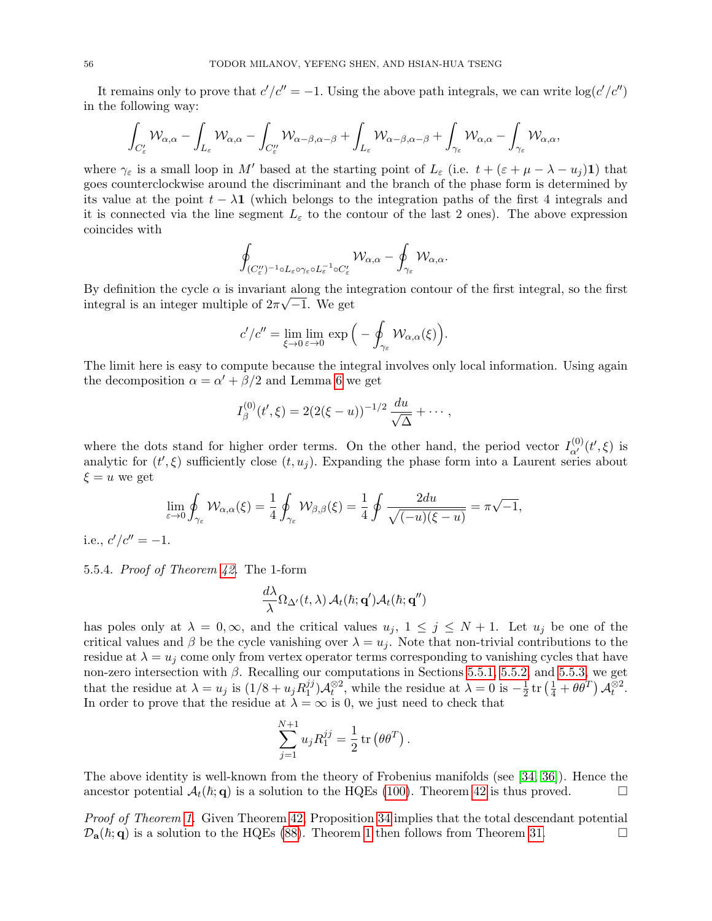It remains only to prove that $c'/c'' = -1$. Using the above path integrals, we can write $\log(c'/c'')$ in the following way:

$$\int_{C'_\varepsilon} \mathcal{W}_{\alpha,\alpha} - \int_{L_\varepsilon} \mathcal{W}_{\alpha,\alpha} - \int_{C''_\varepsilon} \mathcal{W}_{\alpha-\beta,\alpha-\beta} + \int_{L_\varepsilon} \mathcal{W}_{\alpha-\beta,\alpha-\beta} + \int_{\gamma_\varepsilon} \mathcal{W}_{\alpha,\alpha} - \int_{\gamma_\varepsilon} \mathcal{W}_{\alpha,\alpha},$$

where $\gamma_\varepsilon$ is a small loop in $M'$ based at the starting point of $L_\varepsilon$ (i.e. $t + (\varepsilon + \mu - \lambda - u_j)\mathbf{1}$) that goes counterclockwise around the discriminant and the branch of the phase form is determined by its value at the point $t - \lambda\mathbf{1}$ (which belongs to the integration paths of the first 4 integrals and it is connected via the line segment $L_\varepsilon$ to the contour of the last 2 ones). The above expression coincides with

$$\oint_{(C''_\varepsilon)^{-1}\circ L_\varepsilon \circ \gamma_\varepsilon \circ L_\varepsilon^{-1} \circ C'_\varepsilon} \mathcal{W}_{\alpha,\alpha} - \oint_{\gamma_\varepsilon} \mathcal{W}_{\alpha,\alpha}.$$

By definition the cycle $\alpha$ is invariant along the integration contour of the first integral, so the first integral is an integer multiple of $2\pi\sqrt{-1}$. We get

$$c'/c'' = \lim_{\xi\to 0}\lim_{\varepsilon\to 0} \exp\Big(-\oint_{\gamma_\varepsilon} \mathcal{W}_{\alpha,\alpha}(\xi)\Big).$$

The limit here is easy to compute because the integral involves only local information. Using again the decomposition $\alpha = \alpha' + \beta/2$ and Lemma 6 we get

$$I^{(0)}_\beta(t',\xi) = 2(2(\xi - u))^{-1/2}\,\frac{du}{\sqrt{\Delta}} + \cdots,$$

where the dots stand for higher order terms. On the other hand, the period vector $I^{(0)}_{\alpha'}(t',\xi)$ is analytic for $(t',\xi)$ sufficiently close $(t,u_j)$. Expanding the phase form into a Laurent series about $\xi = u$ we get

$$\lim_{\varepsilon\to 0}\oint_{\gamma_\varepsilon} \mathcal{W}_{\alpha,\alpha}(\xi) = \frac{1}{4}\oint_{\gamma_\varepsilon} \mathcal{W}_{\beta,\beta}(\xi) = \frac{1}{4}\oint \frac{2du}{\sqrt{(-u)(\xi-u)}} = \pi\sqrt{-1},$$

i.e., $c'/c'' = -1$.

5.5.4. *Proof of Theorem 42*. The 1-form

$$\frac{d\lambda}{\lambda}\Omega_{\Delta'}(t,\lambda)\,\mathcal{A}_t(\hbar;\mathbf{q}')\mathcal{A}_t(\hbar;\mathbf{q}'')$$

has poles only at $\lambda = 0,\infty$, and the critical values $u_j$, $1 \le j \le N+1$. Let $u_j$ be one of the critical values and $\beta$ be the cycle vanishing over $\lambda = u_j$. Note that non-trivial contributions to the residue at $\lambda = u_j$ come only from vertex operator terms corresponding to vanishing cycles that have non-zero intersection with $\beta$. Recalling our computations in Sections 5.5.1, 5.5.2, and 5.5.3, we get that the residue at $\lambda = u_j$ is $(1/8 + u_j R_1^{jj})\mathcal{A}_t^{\otimes 2}$, while the residue at $\lambda = 0$ is $-\frac{1}{2}\operatorname{tr}\left(\frac{1}{4} + \theta\theta^T\right)\mathcal{A}_t^{\otimes 2}$. In order to prove that the residue at $\lambda = \infty$ is 0, we just need to check that

$$\sum_{j=1}^{N+1} u_j R_1^{jj} = \frac{1}{2}\operatorname{tr}\left(\theta\theta^T\right).$$

The above identity is well-known from the theory of Frobenius manifolds (see [34, 36]). Hence the ancestor potential $\mathcal{A}_t(\hbar;\mathbf{q})$ is a solution to the HQEs (100). Theorem 42 is thus proved. $\square$

*Proof of Theorem 1*. Given Theorem 42, Proposition 34 implies that the total descendant potential $\mathcal{D}_{\mathbf{a}}(\hbar;\mathbf{q})$ is a solution to the HQEs (88). Theorem 1 then follows from Theorem 31. $\square$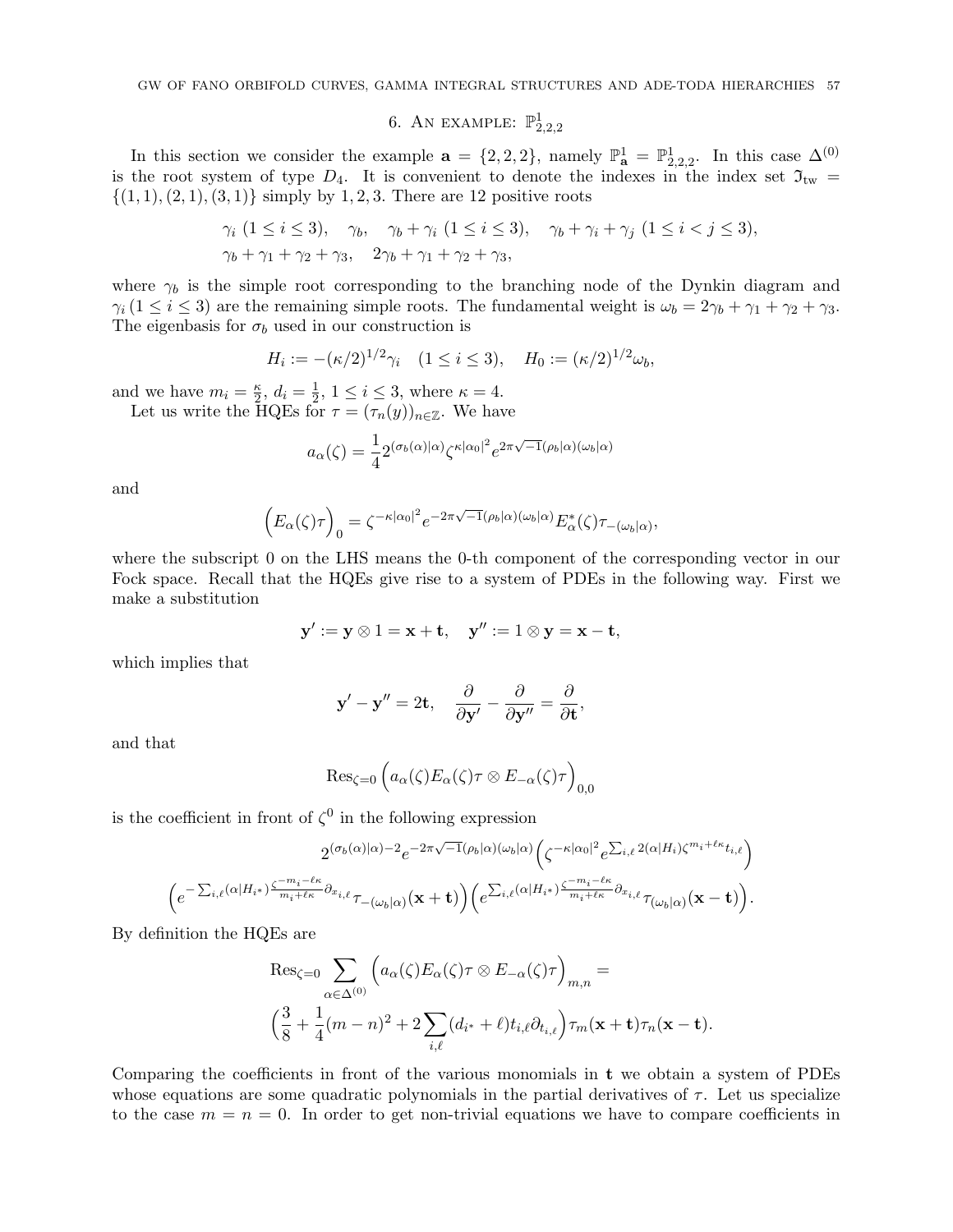## 6. An example: $\mathbb{P}^1_{2,2,2}$

In this section we consider the example $\mathbf{a} = \{2, 2, 2\}$, namely $\mathbb{P}^1_{\mathbf{a}} = \mathbb{P}^1_{2,2,2}$. In this case $\Delta^{(0)}$ is the root system of type $D_4$. It is convenient to denote the indexes in the index set $\mathfrak{I}_{\rm tw} = \{(1,1),(2,1),(3,1)\}$ simply by $1, 2, 3$. There are 12 positive roots

$$\gamma_i\ (1 \leq i \leq 3), \quad \gamma_b, \quad \gamma_b + \gamma_i\ (1 \leq i \leq 3), \quad \gamma_b + \gamma_i + \gamma_j\ (1 \leq i < j \leq 3),$$
$$\gamma_b + \gamma_1 + \gamma_2 + \gamma_3, \quad 2\gamma_b + \gamma_1 + \gamma_2 + \gamma_3,$$

where $\gamma_b$ is the simple root corresponding to the branching node of the Dynkin diagram and $\gamma_i\,(1 \leq i \leq 3)$ are the remaining simple roots. The fundamental weight is $\omega_b = 2\gamma_b + \gamma_1 + \gamma_2 + \gamma_3$. The eigenbasis for $\sigma_b$ used in our construction is

$$H_i := -(\kappa/2)^{1/2}\gamma_i \quad (1 \leq i \leq 3), \quad H_0 := (\kappa/2)^{1/2}\omega_b,$$

and we have $m_i = \frac{\kappa}{2}$, $d_i = \frac{1}{2}$, $1 \leq i \leq 3$, where $\kappa = 4$.

Let us write the HQEs for $\tau = (\tau_n(y))_{n\in\mathbb{Z}}$. We have

$$a_\alpha(\zeta) = \frac{1}{4} 2^{(\sigma_b(\alpha)|\alpha)} \zeta^{\kappa|\alpha_0|^2} e^{2\pi\sqrt{-1}(\rho_b|\alpha)(\omega_b|\alpha)}$$

and

$$\Big(E_\alpha(\zeta)\tau\Big)_0 = \zeta^{-\kappa|\alpha_0|^2} e^{-2\pi\sqrt{-1}(\rho_b|\alpha)(\omega_b|\alpha)} E^*_\alpha(\zeta)\tau_{-(\omega_b|\alpha)},$$

where the subscript 0 on the LHS means the 0-th component of the corresponding vector in our Fock space. Recall that the HQEs give rise to a system of PDEs in the following way. First we make a substitution

$$\mathbf{y}' := \mathbf{y} \otimes 1 = \mathbf{x} + \mathbf{t}, \quad \mathbf{y}'' := 1 \otimes \mathbf{y} = \mathbf{x} - \mathbf{t},$$

which implies that

$$\mathbf{y}' - \mathbf{y}'' = 2\mathbf{t}, \quad \frac{\partial}{\partial \mathbf{y}'} - \frac{\partial}{\partial \mathbf{y}''} = \frac{\partial}{\partial \mathbf{t}},$$

and that

$$\operatorname{Res}_{\zeta=0}\Big(a_\alpha(\zeta)E_\alpha(\zeta)\tau \otimes E_{-\alpha}(\zeta)\tau\Big)_{0,0}$$

is the coefficient in front of $\zeta^0$ in the following expression

$$2^{(\sigma_b(\alpha)|\alpha)-2} e^{-2\pi\sqrt{-1}(\rho_b|\alpha)(\omega_b|\alpha)} \Big(\zeta^{-\kappa|\alpha_0|^2} e^{\sum_{i,\ell} 2(\alpha|H_i)\zeta^{m_i+\ell\kappa} t_{i,\ell}}\Big)$$
$$\Big(e^{-\sum_{i,\ell}(\alpha|H_{i^*})\frac{\zeta^{-m_i-\ell\kappa}}{m_i+\ell\kappa}\partial_{x_{i,\ell}}} \tau_{-(\omega_b|\alpha)}(\mathbf{x}+\mathbf{t})\Big)\Big(e^{\sum_{i,\ell}(\alpha|H_{i^*})\frac{\zeta^{-m_i-\ell\kappa}}{m_i+\ell\kappa}\partial_{x_{i,\ell}}} \tau_{(\omega_b|\alpha)}(\mathbf{x}-\mathbf{t})\Big).$$

By definition the HQEs are

$$\operatorname{Res}_{\zeta=0} \sum_{\alpha\in\Delta^{(0)}} \Big(a_\alpha(\zeta)E_\alpha(\zeta)\tau \otimes E_{-\alpha}(\zeta)\tau\Big)_{m,n} =$$
$$\Big(\frac{3}{8} + \frac{1}{4}(m-n)^2 + 2\sum_{i,\ell}(d_{i^*}+\ell)t_{i,\ell}\partial_{t_{i,\ell}}\Big)\tau_m(\mathbf{x}+\mathbf{t})\tau_n(\mathbf{x}-\mathbf{t}).$$

Comparing the coefficients in front of the various monomials in $\mathbf{t}$ we obtain a system of PDEs whose equations are some quadratic polynomials in the partial derivatives of $\tau$. Let us specialize to the case $m = n = 0$. In order to get non-trivial equations we have to compare coefficients in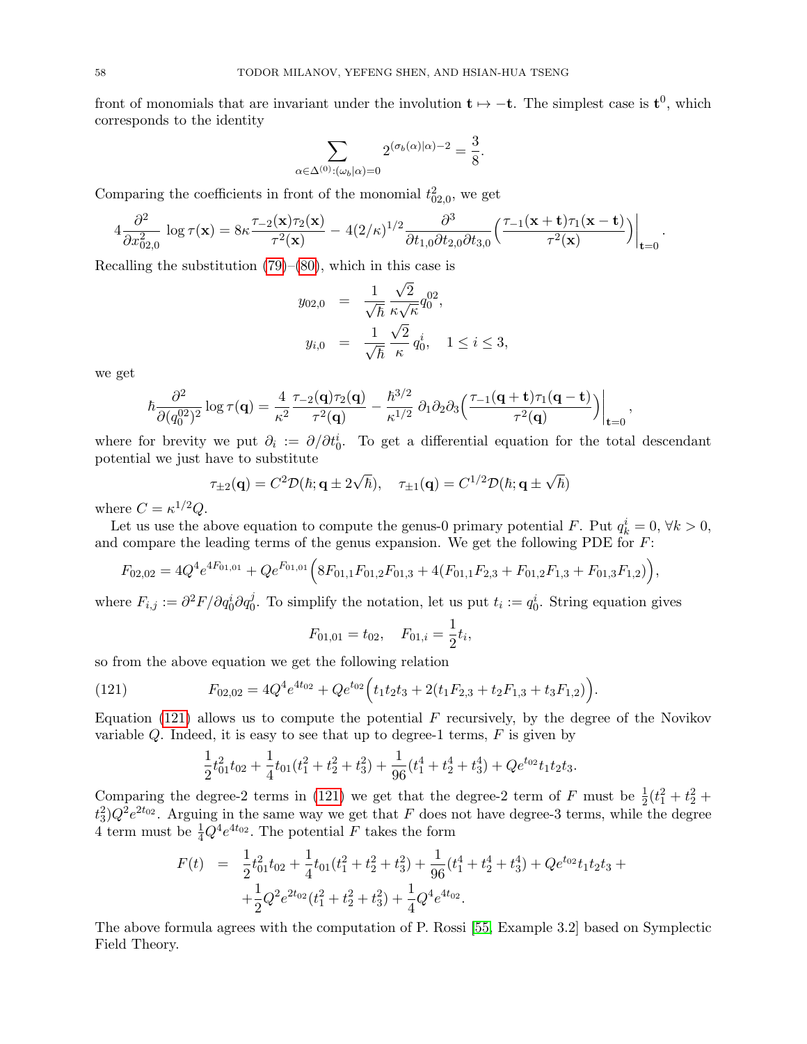front of monomials that are invariant under the involution $\mathbf{t} \mapsto -\mathbf{t}$. The simplest case is $\mathbf{t}^0$, which corresponds to the identity

$$\sum_{\alpha \in \Delta^{(0)}:(\omega_b|\alpha)=0} 2^{(\sigma_b(\alpha)|\alpha)-2} = \frac{3}{8}.$$

Comparing the coefficients in front of the monomial $t_{02,0}^2$, we get

$$4\frac{\partial^2}{\partial x_{02,0}^2} \log \tau(\mathbf{x}) = 8\kappa \frac{\tau_{-2}(\mathbf{x})\tau_2(\mathbf{x})}{\tau^2(\mathbf{x})} - 4(2/\kappa)^{1/2} \frac{\partial^3}{\partial t_{1,0}\partial t_{2,0}\partial t_{3,0}} \Big( \frac{\tau_{-1}(\mathbf{x}+\mathbf{t})\tau_1(\mathbf{x}-\mathbf{t})}{\tau^2(\mathbf{x})} \Big)\Big|_{\mathbf{t}=0}.$$

Recalling the substitution (79)–(80), which in this case is

$$\begin{aligned} y_{02,0} &= \frac{1}{\sqrt{\hbar}} \frac{\sqrt{2}}{\kappa\sqrt{\kappa}} q_0^{02}, \\ y_{i,0} &= \frac{1}{\sqrt{\hbar}} \frac{\sqrt{2}}{\kappa}\, q_0^i, \quad 1 \le i \le 3, \end{aligned}$$

we get

$$\hbar \frac{\partial^2}{\partial (q_0^{02})^2} \log \tau(\mathbf{q}) = \frac{4}{\kappa^2} \frac{\tau_{-2}(\mathbf{q})\tau_2(\mathbf{q})}{\tau^2(\mathbf{q})} - \frac{\hbar^{3/2}}{\kappa^{1/2}}\, \partial_1\partial_2\partial_3 \Big( \frac{\tau_{-1}(\mathbf{q}+\mathbf{t})\tau_1(\mathbf{q}-\mathbf{t})}{\tau^2(\mathbf{q})} \Big)\Big|_{\mathbf{t}=0},$$

where for brevity we put $\partial_i := \partial/\partial t_0^i$. To get a differential equation for the total descendant potential we just have to substitute

$$\tau_{\pm 2}(\mathbf{q}) = C^2 \mathcal{D}(\hbar; \mathbf{q} \pm 2\sqrt{\hbar}), \quad \tau_{\pm 1}(\mathbf{q}) = C^{1/2} \mathcal{D}(\hbar; \mathbf{q} \pm \sqrt{\hbar})$$

where $C = \kappa^{1/2} Q$.

Let us use the above equation to compute the genus-0 primary potential $F$. Put $q_k^i = 0$, $\forall k > 0$, and compare the leading terms of the genus expansion. We get the following PDE for $F$:

$$F_{02,02} = 4Q^4 e^{4F_{01,01}} + Qe^{F_{01,01}} \Big( 8F_{01,1}F_{01,2}F_{01,3} + 4(F_{01,1}F_{2,3} + F_{01,2}F_{1,3} + F_{01,3}F_{1,2}) \Big),$$

where $F_{i,j} := \partial^2 F/\partial q_0^i \partial q_0^j$. To simplify the notation, let us put $t_i := q_0^i$. String equation gives

$$F_{01,01} = t_{02}, \quad F_{01,i} = \frac{1}{2} t_i,$$

so from the above equation we get the following relation

$$F_{02,02} = 4Q^4 e^{4t_{02}} + Qe^{t_{02}} \Big( t_1t_2t_3 + 2(t_1F_{2,3} + t_2F_{1,3} + t_3F_{1,2}) \Big). \tag{121}$$

Equation (121) allows us to compute the potential $F$ recursively, by the degree of the Novikov variable $Q$. Indeed, it is easy to see that up to degree-1 terms, $F$ is given by

$$\frac{1}{2} t_{01}^2 t_{02} + \frac{1}{4} t_{01}(t_1^2 + t_2^2 + t_3^2) + \frac{1}{96}(t_1^4 + t_2^4 + t_3^4) + Qe^{t_{02}} t_1t_2t_3.$$

Comparing the degree-2 terms in (121) we get that the degree-2 term of $F$ must be $\frac{1}{2}(t_1^2 + t_2^2 + t_3^2)Q^2 e^{2t_{02}}$. Arguing in the same way we get that $F$ does not have degree-3 terms, while the degree 4 term must be $\frac{1}{4} Q^4 e^{4t_{02}}$. The potential $F$ takes the form

$$\begin{aligned} F(t) &= \frac{1}{2} t_{01}^2 t_{02} + \frac{1}{4} t_{01}(t_1^2 + t_2^2 + t_3^2) + \frac{1}{96}(t_1^4 + t_2^4 + t_3^4) + Qe^{t_{02}} t_1t_2t_3 + \\ &\quad + \frac{1}{2} Q^2 e^{2t_{02}}(t_1^2 + t_2^2 + t_3^2) + \frac{1}{4} Q^4 e^{4t_{02}}. \end{aligned}$$

The above formula agrees with the computation of P. Rossi [55, Example 3.2] based on Symplectic Field Theory.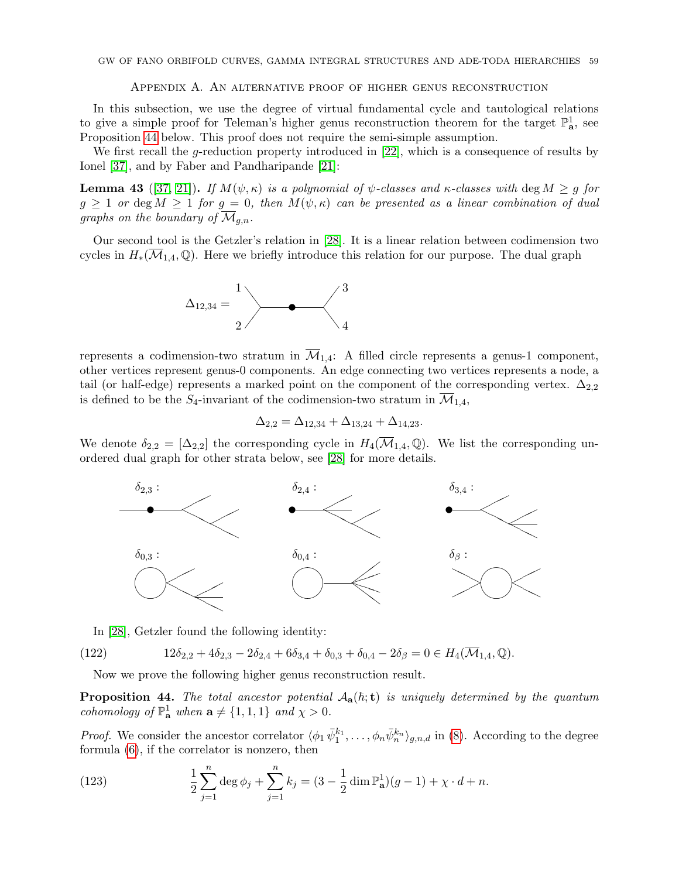## Appendix A. An alternative proof of higher genus reconstruction

In this subsection, we use the degree of virtual fundamental cycle and tautological relations to give a simple proof for Teleman's higher genus reconstruction theorem for the target $\mathbb{P}^1_{\mathbf{a}}$, see Proposition 44 below. This proof does not require the semi-simple assumption.

We first recall the $g$-reduction property introduced in [22], which is a consequence of results by Ionel [37], and by Faber and Pandharipande [21]:

**Lemma 43** ([37, 21])**.** *If $M(\psi, \kappa)$ is a polynomial of $\psi$-classes and $\kappa$-classes with $\deg M \geq g$ for $g \geq 1$ or $\deg M \geq 1$ for $g = 0$, then $M(\psi, \kappa)$ can be presented as a linear combination of dual graphs on the boundary of $\overline{\mathcal{M}}_{g,n}$.*

Our second tool is the Getzler's relation in [28]. It is a linear relation between codimension two cycles in $H_*(\overline{\mathcal{M}}_{1,4}, \mathbb{Q})$. Here we briefly introduce this relation for our purpose. The dual graph

$\Delta_{12,34} =$ [dual graph]

represents a codimension-two stratum in $\overline{\mathcal{M}}_{1,4}$: A filled circle represents a genus-1 component, other vertices represent genus-0 components. An edge connecting two vertices represents a node, a tail (or half-edge) represents a marked point on the component of the corresponding vertex. $\Delta_{2,2}$ is defined to be the $S_4$-invariant of the codimension-two stratum in $\overline{\mathcal{M}}_{1,4}$,

$$\Delta_{2,2} = \Delta_{12,34} + \Delta_{13,24} + \Delta_{14,23}.$$

We denote $\delta_{2,2} = [\Delta_{2,2}]$ the corresponding cycle in $H_4(\overline{\mathcal{M}}_{1,4}, \mathbb{Q})$. We list the corresponding unordered dual graph for other strata below, see [28] for more details.

$\delta_{2,3}$ : [dual graph] $\quad$ $\delta_{2,4}$ : [dual graph] $\quad$ $\delta_{3,4}$ : [dual graph]

$\delta_{0,3}$ : [dual graph] $\quad$ $\delta_{0,4}$ : [dual graph] $\quad$ $\delta_{\beta}$ : [dual graph]

In [28], Getzler found the following identity:

$$12\delta_{2,2} + 4\delta_{2,3} - 2\delta_{2,4} + 6\delta_{3,4} + \delta_{0,3} + \delta_{0,4} - 2\delta_{\beta} = 0 \in H_4(\overline{\mathcal{M}}_{1,4}, \mathbb{Q}). \tag{122}$$

Now we prove the following higher genus reconstruction result.

**Proposition 44.** *The total ancestor potential $\mathcal{A}_{\mathbf{a}}(\hbar; \mathbf{t})$ is uniquely determined by the quantum cohomology of $\mathbb{P}^1_{\mathbf{a}}$ when $\mathbf{a} \neq \{1, 1, 1\}$ and $\chi > 0$.*

*Proof.* We consider the ancestor correlator $\langle \phi_1 \bar{\psi}_1^{k_1}, \ldots, \phi_n \bar{\psi}_n^{k_n} \rangle_{g,n,d}$ in (8). According to the degree formula (6), if the correlator is nonzero, then

$$\frac{1}{2}\sum_{j=1}^{n} \deg \phi_j + \sum_{j=1}^{n} k_j = (3 - \frac{1}{2}\dim \mathbb{P}^1_{\mathbf{a}})(g-1) + \chi \cdot d + n. \tag{123}$$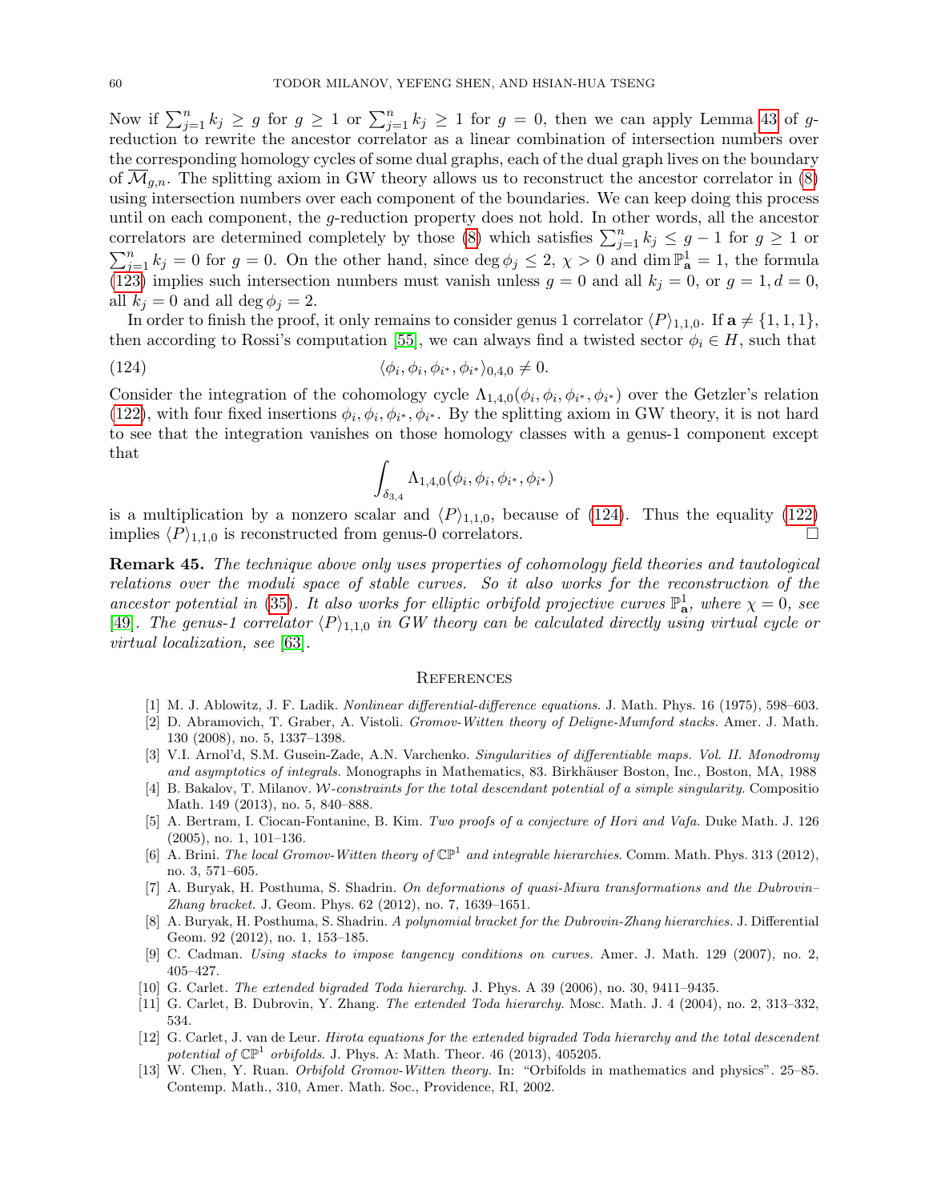Now if $\sum_{j=1}^n k_j \geq g$ for $g \geq 1$ or $\sum_{j=1}^n k_j \geq 1$ for $g = 0$, then we can apply Lemma 43 of $g$-reduction to rewrite the ancestor correlator as a linear combination of intersection numbers over the corresponding homology cycles of some dual graphs, each of the dual graph lives on the boundary of $\overline{\mathcal{M}}_{g,n}$. The splitting axiom in GW theory allows us to reconstruct the ancestor correlator in (8) using intersection numbers over each component of the boundaries. We can keep doing this process until on each component, the $g$-reduction property does not hold. In other words, all the ancestor correlators are determined completely by those (8) which satisfies $\sum_{j=1}^n k_j \leq g-1$ for $g \geq 1$ or $\sum_{j=1}^n k_j = 0$ for $g = 0$. On the other hand, since $\deg \phi_j \leq 2$, $\chi > 0$ and $\dim \mathbb{P}^1_{\mathbf{a}} = 1$, the formula (123) implies such intersection numbers must vanish unless $g = 0$ and all $k_j = 0$, or $g = 1, d = 0$, all $k_j = 0$ and all $\deg \phi_j = 2$.

In order to finish the proof, it only remains to consider genus 1 correlator $\langle P \rangle_{1,1,0}$. If $\mathbf{a} \neq \{1,1,1\}$, then according to Rossi's computation [55], we can always find a twisted sector $\phi_i \in H$, such that

$$\langle \phi_i, \phi_i, \phi_{i^*}, \phi_{i^*} \rangle_{0,4,0} \neq 0. \tag{124}$$

Consider the integration of the cohomology cycle $\Lambda_{1,4,0}(\phi_i, \phi_i, \phi_{i^*}, \phi_{i^*})$ over the Getzler's relation (122), with four fixed insertions $\phi_i, \phi_i, \phi_{i^*}, \phi_{i^*}$. By the splitting axiom in GW theory, it is not hard to see that the integration vanishes on those homology classes with a genus-1 component except that

$$\int_{\delta_{3,4}} \Lambda_{1,4,0}(\phi_i, \phi_i, \phi_{i^*}, \phi_{i^*})$$

is a multiplication by a nonzero scalar and $\langle P \rangle_{1,1,0}$, because of (124). Thus the equality (122) implies $\langle P \rangle_{1,1,0}$ is reconstructed from genus-0 correlators. $\square$

**Remark 45.** *The technique above only uses properties of cohomology field theories and tautological relations over the moduli space of stable curves. So it also works for the reconstruction of the ancestor potential in* (35)*. It also works for elliptic orbifold projective curves $\mathbb{P}^1_{\mathbf{a}}$, where $\chi = 0$, see* [49]*. The genus-1 correlator $\langle P \rangle_{1,1,0}$ in GW theory can be calculated directly using virtual cycle or virtual localization, see* [63]*.*

## References

[1] M. J. Ablowitz, J. F. Ladik. *Nonlinear differential-difference equations*. J. Math. Phys. 16 (1975), 598–603.

[2] D. Abramovich, T. Graber, A. Vistoli. *Gromov-Witten theory of Deligne-Mumford stacks.* Amer. J. Math. 130 (2008), no. 5, 1337–1398.

[3] V.I. Arnol'd, S.M. Gusein-Zade, A.N. Varchenko. *Singularities of differentiable maps. Vol. II. Monodromy and asymptotics of integrals.* Monographs in Mathematics, 83. Birkhäuser Boston, Inc., Boston, MA, 1988

[4] B. Bakalov, T. Milanov. *$\mathcal{W}$-constraints for the total descendant potential of a simple singularity.* Compositio Math. 149 (2013), no. 5, 840–888.

[5] A. Bertram, I. Ciocan-Fontanine, B. Kim. *Two proofs of a conjecture of Hori and Vafa.* Duke Math. J. 126 (2005), no. 1, 101–136.

[6] A. Brini. *The local Gromov-Witten theory of $\mathbb{CP}^1$ and integrable hierarchies.* Comm. Math. Phys. 313 (2012), no. 3, 571–605.

[7] A. Buryak, H. Posthuma, S. Shadrin. *On deformations of quasi-Miura transformations and the Dubrovin–Zhang bracket.* J. Geom. Phys. 62 (2012), no. 7, 1639–1651.

[8] A. Buryak, H. Posthuma, S. Shadrin. *A polynomial bracket for the Dubrovin-Zhang hierarchies.* J. Differential Geom. 92 (2012), no. 1, 153–185.

[9] C. Cadman. *Using stacks to impose tangency conditions on curves.* Amer. J. Math. 129 (2007), no. 2, 405–427.

[10] G. Carlet. *The extended bigraded Toda hierarchy*. J. Phys. A 39 (2006), no. 30, 9411–9435.

[11] G. Carlet, B. Dubrovin, Y. Zhang. *The extended Toda hierarchy.* Mosc. Math. J. 4 (2004), no. 2, 313–332, 534.

[12] G. Carlet, J. van de Leur. *Hirota equations for the extended bigraded Toda hierarchy and the total descendent potential of $\mathbb{CP}^1$ orbifolds.* J. Phys. A: Math. Theor. 46 (2013), 405205.

[13] W. Chen, Y. Ruan. *Orbifold Gromov-Witten theory.* In: "Orbifolds in mathematics and physics". 25–85. Contemp. Math., 310, Amer. Math. Soc., Providence, RI, 2002.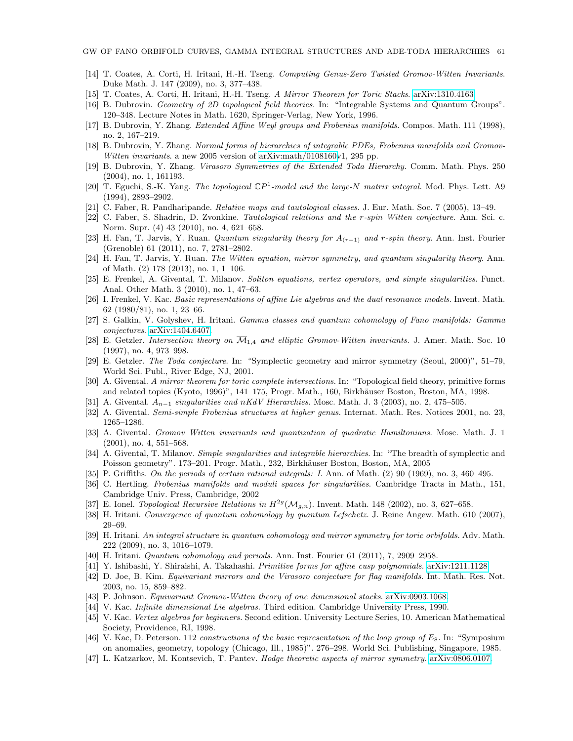- [14] T. Coates, A. Corti, H. Iritani, H.-H. Tseng. *Computing Genus-Zero Twisted Gromov-Witten Invariants.* Duke Math. J. 147 (2009), no. 3, 377–438.
- [15] T. Coates, A. Corti, H. Iritani, H.-H. Tseng. *A Mirror Theorem for Toric Stacks.* arXiv:1310.4163.
- [16] B. Dubrovin. *Geometry of 2D topological field theories.* In: "Integrable Systems and Quantum Groups". 120–348. Lecture Notes in Math. 1620, Springer-Verlag, New York, 1996.
- [17] B. Dubrovin, Y. Zhang. *Extended Affine Weyl groups and Frobenius manifolds.* Compos. Math. 111 (1998), no. 2, 167–219.
- [18] B. Dubrovin, Y. Zhang. *Normal forms of hierarchies of integrable PDEs, Frobenius manifolds and Gromov-Witten invariants.* a new 2005 version of arXiv:math/0108160v1, 295 pp.
- [19] B. Dubrovin, Y. Zhang. *Virasoro Symmetries of the Extended Toda Hierarchy.* Comm. Math. Phys. 250 (2004), no. 1, 161193.
- [20] T. Eguchi, S.-K. Yang. *The topological $\mathbb{C}P^1$-model and the large-N matrix integral.* Mod. Phys. Lett. A9 (1994), 2893–2902.
- [21] C. Faber, R. Pandharipande. *Relative maps and tautological classes.* J. Eur. Math. Soc. 7 (2005), 13–49.
- [22] C. Faber, S. Shadrin, D. Zvonkine. *Tautological relations and the r-spin Witten conjecture.* Ann. Sci. c. Norm. Supr. (4) 43 (2010), no. 4, 621–658.
- [23] H. Fan, T. Jarvis, Y. Ruan. *Quantum singularity theory for $A_{(r-1)}$ and r-spin theory.* Ann. Inst. Fourier (Grenoble) 61 (2011), no. 7, 2781–2802.
- [24] H. Fan, T. Jarvis, Y. Ruan. *The Witten equation, mirror symmetry, and quantum singularity theory.* Ann. of Math. (2) 178 (2013), no. 1, 1–106.
- [25] E. Frenkel, A. Givental, T. Milanov. *Soliton equations, vertex operators, and simple singularities.* Funct. Anal. Other Math. 3 (2010), no. 1, 47–63.
- [26] I. Frenkel, V. Kac. *Basic representations of affine Lie algebras and the dual resonance models.* Invent. Math. 62 (1980/81), no. 1, 23–66.
- [27] S. Galkin, V. Golyshev, H. Iritani. *Gamma classes and quantum cohomology of Fano manifolds: Gamma conjectures.* arXiv:1404.6407.
- [28] E. Getzler. *Intersection theory on $\overline{\mathcal{M}}_{1,4}$ and elliptic Gromov-Witten invariants.* J. Amer. Math. Soc. 10 (1997), no. 4, 973–998.
- [29] E. Getzler. *The Toda conjecture.* In: "Symplectic geometry and mirror symmetry (Seoul, 2000)", 51–79, World Sci. Publ., River Edge, NJ, 2001.
- [30] A. Givental. *A mirror theorem for toric complete intersections.* In: "Topological field theory, primitive forms and related topics (Kyoto, 1996)", 141–175, Progr. Math., 160, Birkhäuser Boston, Boston, MA, 1998.
- [31] A. Givental. *$A_{n-1}$ singularities and nKdV Hierarchies.* Mosc. Math. J. 3 (2003), no. 2, 475–505.
- [32] A. Givental. *Semi-simple Frobenius structures at higher genus.* Internat. Math. Res. Notices 2001, no. 23, 1265–1286.
- [33] A. Givental. *Gromov–Witten invariants and quantization of quadratic Hamiltonians.* Mosc. Math. J. 1 (2001), no. 4, 551–568.
- [34] A. Givental, T. Milanov. *Simple singularities and integrable hierarchies.* In: "The breadth of symplectic and Poisson geometry". 173–201. Progr. Math., 232, Birkhäuser Boston, Boston, MA, 2005
- [35] P. Griffiths. *On the periods of certain rational integrals: I.* Ann. of Math. (2) 90 (1969), no. 3, 460–495.
- [36] C. Hertling. *Frobenius manifolds and moduli spaces for singularities.* Cambridge Tracts in Math., 151, Cambridge Univ. Press, Cambridge, 2002
- [37] E. Ionel. *Topological Recursive Relations in $H^{2g}(\mathcal{M}_{g,n})$.* Invent. Math. 148 (2002), no. 3, 627–658.
- [38] H. Iritani. *Convergence of quantum cohomology by quantum Lefschetz.* J. Reine Angew. Math. 610 (2007), 29–69.
- [39] H. Iritani. *An integral structure in quantum cohomology and mirror symmetry for toric orbifolds.* Adv. Math. 222 (2009), no. 3, 1016–1079.
- [40] H. Iritani. *Quantum cohomology and periods.* Ann. Inst. Fourier 61 (2011), 7, 2909–2958.
- [41] Y. Ishibashi, Y. Shiraishi, A. Takahashi. *Primitive forms for affine cusp polynomials.* arXiv:1211.1128.
- [42] D. Joe, B. Kim. *Equivariant mirrors and the Virasoro conjecture for flag manifolds.* Int. Math. Res. Not. 2003, no. 15, 859–882.
- [43] P. Johnson. *Equivariant Gromov-Witten theory of one dimensional stacks.* arXiv:0903.1068.
- [44] V. Kac. *Infinite dimensional Lie algebras.* Third edition. Cambridge University Press, 1990.
- [45] V. Kac. *Vertex algebras for beginners.* Second edition. University Lecture Series, 10. American Mathematical Society, Providence, RI, 1998.
- [46] V. Kac, D. Peterson. 112 *constructions of the basic representation of the loop group of $E_8$.* In: "Symposium on anomalies, geometry, topology (Chicago, Ill., 1985)". 276–298. World Sci. Publishing, Singapore, 1985.
- [47] L. Katzarkov, M. Kontsevich, T. Pantev. *Hodge theoretic aspects of mirror symmetry.* arXiv:0806.0107.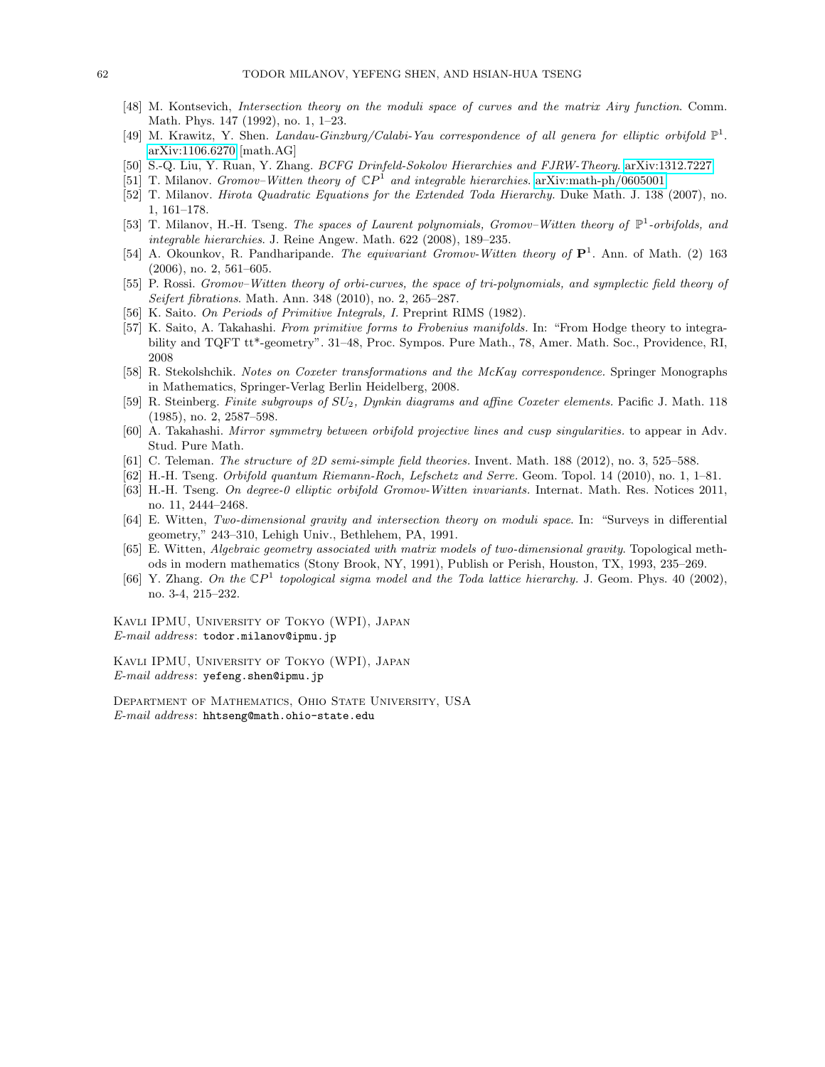[48] M. Kontsevich, *Intersection theory on the moduli space of curves and the matrix Airy function*. Comm. Math. Phys. 147 (1992), no. 1, 1–23.

[49] M. Krawitz, Y. Shen. *Landau-Ginzburg/Calabi-Yau correspondence of all genera for elliptic orbifold* $\mathbb{P}^1$. arXiv:1106.6270 [math.AG]

[50] S.-Q. Liu, Y. Ruan, Y. Zhang. *BCFG Drinfeld-Sokolov Hierarchies and FJRW-Theory.* arXiv:1312.7227

[51] T. Milanov. *Gromov–Witten theory of* $\mathbb{C}P^1$ *and integrable hierarchies.* arXiv:math-ph/0605001

[52] T. Milanov. *Hirota Quadratic Equations for the Extended Toda Hierarchy.* Duke Math. J. 138 (2007), no. 1, 161–178.

[53] T. Milanov, H.-H. Tseng. *The spaces of Laurent polynomials, Gromov–Witten theory of* $\mathbb{P}^1$*-orbifolds, and integrable hierarchies.* J. Reine Angew. Math. 622 (2008), 189–235.

[54] A. Okounkov, R. Pandharipande. *The equivariant Gromov-Witten theory of* $\mathbf{P}^1$. Ann. of Math. (2) 163 (2006), no. 2, 561–605.

[55] P. Rossi. *Gromov–Witten theory of orbi-curves, the space of tri-polynomials, and symplectic field theory of Seifert fibrations.* Math. Ann. 348 (2010), no. 2, 265–287.

[56] K. Saito. *On Periods of Primitive Integrals, I.* Preprint RIMS (1982).

[57] K. Saito, A. Takahashi. *From primitive forms to Frobenius manifolds.* In: "From Hodge theory to integrability and TQFT tt*-geometry". 31–48, Proc. Sympos. Pure Math., 78, Amer. Math. Soc., Providence, RI, 2008

[58] R. Stekolshchik. *Notes on Coxeter transformations and the McKay correspondence.* Springer Monographs in Mathematics, Springer-Verlag Berlin Heidelberg, 2008.

[59] R. Steinberg. *Finite subgroups of* $SU_2$*, Dynkin diagrams and affine Coxeter elements.* Pacific J. Math. 118 (1985), no. 2, 2587–598.

[60] A. Takahashi. *Mirror symmetry between orbifold projective lines and cusp singularities.* to appear in Adv. Stud. Pure Math.

[61] C. Teleman. *The structure of 2D semi-simple field theories.* Invent. Math. 188 (2012), no. 3, 525–588.

[62] H.-H. Tseng. *Orbifold quantum Riemann-Roch, Lefschetz and Serre.* Geom. Topol. 14 (2010), no. 1, 1–81.

[63] H.-H. Tseng. *On degree-0 elliptic orbifold Gromov-Witten invariants.* Internat. Math. Res. Notices 2011, no. 11, 2444–2468.

[64] E. Witten, *Two-dimensional gravity and intersection theory on moduli space*. In: "Surveys in differential geometry," 243–310, Lehigh Univ., Bethlehem, PA, 1991.

[65] E. Witten, *Algebraic geometry associated with matrix models of two-dimensional gravity*. Topological methods in modern mathematics (Stony Brook, NY, 1991), Publish or Perish, Houston, TX, 1993, 235–269.

[66] Y. Zhang. *On the* $\mathbb{C}P^1$ *topological sigma model and the Toda lattice hierarchy.* J. Geom. Phys. 40 (2002), no. 3-4, 215–232.

Kavli IPMU, University of Tokyo (WPI), Japan
*E-mail address*: todor.milanov@ipmu.jp

Kavli IPMU, University of Tokyo (WPI), Japan
*E-mail address*: yefeng.shen@ipmu.jp

Department of Mathematics, Ohio State University, USA
*E-mail address*: hhtseng@math.ohio-state.edu